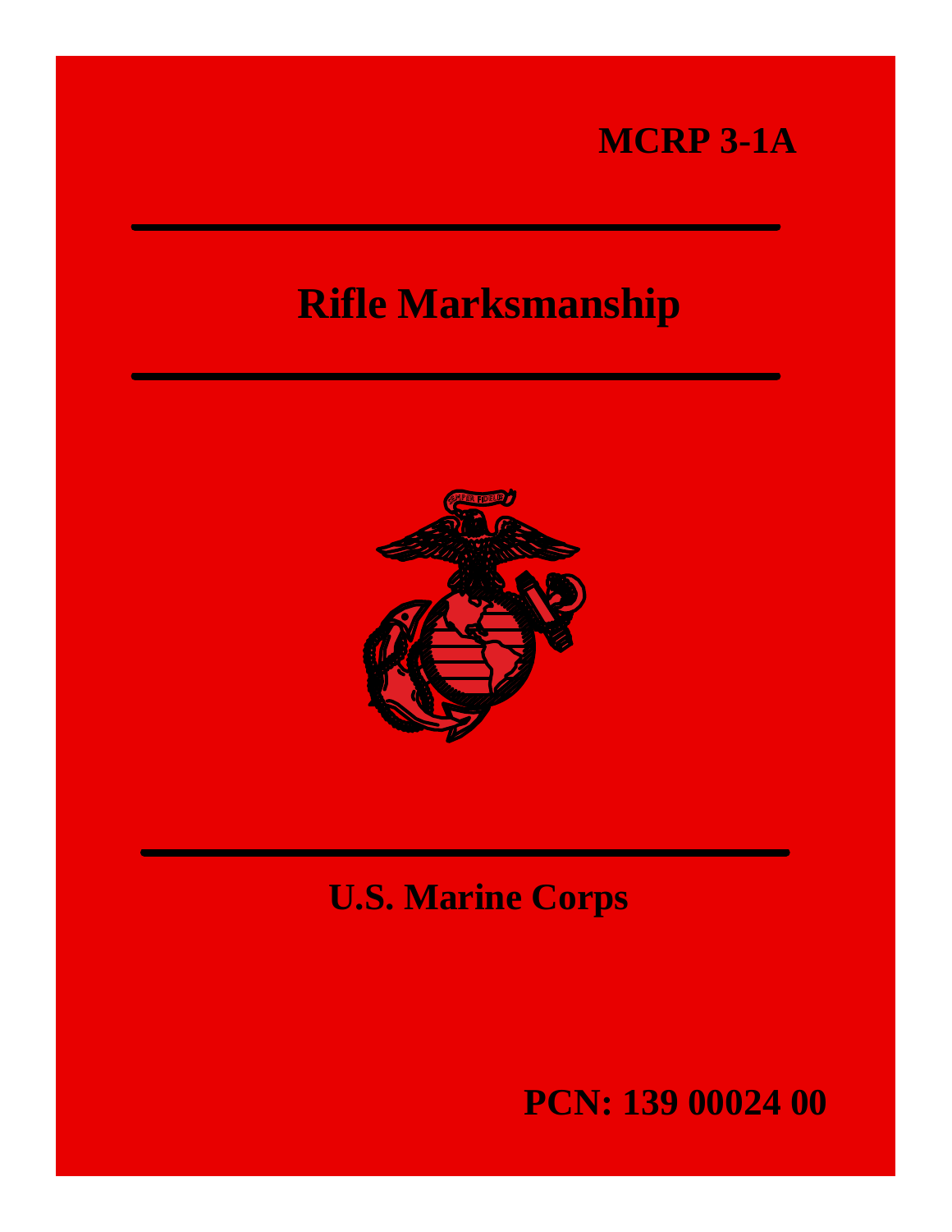**MCRP 3-1A**

# Rifle Marksmanship

**U.S. Marine Corps**

**PCN: 139 00024 00**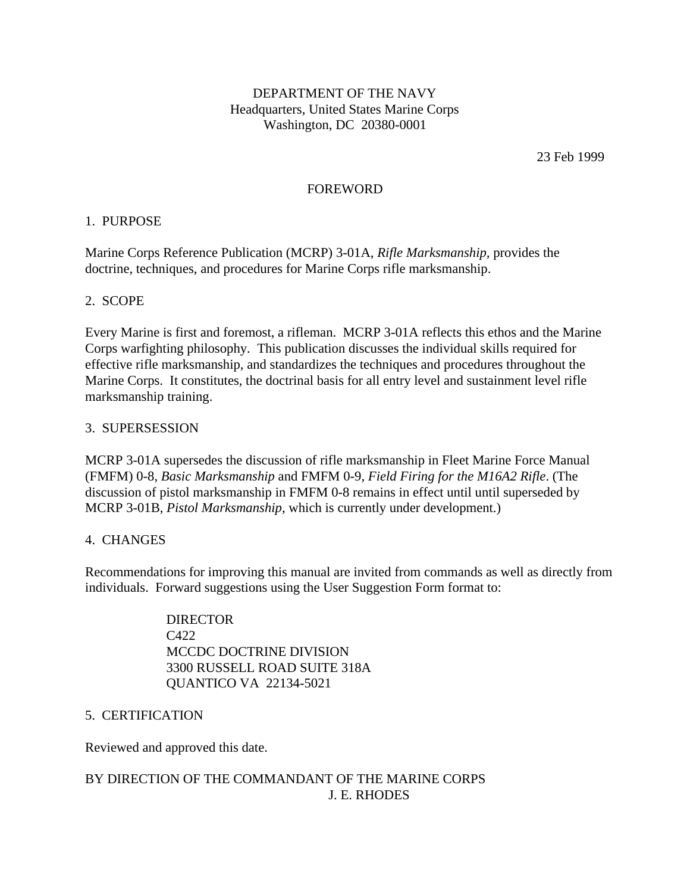DEPARTMENT OF THE NAVY
Headquarters, United States Marine Corps
Washington, DC 20380-0001

23 Feb 1999

# FOREWORD

## 1. PURPOSE

Marine Corps Reference Publication (MCRP) 3-01A, *Rifle Marksmanship*, provides the doctrine, techniques, and procedures for Marine Corps rifle marksmanship.

## 2. SCOPE

Every Marine is first and foremost, a rifleman. MCRP 3-01A reflects this ethos and the Marine Corps warfighting philosophy. This publication discusses the individual skills required for effective rifle marksmanship, and standardizes the techniques and procedures throughout the Marine Corps. It constitutes, the doctrinal basis for all entry level and sustainment level rifle marksmanship training.

## 3. SUPERSESSION

MCRP 3-01A supersedes the discussion of rifle marksmanship in Fleet Marine Force Manual (FMFM) 0-8, *Basic Marksmanship* and FMFM 0-9, *Field Firing for the M16A2 Rifle*. (The discussion of pistol marksmanship in FMFM 0-8 remains in effect until until superseded by MCRP 3-01B, *Pistol Marksmanship*, which is currently under development.)

## 4. CHANGES

Recommendations for improving this manual are invited from commands as well as directly from individuals. Forward suggestions using the User Suggestion Form format to:

DIRECTOR
C422
MCCDC DOCTRINE DIVISION
3300 RUSSELL ROAD SUITE 318A
QUANTICO VA 22134-5021

## 5. CERTIFICATION

Reviewed and approved this date.

BY DIRECTION OF THE COMMANDANT OF THE MARINE CORPS

J. E. RHODES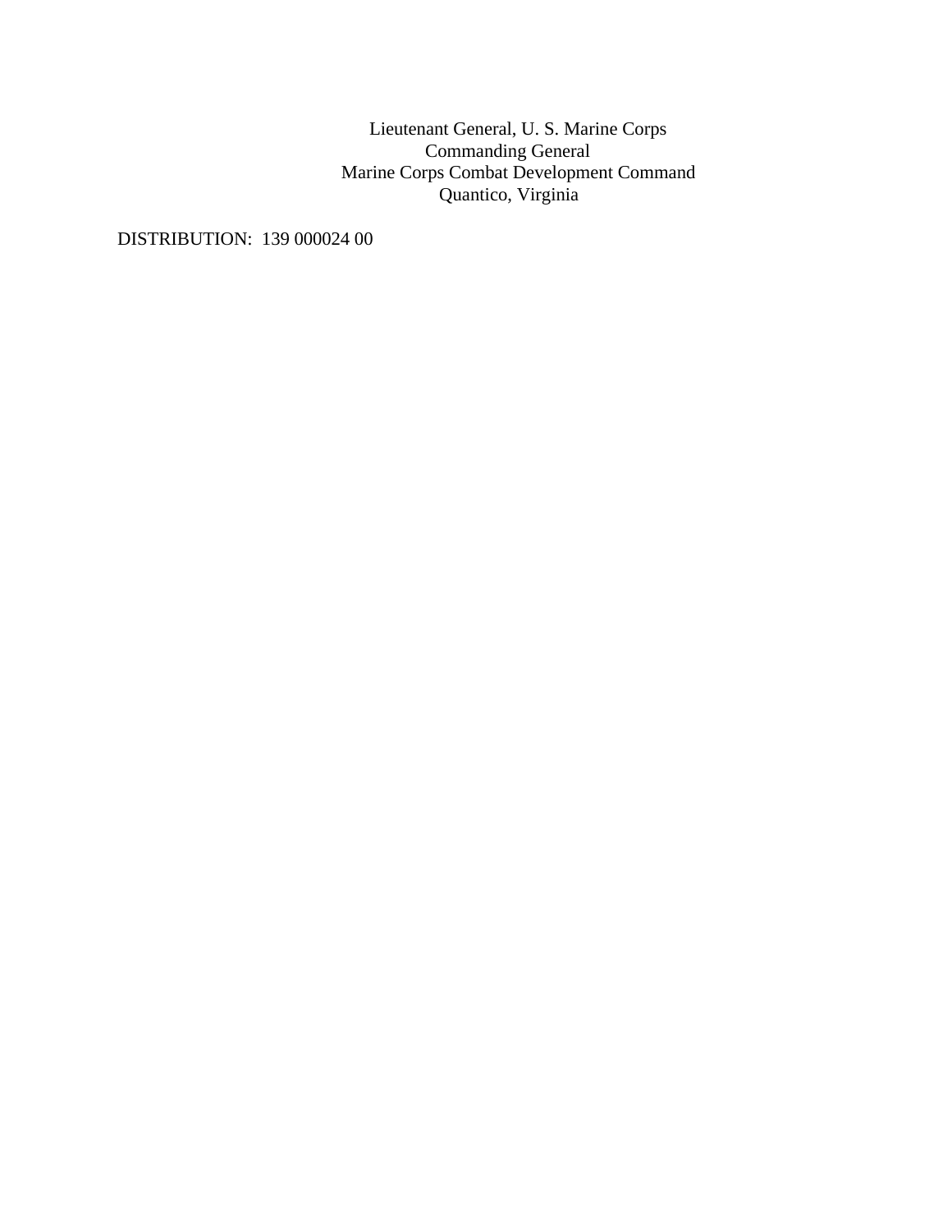Lieutenant General, U. S. Marine Corps
Commanding General
Marine Corps Combat Development Command
Quantico, Virginia

DISTRIBUTION:  139 000024 00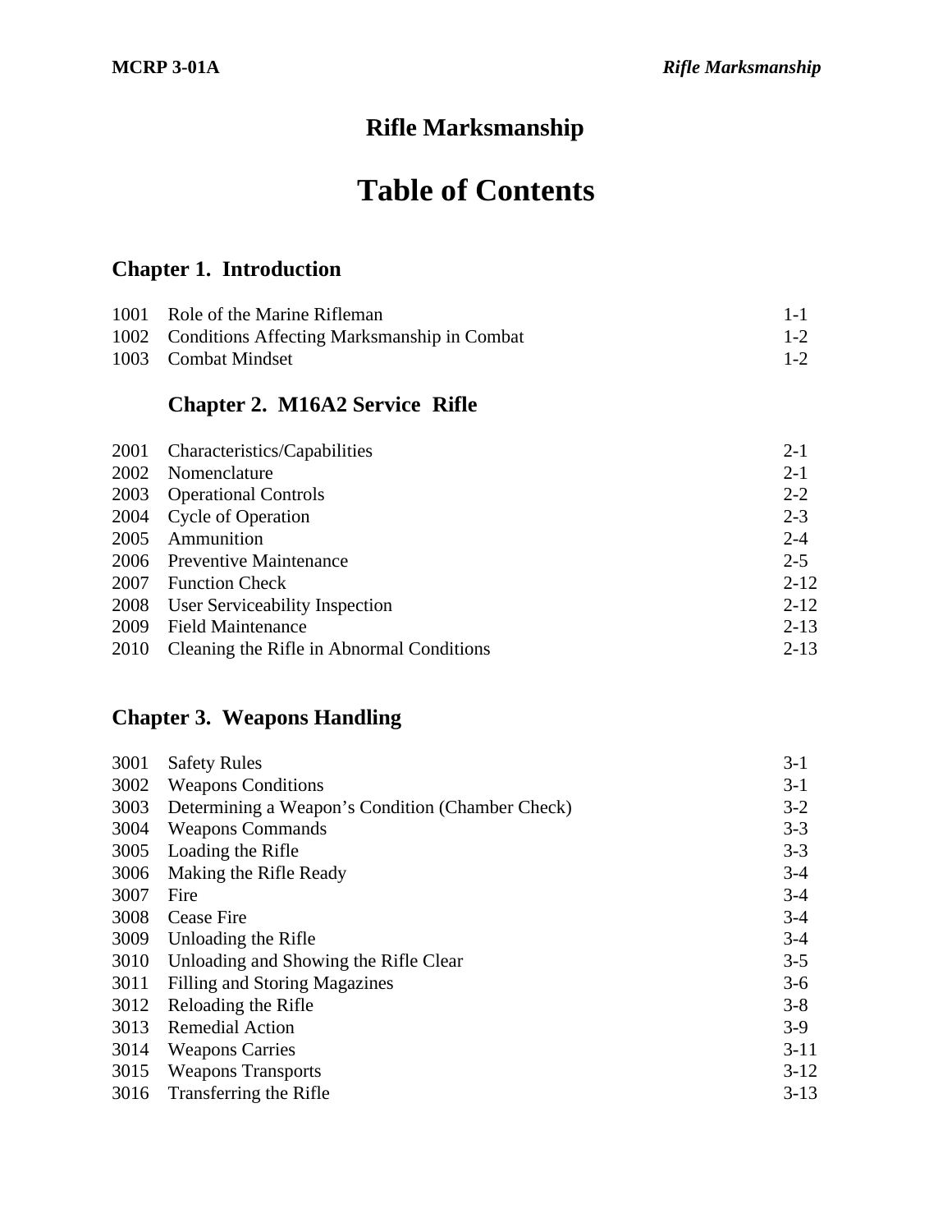# Rifle Marksmanship

# Table of Contents

## Chapter 1. Introduction

| | | |
|---|---|---|
| 1001 | Role of the Marine Rifleman | 1-1 |
| 1002 | Conditions Affecting Marksmanship in Combat | 1-2 |
| 1003 | Combat Mindset | 1-2 |

## Chapter 2. M16A2 Service Rifle

| | | |
|---|---|---|
| 2001 | Characteristics/Capabilities | 2-1 |
| 2002 | Nomenclature | 2-1 |
| 2003 | Operational Controls | 2-2 |
| 2004 | Cycle of Operation | 2-3 |
| 2005 | Ammunition | 2-4 |
| 2006 | Preventive Maintenance | 2-5 |
| 2007 | Function Check | 2-12 |
| 2008 | User Serviceability Inspection | 2-12 |
| 2009 | Field Maintenance | 2-13 |
| 2010 | Cleaning the Rifle in Abnormal Conditions | 2-13 |

## Chapter 3. Weapons Handling

| | | |
|---|---|---|
| 3001 | Safety Rules | 3-1 |
| 3002 | Weapons Conditions | 3-1 |
| 3003 | Determining a Weapon's Condition (Chamber Check) | 3-2 |
| 3004 | Weapons Commands | 3-3 |
| 3005 | Loading the Rifle | 3-3 |
| 3006 | Making the Rifle Ready | 3-4 |
| 3007 | Fire | 3-4 |
| 3008 | Cease Fire | 3-4 |
| 3009 | Unloading the Rifle | 3-4 |
| 3010 | Unloading and Showing the Rifle Clear | 3-5 |
| 3011 | Filling and Storing Magazines | 3-6 |
| 3012 | Reloading the Rifle | 3-8 |
| 3013 | Remedial Action | 3-9 |
| 3014 | Weapons Carries | 3-11 |
| 3015 | Weapons Transports | 3-12 |
| 3016 | Transferring the Rifle | 3-13 |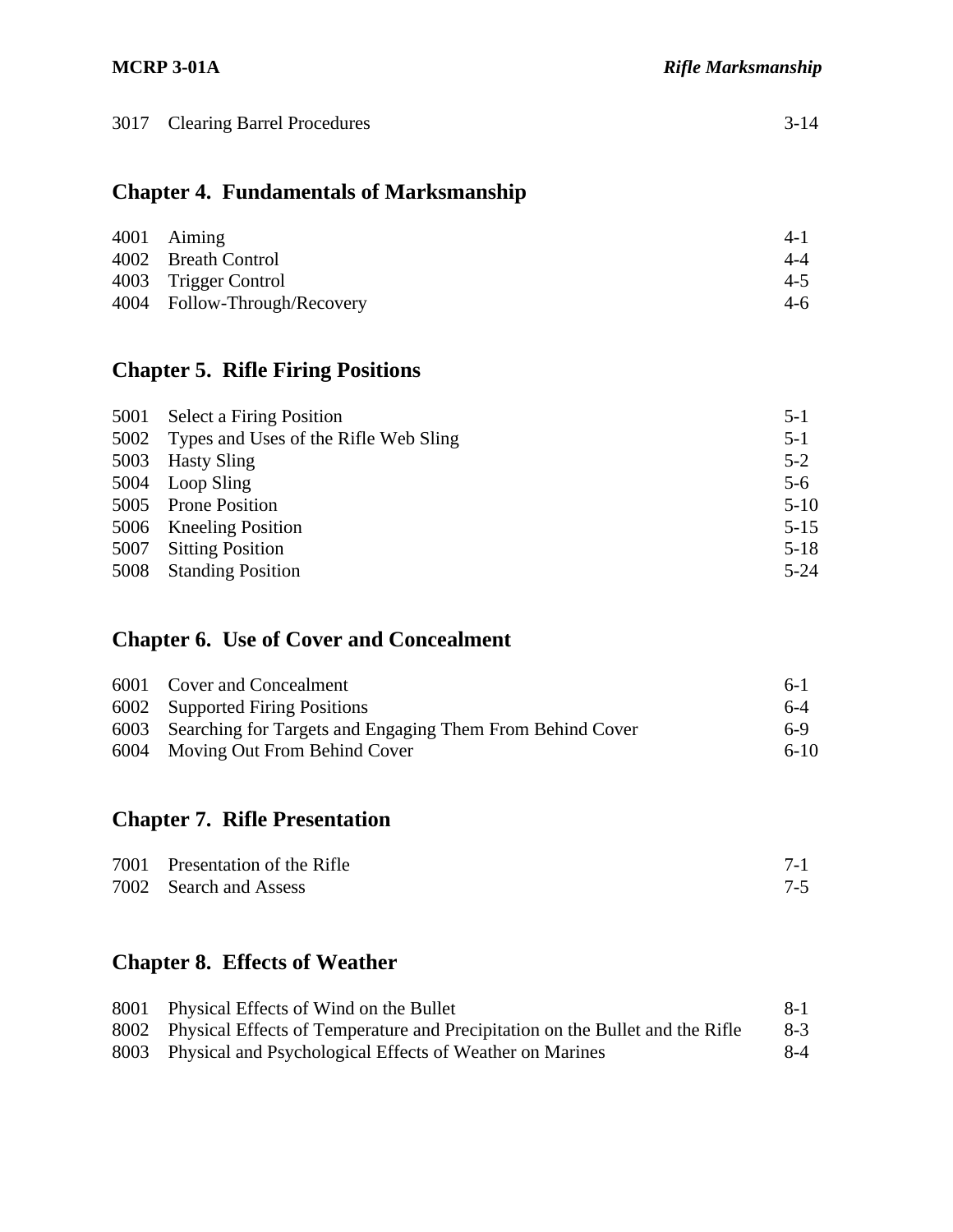| | | |
|---|---|---|
| 3017 | Clearing Barrel Procedures | 3-14 |

## Chapter 4. Fundamentals of Marksmanship

| | | |
|---|---|---|
| 4001 | Aiming | 4-1 |
| 4002 | Breath Control | 4-4 |
| 4003 | Trigger Control | 4-5 |
| 4004 | Follow-Through/Recovery | 4-6 |

## Chapter 5. Rifle Firing Positions

| | | |
|---|---|---|
| 5001 | Select a Firing Position | 5-1 |
| 5002 | Types and Uses of the Rifle Web Sling | 5-1 |
| 5003 | Hasty Sling | 5-2 |
| 5004 | Loop Sling | 5-6 |
| 5005 | Prone Position | 5-10 |
| 5006 | Kneeling Position | 5-15 |
| 5007 | Sitting Position | 5-18 |
| 5008 | Standing Position | 5-24 |

## Chapter 6. Use of Cover and Concealment

| | | |
|---|---|---|
| 6001 | Cover and Concealment | 6-1 |
| 6002 | Supported Firing Positions | 6-4 |
| 6003 | Searching for Targets and Engaging Them From Behind Cover | 6-9 |
| 6004 | Moving Out From Behind Cover | 6-10 |

## Chapter 7. Rifle Presentation

| | | |
|---|---|---|
| 7001 | Presentation of the Rifle | 7-1 |
| 7002 | Search and Assess | 7-5 |

## Chapter 8. Effects of Weather

| | | |
|---|---|---|
| 8001 | Physical Effects of Wind on the Bullet | 8-1 |
| 8002 | Physical Effects of Temperature and Precipitation on the Bullet and the Rifle | 8-3 |
| 8003 | Physical and Psychological Effects of Weather on Marines | 8-4 |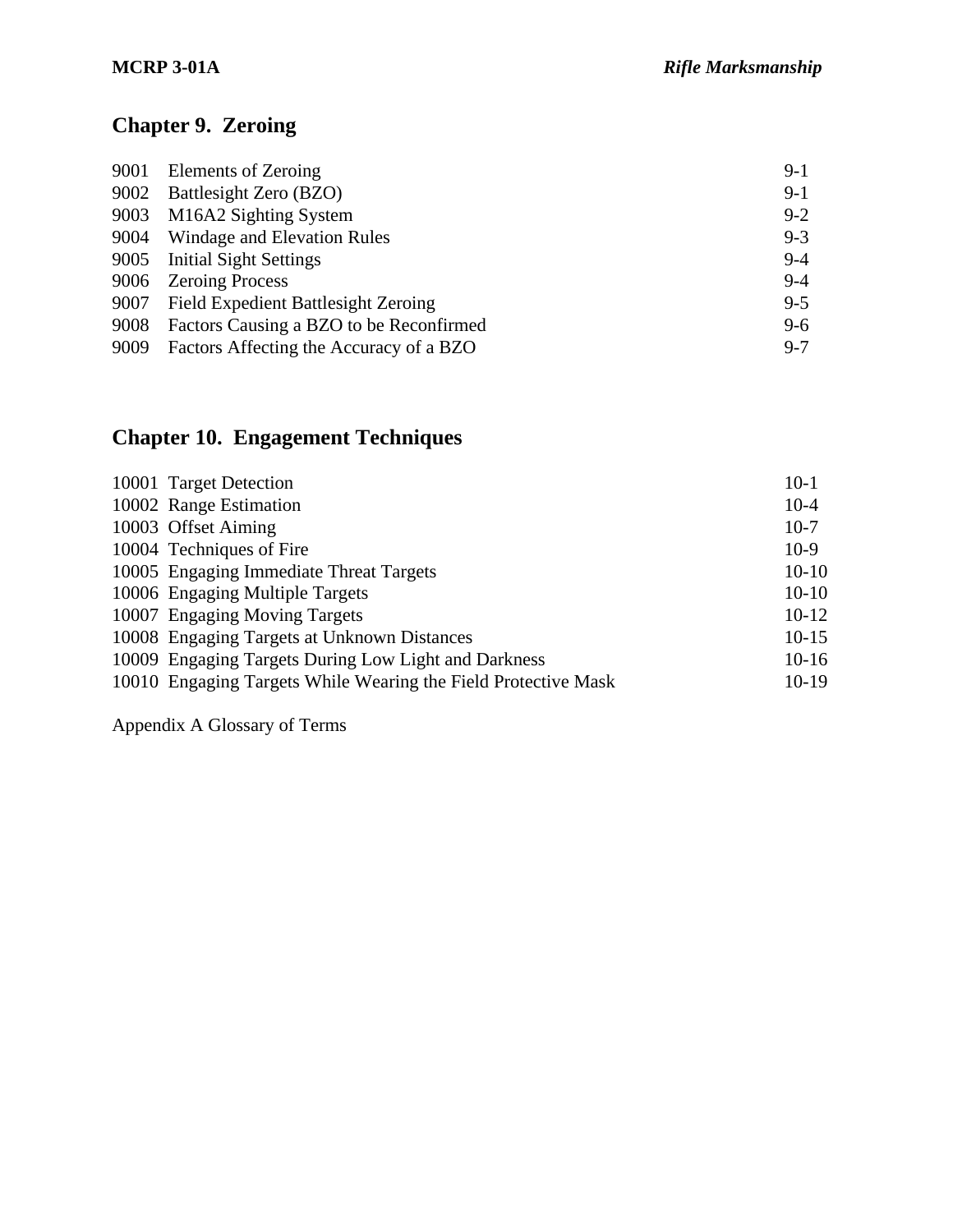## Chapter 9. Zeroing

| | | |
|---|---|---|
| 9001 | Elements of Zeroing | 9-1 |
| 9002 | Battlesight Zero (BZO) | 9-1 |
| 9003 | M16A2 Sighting System | 9-2 |
| 9004 | Windage and Elevation Rules | 9-3 |
| 9005 | Initial Sight Settings | 9-4 |
| 9006 | Zeroing Process | 9-4 |
| 9007 | Field Expedient Battlesight Zeroing | 9-5 |
| 9008 | Factors Causing a BZO to be Reconfirmed | 9-6 |
| 9009 | Factors Affecting the Accuracy of a BZO | 9-7 |

## Chapter 10. Engagement Techniques

| | | |
|---|---|---|
| 10001 | Target Detection | 10-1 |
| 10002 | Range Estimation | 10-4 |
| 10003 | Offset Aiming | 10-7 |
| 10004 | Techniques of Fire | 10-9 |
| 10005 | Engaging Immediate Threat Targets | 10-10 |
| 10006 | Engaging Multiple Targets | 10-10 |
| 10007 | Engaging Moving Targets | 10-12 |
| 10008 | Engaging Targets at Unknown Distances | 10-15 |
| 10009 | Engaging Targets During Low Light and Darkness | 10-16 |
| 10010 | Engaging Targets While Wearing the Field Protective Mask | 10-19 |

Appendix A Glossary of Terms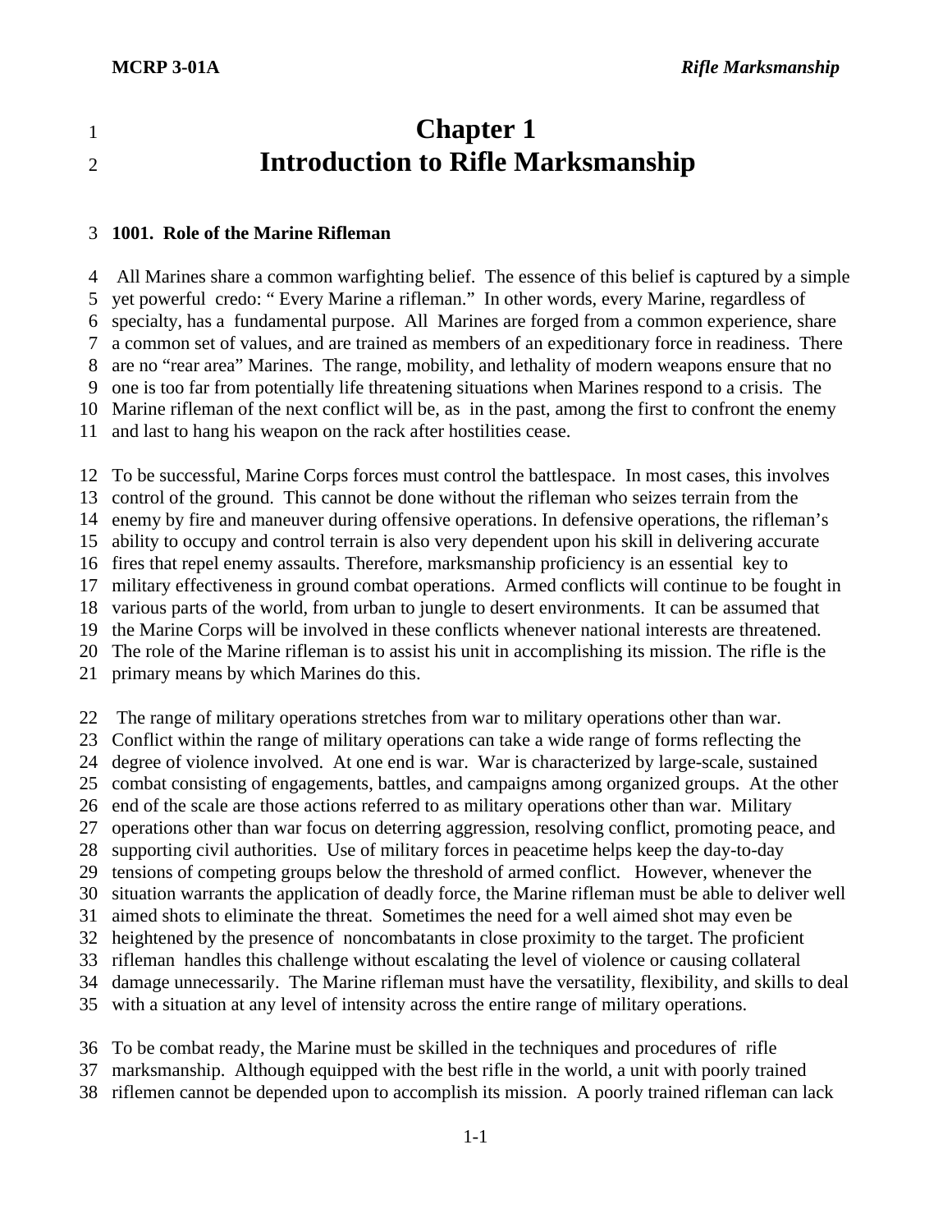# Chapter 1
# Introduction to Rifle Marksmanship

## 1001. Role of the Marine Rifleman

All Marines share a common warfighting belief. The essence of this belief is captured by a simple yet powerful credo: " Every Marine a rifleman." In other words, every Marine, regardless of specialty, has a fundamental purpose. All Marines are forged from a common experience, share a common set of values, and are trained as members of an expeditionary force in readiness. There are no "rear area" Marines. The range, mobility, and lethality of modern weapons ensure that no one is too far from potentially life threatening situations when Marines respond to a crisis. The Marine rifleman of the next conflict will be, as in the past, among the first to confront the enemy and last to hang his weapon on the rack after hostilities cease.

To be successful, Marine Corps forces must control the battlespace. In most cases, this involves control of the ground. This cannot be done without the rifleman who seizes terrain from the enemy by fire and maneuver during offensive operations. In defensive operations, the rifleman's ability to occupy and control terrain is also very dependent upon his skill in delivering accurate fires that repel enemy assaults. Therefore, marksmanship proficiency is an essential key to military effectiveness in ground combat operations. Armed conflicts will continue to be fought in various parts of the world, from urban to jungle to desert environments. It can be assumed that the Marine Corps will be involved in these conflicts whenever national interests are threatened. The role of the Marine rifleman is to assist his unit in accomplishing its mission. The rifle is the primary means by which Marines do this.

The range of military operations stretches from war to military operations other than war. Conflict within the range of military operations can take a wide range of forms reflecting the degree of violence involved. At one end is war. War is characterized by large-scale, sustained combat consisting of engagements, battles, and campaigns among organized groups. At the other end of the scale are those actions referred to as military operations other than war. Military operations other than war focus on deterring aggression, resolving conflict, promoting peace, and supporting civil authorities. Use of military forces in peacetime helps keep the day-to-day tensions of competing groups below the threshold of armed conflict. However, whenever the situation warrants the application of deadly force, the Marine rifleman must be able to deliver well aimed shots to eliminate the threat. Sometimes the need for a well aimed shot may even be heightened by the presence of noncombatants in close proximity to the target. The proficient rifleman handles this challenge without escalating the level of violence or causing collateral damage unnecessarily. The Marine rifleman must have the versatility, flexibility, and skills to deal with a situation at any level of intensity across the entire range of military operations.

To be combat ready, the Marine must be skilled in the techniques and procedures of rifle marksmanship. Although equipped with the best rifle in the world, a unit with poorly trained riflemen cannot be depended upon to accomplish its mission. A poorly trained rifleman can lack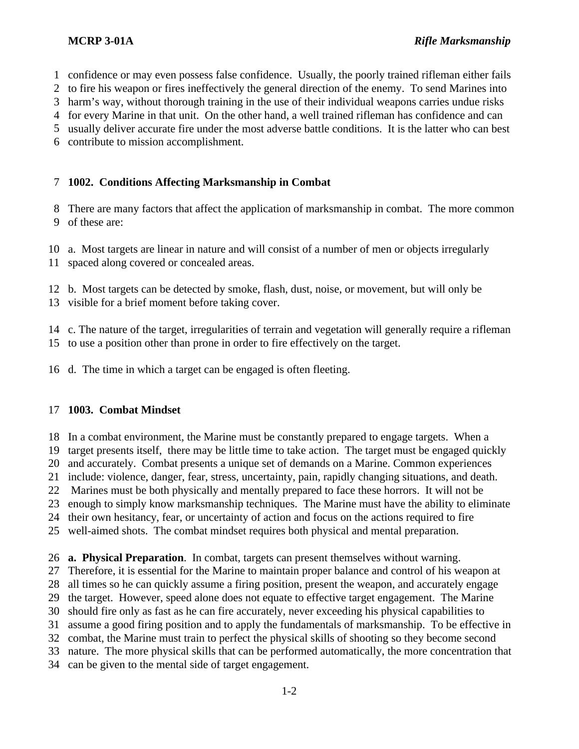confidence or may even possess false confidence. Usually, the poorly trained rifleman either fails to fire his weapon or fires ineffectively the general direction of the enemy. To send Marines into harm's way, without thorough training in the use of their individual weapons carries undue risks for every Marine in that unit. On the other hand, a well trained rifleman has confidence and can usually deliver accurate fire under the most adverse battle conditions. It is the latter who can best contribute to mission accomplishment.

## 1002. Conditions Affecting Marksmanship in Combat

There are many factors that affect the application of marksmanship in combat. The more common of these are:

a. Most targets are linear in nature and will consist of a number of men or objects irregularly spaced along covered or concealed areas.

b. Most targets can be detected by smoke, flash, dust, noise, or movement, but will only be visible for a brief moment before taking cover.

c. The nature of the target, irregularities of terrain and vegetation will generally require a rifleman to use a position other than prone in order to fire effectively on the target.

d. The time in which a target can be engaged is often fleeting.

## 1003. Combat Mindset

In a combat environment, the Marine must be constantly prepared to engage targets. When a target presents itself, there may be little time to take action. The target must be engaged quickly and accurately. Combat presents a unique set of demands on a Marine. Common experiences include: violence, danger, fear, stress, uncertainty, pain, rapidly changing situations, and death. Marines must be both physically and mentally prepared to face these horrors. It will not be enough to simply know marksmanship techniques. The Marine must have the ability to eliminate their own hesitancy, fear, or uncertainty of action and focus on the actions required to fire well-aimed shots. The combat mindset requires both physical and mental preparation.

**a. Physical Preparation**. In combat, targets can present themselves without warning. Therefore, it is essential for the Marine to maintain proper balance and control of his weapon at all times so he can quickly assume a firing position, present the weapon, and accurately engage the target. However, speed alone does not equate to effective target engagement. The Marine should fire only as fast as he can fire accurately, never exceeding his physical capabilities to assume a good firing position and to apply the fundamentals of marksmanship. To be effective in combat, the Marine must train to perfect the physical skills of shooting so they become second nature. The more physical skills that can be performed automatically, the more concentration that can be given to the mental side of target engagement.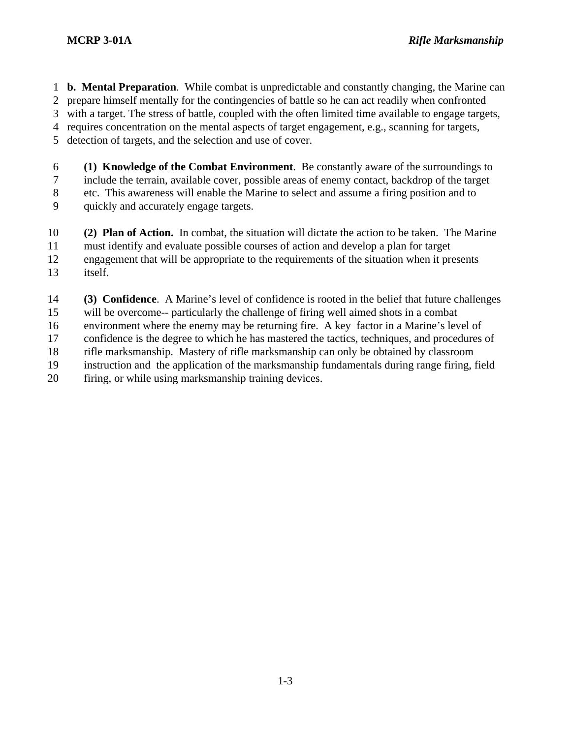**b. Mental Preparation**. While combat is unpredictable and constantly changing, the Marine can prepare himself mentally for the contingencies of battle so he can act readily when confronted with a target. The stress of battle, coupled with the often limited time available to engage targets, requires concentration on the mental aspects of target engagement, e.g., scanning for targets, detection of targets, and the selection and use of cover.

**(1) Knowledge of the Combat Environment**. Be constantly aware of the surroundings to include the terrain, available cover, possible areas of enemy contact, backdrop of the target etc. This awareness will enable the Marine to select and assume a firing position and to quickly and accurately engage targets.

**(2) Plan of Action.** In combat, the situation will dictate the action to be taken. The Marine must identify and evaluate possible courses of action and develop a plan for target engagement that will be appropriate to the requirements of the situation when it presents itself.

**(3) Confidence**. A Marine's level of confidence is rooted in the belief that future challenges will be overcome-- particularly the challenge of firing well aimed shots in a combat environment where the enemy may be returning fire. A key factor in a Marine's level of confidence is the degree to which he has mastered the tactics, techniques, and procedures of rifle marksmanship. Mastery of rifle marksmanship can only be obtained by classroom instruction and the application of the marksmanship fundamentals during range firing, field firing, or while using marksmanship training devices.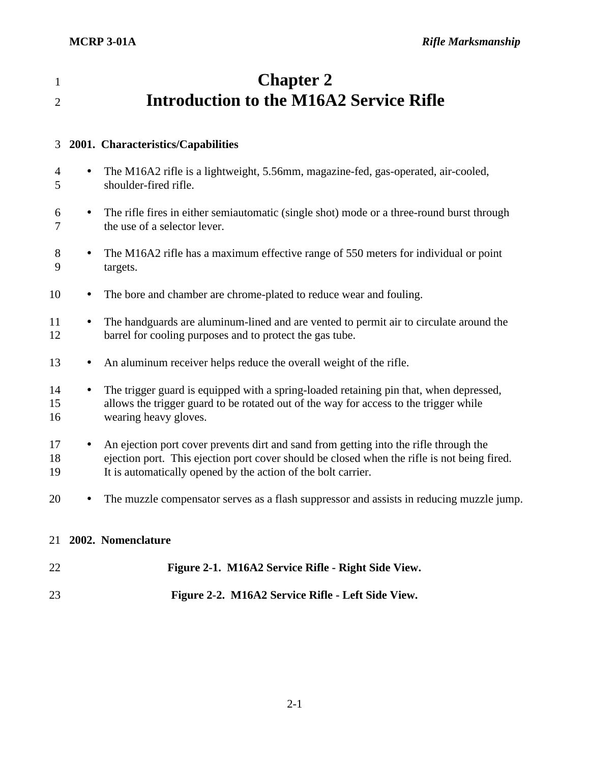# Chapter 2
# Introduction to the M16A2 Service Rifle

## 2001. Characteristics/Capabilities

- The M16A2 rifle is a lightweight, 5.56mm, magazine-fed, gas-operated, air-cooled, shoulder-fired rifle.
- The rifle fires in either semiautomatic (single shot) mode or a three-round burst through the use of a selector lever.
- The M16A2 rifle has a maximum effective range of 550 meters for individual or point targets.
- The bore and chamber are chrome-plated to reduce wear and fouling.
- The handguards are aluminum-lined and are vented to permit air to circulate around the barrel for cooling purposes and to protect the gas tube.
- An aluminum receiver helps reduce the overall weight of the rifle.
- The trigger guard is equipped with a spring-loaded retaining pin that, when depressed, allows the trigger guard to be rotated out of the way for access to the trigger while wearing heavy gloves.
- An ejection port cover prevents dirt and sand from getting into the rifle through the ejection port. This ejection port cover should be closed when the rifle is not being fired. It is automatically opened by the action of the bolt carrier.
- The muzzle compensator serves as a flash suppressor and assists in reducing muzzle jump.

## 2002. Nomenclature

**Figure 2-1. M16A2 Service Rifle - Right Side View.**

**Figure 2-2. M16A2 Service Rifle - Left Side View.**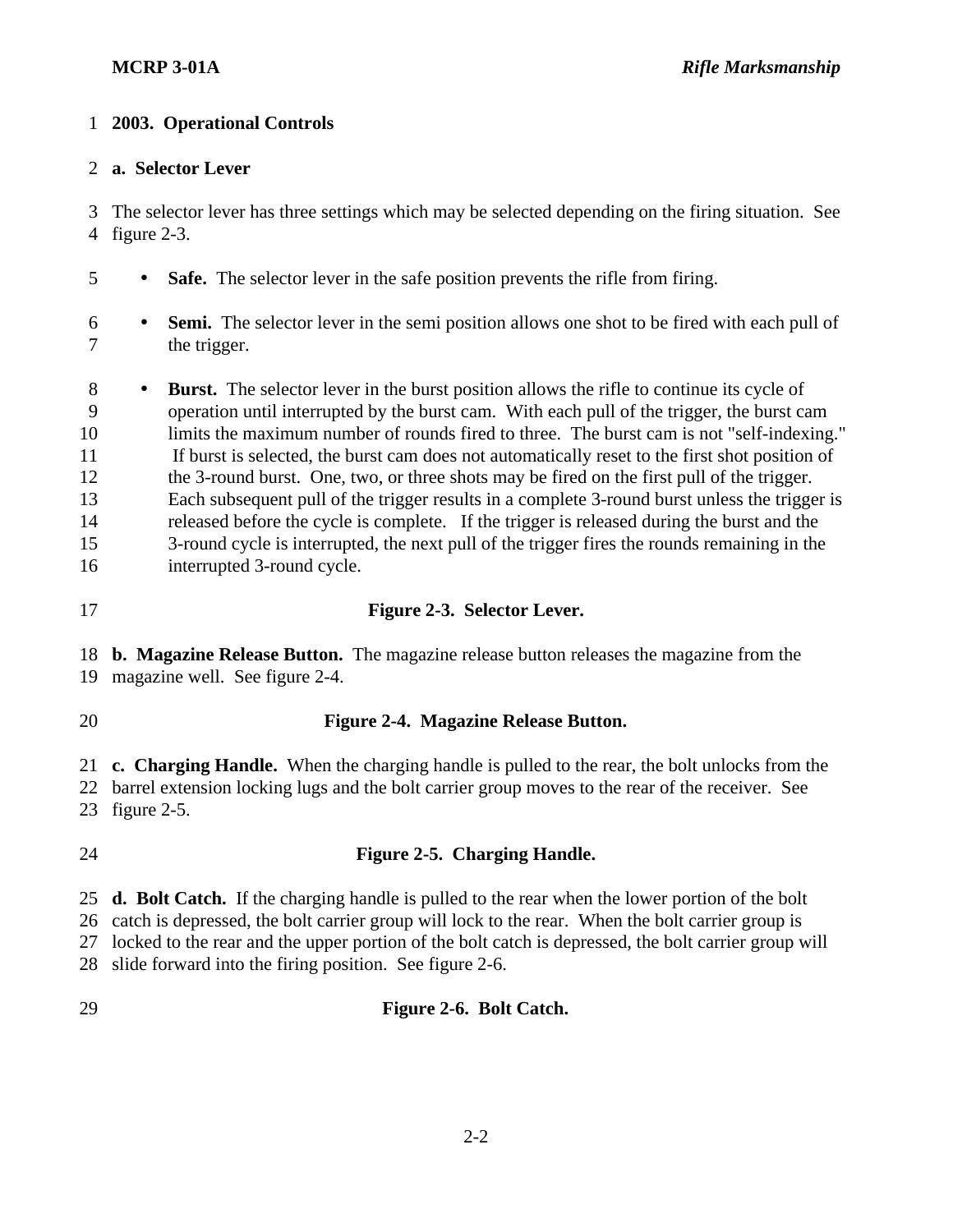## 2003. Operational Controls

### a. Selector Lever

The selector lever has three settings which may be selected depending on the firing situation. See figure 2-3.

- **Safe.** The selector lever in the safe position prevents the rifle from firing.
- **Semi.** The selector lever in the semi position allows one shot to be fired with each pull of the trigger.
- **Burst.** The selector lever in the burst position allows the rifle to continue its cycle of operation until interrupted by the burst cam. With each pull of the trigger, the burst cam limits the maximum number of rounds fired to three. The burst cam is not "self-indexing." If burst is selected, the burst cam does not automatically reset to the first shot position of the 3-round burst. One, two, or three shots may be fired on the first pull of the trigger. Each subsequent pull of the trigger results in a complete 3-round burst unless the trigger is released before the cycle is complete. If the trigger is released during the burst and the 3-round cycle is interrupted, the next pull of the trigger fires the rounds remaining in the interrupted 3-round cycle.

**Figure 2-3. Selector Lever.**

**b. Magazine Release Button.** The magazine release button releases the magazine from the magazine well. See figure 2-4.

**Figure 2-4. Magazine Release Button.**

**c. Charging Handle.** When the charging handle is pulled to the rear, the bolt unlocks from the barrel extension locking lugs and the bolt carrier group moves to the rear of the receiver. See figure 2-5.

**Figure 2-5. Charging Handle.**

**d. Bolt Catch.** If the charging handle is pulled to the rear when the lower portion of the bolt catch is depressed, the bolt carrier group will lock to the rear. When the bolt carrier group is locked to the rear and the upper portion of the bolt catch is depressed, the bolt carrier group will slide forward into the firing position. See figure 2-6.

**Figure 2-6. Bolt Catch.**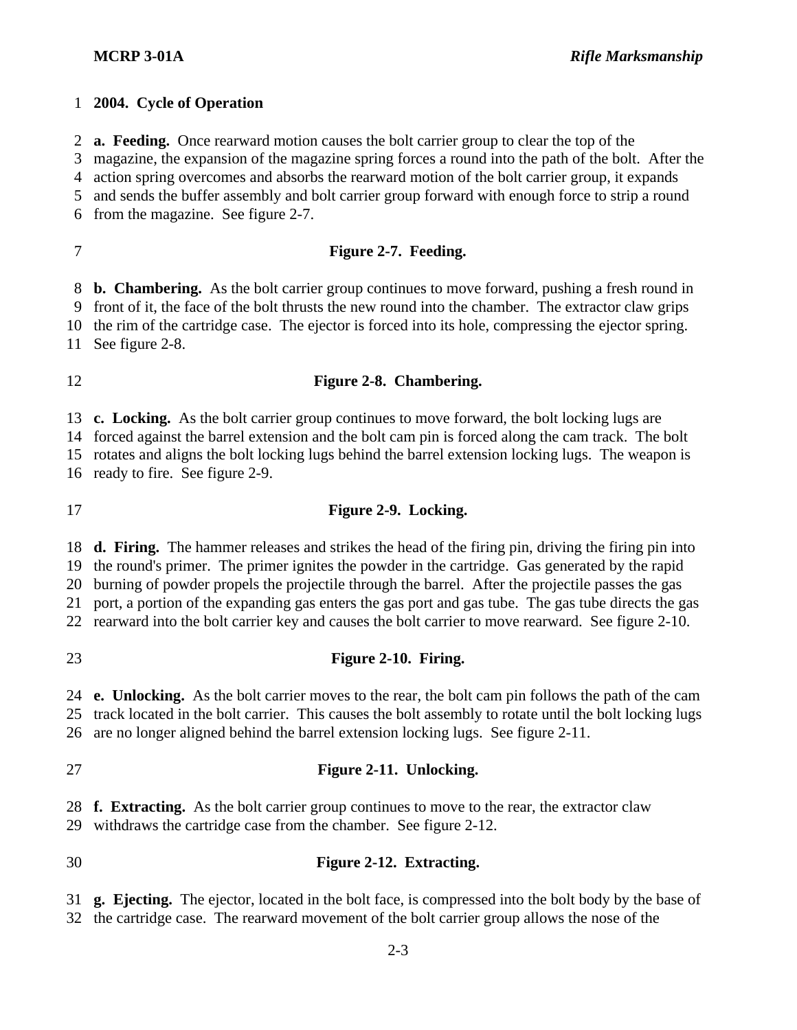## 2004. Cycle of Operation

**a. Feeding.** Once rearward motion causes the bolt carrier group to clear the top of the magazine, the expansion of the magazine spring forces a round into the path of the bolt. After the action spring overcomes and absorbs the rearward motion of the bolt carrier group, it expands and sends the buffer assembly and bolt carrier group forward with enough force to strip a round from the magazine. See figure 2-7.

**Figure 2-7. Feeding.**

**b. Chambering.** As the bolt carrier group continues to move forward, pushing a fresh round in front of it, the face of the bolt thrusts the new round into the chamber. The extractor claw grips the rim of the cartridge case. The ejector is forced into its hole, compressing the ejector spring. See figure 2-8.

**Figure 2-8. Chambering.**

**c. Locking.** As the bolt carrier group continues to move forward, the bolt locking lugs are forced against the barrel extension and the bolt cam pin is forced along the cam track. The bolt rotates and aligns the bolt locking lugs behind the barrel extension locking lugs. The weapon is ready to fire. See figure 2-9.

**Figure 2-9. Locking.**

**d. Firing.** The hammer releases and strikes the head of the firing pin, driving the firing pin into the round's primer. The primer ignites the powder in the cartridge. Gas generated by the rapid burning of powder propels the projectile through the barrel. After the projectile passes the gas port, a portion of the expanding gas enters the gas port and gas tube. The gas tube directs the gas rearward into the bolt carrier key and causes the bolt carrier to move rearward. See figure 2-10.

**Figure 2-10. Firing.**

**e. Unlocking.** As the bolt carrier moves to the rear, the bolt cam pin follows the path of the cam track located in the bolt carrier. This causes the bolt assembly to rotate until the bolt locking lugs are no longer aligned behind the barrel extension locking lugs. See figure 2-11.

**Figure 2-11. Unlocking.**

**f. Extracting.** As the bolt carrier group continues to move to the rear, the extractor claw withdraws the cartridge case from the chamber. See figure 2-12.

**Figure 2-12. Extracting.**

**g. Ejecting.** The ejector, located in the bolt face, is compressed into the bolt body by the base of the cartridge case. The rearward movement of the bolt carrier group allows the nose of the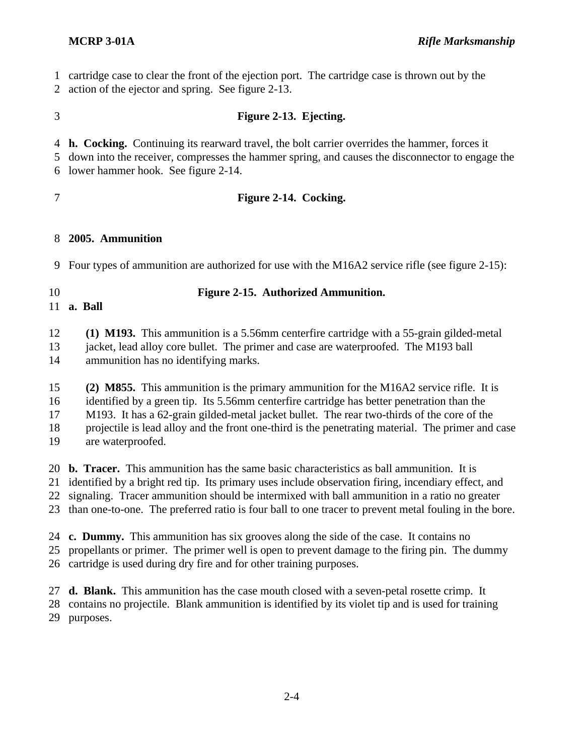cartridge case to clear the front of the ejection port. The cartridge case is thrown out by the action of the ejector and spring. See figure 2-13.

**Figure 2-13. Ejecting.**

**h. Cocking.** Continuing its rearward travel, the bolt carrier overrides the hammer, forces it down into the receiver, compresses the hammer spring, and causes the disconnector to engage the lower hammer hook. See figure 2-14.

**Figure 2-14. Cocking.**

## 2005. Ammunition

Four types of ammunition are authorized for use with the M16A2 service rifle (see figure 2-15):

**Figure 2-15. Authorized Ammunition.**

**a. Ball**

**(1) M193.** This ammunition is a 5.56mm centerfire cartridge with a 55-grain gilded-metal jacket, lead alloy core bullet. The primer and case are waterproofed. The M193 ball ammunition has no identifying marks.

**(2) M855.** This ammunition is the primary ammunition for the M16A2 service rifle. It is identified by a green tip. Its 5.56mm centerfire cartridge has better penetration than the M193. It has a 62-grain gilded-metal jacket bullet. The rear two-thirds of the core of the projectile is lead alloy and the front one-third is the penetrating material. The primer and case are waterproofed.

**b. Tracer.** This ammunition has the same basic characteristics as ball ammunition. It is identified by a bright red tip. Its primary uses include observation firing, incendiary effect, and signaling. Tracer ammunition should be intermixed with ball ammunition in a ratio no greater than one-to-one. The preferred ratio is four ball to one tracer to prevent metal fouling in the bore.

**c. Dummy.** This ammunition has six grooves along the side of the case. It contains no propellants or primer. The primer well is open to prevent damage to the firing pin. The dummy cartridge is used during dry fire and for other training purposes.

**d. Blank.** This ammunition has the case mouth closed with a seven-petal rosette crimp. It contains no projectile. Blank ammunition is identified by its violet tip and is used for training purposes.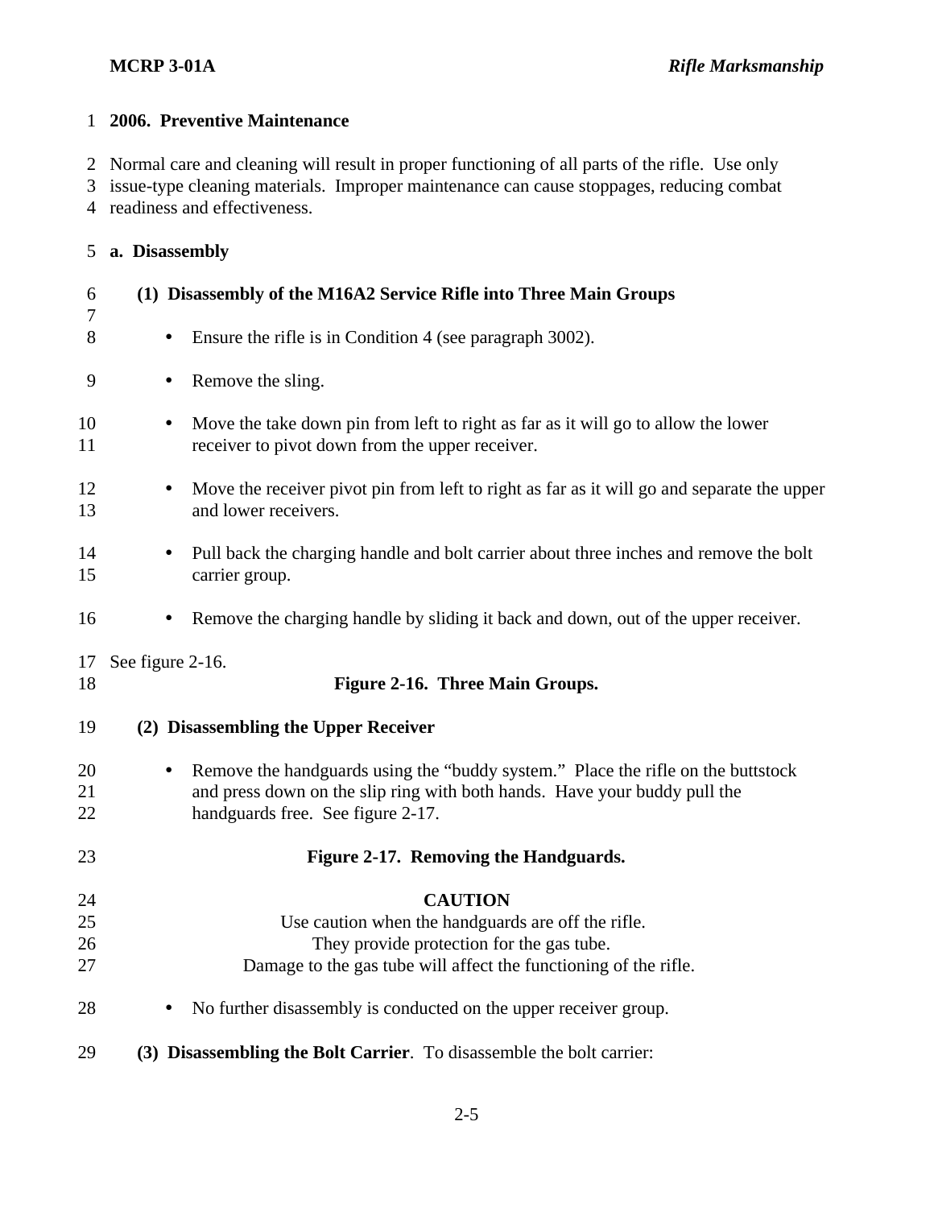## 2006. Preventive Maintenance

Normal care and cleaning will result in proper functioning of all parts of the rifle. Use only issue-type cleaning materials. Improper maintenance can cause stoppages, reducing combat readiness and effectiveness.

### a. Disassembly

#### (1) Disassembly of the M16A2 Service Rifle into Three Main Groups

- Ensure the rifle is in Condition 4 (see paragraph 3002).
- Remove the sling.
- Move the take down pin from left to right as far as it will go to allow the lower receiver to pivot down from the upper receiver.
- Move the receiver pivot pin from left to right as far as it will go and separate the upper and lower receivers.
- Pull back the charging handle and bolt carrier about three inches and remove the bolt carrier group.
- Remove the charging handle by sliding it back and down, out of the upper receiver.

See figure 2-16.

**Figure 2-16. Three Main Groups.**

#### (2) Disassembling the Upper Receiver

- Remove the handguards using the "buddy system." Place the rifle on the buttstock and press down on the slip ring with both hands. Have your buddy pull the handguards free. See figure 2-17.

**Figure 2-17. Removing the Handguards.**

**CAUTION**

Use caution when the handguards are off the rifle.
They provide protection for the gas tube.
Damage to the gas tube will affect the functioning of the rifle.

- No further disassembly is conducted on the upper receiver group.

**(3) Disassembling the Bolt Carrier**. To disassemble the bolt carrier: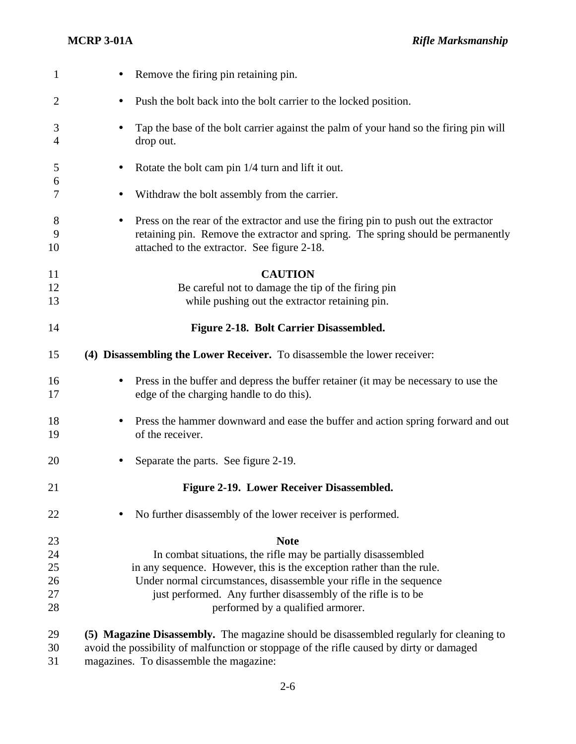- Remove the firing pin retaining pin.
- Push the bolt back into the bolt carrier to the locked position.
- Tap the base of the bolt carrier against the palm of your hand so the firing pin will drop out.
- Rotate the bolt cam pin 1/4 turn and lift it out.
- Withdraw the bolt assembly from the carrier.
- Press on the rear of the extractor and use the firing pin to push out the extractor retaining pin. Remove the extractor and spring. The spring should be permanently attached to the extractor. See figure 2-18.

**CAUTION**

Be careful not to damage the tip of the firing pin while pushing out the extractor retaining pin.

**Figure 2-18. Bolt Carrier Disassembled.**

**(4) Disassembling the Lower Receiver.** To disassemble the lower receiver:

- Press in the buffer and depress the buffer retainer (it may be necessary to use the edge of the charging handle to do this).
- Press the hammer downward and ease the buffer and action spring forward and out of the receiver.
- Separate the parts. See figure 2-19.

**Figure 2-19. Lower Receiver Disassembled.**

- No further disassembly of the lower receiver is performed.

**Note**

In combat situations, the rifle may be partially disassembled in any sequence. However, this is the exception rather than the rule. Under normal circumstances, disassemble your rifle in the sequence just performed. Any further disassembly of the rifle is to be performed by a qualified armorer.

**(5) Magazine Disassembly.** The magazine should be disassembled regularly for cleaning to avoid the possibility of malfunction or stoppage of the rifle caused by dirty or damaged magazines. To disassemble the magazine: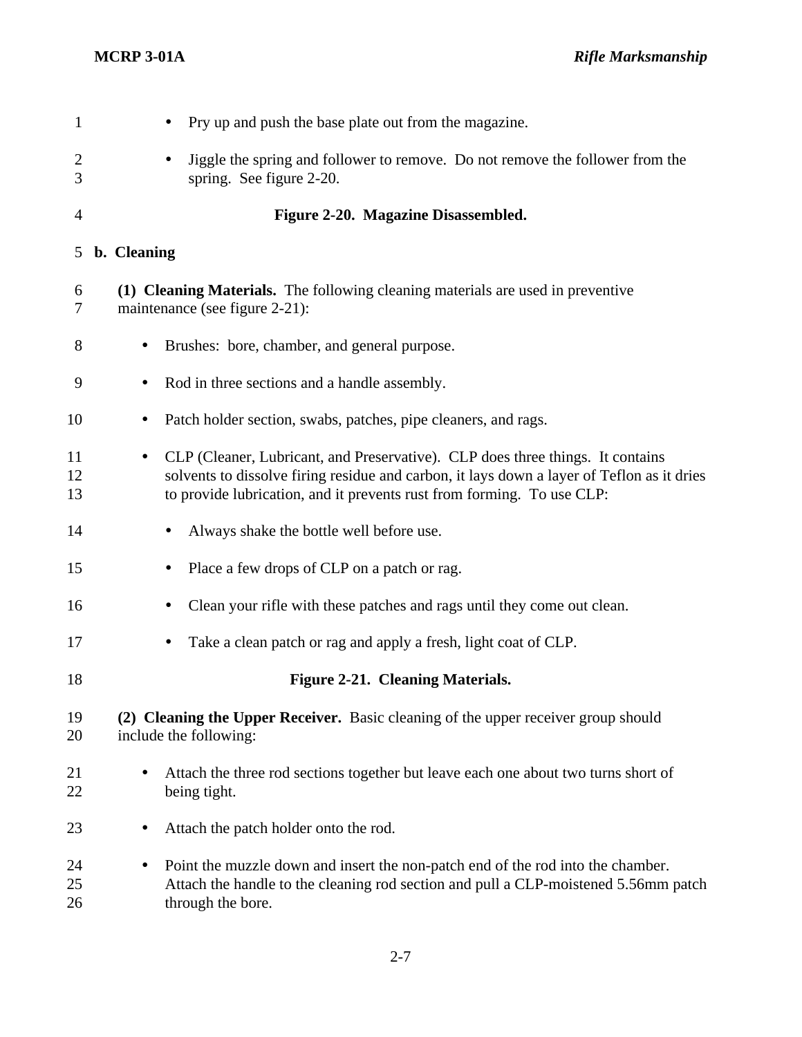- Pry up and push the base plate out from the magazine.
- Jiggle the spring and follower to remove. Do not remove the follower from the spring. See figure 2-20.

**Figure 2-20. Magazine Disassembled.**

**b. Cleaning**

**(1) Cleaning Materials.** The following cleaning materials are used in preventive maintenance (see figure 2-21):

- Brushes: bore, chamber, and general purpose.
- Rod in three sections and a handle assembly.
- Patch holder section, swabs, patches, pipe cleaners, and rags.
- CLP (Cleaner, Lubricant, and Preservative). CLP does three things. It contains solvents to dissolve firing residue and carbon, it lays down a layer of Teflon as it dries to provide lubrication, and it prevents rust from forming. To use CLP:
    - Always shake the bottle well before use.
    - Place a few drops of CLP on a patch or rag.
    - Clean your rifle with these patches and rags until they come out clean.
    - Take a clean patch or rag and apply a fresh, light coat of CLP.

**Figure 2-21. Cleaning Materials.**

**(2) Cleaning the Upper Receiver.** Basic cleaning of the upper receiver group should include the following:

- Attach the three rod sections together but leave each one about two turns short of being tight.
- Attach the patch holder onto the rod.
- Point the muzzle down and insert the non-patch end of the rod into the chamber. Attach the handle to the cleaning rod section and pull a CLP-moistened 5.56mm patch through the bore.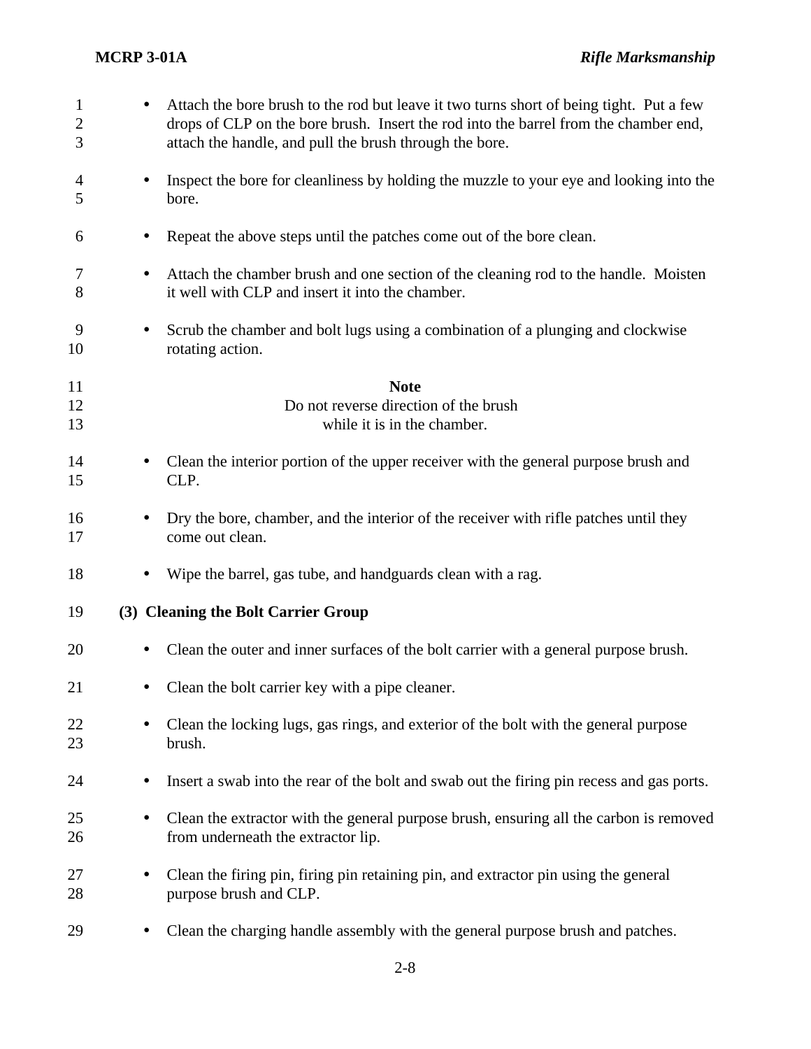- Attach the bore brush to the rod but leave it two turns short of being tight. Put a few drops of CLP on the bore brush. Insert the rod into the barrel from the chamber end, attach the handle, and pull the brush through the bore.

- Inspect the bore for cleanliness by holding the muzzle to your eye and looking into the bore.

- Repeat the above steps until the patches come out of the bore clean.

- Attach the chamber brush and one section of the cleaning rod to the handle. Moisten it well with CLP and insert it into the chamber.

- Scrub the chamber and bolt lugs using a combination of a plunging and clockwise rotating action.

**Note**
Do not reverse direction of the brush while it is in the chamber.

- Clean the interior portion of the upper receiver with the general purpose brush and CLP.

- Dry the bore, chamber, and the interior of the receiver with rifle patches until they come out clean.

- Wipe the barrel, gas tube, and handguards clean with a rag.

**(3) Cleaning the Bolt Carrier Group**

- Clean the outer and inner surfaces of the bolt carrier with a general purpose brush.

- Clean the bolt carrier key with a pipe cleaner.

- Clean the locking lugs, gas rings, and exterior of the bolt with the general purpose brush.

- Insert a swab into the rear of the bolt and swab out the firing pin recess and gas ports.

- Clean the extractor with the general purpose brush, ensuring all the carbon is removed from underneath the extractor lip.

- Clean the firing pin, firing pin retaining pin, and extractor pin using the general purpose brush and CLP.

- Clean the charging handle assembly with the general purpose brush and patches.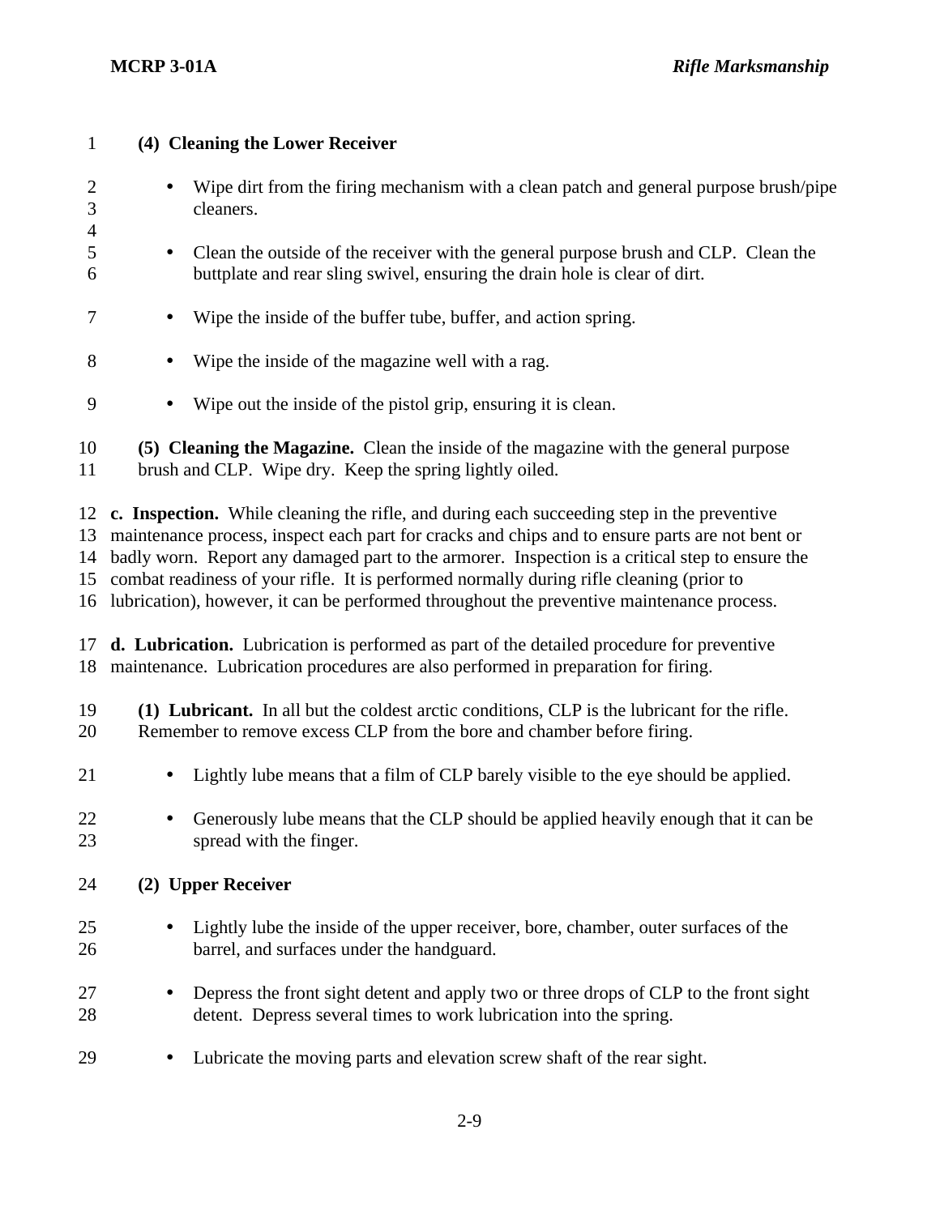#### (4) Cleaning the Lower Receiver

- Wipe dirt from the firing mechanism with a clean patch and general purpose brush/pipe cleaners.

- Clean the outside of the receiver with the general purpose brush and CLP. Clean the buttplate and rear sling swivel, ensuring the drain hole is clear of dirt.

- Wipe the inside of the buffer tube, buffer, and action spring.

- Wipe the inside of the magazine well with a rag.

- Wipe out the inside of the pistol grip, ensuring it is clean.

**(5) Cleaning the Magazine.** Clean the inside of the magazine with the general purpose brush and CLP. Wipe dry. Keep the spring lightly oiled.

**c. Inspection.** While cleaning the rifle, and during each succeeding step in the preventive maintenance process, inspect each part for cracks and chips and to ensure parts are not bent or badly worn. Report any damaged part to the armorer. Inspection is a critical step to ensure the combat readiness of your rifle. It is performed normally during rifle cleaning (prior to lubrication), however, it can be performed throughout the preventive maintenance process.

**d. Lubrication.** Lubrication is performed as part of the detailed procedure for preventive maintenance. Lubrication procedures are also performed in preparation for firing.

**(1) Lubricant.** In all but the coldest arctic conditions, CLP is the lubricant for the rifle. Remember to remove excess CLP from the bore and chamber before firing.

- Lightly lube means that a film of CLP barely visible to the eye should be applied.

- Generously lube means that the CLP should be applied heavily enough that it can be spread with the finger.

#### (2) Upper Receiver

- Lightly lube the inside of the upper receiver, bore, chamber, outer surfaces of the barrel, and surfaces under the handguard.

- Depress the front sight detent and apply two or three drops of CLP to the front sight detent. Depress several times to work lubrication into the spring.

- Lubricate the moving parts and elevation screw shaft of the rear sight.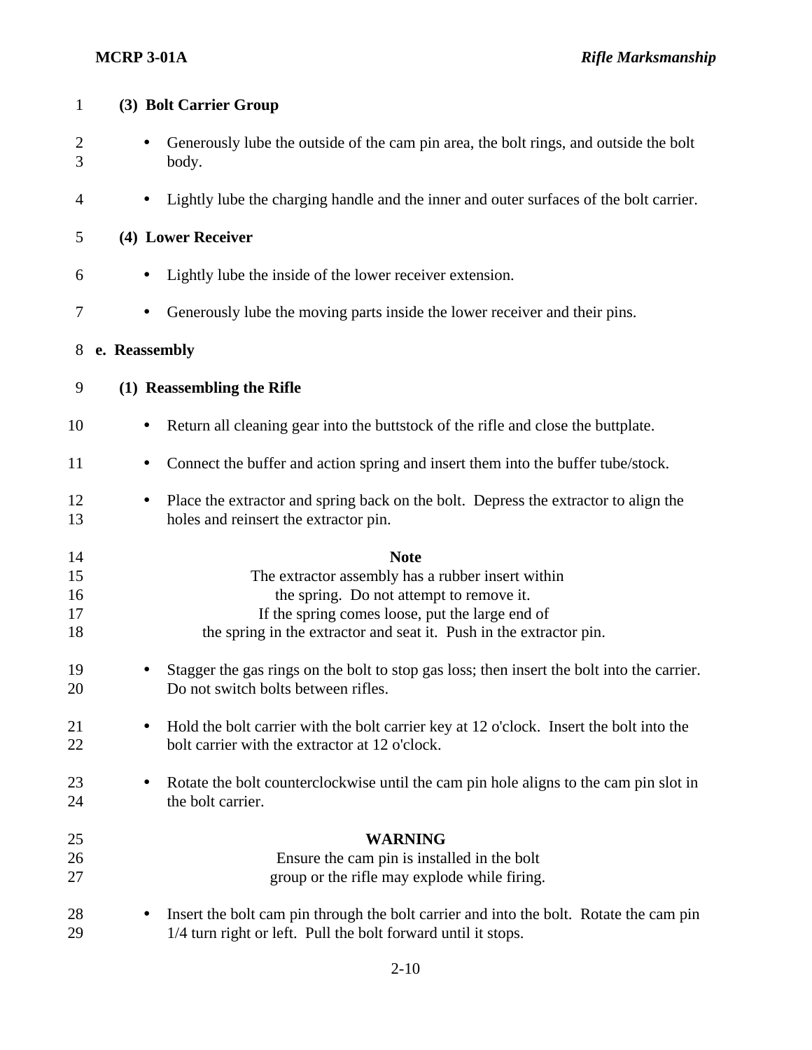**(3) Bolt Carrier Group**

- Generously lube the outside of the cam pin area, the bolt rings, and outside the bolt body.
- Lightly lube the charging handle and the inner and outer surfaces of the bolt carrier.

**(4) Lower Receiver**

- Lightly lube the inside of the lower receiver extension.
- Generously lube the moving parts inside the lower receiver and their pins.

**e. Reassembly**

**(1) Reassembling the Rifle**

- Return all cleaning gear into the buttstock of the rifle and close the buttplate.
- Connect the buffer and action spring and insert them into the buffer tube/stock.
- Place the extractor and spring back on the bolt. Depress the extractor to align the holes and reinsert the extractor pin.

**Note**

The extractor assembly has a rubber insert within the spring. Do not attempt to remove it. If the spring comes loose, put the large end of the spring in the extractor and seat it. Push in the extractor pin.

- Stagger the gas rings on the bolt to stop gas loss; then insert the bolt into the carrier. Do not switch bolts between rifles.
- Hold the bolt carrier with the bolt carrier key at 12 o'clock. Insert the bolt into the bolt carrier with the extractor at 12 o'clock.
- Rotate the bolt counterclockwise until the cam pin hole aligns to the cam pin slot in the bolt carrier.

**WARNING**

Ensure the cam pin is installed in the bolt group or the rifle may explode while firing.

- Insert the bolt cam pin through the bolt carrier and into the bolt. Rotate the cam pin 1/4 turn right or left. Pull the bolt forward until it stops.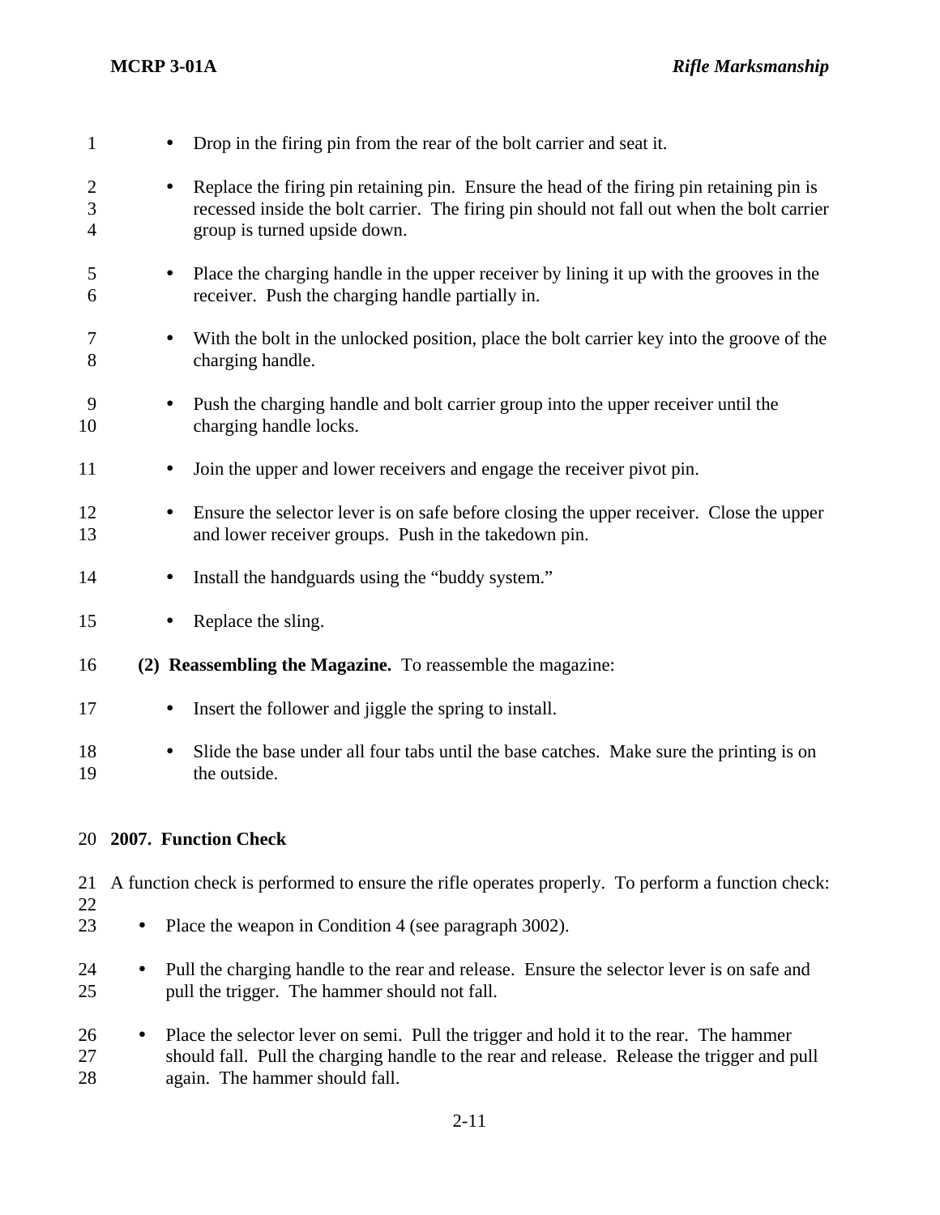- Drop in the firing pin from the rear of the bolt carrier and seat it.

- Replace the firing pin retaining pin. Ensure the head of the firing pin retaining pin is recessed inside the bolt carrier. The firing pin should not fall out when the bolt carrier group is turned upside down.

- Place the charging handle in the upper receiver by lining it up with the grooves in the receiver. Push the charging handle partially in.

- With the bolt in the unlocked position, place the bolt carrier key into the groove of the charging handle.

- Push the charging handle and bolt carrier group into the upper receiver until the charging handle locks.

- Join the upper and lower receivers and engage the receiver pivot pin.

- Ensure the selector lever is on safe before closing the upper receiver. Close the upper and lower receiver groups. Push in the takedown pin.

- Install the handguards using the "buddy system."

- Replace the sling.

**(2) Reassembling the Magazine.** To reassemble the magazine:

- Insert the follower and jiggle the spring to install.

- Slide the base under all four tabs until the base catches. Make sure the printing is on the outside.

## 2007. Function Check

A function check is performed to ensure the rifle operates properly. To perform a function check:

- Place the weapon in Condition 4 (see paragraph 3002).

- Pull the charging handle to the rear and release. Ensure the selector lever is on safe and pull the trigger. The hammer should not fall.

- Place the selector lever on semi. Pull the trigger and hold it to the rear. The hammer should fall. Pull the charging handle to the rear and release. Release the trigger and pull again. The hammer should fall.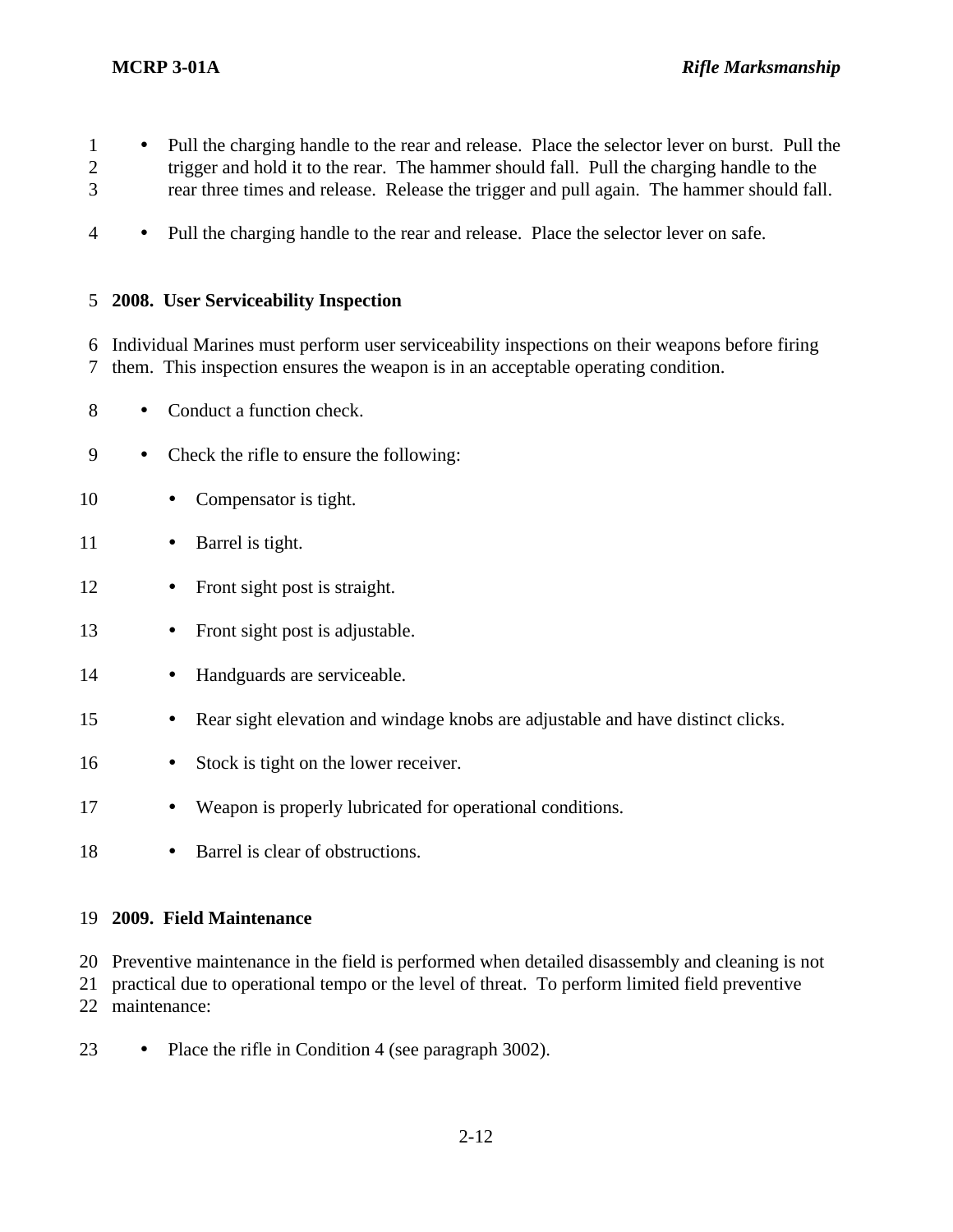- Pull the charging handle to the rear and release. Place the selector lever on burst. Pull the trigger and hold it to the rear. The hammer should fall. Pull the charging handle to the rear three times and release. Release the trigger and pull again. The hammer should fall.

- Pull the charging handle to the rear and release. Place the selector lever on safe.

## 2008. User Serviceability Inspection

Individual Marines must perform user serviceability inspections on their weapons before firing them. This inspection ensures the weapon is in an acceptable operating condition.

- Conduct a function check.
- Check the rifle to ensure the following:
  - Compensator is tight.
  - Barrel is tight.
  - Front sight post is straight.
  - Front sight post is adjustable.
  - Handguards are serviceable.
  - Rear sight elevation and windage knobs are adjustable and have distinct clicks.
  - Stock is tight on the lower receiver.
  - Weapon is properly lubricated for operational conditions.
  - Barrel is clear of obstructions.

## 2009. Field Maintenance

Preventive maintenance in the field is performed when detailed disassembly and cleaning is not practical due to operational tempo or the level of threat. To perform limited field preventive maintenance:

- Place the rifle in Condition 4 (see paragraph 3002).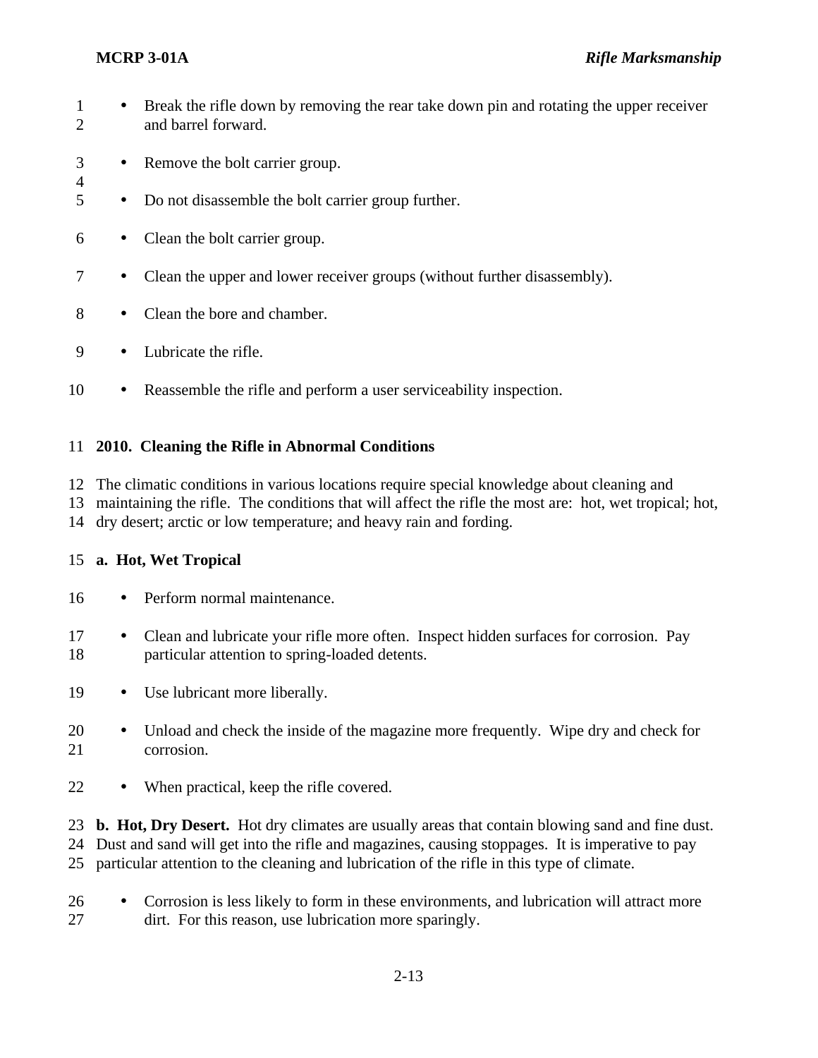- Break the rifle down by removing the rear take down pin and rotating the upper receiver and barrel forward.
- Remove the bolt carrier group.
- Do not disassemble the bolt carrier group further.
- Clean the bolt carrier group.
- Clean the upper and lower receiver groups (without further disassembly).
- Clean the bore and chamber.
- Lubricate the rifle.
- Reassemble the rifle and perform a user serviceability inspection.

## 2010. Cleaning the Rifle in Abnormal Conditions

The climatic conditions in various locations require special knowledge about cleaning and maintaining the rifle. The conditions that will affect the rifle the most are: hot, wet tropical; hot, dry desert; arctic or low temperature; and heavy rain and fording.

**a. Hot, Wet Tropical**

- Perform normal maintenance.
- Clean and lubricate your rifle more often. Inspect hidden surfaces for corrosion. Pay particular attention to spring-loaded detents.
- Use lubricant more liberally.
- Unload and check the inside of the magazine more frequently. Wipe dry and check for corrosion.
- When practical, keep the rifle covered.

**b. Hot, Dry Desert.** Hot dry climates are usually areas that contain blowing sand and fine dust. Dust and sand will get into the rifle and magazines, causing stoppages. It is imperative to pay particular attention to the cleaning and lubrication of the rifle in this type of climate.

- Corrosion is less likely to form in these environments, and lubrication will attract more dirt. For this reason, use lubrication more sparingly.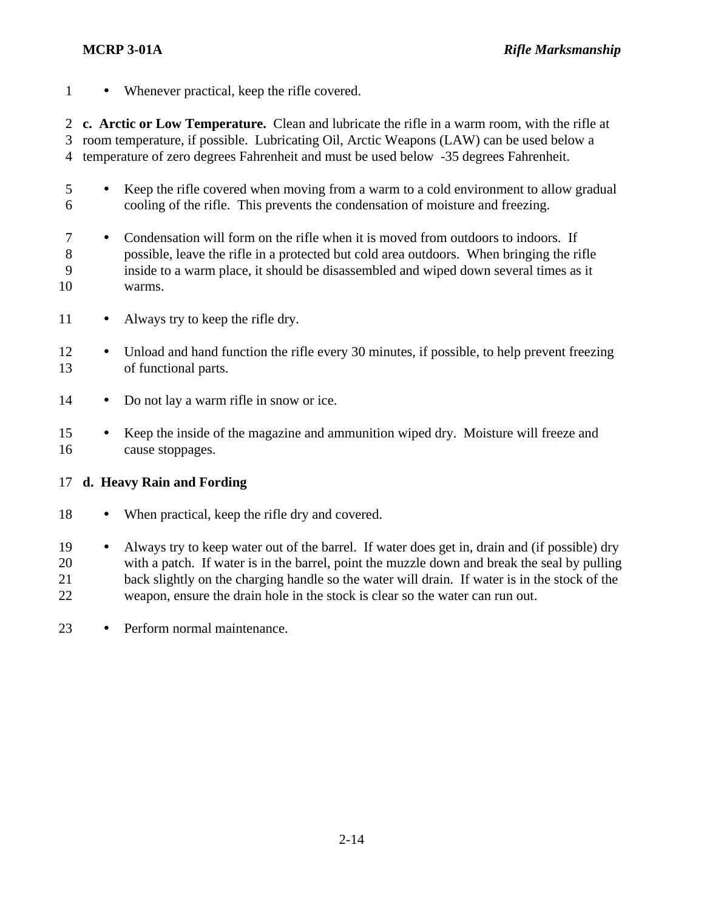- Whenever practical, keep the rifle covered.

**c. Arctic or Low Temperature.** Clean and lubricate the rifle in a warm room, with the rifle at room temperature, if possible. Lubricating Oil, Arctic Weapons (LAW) can be used below a temperature of zero degrees Fahrenheit and must be used below -35 degrees Fahrenheit.

- Keep the rifle covered when moving from a warm to a cold environment to allow gradual cooling of the rifle. This prevents the condensation of moisture and freezing.
- Condensation will form on the rifle when it is moved from outdoors to indoors. If possible, leave the rifle in a protected but cold area outdoors. When bringing the rifle inside to a warm place, it should be disassembled and wiped down several times as it warms.
- Always try to keep the rifle dry.
- Unload and hand function the rifle every 30 minutes, if possible, to help prevent freezing of functional parts.
- Do not lay a warm rifle in snow or ice.
- Keep the inside of the magazine and ammunition wiped dry. Moisture will freeze and cause stoppages.

**d. Heavy Rain and Fording**

- When practical, keep the rifle dry and covered.
- Always try to keep water out of the barrel. If water does get in, drain and (if possible) dry with a patch. If water is in the barrel, point the muzzle down and break the seal by pulling back slightly on the charging handle so the water will drain. If water is in the stock of the weapon, ensure the drain hole in the stock is clear so the water can run out.
- Perform normal maintenance.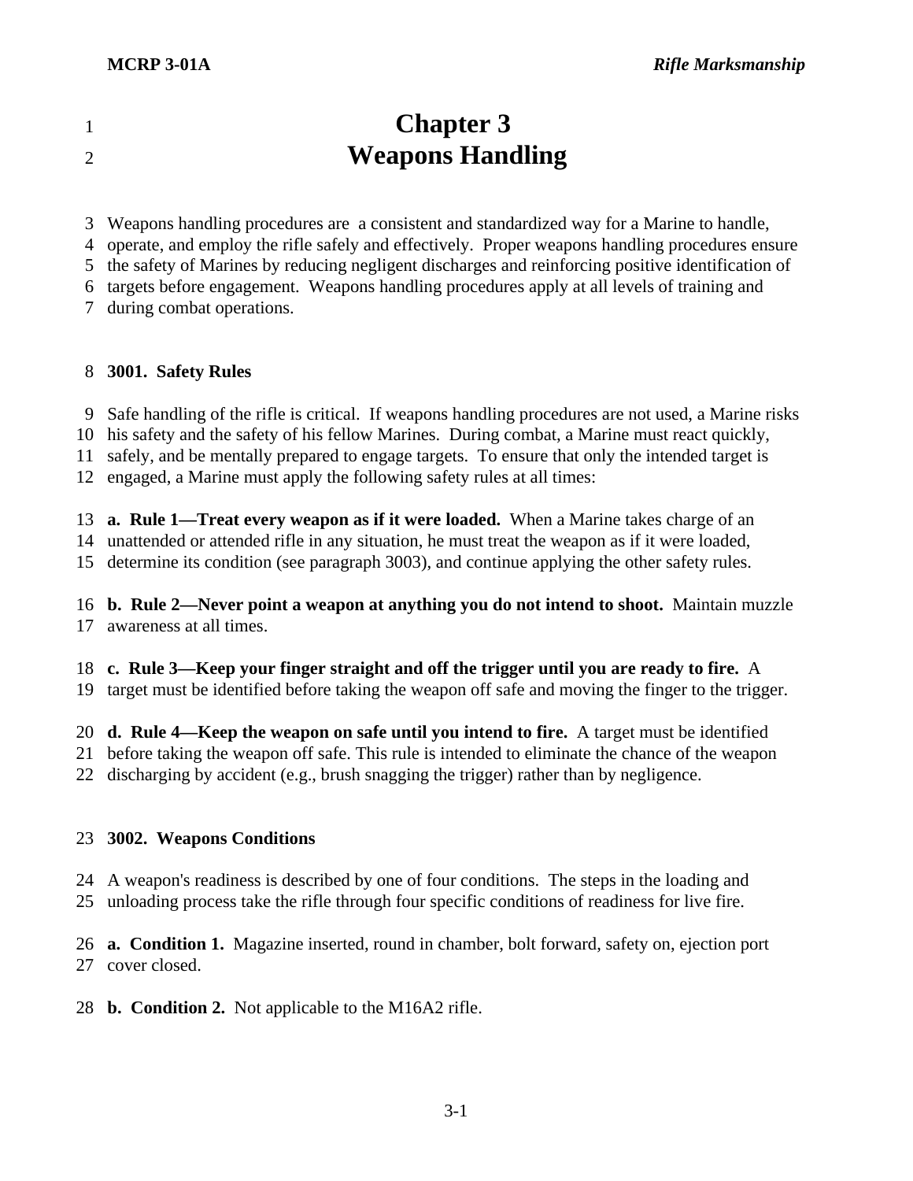# Chapter 3
# Weapons Handling

Weapons handling procedures are  a consistent and standardized way for a Marine to handle, operate, and employ the rifle safely and effectively.  Proper weapons handling procedures ensure the safety of Marines by reducing negligent discharges and reinforcing positive identification of targets before engagement.  Weapons handling procedures apply at all levels of training and during combat operations.

## 3001.  Safety Rules

Safe handling of the rifle is critical.  If weapons handling procedures are not used, a Marine risks his safety and the safety of his fellow Marines.  During combat, a Marine must react quickly, safely, and be mentally prepared to engage targets.  To ensure that only the intended target is engaged, a Marine must apply the following safety rules at all times:

**a.  Rule 1—Treat every weapon as if it were loaded.**  When a Marine takes charge of an unattended or attended rifle in any situation, he must treat the weapon as if it were loaded, determine its condition (see paragraph 3003), and continue applying the other safety rules.

**b.  Rule 2—Never point a weapon at anything you do not intend to shoot.**  Maintain muzzle awareness at all times.

**c.  Rule 3—Keep your finger straight and off the trigger until you are ready to fire.**  A target must be identified before taking the weapon off safe and moving the finger to the trigger.

**d.  Rule 4—Keep the weapon on safe until you intend to fire.**  A target must be identified before taking the weapon off safe. This rule is intended to eliminate the chance of the weapon discharging by accident (e.g., brush snagging the trigger) rather than by negligence.

## 3002.  Weapons Conditions

A weapon's readiness is described by one of four conditions.  The steps in the loading and unloading process take the rifle through four specific conditions of readiness for live fire.

**a.  Condition 1.**  Magazine inserted, round in chamber, bolt forward, safety on, ejection port cover closed.

**b.  Condition 2.**  Not applicable to the M16A2 rifle.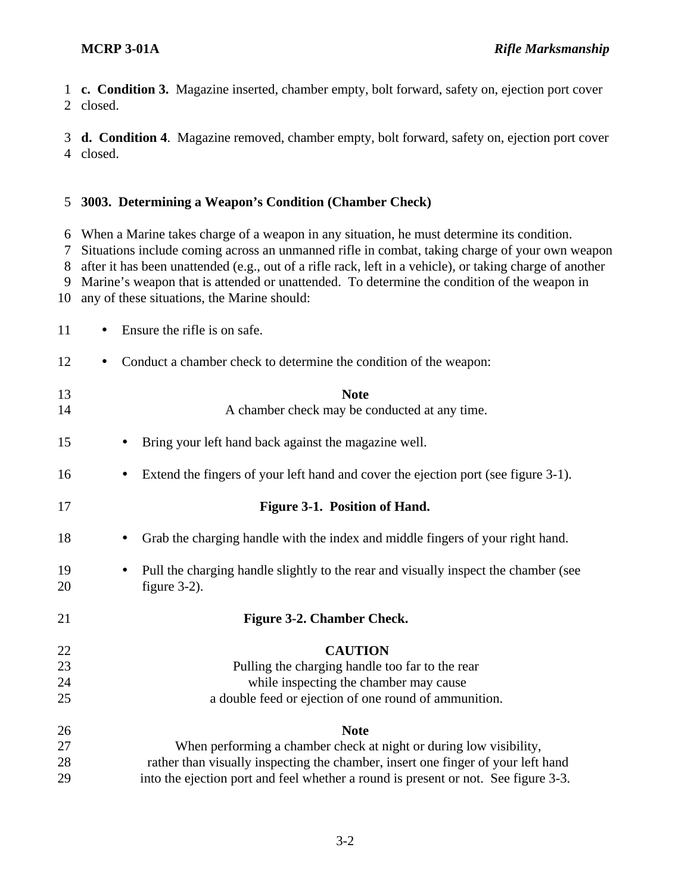**c. Condition 3.** Magazine inserted, chamber empty, bolt forward, safety on, ejection port cover closed.

**d. Condition 4**. Magazine removed, chamber empty, bolt forward, safety on, ejection port cover closed.

## 3003. Determining a Weapon's Condition (Chamber Check)

When a Marine takes charge of a weapon in any situation, he must determine its condition. Situations include coming across an unmanned rifle in combat, taking charge of your own weapon after it has been unattended (e.g., out of a rifle rack, left in a vehicle), or taking charge of another Marine's weapon that is attended or unattended. To determine the condition of the weapon in any of these situations, the Marine should:

- Ensure the rifle is on safe.
- Conduct a chamber check to determine the condition of the weapon:

**Note**
A chamber check may be conducted at any time.

  - Bring your left hand back against the magazine well.
  - Extend the fingers of your left hand and cover the ejection port (see figure 3-1).

**Figure 3-1. Position of Hand.**

  - Grab the charging handle with the index and middle fingers of your right hand.
  - Pull the charging handle slightly to the rear and visually inspect the chamber (see figure 3-2).

**Figure 3-2. Chamber Check.**

**CAUTION**
Pulling the charging handle too far to the rear while inspecting the chamber may cause a double feed or ejection of one round of ammunition.

**Note**
When performing a chamber check at night or during low visibility, rather than visually inspecting the chamber, insert one finger of your left hand into the ejection port and feel whether a round is present or not. See figure 3-3.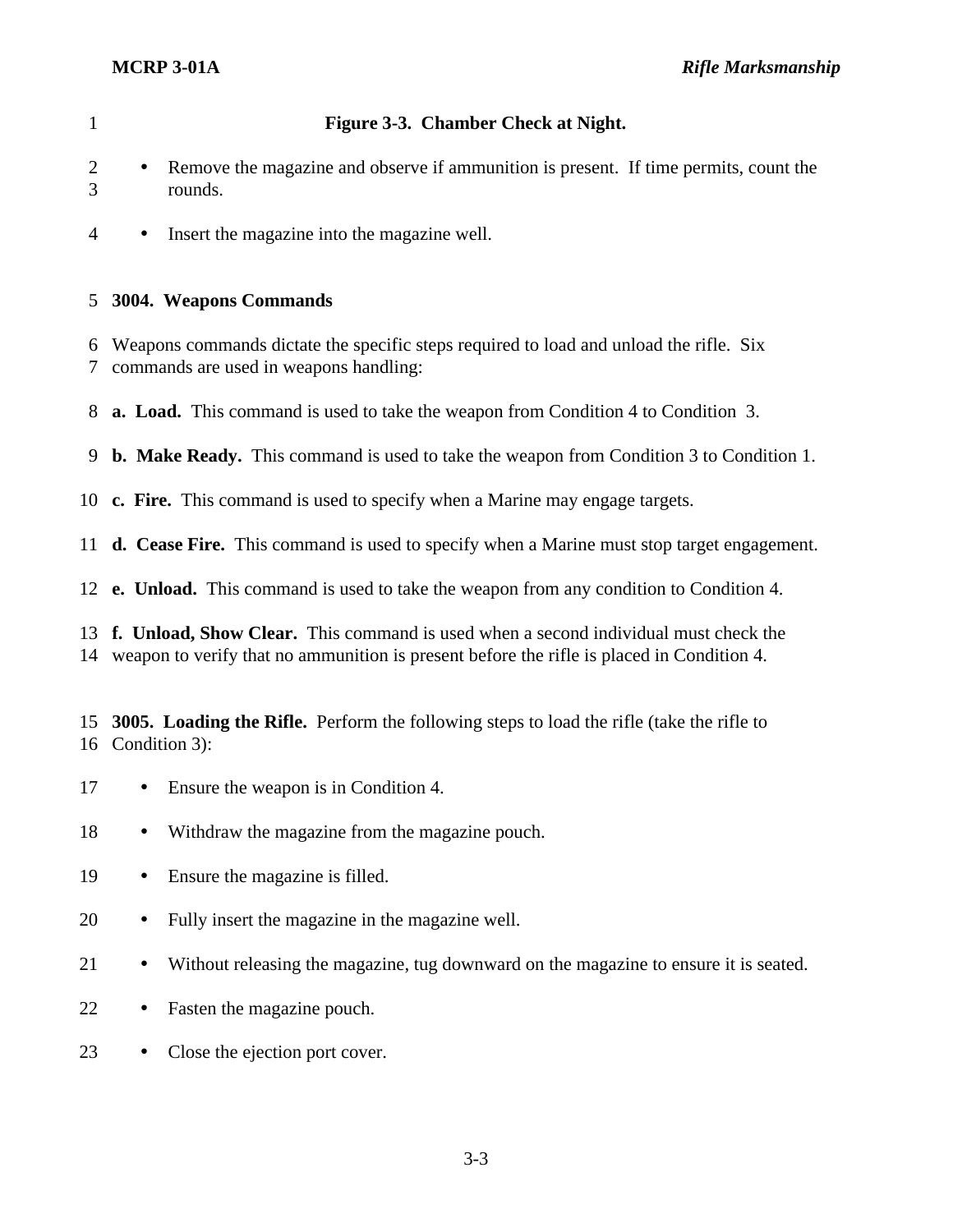**Figure 3-3. Chamber Check at Night.**

- Remove the magazine and observe if ammunition is present. If time permits, count the rounds.
- Insert the magazine into the magazine well.

## 3004. Weapons Commands

Weapons commands dictate the specific steps required to load and unload the rifle. Six commands are used in weapons handling:

**a. Load.** This command is used to take the weapon from Condition 4 to Condition 3.

**b. Make Ready.** This command is used to take the weapon from Condition 3 to Condition 1.

**c. Fire.** This command is used to specify when a Marine may engage targets.

**d. Cease Fire.** This command is used to specify when a Marine must stop target engagement.

**e. Unload.** This command is used to take the weapon from any condition to Condition 4.

**f. Unload, Show Clear.** This command is used when a second individual must check the weapon to verify that no ammunition is present before the rifle is placed in Condition 4.

**3005. Loading the Rifle.** Perform the following steps to load the rifle (take the rifle to Condition 3):

- Ensure the weapon is in Condition 4.
- Withdraw the magazine from the magazine pouch.
- Ensure the magazine is filled.
- Fully insert the magazine in the magazine well.
- Without releasing the magazine, tug downward on the magazine to ensure it is seated.
- Fasten the magazine pouch.
- Close the ejection port cover.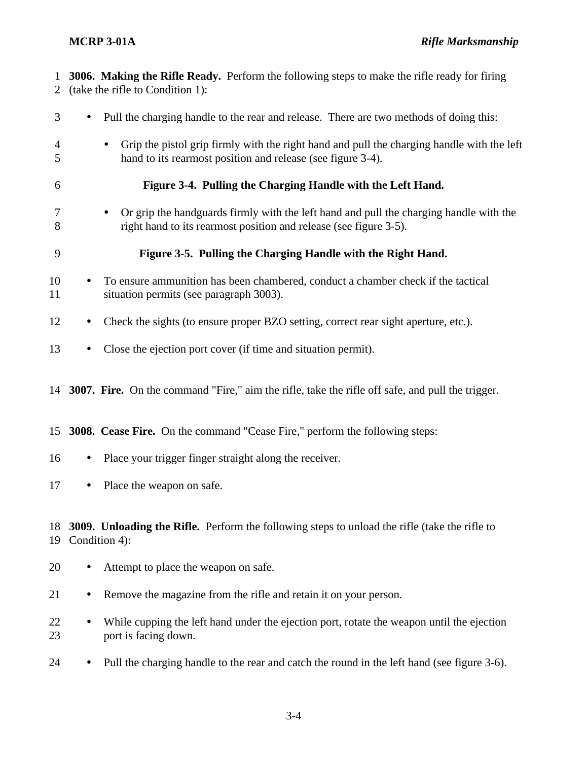**3006. Making the Rifle Ready.** Perform the following steps to make the rifle ready for firing (take the rifle to Condition 1):

- Pull the charging handle to the rear and release. There are two methods of doing this:
  - Grip the pistol grip firmly with the right hand and pull the charging handle with the left hand to its rearmost position and release (see figure 3-4).

**Figure 3-4. Pulling the Charging Handle with the Left Hand.**

  - Or grip the handguards firmly with the left hand and pull the charging handle with the right hand to its rearmost position and release (see figure 3-5).

**Figure 3-5. Pulling the Charging Handle with the Right Hand.**

- To ensure ammunition has been chambered, conduct a chamber check if the tactical situation permits (see paragraph 3003).
- Check the sights (to ensure proper BZO setting, correct rear sight aperture, etc.).
- Close the ejection port cover (if time and situation permit).

**3007. Fire.** On the command "Fire," aim the rifle, take the rifle off safe, and pull the trigger.

**3008. Cease Fire.** On the command "Cease Fire," perform the following steps:

- Place your trigger finger straight along the receiver.
- Place the weapon on safe.

**3009. Unloading the Rifle.** Perform the following steps to unload the rifle (take the rifle to Condition 4):

- Attempt to place the weapon on safe.
- Remove the magazine from the rifle and retain it on your person.
- While cupping the left hand under the ejection port, rotate the weapon until the ejection port is facing down.
- Pull the charging handle to the rear and catch the round in the left hand (see figure 3-6).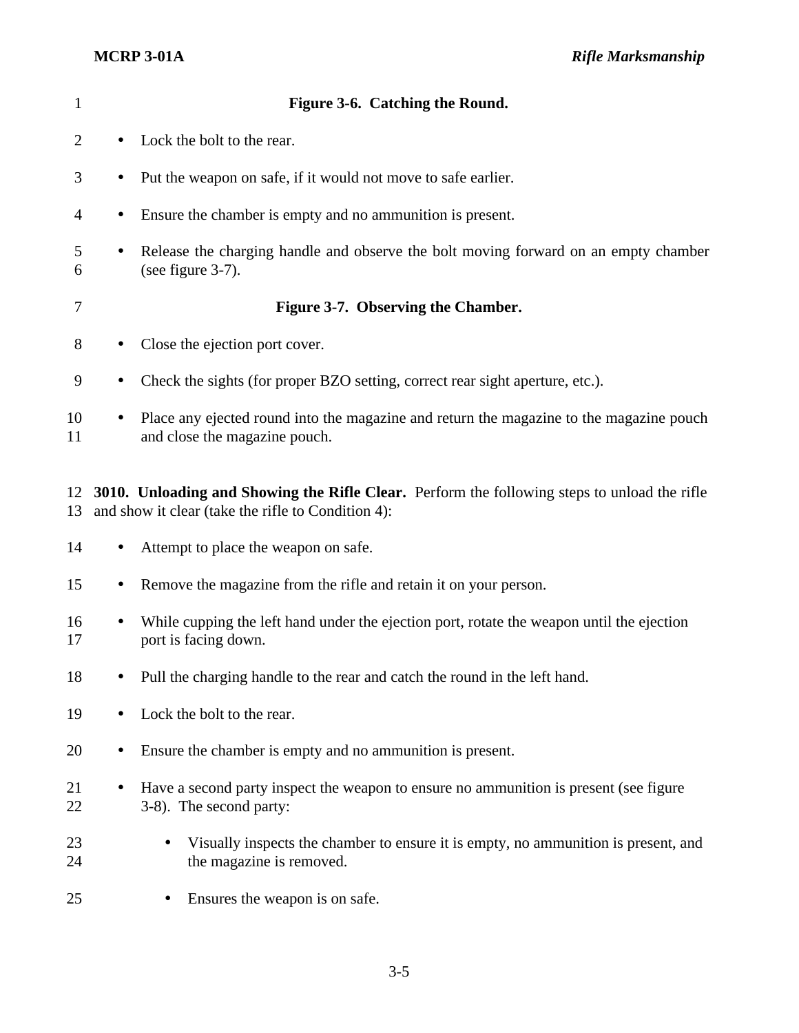**Figure 3-6. Catching the Round.**

- Lock the bolt to the rear.
- Put the weapon on safe, if it would not move to safe earlier.
- Ensure the chamber is empty and no ammunition is present.
- Release the charging handle and observe the bolt moving forward on an empty chamber (see figure 3-7).

**Figure 3-7. Observing the Chamber.**

- Close the ejection port cover.
- Check the sights (for proper BZO setting, correct rear sight aperture, etc.).
- Place any ejected round into the magazine and return the magazine to the magazine pouch and close the magazine pouch.

**3010. Unloading and Showing the Rifle Clear.** Perform the following steps to unload the rifle and show it clear (take the rifle to Condition 4):

- Attempt to place the weapon on safe.
- Remove the magazine from the rifle and retain it on your person.
- While cupping the left hand under the ejection port, rotate the weapon until the ejection port is facing down.
- Pull the charging handle to the rear and catch the round in the left hand.
- Lock the bolt to the rear.
- Ensure the chamber is empty and no ammunition is present.
- Have a second party inspect the weapon to ensure no ammunition is present (see figure 3-8). The second party:
  - Visually inspects the chamber to ensure it is empty, no ammunition is present, and the magazine is removed.
  - Ensures the weapon is on safe.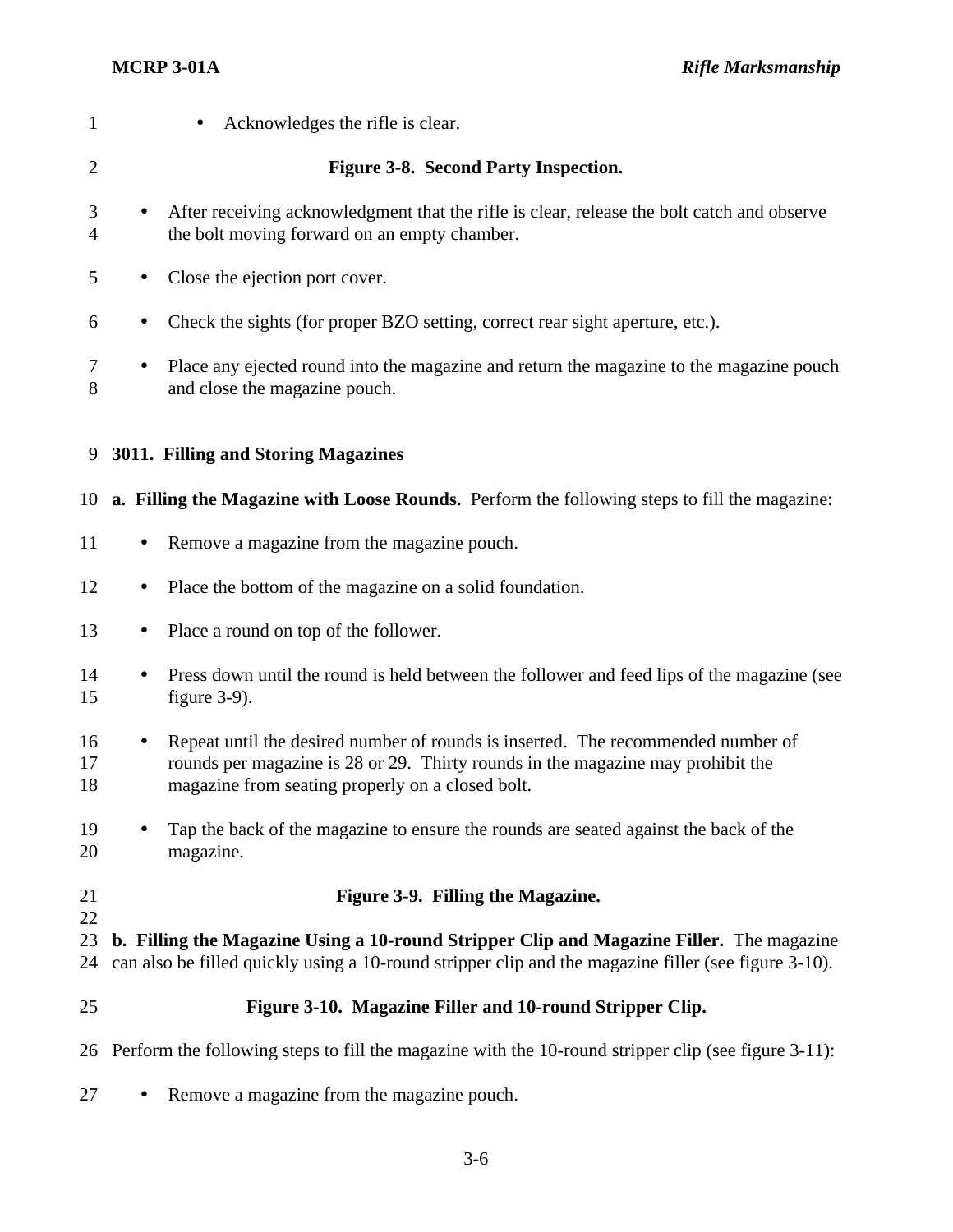- Acknowledges the rifle is clear.

**Figure 3-8. Second Party Inspection.**

- After receiving acknowledgment that the rifle is clear, release the bolt catch and observe the bolt moving forward on an empty chamber.
- Close the ejection port cover.
- Check the sights (for proper BZO setting, correct rear sight aperture, etc.).
- Place any ejected round into the magazine and return the magazine to the magazine pouch and close the magazine pouch.

## 3011. Filling and Storing Magazines

**a. Filling the Magazine with Loose Rounds.** Perform the following steps to fill the magazine:

- Remove a magazine from the magazine pouch.
- Place the bottom of the magazine on a solid foundation.
- Place a round on top of the follower.
- Press down until the round is held between the follower and feed lips of the magazine (see figure 3-9).
- Repeat until the desired number of rounds is inserted. The recommended number of rounds per magazine is 28 or 29. Thirty rounds in the magazine may prohibit the magazine from seating properly on a closed bolt.
- Tap the back of the magazine to ensure the rounds are seated against the back of the magazine.

**Figure 3-9. Filling the Magazine.**

**b. Filling the Magazine Using a 10-round Stripper Clip and Magazine Filler.** The magazine can also be filled quickly using a 10-round stripper clip and the magazine filler (see figure 3-10).

**Figure 3-10. Magazine Filler and 10-round Stripper Clip.**

Perform the following steps to fill the magazine with the 10-round stripper clip (see figure 3-11):

- Remove a magazine from the magazine pouch.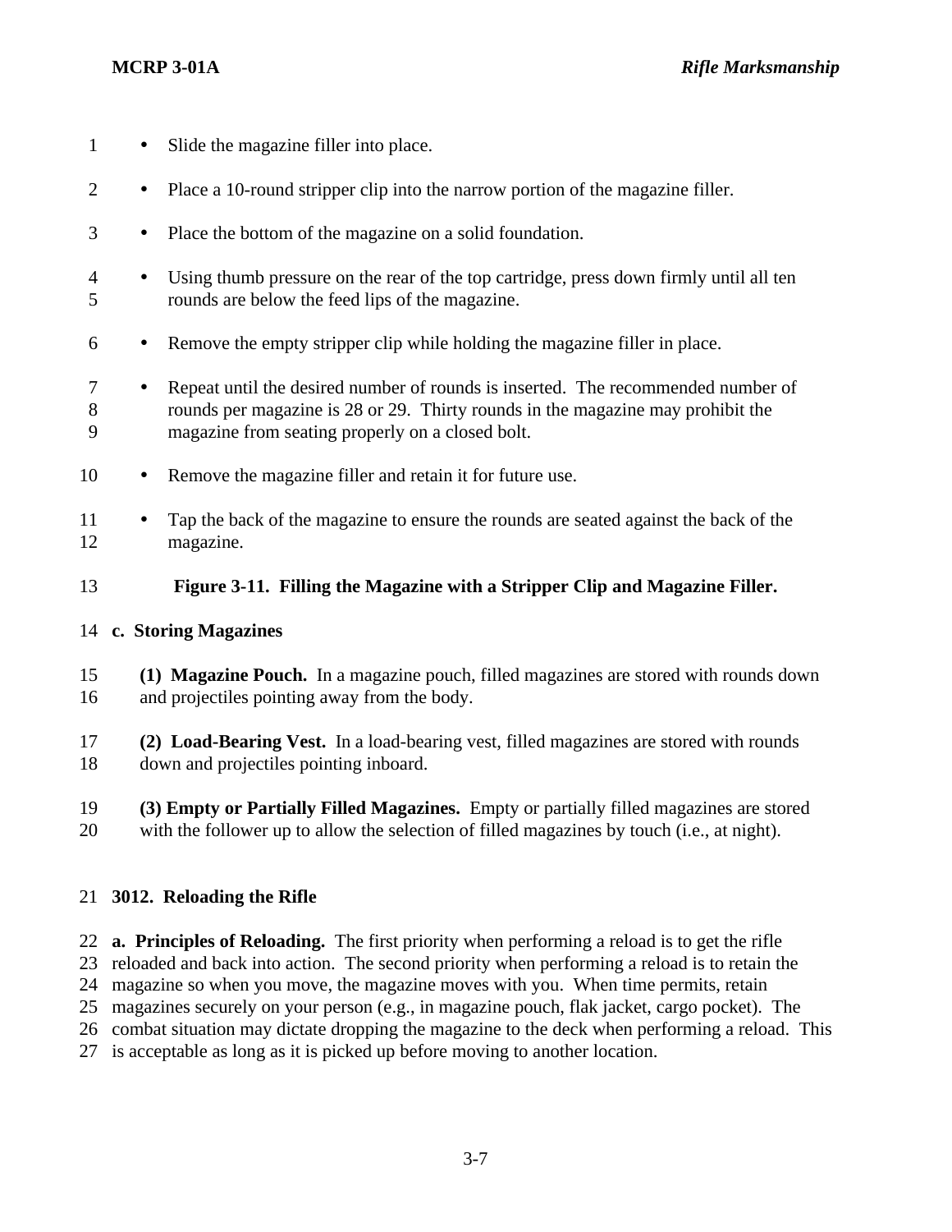- Slide the magazine filler into place.
- Place a 10-round stripper clip into the narrow portion of the magazine filler.
- Place the bottom of the magazine on a solid foundation.
- Using thumb pressure on the rear of the top cartridge, press down firmly until all ten rounds are below the feed lips of the magazine.
- Remove the empty stripper clip while holding the magazine filler in place.
- Repeat until the desired number of rounds is inserted. The recommended number of rounds per magazine is 28 or 29. Thirty rounds in the magazine may prohibit the magazine from seating properly on a closed bolt.
- Remove the magazine filler and retain it for future use.
- Tap the back of the magazine to ensure the rounds are seated against the back of the magazine.

**Figure 3-11. Filling the Magazine with a Stripper Clip and Magazine Filler.**

### c. Storing Magazines

**(1) Magazine Pouch.** In a magazine pouch, filled magazines are stored with rounds down and projectiles pointing away from the body.

**(2) Load-Bearing Vest.** In a load-bearing vest, filled magazines are stored with rounds down and projectiles pointing inboard.

**(3) Empty or Partially Filled Magazines.** Empty or partially filled magazines are stored with the follower up to allow the selection of filled magazines by touch (i.e., at night).

## 3012. Reloading the Rifle

**a. Principles of Reloading.** The first priority when performing a reload is to get the rifle reloaded and back into action. The second priority when performing a reload is to retain the magazine so when you move, the magazine moves with you. When time permits, retain magazines securely on your person (e.g., in magazine pouch, flak jacket, cargo pocket). The combat situation may dictate dropping the magazine to the deck when performing a reload. This is acceptable as long as it is picked up before moving to another location.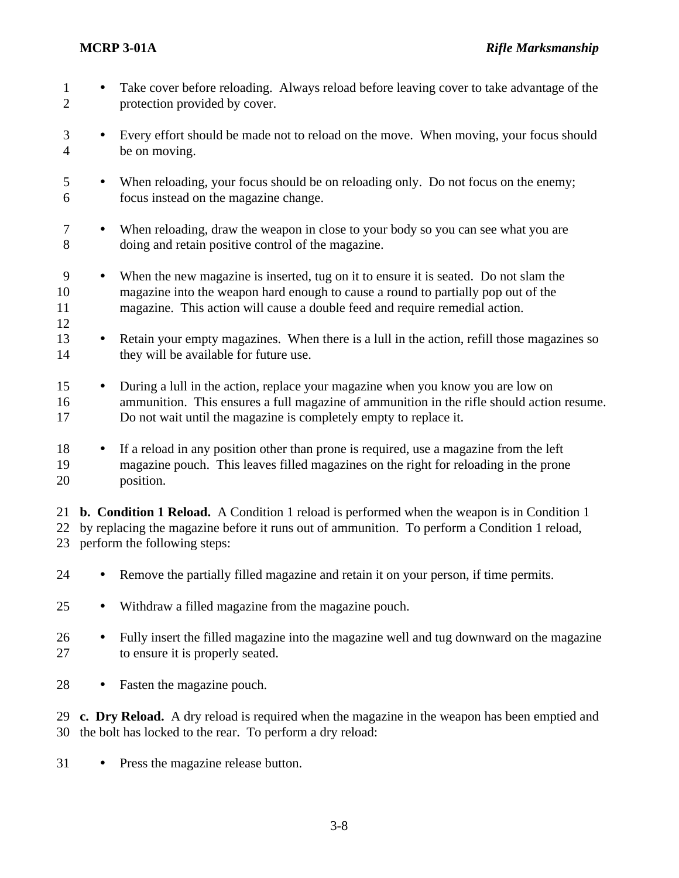- Take cover before reloading. Always reload before leaving cover to take advantage of the protection provided by cover.

- Every effort should be made not to reload on the move. When moving, your focus should be on moving.

- When reloading, your focus should be on reloading only. Do not focus on the enemy; focus instead on the magazine change.

- When reloading, draw the weapon in close to your body so you can see what you are doing and retain positive control of the magazine.

- When the new magazine is inserted, tug on it to ensure it is seated. Do not slam the magazine into the weapon hard enough to cause a round to partially pop out of the magazine. This action will cause a double feed and require remedial action.

- Retain your empty magazines. When there is a lull in the action, refill those magazines so they will be available for future use.

- During a lull in the action, replace your magazine when you know you are low on ammunition. This ensures a full magazine of ammunition in the rifle should action resume. Do not wait until the magazine is completely empty to replace it.

- If a reload in any position other than prone is required, use a magazine from the left magazine pouch. This leaves filled magazines on the right for reloading in the prone position.

**b. Condition 1 Reload.** A Condition 1 reload is performed when the weapon is in Condition 1 by replacing the magazine before it runs out of ammunition. To perform a Condition 1 reload, perform the following steps:

- Remove the partially filled magazine and retain it on your person, if time permits.

- Withdraw a filled magazine from the magazine pouch.

- Fully insert the filled magazine into the magazine well and tug downward on the magazine to ensure it is properly seated.

- Fasten the magazine pouch.

**c. Dry Reload.** A dry reload is required when the magazine in the weapon has been emptied and the bolt has locked to the rear. To perform a dry reload:

- Press the magazine release button.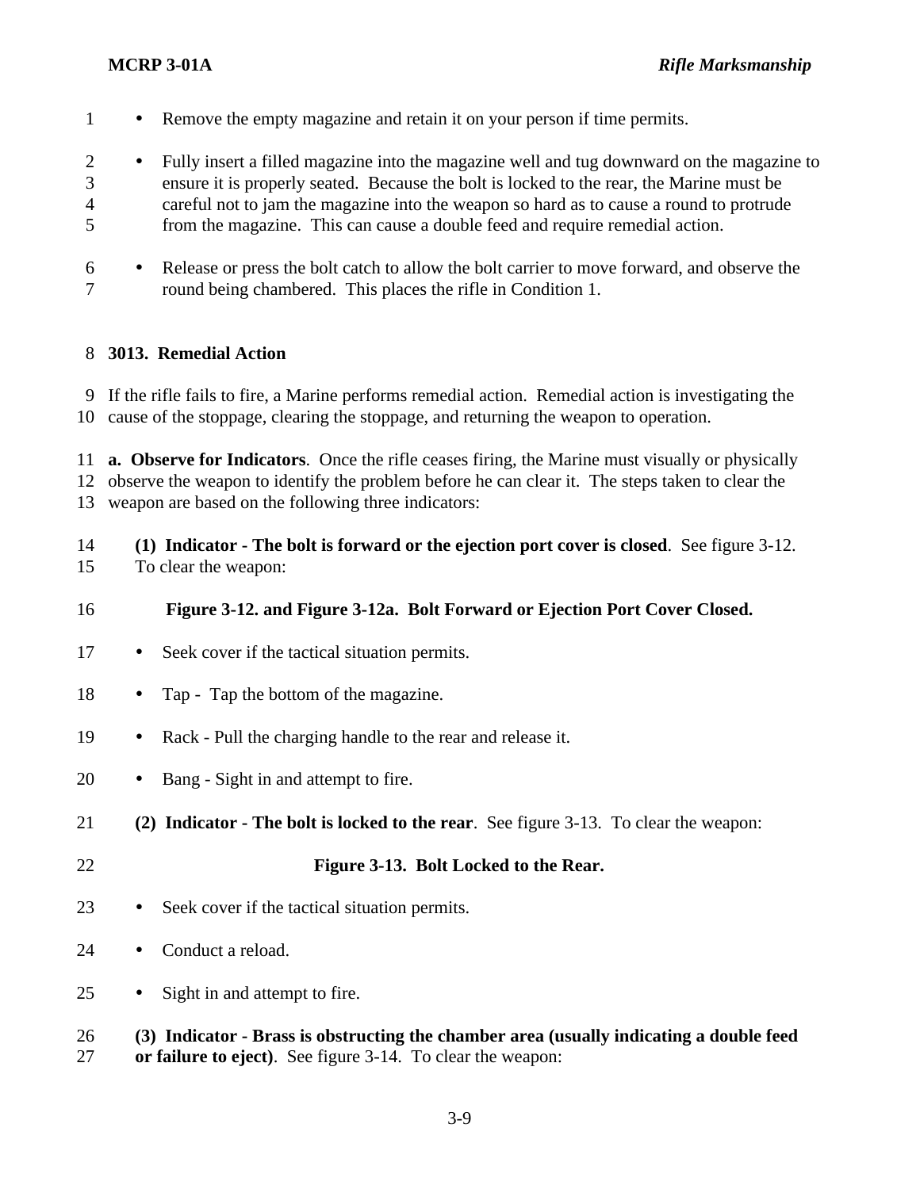- Remove the empty magazine and retain it on your person if time permits.

- Fully insert a filled magazine into the magazine well and tug downward on the magazine to ensure it is properly seated. Because the bolt is locked to the rear, the Marine must be careful not to jam the magazine into the weapon so hard as to cause a round to protrude from the magazine. This can cause a double feed and require remedial action.

- Release or press the bolt catch to allow the bolt carrier to move forward, and observe the round being chambered. This places the rifle in Condition 1.

## 3013. Remedial Action

If the rifle fails to fire, a Marine performs remedial action. Remedial action is investigating the cause of the stoppage, clearing the stoppage, and returning the weapon to operation.

**a. Observe for Indicators**. Once the rifle ceases firing, the Marine must visually or physically observe the weapon to identify the problem before he can clear it. The steps taken to clear the weapon are based on the following three indicators:

**(1) Indicator - The bolt is forward or the ejection port cover is closed**. See figure 3-12. To clear the weapon:

**Figure 3-12. and Figure 3-12a. Bolt Forward or Ejection Port Cover Closed.**

- Seek cover if the tactical situation permits.

- Tap - Tap the bottom of the magazine.

- Rack - Pull the charging handle to the rear and release it.

- Bang - Sight in and attempt to fire.

**(2) Indicator - The bolt is locked to the rear**. See figure 3-13. To clear the weapon:

**Figure 3-13. Bolt Locked to the Rear.**

- Seek cover if the tactical situation permits.

- Conduct a reload.

- Sight in and attempt to fire.

**(3) Indicator - Brass is obstructing the chamber area (usually indicating a double feed or failure to eject)**. See figure 3-14. To clear the weapon: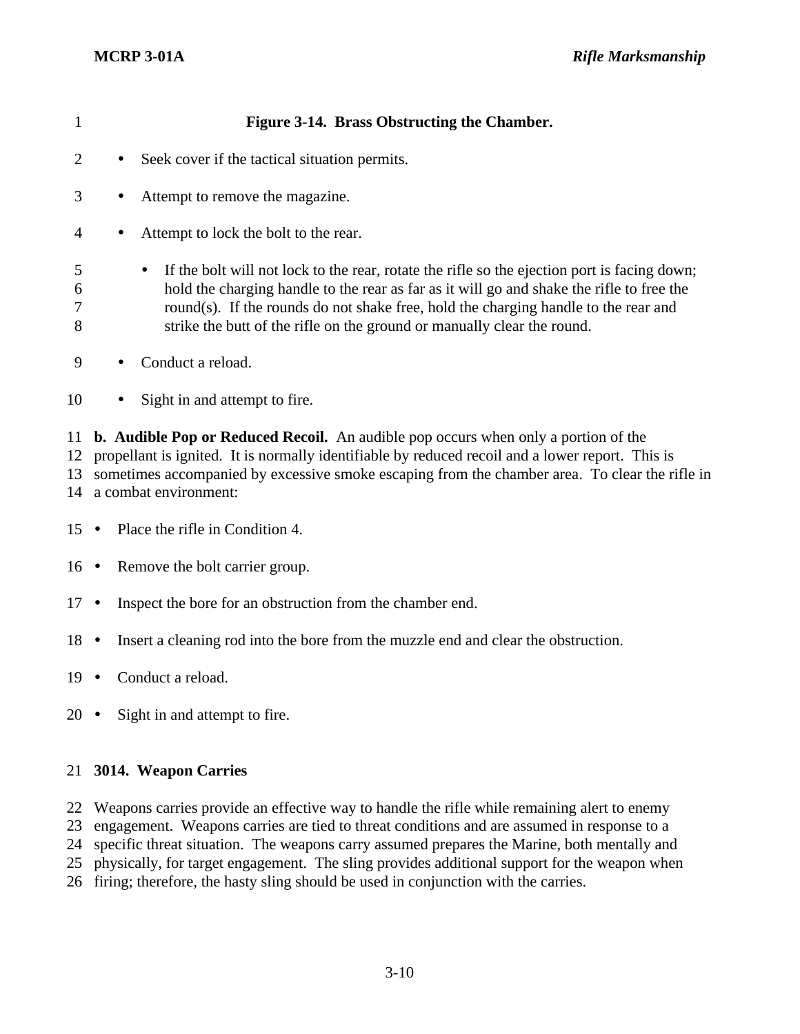**Figure 3-14. Brass Obstructing the Chamber.**

- Seek cover if the tactical situation permits.
- Attempt to remove the magazine.
- Attempt to lock the bolt to the rear.
  - If the bolt will not lock to the rear, rotate the rifle so the ejection port is facing down; hold the charging handle to the rear as far as it will go and shake the rifle to free the round(s). If the rounds do not shake free, hold the charging handle to the rear and strike the butt of the rifle on the ground or manually clear the round.
- Conduct a reload.
- Sight in and attempt to fire.

**b. Audible Pop or Reduced Recoil.** An audible pop occurs when only a portion of the propellant is ignited. It is normally identifiable by reduced recoil and a lower report. This is sometimes accompanied by excessive smoke escaping from the chamber area. To clear the rifle in a combat environment:

- Place the rifle in Condition 4.
- Remove the bolt carrier group.
- Inspect the bore for an obstruction from the chamber end.
- Insert a cleaning rod into the bore from the muzzle end and clear the obstruction.
- Conduct a reload.
- Sight in and attempt to fire.

## 3014. Weapon Carries

Weapons carries provide an effective way to handle the rifle while remaining alert to enemy engagement. Weapons carries are tied to threat conditions and are assumed in response to a specific threat situation. The weapons carry assumed prepares the Marine, both mentally and physically, for target engagement. The sling provides additional support for the weapon when firing; therefore, the hasty sling should be used in conjunction with the carries.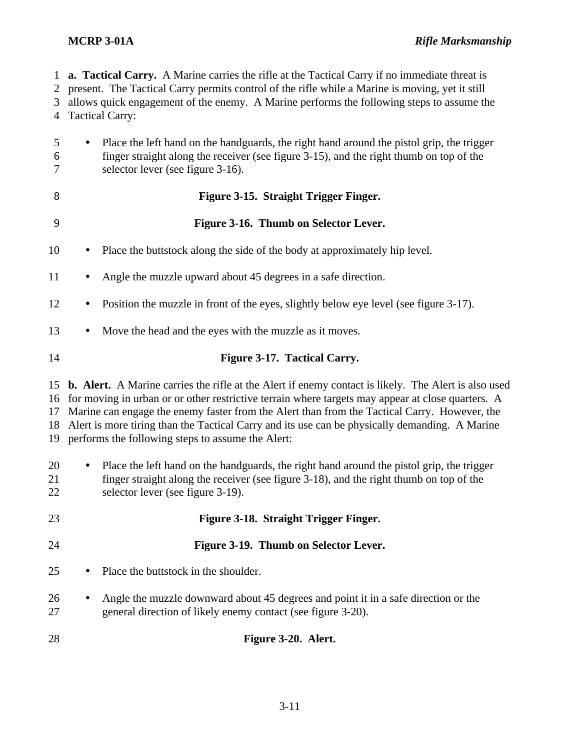**a. Tactical Carry.** A Marine carries the rifle at the Tactical Carry if no immediate threat is present. The Tactical Carry permits control of the rifle while a Marine is moving, yet it still allows quick engagement of the enemy. A Marine performs the following steps to assume the Tactical Carry:

- Place the left hand on the handguards, the right hand around the pistol grip, the trigger finger straight along the receiver (see figure 3-15), and the right thumb on top of the selector lever (see figure 3-16).

**Figure 3-15. Straight Trigger Finger.**

**Figure 3-16. Thumb on Selector Lever.**

- Place the buttstock along the side of the body at approximately hip level.
- Angle the muzzle upward about 45 degrees in a safe direction.
- Position the muzzle in front of the eyes, slightly below eye level (see figure 3-17).
- Move the head and the eyes with the muzzle as it moves.

**Figure 3-17. Tactical Carry.**

**b. Alert.** A Marine carries the rifle at the Alert if enemy contact is likely. The Alert is also used for moving in urban or or other restrictive terrain where targets may appear at close quarters. A Marine can engage the enemy faster from the Alert than from the Tactical Carry. However, the Alert is more tiring than the Tactical Carry and its use can be physically demanding. A Marine performs the following steps to assume the Alert:

- Place the left hand on the handguards, the right hand around the pistol grip, the trigger finger straight along the receiver (see figure 3-18), and the right thumb on top of the selector lever (see figure 3-19).

**Figure 3-18. Straight Trigger Finger.**

**Figure 3-19. Thumb on Selector Lever.**

- Place the buttstock in the shoulder.
- Angle the muzzle downward about 45 degrees and point it in a safe direction or the general direction of likely enemy contact (see figure 3-20).

**Figure 3-20. Alert.**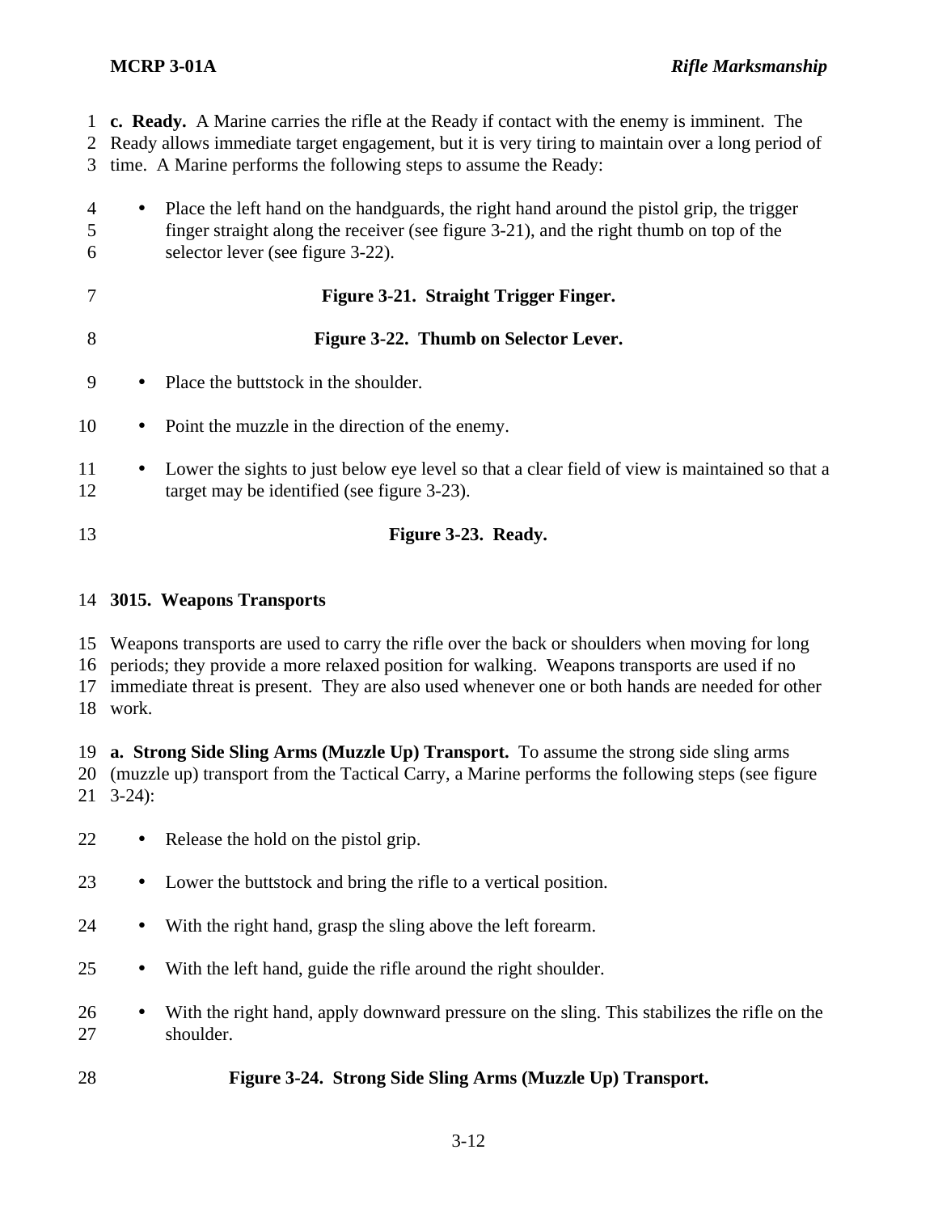**c. Ready.** A Marine carries the rifle at the Ready if contact with the enemy is imminent. The Ready allows immediate target engagement, but it is very tiring to maintain over a long period of time. A Marine performs the following steps to assume the Ready:

- Place the left hand on the handguards, the right hand around the pistol grip, the trigger finger straight along the receiver (see figure 3-21), and the right thumb on top of the selector lever (see figure 3-22).

**Figure 3-21. Straight Trigger Finger.**

**Figure 3-22. Thumb on Selector Lever.**

- Place the buttstock in the shoulder.
- Point the muzzle in the direction of the enemy.
- Lower the sights to just below eye level so that a clear field of view is maintained so that a target may be identified (see figure 3-23).

**Figure 3-23. Ready.**

## 3015. Weapons Transports

Weapons transports are used to carry the rifle over the back or shoulders when moving for long periods; they provide a more relaxed position for walking. Weapons transports are used if no immediate threat is present. They are also used whenever one or both hands are needed for other work.

**a. Strong Side Sling Arms (Muzzle Up) Transport.** To assume the strong side sling arms (muzzle up) transport from the Tactical Carry, a Marine performs the following steps (see figure 3-24):

- Release the hold on the pistol grip.
- Lower the buttstock and bring the rifle to a vertical position.
- With the right hand, grasp the sling above the left forearm.
- With the left hand, guide the rifle around the right shoulder.
- With the right hand, apply downward pressure on the sling. This stabilizes the rifle on the shoulder.

**Figure 3-24. Strong Side Sling Arms (Muzzle Up) Transport.**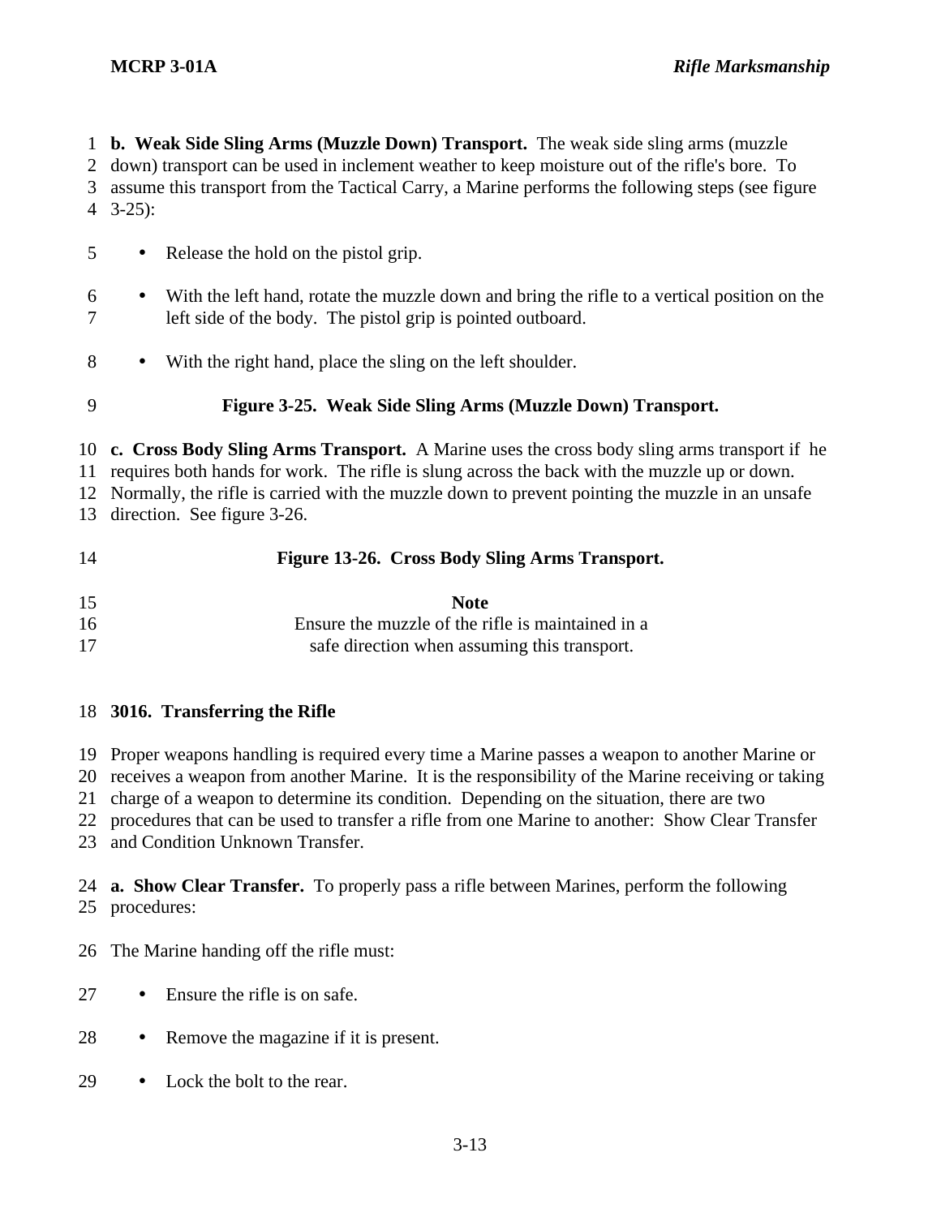**b. Weak Side Sling Arms (Muzzle Down) Transport.** The weak side sling arms (muzzle down) transport can be used in inclement weather to keep moisture out of the rifle's bore. To assume this transport from the Tactical Carry, a Marine performs the following steps (see figure 3-25):

- Release the hold on the pistol grip.
- With the left hand, rotate the muzzle down and bring the rifle to a vertical position on the left side of the body. The pistol grip is pointed outboard.
- With the right hand, place the sling on the left shoulder.

**Figure 3-25. Weak Side Sling Arms (Muzzle Down) Transport.**

**c. Cross Body Sling Arms Transport.** A Marine uses the cross body sling arms transport if he requires both hands for work. The rifle is slung across the back with the muzzle up or down. Normally, the rifle is carried with the muzzle down to prevent pointing the muzzle in an unsafe direction. See figure 3-26.

**Figure 13-26. Cross Body Sling Arms Transport.**

**Note**
Ensure the muzzle of the rifle is maintained in a safe direction when assuming this transport.

## 3016. Transferring the Rifle

Proper weapons handling is required every time a Marine passes a weapon to another Marine or receives a weapon from another Marine. It is the responsibility of the Marine receiving or taking charge of a weapon to determine its condition. Depending on the situation, there are two procedures that can be used to transfer a rifle from one Marine to another: Show Clear Transfer and Condition Unknown Transfer.

**a. Show Clear Transfer.** To properly pass a rifle between Marines, perform the following procedures:

The Marine handing off the rifle must:

- Ensure the rifle is on safe.
- Remove the magazine if it is present.
- Lock the bolt to the rear.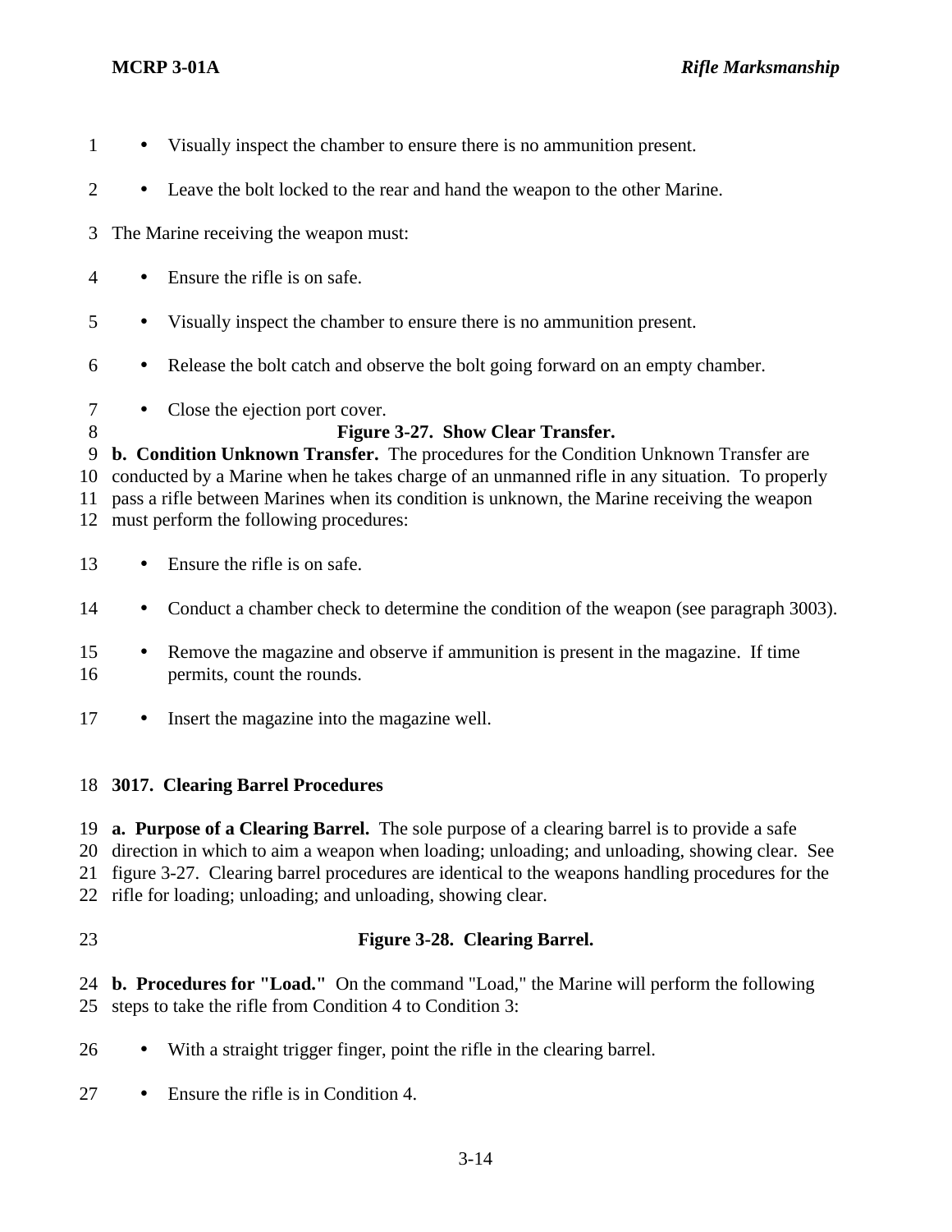- Visually inspect the chamber to ensure there is no ammunition present.
- Leave the bolt locked to the rear and hand the weapon to the other Marine.

The Marine receiving the weapon must:

- Ensure the rifle is on safe.
- Visually inspect the chamber to ensure there is no ammunition present.
- Release the bolt catch and observe the bolt going forward on an empty chamber.
- Close the ejection port cover.

**Figure 3-27. Show Clear Transfer.**

**b. Condition Unknown Transfer.** The procedures for the Condition Unknown Transfer are conducted by a Marine when he takes charge of an unmanned rifle in any situation. To properly pass a rifle between Marines when its condition is unknown, the Marine receiving the weapon must perform the following procedures:

- Ensure the rifle is on safe.
- Conduct a chamber check to determine the condition of the weapon (see paragraph 3003).
- Remove the magazine and observe if ammunition is present in the magazine. If time permits, count the rounds.
- Insert the magazine into the magazine well.

## 3017. Clearing Barrel Procedures

**a. Purpose of a Clearing Barrel.** The sole purpose of a clearing barrel is to provide a safe direction in which to aim a weapon when loading; unloading; and unloading, showing clear. See figure 3-27. Clearing barrel procedures are identical to the weapons handling procedures for the rifle for loading; unloading; and unloading, showing clear.

**Figure 3-28. Clearing Barrel.**

**b. Procedures for "Load."** On the command "Load," the Marine will perform the following steps to take the rifle from Condition 4 to Condition 3:

- With a straight trigger finger, point the rifle in the clearing barrel.
- Ensure the rifle is in Condition 4.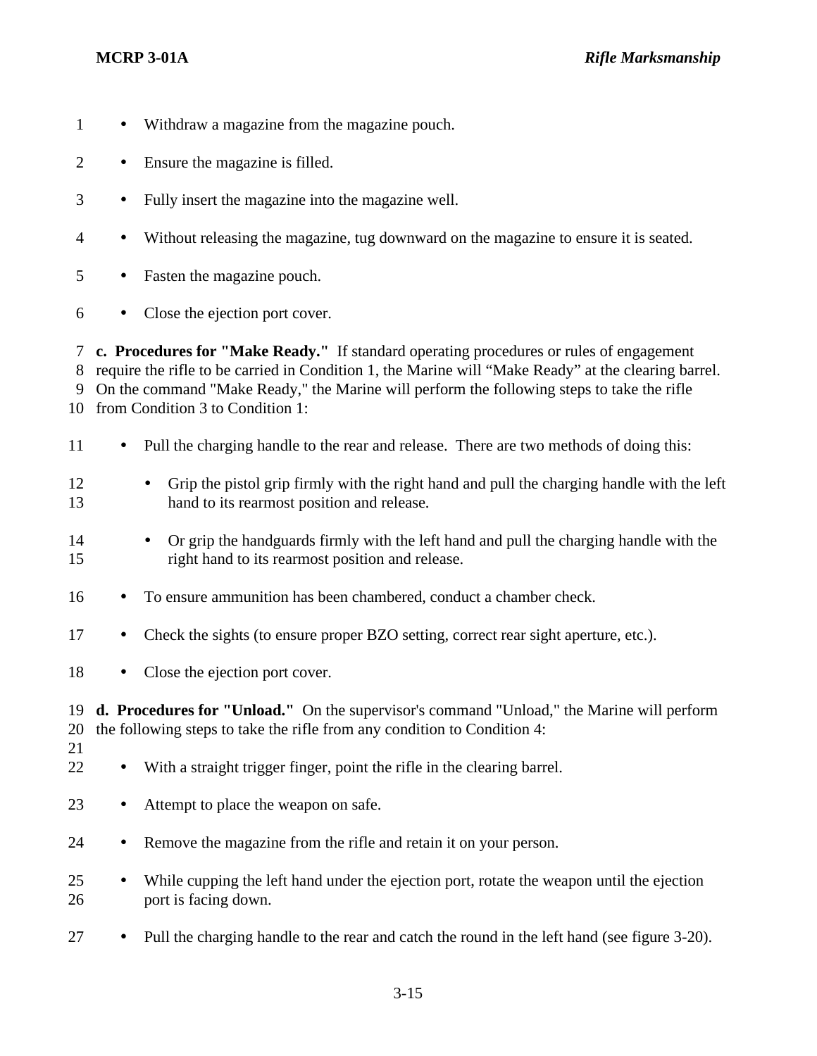- Withdraw a magazine from the magazine pouch.
- Ensure the magazine is filled.
- Fully insert the magazine into the magazine well.
- Without releasing the magazine, tug downward on the magazine to ensure it is seated.
- Fasten the magazine pouch.
- Close the ejection port cover.

**c. Procedures for "Make Ready."** If standard operating procedures or rules of engagement require the rifle to be carried in Condition 1, the Marine will “Make Ready” at the clearing barrel. On the command "Make Ready," the Marine will perform the following steps to take the rifle from Condition 3 to Condition 1:

- Pull the charging handle to the rear and release. There are two methods of doing this:
    - Grip the pistol grip firmly with the right hand and pull the charging handle with the left hand to its rearmost position and release.
    - Or grip the handguards firmly with the left hand and pull the charging handle with the right hand to its rearmost position and release.
- To ensure ammunition has been chambered, conduct a chamber check.
- Check the sights (to ensure proper BZO setting, correct rear sight aperture, etc.).
- Close the ejection port cover.

**d. Procedures for "Unload."** On the supervisor's command "Unload," the Marine will perform the following steps to take the rifle from any condition to Condition 4:

- With a straight trigger finger, point the rifle in the clearing barrel.
- Attempt to place the weapon on safe.
- Remove the magazine from the rifle and retain it on your person.
- While cupping the left hand under the ejection port, rotate the weapon until the ejection port is facing down.
- Pull the charging handle to the rear and catch the round in the left hand (see figure 3-20).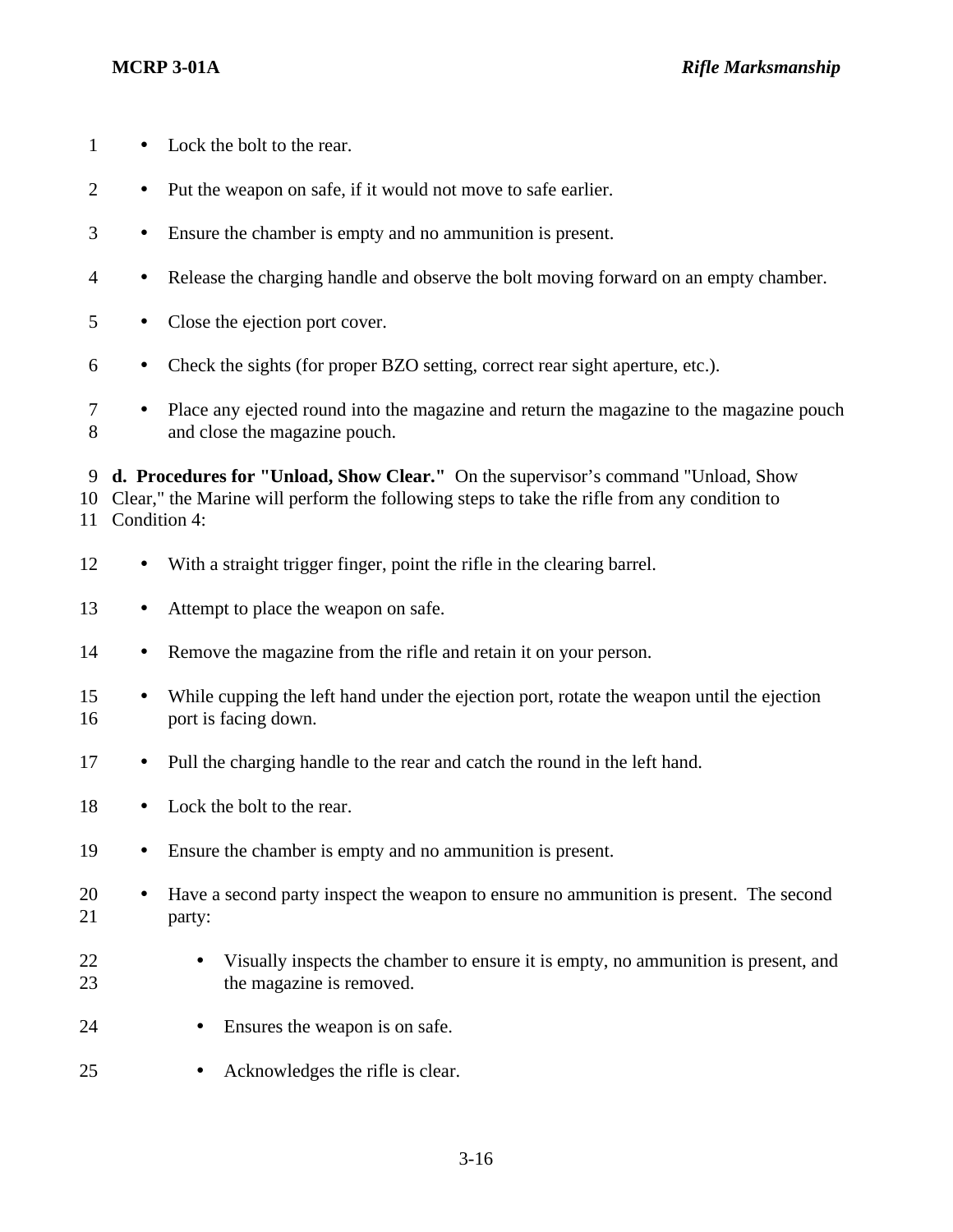- Lock the bolt to the rear.
- Put the weapon on safe, if it would not move to safe earlier.
- Ensure the chamber is empty and no ammunition is present.
- Release the charging handle and observe the bolt moving forward on an empty chamber.
- Close the ejection port cover.
- Check the sights (for proper BZO setting, correct rear sight aperture, etc.).
- Place any ejected round into the magazine and return the magazine to the magazine pouch and close the magazine pouch.

**d. Procedures for "Unload, Show Clear."** On the supervisor's command "Unload, Show Clear," the Marine will perform the following steps to take the rifle from any condition to Condition 4:

- With a straight trigger finger, point the rifle in the clearing barrel.
- Attempt to place the weapon on safe.
- Remove the magazine from the rifle and retain it on your person.
- While cupping the left hand under the ejection port, rotate the weapon until the ejection port is facing down.
- Pull the charging handle to the rear and catch the round in the left hand.
- Lock the bolt to the rear.
- Ensure the chamber is empty and no ammunition is present.
- Have a second party inspect the weapon to ensure no ammunition is present. The second party:
    - Visually inspects the chamber to ensure it is empty, no ammunition is present, and the magazine is removed.
    - Ensures the weapon is on safe.
    - Acknowledges the rifle is clear.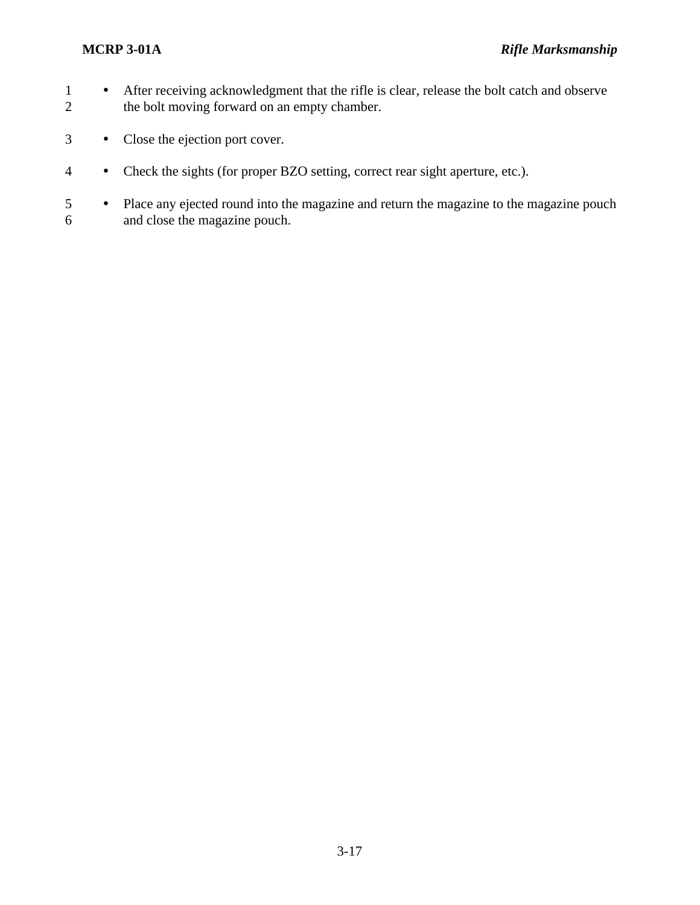- After receiving acknowledgment that the rifle is clear, release the bolt catch and observe the bolt moving forward on an empty chamber.
- Close the ejection port cover.
- Check the sights (for proper BZO setting, correct rear sight aperture, etc.).
- Place any ejected round into the magazine and return the magazine to the magazine pouch and close the magazine pouch.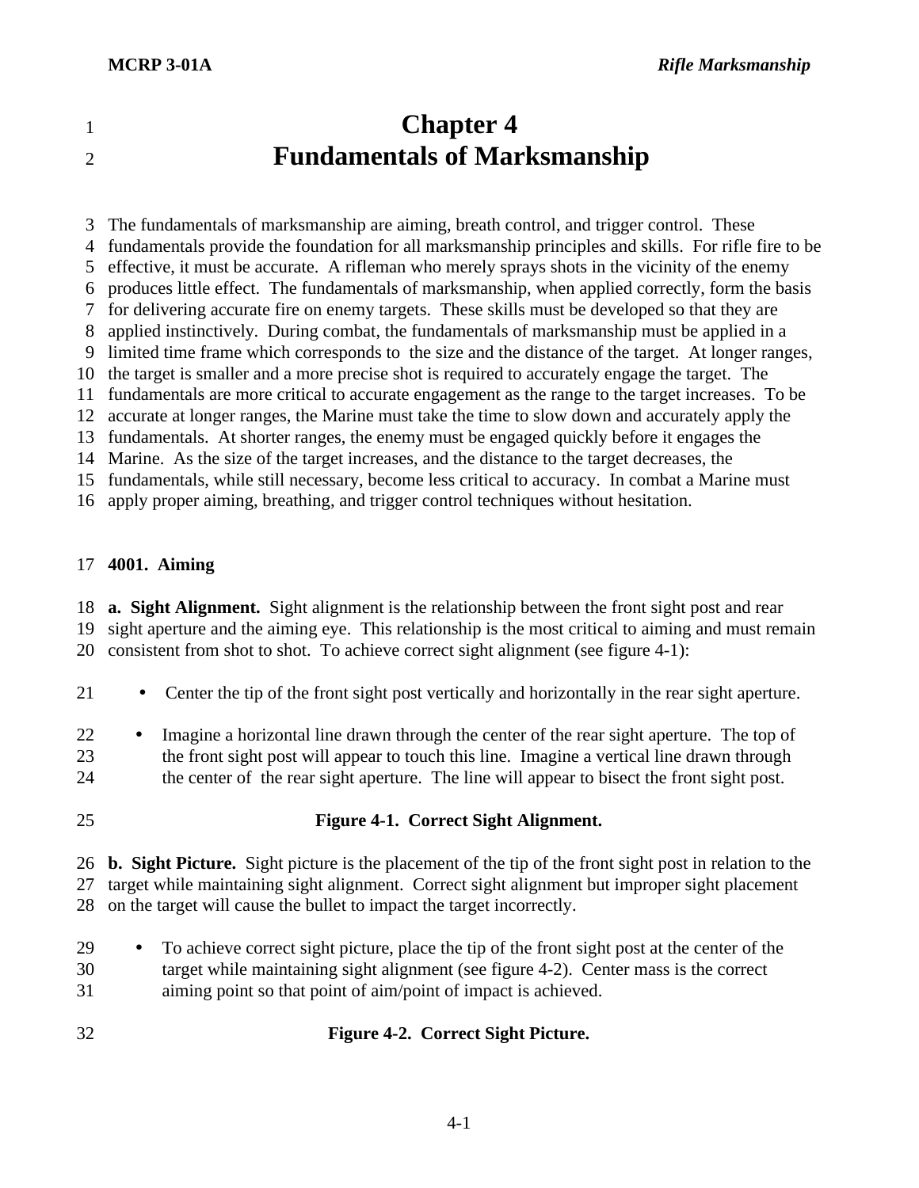# Chapter 4
# Fundamentals of Marksmanship

The fundamentals of marksmanship are aiming, breath control, and trigger control. These fundamentals provide the foundation for all marksmanship principles and skills. For rifle fire to be effective, it must be accurate. A rifleman who merely sprays shots in the vicinity of the enemy produces little effect. The fundamentals of marksmanship, when applied correctly, form the basis for delivering accurate fire on enemy targets. These skills must be developed so that they are applied instinctively. During combat, the fundamentals of marksmanship must be applied in a limited time frame which corresponds to the size and the distance of the target. At longer ranges, the target is smaller and a more precise shot is required to accurately engage the target. The fundamentals are more critical to accurate engagement as the range to the target increases. To be accurate at longer ranges, the Marine must take the time to slow down and accurately apply the fundamentals. At shorter ranges, the enemy must be engaged quickly before it engages the Marine. As the size of the target increases, and the distance to the target decreases, the fundamentals, while still necessary, become less critical to accuracy. In combat a Marine must apply proper aiming, breathing, and trigger control techniques without hesitation.

## 4001. Aiming

**a. Sight Alignment.** Sight alignment is the relationship between the front sight post and rear sight aperture and the aiming eye. This relationship is the most critical to aiming and must remain consistent from shot to shot. To achieve correct sight alignment (see figure 4-1):

- Center the tip of the front sight post vertically and horizontally in the rear sight aperture.
- Imagine a horizontal line drawn through the center of the rear sight aperture. The top of the front sight post will appear to touch this line. Imagine a vertical line drawn through the center of the rear sight aperture. The line will appear to bisect the front sight post.

**Figure 4-1. Correct Sight Alignment.**

**b. Sight Picture.** Sight picture is the placement of the tip of the front sight post in relation to the target while maintaining sight alignment. Correct sight alignment but improper sight placement on the target will cause the bullet to impact the target incorrectly.

- To achieve correct sight picture, place the tip of the front sight post at the center of the target while maintaining sight alignment (see figure 4-2). Center mass is the correct aiming point so that point of aim/point of impact is achieved.

**Figure 4-2. Correct Sight Picture.**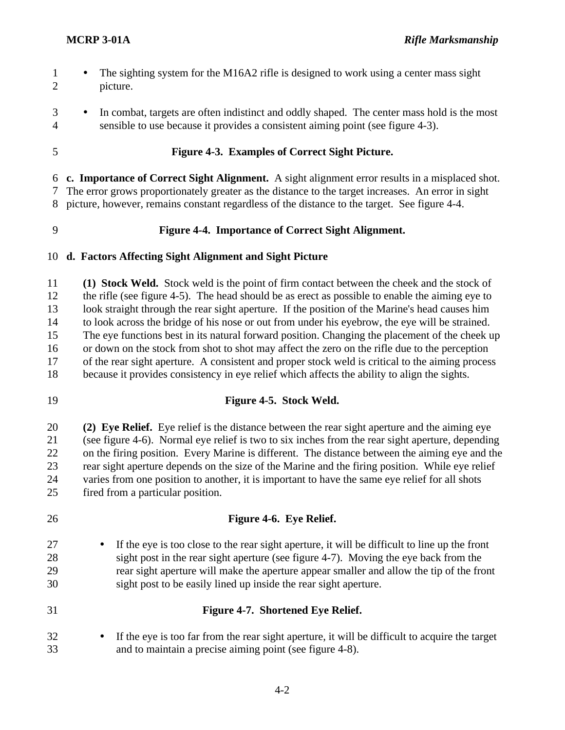- The sighting system for the M16A2 rifle is designed to work using a center mass sight picture.
- In combat, targets are often indistinct and oddly shaped. The center mass hold is the most sensible to use because it provides a consistent aiming point (see figure 4-3).

**Figure 4-3. Examples of Correct Sight Picture.**

**c. Importance of Correct Sight Alignment.** A sight alignment error results in a misplaced shot. The error grows proportionately greater as the distance to the target increases. An error in sight picture, however, remains constant regardless of the distance to the target. See figure 4-4.

**Figure 4-4. Importance of Correct Sight Alignment.**

**d. Factors Affecting Sight Alignment and Sight Picture**

**(1) Stock Weld.** Stock weld is the point of firm contact between the cheek and the stock of the rifle (see figure 4-5). The head should be as erect as possible to enable the aiming eye to look straight through the rear sight aperture. If the position of the Marine's head causes him to look across the bridge of his nose or out from under his eyebrow, the eye will be strained. The eye functions best in its natural forward position. Changing the placement of the cheek up or down on the stock from shot to shot may affect the zero on the rifle due to the perception of the rear sight aperture. A consistent and proper stock weld is critical to the aiming process because it provides consistency in eye relief which affects the ability to align the sights.

**Figure 4-5. Stock Weld.**

**(2) Eye Relief.** Eye relief is the distance between the rear sight aperture and the aiming eye (see figure 4-6). Normal eye relief is two to six inches from the rear sight aperture, depending on the firing position. Every Marine is different. The distance between the aiming eye and the rear sight aperture depends on the size of the Marine and the firing position. While eye relief varies from one position to another, it is important to have the same eye relief for all shots fired from a particular position.

**Figure 4-6. Eye Relief.**

- If the eye is too close to the rear sight aperture, it will be difficult to line up the front sight post in the rear sight aperture (see figure 4-7). Moving the eye back from the rear sight aperture will make the aperture appear smaller and allow the tip of the front sight post to be easily lined up inside the rear sight aperture.

**Figure 4-7. Shortened Eye Relief.**

- If the eye is too far from the rear sight aperture, it will be difficult to acquire the target and to maintain a precise aiming point (see figure 4-8).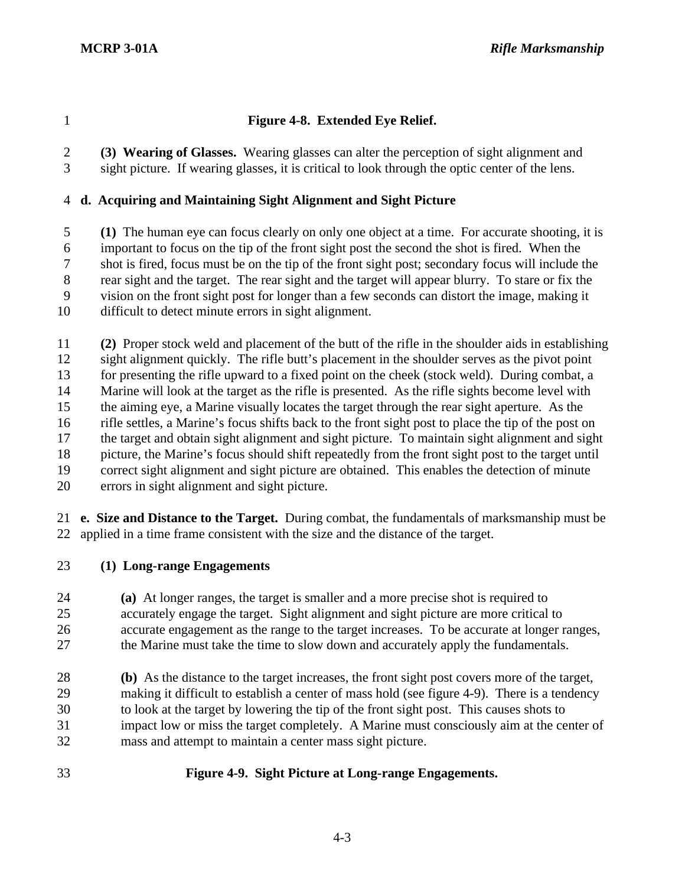**Figure 4-8. Extended Eye Relief.**

**(3) Wearing of Glasses.** Wearing glasses can alter the perception of sight alignment and sight picture. If wearing glasses, it is critical to look through the optic center of the lens.

**d. Acquiring and Maintaining Sight Alignment and Sight Picture**

**(1)** The human eye can focus clearly on only one object at a time. For accurate shooting, it is important to focus on the tip of the front sight post the second the shot is fired. When the shot is fired, focus must be on the tip of the front sight post; secondary focus will include the rear sight and the target. The rear sight and the target will appear blurry. To stare or fix the vision on the front sight post for longer than a few seconds can distort the image, making it difficult to detect minute errors in sight alignment.

**(2)** Proper stock weld and placement of the butt of the rifle in the shoulder aids in establishing sight alignment quickly. The rifle butt's placement in the shoulder serves as the pivot point for presenting the rifle upward to a fixed point on the cheek (stock weld). During combat, a Marine will look at the target as the rifle is presented. As the rifle sights become level with the aiming eye, a Marine visually locates the target through the rear sight aperture. As the rifle settles, a Marine's focus shifts back to the front sight post to place the tip of the post on the target and obtain sight alignment and sight picture. To maintain sight alignment and sight picture, the Marine's focus should shift repeatedly from the front sight post to the target until correct sight alignment and sight picture are obtained. This enables the detection of minute errors in sight alignment and sight picture.

**e. Size and Distance to the Target.** During combat, the fundamentals of marksmanship must be applied in a time frame consistent with the size and the distance of the target.

**(1) Long-range Engagements**

**(a)** At longer ranges, the target is smaller and a more precise shot is required to accurately engage the target. Sight alignment and sight picture are more critical to accurate engagement as the range to the target increases. To be accurate at longer ranges, the Marine must take the time to slow down and accurately apply the fundamentals.

**(b)** As the distance to the target increases, the front sight post covers more of the target, making it difficult to establish a center of mass hold (see figure 4-9). There is a tendency to look at the target by lowering the tip of the front sight post. This causes shots to impact low or miss the target completely. A Marine must consciously aim at the center of mass and attempt to maintain a center mass sight picture.

**Figure 4-9. Sight Picture at Long-range Engagements.**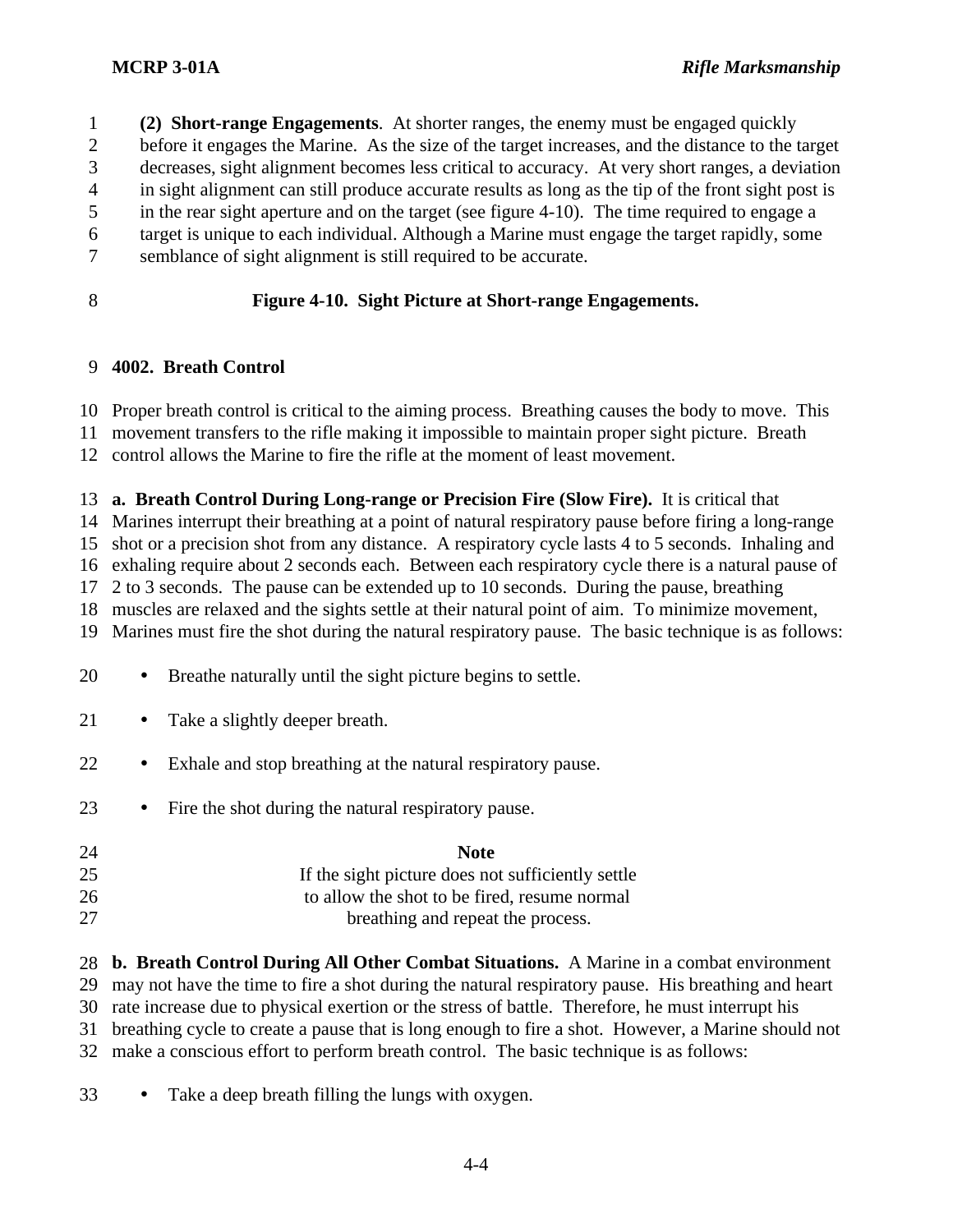**(2) Short-range Engagements**. At shorter ranges, the enemy must be engaged quickly before it engages the Marine. As the size of the target increases, and the distance to the target decreases, sight alignment becomes less critical to accuracy. At very short ranges, a deviation in sight alignment can still produce accurate results as long as the tip of the front sight post is in the rear sight aperture and on the target (see figure 4-10). The time required to engage a target is unique to each individual. Although a Marine must engage the target rapidly, some semblance of sight alignment is still required to be accurate.

**Figure 4-10. Sight Picture at Short-range Engagements.**

## 4002. Breath Control

Proper breath control is critical to the aiming process. Breathing causes the body to move. This movement transfers to the rifle making it impossible to maintain proper sight picture. Breath control allows the Marine to fire the rifle at the moment of least movement.

**a. Breath Control During Long-range or Precision Fire (Slow Fire).** It is critical that Marines interrupt their breathing at a point of natural respiratory pause before firing a long-range shot or a precision shot from any distance. A respiratory cycle lasts 4 to 5 seconds. Inhaling and exhaling require about 2 seconds each. Between each respiratory cycle there is a natural pause of 2 to 3 seconds. The pause can be extended up to 10 seconds. During the pause, breathing muscles are relaxed and the sights settle at their natural point of aim. To minimize movement, Marines must fire the shot during the natural respiratory pause. The basic technique is as follows:

- Breathe naturally until the sight picture begins to settle.
- Take a slightly deeper breath.
- Exhale and stop breathing at the natural respiratory pause.
- Fire the shot during the natural respiratory pause.

**Note**
If the sight picture does not sufficiently settle to allow the shot to be fired, resume normal breathing and repeat the process.

**b. Breath Control During All Other Combat Situations.** A Marine in a combat environment may not have the time to fire a shot during the natural respiratory pause. His breathing and heart rate increase due to physical exertion or the stress of battle. Therefore, he must interrupt his breathing cycle to create a pause that is long enough to fire a shot. However, a Marine should not make a conscious effort to perform breath control. The basic technique is as follows:

- Take a deep breath filling the lungs with oxygen.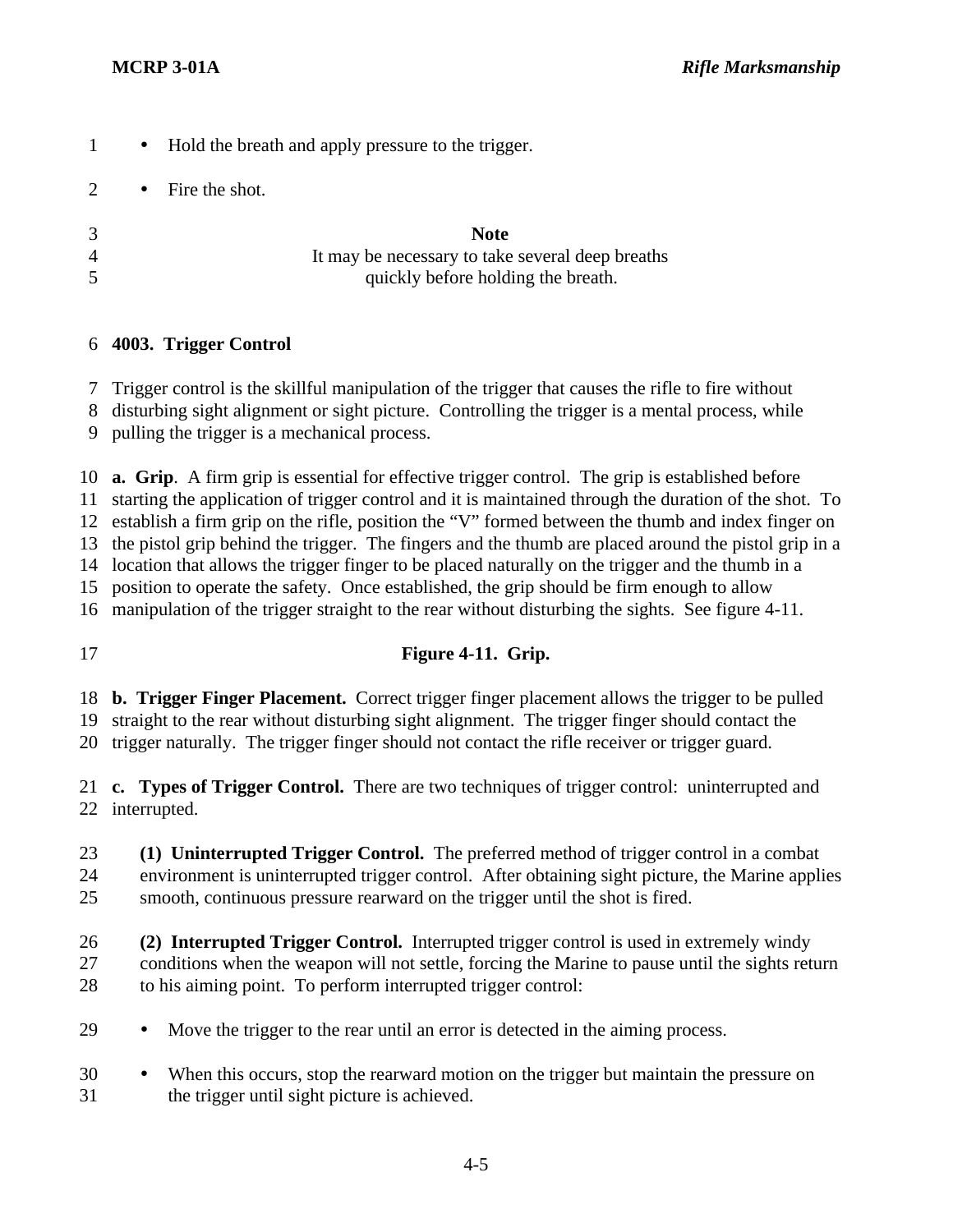- Hold the breath and apply pressure to the trigger.
- Fire the shot.

**Note**
It may be necessary to take several deep breaths quickly before holding the breath.

## 4003. Trigger Control

Trigger control is the skillful manipulation of the trigger that causes the rifle to fire without disturbing sight alignment or sight picture. Controlling the trigger is a mental process, while pulling the trigger is a mechanical process.

**a. Grip**. A firm grip is essential for effective trigger control. The grip is established before starting the application of trigger control and it is maintained through the duration of the shot. To establish a firm grip on the rifle, position the "V" formed between the thumb and index finger on the pistol grip behind the trigger. The fingers and the thumb are placed around the pistol grip in a location that allows the trigger finger to be placed naturally on the trigger and the thumb in a position to operate the safety. Once established, the grip should be firm enough to allow manipulation of the trigger straight to the rear without disturbing the sights. See figure 4-11.

**Figure 4-11. Grip.**

**b. Trigger Finger Placement.** Correct trigger finger placement allows the trigger to be pulled straight to the rear without disturbing sight alignment. The trigger finger should contact the trigger naturally. The trigger finger should not contact the rifle receiver or trigger guard.

**c. Types of Trigger Control.** There are two techniques of trigger control: uninterrupted and interrupted.

**(1) Uninterrupted Trigger Control.** The preferred method of trigger control in a combat environment is uninterrupted trigger control. After obtaining sight picture, the Marine applies smooth, continuous pressure rearward on the trigger until the shot is fired.

**(2) Interrupted Trigger Control.** Interrupted trigger control is used in extremely windy conditions when the weapon will not settle, forcing the Marine to pause until the sights return to his aiming point. To perform interrupted trigger control:

- Move the trigger to the rear until an error is detected in the aiming process.
- When this occurs, stop the rearward motion on the trigger but maintain the pressure on the trigger until sight picture is achieved.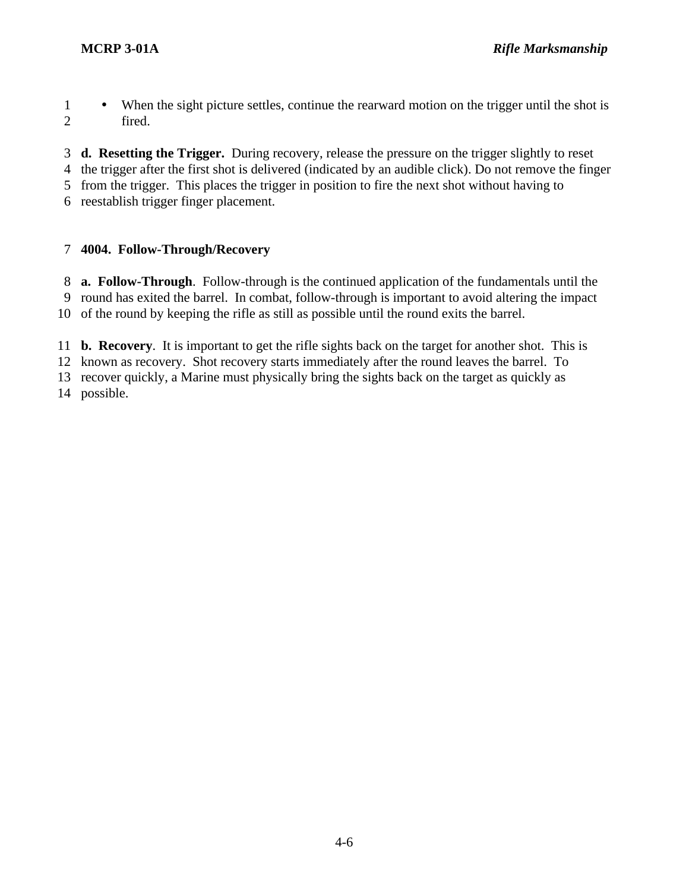- When the sight picture settles, continue the rearward motion on the trigger until the shot is fired.

**d. Resetting the Trigger.** During recovery, release the pressure on the trigger slightly to reset the trigger after the first shot is delivered (indicated by an audible click). Do not remove the finger from the trigger. This places the trigger in position to fire the next shot without having to reestablish trigger finger placement.

## 4004. Follow-Through/Recovery

**a. Follow-Through**. Follow-through is the continued application of the fundamentals until the round has exited the barrel. In combat, follow-through is important to avoid altering the impact of the round by keeping the rifle as still as possible until the round exits the barrel.

**b. Recovery**. It is important to get the rifle sights back on the target for another shot. This is known as recovery. Shot recovery starts immediately after the round leaves the barrel. To recover quickly, a Marine must physically bring the sights back on the target as quickly as possible.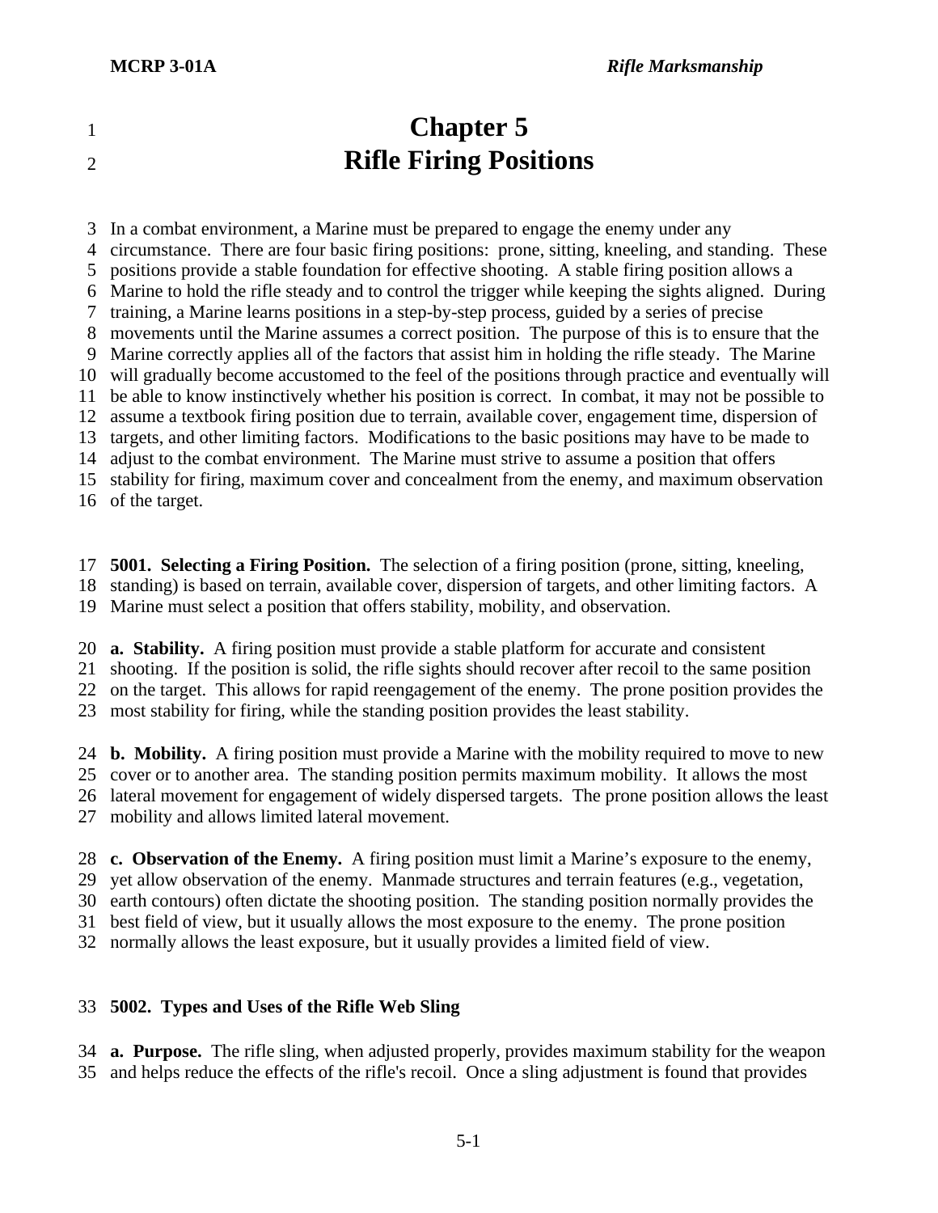# Chapter 5
# Rifle Firing Positions

In a combat environment, a Marine must be prepared to engage the enemy under any circumstance. There are four basic firing positions: prone, sitting, kneeling, and standing. These positions provide a stable foundation for effective shooting. A stable firing position allows a Marine to hold the rifle steady and to control the trigger while keeping the sights aligned. During training, a Marine learns positions in a step-by-step process, guided by a series of precise movements until the Marine assumes a correct position. The purpose of this is to ensure that the Marine correctly applies all of the factors that assist him in holding the rifle steady. The Marine will gradually become accustomed to the feel of the positions through practice and eventually will be able to know instinctively whether his position is correct. In combat, it may not be possible to assume a textbook firing position due to terrain, available cover, engagement time, dispersion of targets, and other limiting factors. Modifications to the basic positions may have to be made to adjust to the combat environment. The Marine must strive to assume a position that offers stability for firing, maximum cover and concealment from the enemy, and maximum observation of the target.

**5001. Selecting a Firing Position.** The selection of a firing position (prone, sitting, kneeling, standing) is based on terrain, available cover, dispersion of targets, and other limiting factors. A Marine must select a position that offers stability, mobility, and observation.

**a. Stability.** A firing position must provide a stable platform for accurate and consistent shooting. If the position is solid, the rifle sights should recover after recoil to the same position on the target. This allows for rapid reengagement of the enemy. The prone position provides the most stability for firing, while the standing position provides the least stability.

**b. Mobility.** A firing position must provide a Marine with the mobility required to move to new cover or to another area. The standing position permits maximum mobility. It allows the most lateral movement for engagement of widely dispersed targets. The prone position allows the least mobility and allows limited lateral movement.

**c. Observation of the Enemy.** A firing position must limit a Marine's exposure to the enemy, yet allow observation of the enemy. Manmade structures and terrain features (e.g., vegetation, earth contours) often dictate the shooting position. The standing position normally provides the best field of view, but it usually allows the most exposure to the enemy. The prone position normally allows the least exposure, but it usually provides a limited field of view.

**5002. Types and Uses of the Rifle Web Sling**

**a. Purpose.** The rifle sling, when adjusted properly, provides maximum stability for the weapon and helps reduce the effects of the rifle's recoil. Once a sling adjustment is found that provides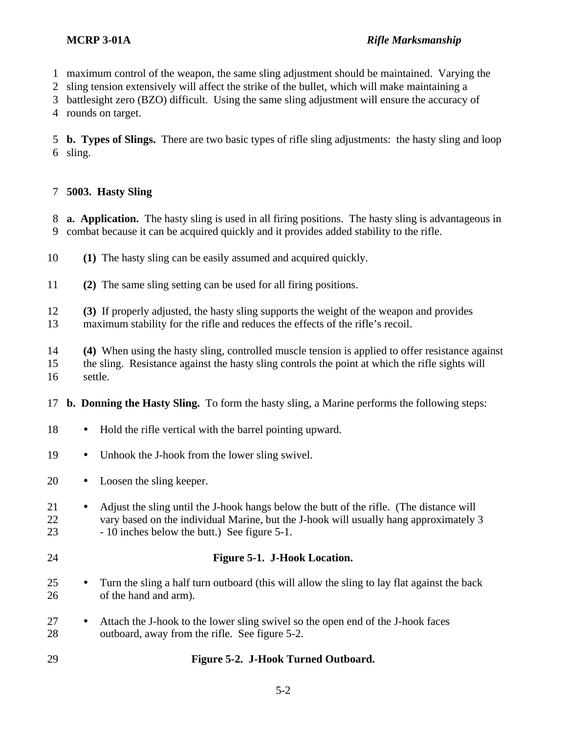maximum control of the weapon, the same sling adjustment should be maintained. Varying the sling tension extensively will affect the strike of the bullet, which will make maintaining a battlesight zero (BZO) difficult. Using the same sling adjustment will ensure the accuracy of rounds on target.

**b. Types of Slings.** There are two basic types of rifle sling adjustments: the hasty sling and loop sling.

## 5003. Hasty Sling

**a. Application.** The hasty sling is used in all firing positions. The hasty sling is advantageous in combat because it can be acquired quickly and it provides added stability to the rifle.

**(1)** The hasty sling can be easily assumed and acquired quickly.

**(2)** The same sling setting can be used for all firing positions.

**(3)** If properly adjusted, the hasty sling supports the weight of the weapon and provides maximum stability for the rifle and reduces the effects of the rifle's recoil.

**(4)** When using the hasty sling, controlled muscle tension is applied to offer resistance against the sling. Resistance against the hasty sling controls the point at which the rifle sights will settle.

**b. Donning the Hasty Sling.** To form the hasty sling, a Marine performs the following steps:

- Hold the rifle vertical with the barrel pointing upward.
- Unhook the J-hook from the lower sling swivel.
- Loosen the sling keeper.
- Adjust the sling until the J-hook hangs below the butt of the rifle. (The distance will vary based on the individual Marine, but the J-hook will usually hang approximately 3 - 10 inches below the butt.) See figure 5-1.

**Figure 5-1. J-Hook Location.**

- Turn the sling a half turn outboard (this will allow the sling to lay flat against the back of the hand and arm).
- Attach the J-hook to the lower sling swivel so the open end of the J-hook faces outboard, away from the rifle. See figure 5-2.

**Figure 5-2. J-Hook Turned Outboard.**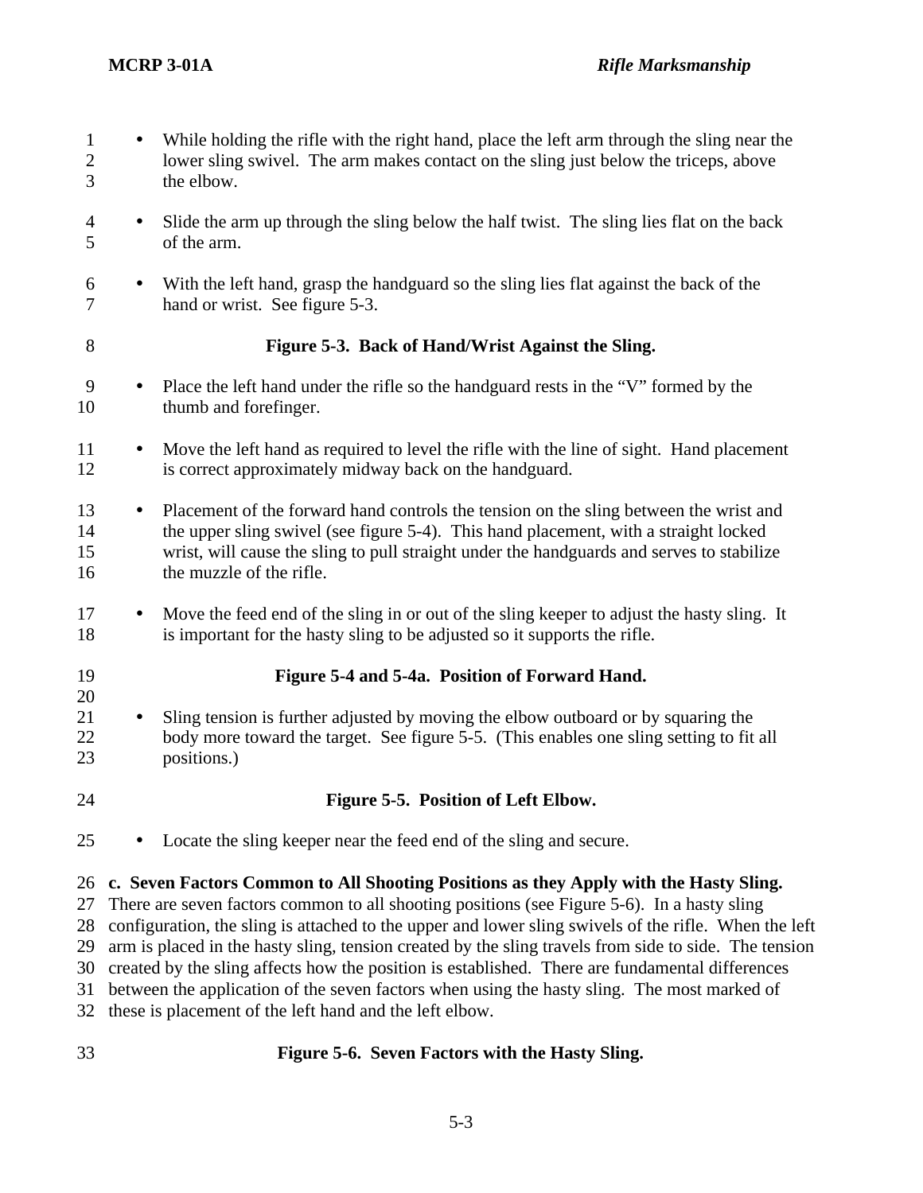- While holding the rifle with the right hand, place the left arm through the sling near the lower sling swivel. The arm makes contact on the sling just below the triceps, above the elbow.
- Slide the arm up through the sling below the half twist. The sling lies flat on the back of the arm.
- With the left hand, grasp the handguard so the sling lies flat against the back of the hand or wrist. See figure 5-3.

**Figure 5-3. Back of Hand/Wrist Against the Sling.**

- Place the left hand under the rifle so the handguard rests in the "V" formed by the thumb and forefinger.
- Move the left hand as required to level the rifle with the line of sight. Hand placement is correct approximately midway back on the handguard.
- Placement of the forward hand controls the tension on the sling between the wrist and the upper sling swivel (see figure 5-4). This hand placement, with a straight locked wrist, will cause the sling to pull straight under the handguards and serves to stabilize the muzzle of the rifle.
- Move the feed end of the sling in or out of the sling keeper to adjust the hasty sling. It is important for the hasty sling to be adjusted so it supports the rifle.

**Figure 5-4 and 5-4a. Position of Forward Hand.**

- Sling tension is further adjusted by moving the elbow outboard or by squaring the body more toward the target. See figure 5-5. (This enables one sling setting to fit all positions.)

**Figure 5-5. Position of Left Elbow.**

- Locate the sling keeper near the feed end of the sling and secure.

**c. Seven Factors Common to All Shooting Positions as they Apply with the Hasty Sling.** There are seven factors common to all shooting positions (see Figure 5-6). In a hasty sling configuration, the sling is attached to the upper and lower sling swivels of the rifle. When the left arm is placed in the hasty sling, tension created by the sling travels from side to side. The tension created by the sling affects how the position is established. There are fundamental differences between the application of the seven factors when using the hasty sling. The most marked of these is placement of the left hand and the left elbow.

**Figure 5-6. Seven Factors with the Hasty Sling.**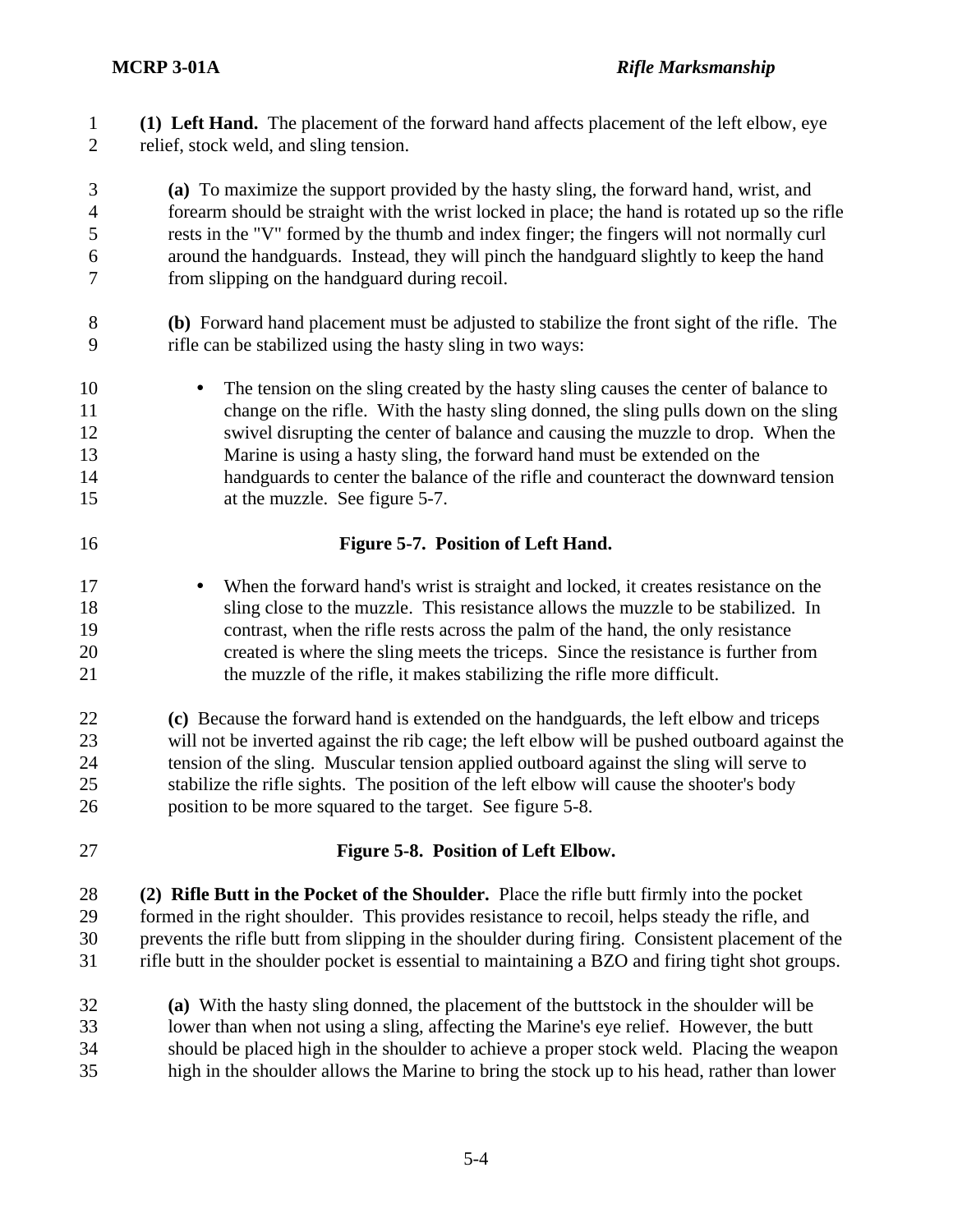**(1) Left Hand.** The placement of the forward hand affects placement of the left elbow, eye relief, stock weld, and sling tension.

**(a)** To maximize the support provided by the hasty sling, the forward hand, wrist, and forearm should be straight with the wrist locked in place; the hand is rotated up so the rifle rests in the "V" formed by the thumb and index finger; the fingers will not normally curl around the handguards. Instead, they will pinch the handguard slightly to keep the hand from slipping on the handguard during recoil.

**(b)** Forward hand placement must be adjusted to stabilize the front sight of the rifle. The rifle can be stabilized using the hasty sling in two ways:

- The tension on the sling created by the hasty sling causes the center of balance to change on the rifle. With the hasty sling donned, the sling pulls down on the sling swivel disrupting the center of balance and causing the muzzle to drop. When the Marine is using a hasty sling, the forward hand must be extended on the handguards to center the balance of the rifle and counteract the downward tension at the muzzle. See figure 5-7.

**Figure 5-7. Position of Left Hand.**

- When the forward hand's wrist is straight and locked, it creates resistance on the sling close to the muzzle. This resistance allows the muzzle to be stabilized. In contrast, when the rifle rests across the palm of the hand, the only resistance created is where the sling meets the triceps. Since the resistance is further from the muzzle of the rifle, it makes stabilizing the rifle more difficult.

**(c)** Because the forward hand is extended on the handguards, the left elbow and triceps will not be inverted against the rib cage; the left elbow will be pushed outboard against the tension of the sling. Muscular tension applied outboard against the sling will serve to stabilize the rifle sights. The position of the left elbow will cause the shooter's body position to be more squared to the target. See figure 5-8.

**Figure 5-8. Position of Left Elbow.**

**(2) Rifle Butt in the Pocket of the Shoulder.** Place the rifle butt firmly into the pocket formed in the right shoulder. This provides resistance to recoil, helps steady the rifle, and prevents the rifle butt from slipping in the shoulder during firing. Consistent placement of the rifle butt in the shoulder pocket is essential to maintaining a BZO and firing tight shot groups.

**(a)** With the hasty sling donned, the placement of the buttstock in the shoulder will be lower than when not using a sling, affecting the Marine's eye relief. However, the butt should be placed high in the shoulder to achieve a proper stock weld. Placing the weapon high in the shoulder allows the Marine to bring the stock up to his head, rather than lower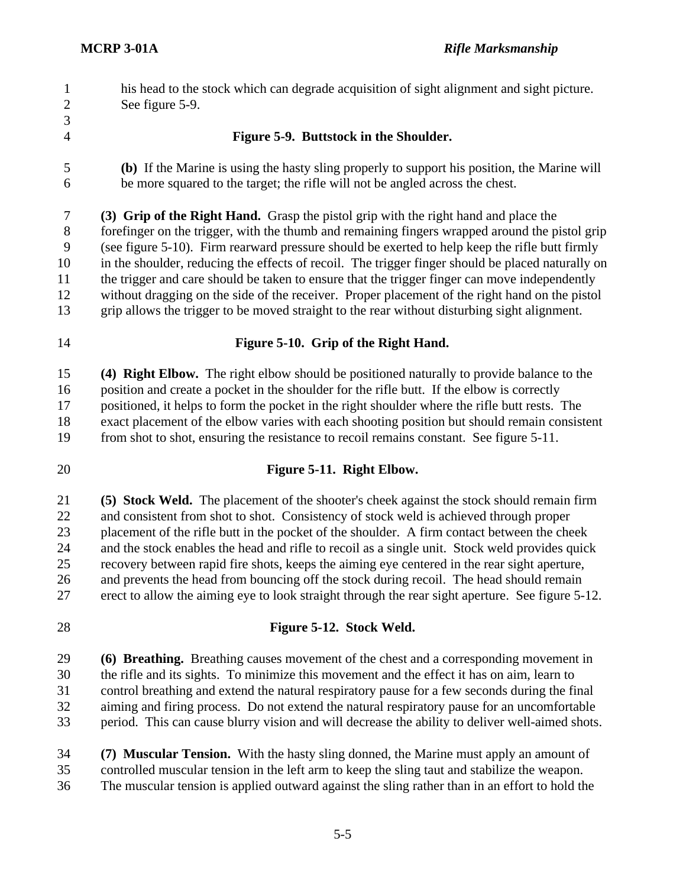his head to the stock which can degrade acquisition of sight alignment and sight picture. See figure 5-9.

**Figure 5-9. Buttstock in the Shoulder.**

**(b)** If the Marine is using the hasty sling properly to support his position, the Marine will be more squared to the target; the rifle will not be angled across the chest.

**(3) Grip of the Right Hand.** Grasp the pistol grip with the right hand and place the forefinger on the trigger, with the thumb and remaining fingers wrapped around the pistol grip (see figure 5-10). Firm rearward pressure should be exerted to help keep the rifle butt firmly in the shoulder, reducing the effects of recoil. The trigger finger should be placed naturally on the trigger and care should be taken to ensure that the trigger finger can move independently without dragging on the side of the receiver. Proper placement of the right hand on the pistol grip allows the trigger to be moved straight to the rear without disturbing sight alignment.

**Figure 5-10. Grip of the Right Hand.**

**(4) Right Elbow.** The right elbow should be positioned naturally to provide balance to the position and create a pocket in the shoulder for the rifle butt. If the elbow is correctly positioned, it helps to form the pocket in the right shoulder where the rifle butt rests. The exact placement of the elbow varies with each shooting position but should remain consistent from shot to shot, ensuring the resistance to recoil remains constant. See figure 5-11.

**Figure 5-11. Right Elbow.**

**(5) Stock Weld.** The placement of the shooter's cheek against the stock should remain firm and consistent from shot to shot. Consistency of stock weld is achieved through proper placement of the rifle butt in the pocket of the shoulder. A firm contact between the cheek and the stock enables the head and rifle to recoil as a single unit. Stock weld provides quick recovery between rapid fire shots, keeps the aiming eye centered in the rear sight aperture, and prevents the head from bouncing off the stock during recoil. The head should remain erect to allow the aiming eye to look straight through the rear sight aperture. See figure 5-12.

**Figure 5-12. Stock Weld.**

**(6) Breathing.** Breathing causes movement of the chest and a corresponding movement in the rifle and its sights. To minimize this movement and the effect it has on aim, learn to control breathing and extend the natural respiratory pause for a few seconds during the final aiming and firing process. Do not extend the natural respiratory pause for an uncomfortable period. This can cause blurry vision and will decrease the ability to deliver well-aimed shots.

**(7) Muscular Tension.** With the hasty sling donned, the Marine must apply an amount of controlled muscular tension in the left arm to keep the sling taut and stabilize the weapon. The muscular tension is applied outward against the sling rather than in an effort to hold the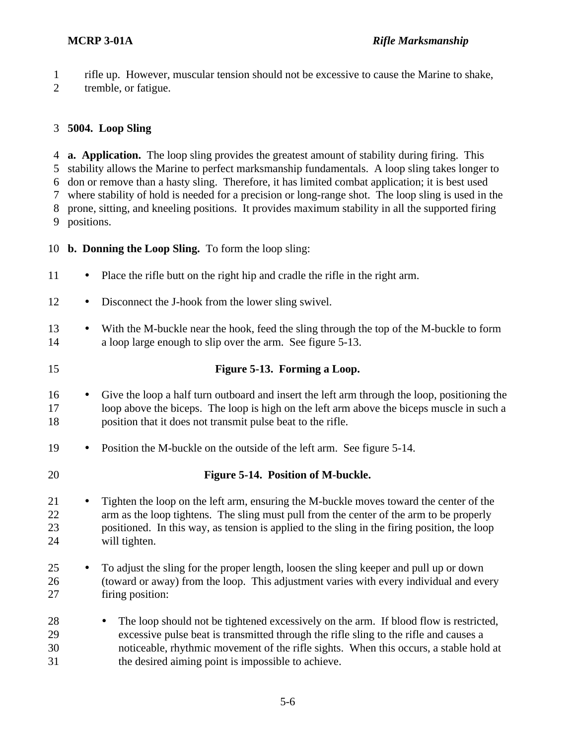rifle up. However, muscular tension should not be excessive to cause the Marine to shake, tremble, or fatigue.

## 5004. Loop Sling

**a. Application.** The loop sling provides the greatest amount of stability during firing. This stability allows the Marine to perfect marksmanship fundamentals. A loop sling takes longer to don or remove than a hasty sling. Therefore, it has limited combat application; it is best used where stability of hold is needed for a precision or long-range shot. The loop sling is used in the prone, sitting, and kneeling positions. It provides maximum stability in all the supported firing positions.

**b. Donning the Loop Sling.** To form the loop sling:

- Place the rifle butt on the right hip and cradle the rifle in the right arm.
- Disconnect the J-hook from the lower sling swivel.
- With the M-buckle near the hook, feed the sling through the top of the M-buckle to form a loop large enough to slip over the arm. See figure 5-13.

**Figure 5-13. Forming a Loop.**

- Give the loop a half turn outboard and insert the left arm through the loop, positioning the loop above the biceps. The loop is high on the left arm above the biceps muscle in such a position that it does not transmit pulse beat to the rifle.
- Position the M-buckle on the outside of the left arm. See figure 5-14.

**Figure 5-14. Position of M-buckle.**

- Tighten the loop on the left arm, ensuring the M-buckle moves toward the center of the arm as the loop tightens. The sling must pull from the center of the arm to be properly positioned. In this way, as tension is applied to the sling in the firing position, the loop will tighten.
- To adjust the sling for the proper length, loosen the sling keeper and pull up or down (toward or away) from the loop. This adjustment varies with every individual and every firing position:
  - The loop should not be tightened excessively on the arm. If blood flow is restricted, excessive pulse beat is transmitted through the rifle sling to the rifle and causes a noticeable, rhythmic movement of the rifle sights. When this occurs, a stable hold at the desired aiming point is impossible to achieve.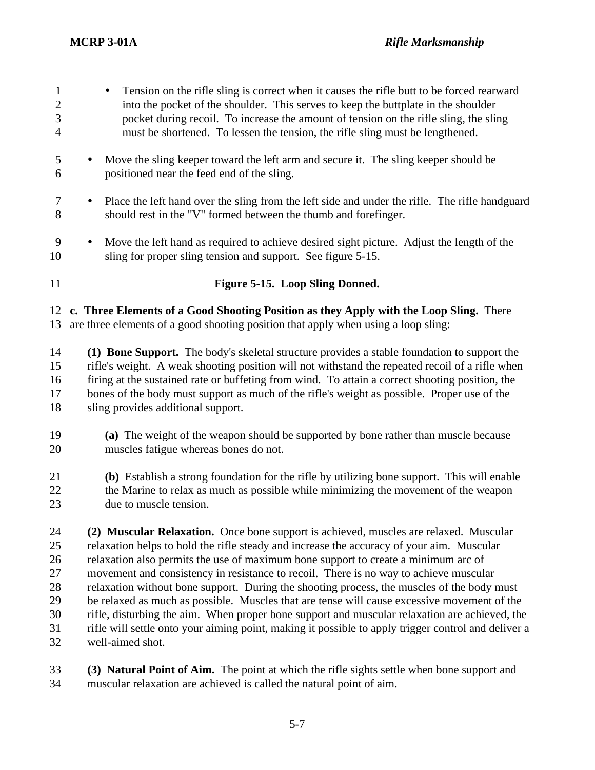- Tension on the rifle sling is correct when it causes the rifle butt to be forced rearward into the pocket of the shoulder. This serves to keep the buttplate in the shoulder pocket during recoil. To increase the amount of tension on the rifle sling, the sling must be shortened. To lessen the tension, the rifle sling must be lengthened.

- Move the sling keeper toward the left arm and secure it. The sling keeper should be positioned near the feed end of the sling.

- Place the left hand over the sling from the left side and under the rifle. The rifle handguard should rest in the "V" formed between the thumb and forefinger.

- Move the left hand as required to achieve desired sight picture. Adjust the length of the sling for proper sling tension and support. See figure 5-15.

**Figure 5-15. Loop Sling Donned.**

**c. Three Elements of a Good Shooting Position as they Apply with the Loop Sling.** There are three elements of a good shooting position that apply when using a loop sling:

**(1) Bone Support.** The body's skeletal structure provides a stable foundation to support the rifle's weight. A weak shooting position will not withstand the repeated recoil of a rifle when firing at the sustained rate or buffeting from wind. To attain a correct shooting position, the bones of the body must support as much of the rifle's weight as possible. Proper use of the sling provides additional support.

**(a)** The weight of the weapon should be supported by bone rather than muscle because muscles fatigue whereas bones do not.

**(b)** Establish a strong foundation for the rifle by utilizing bone support. This will enable the Marine to relax as much as possible while minimizing the movement of the weapon due to muscle tension.

**(2) Muscular Relaxation.** Once bone support is achieved, muscles are relaxed. Muscular relaxation helps to hold the rifle steady and increase the accuracy of your aim. Muscular relaxation also permits the use of maximum bone support to create a minimum arc of movement and consistency in resistance to recoil. There is no way to achieve muscular relaxation without bone support. During the shooting process, the muscles of the body must be relaxed as much as possible. Muscles that are tense will cause excessive movement of the rifle, disturbing the aim. When proper bone support and muscular relaxation are achieved, the rifle will settle onto your aiming point, making it possible to apply trigger control and deliver a well-aimed shot.

**(3) Natural Point of Aim.** The point at which the rifle sights settle when bone support and muscular relaxation are achieved is called the natural point of aim.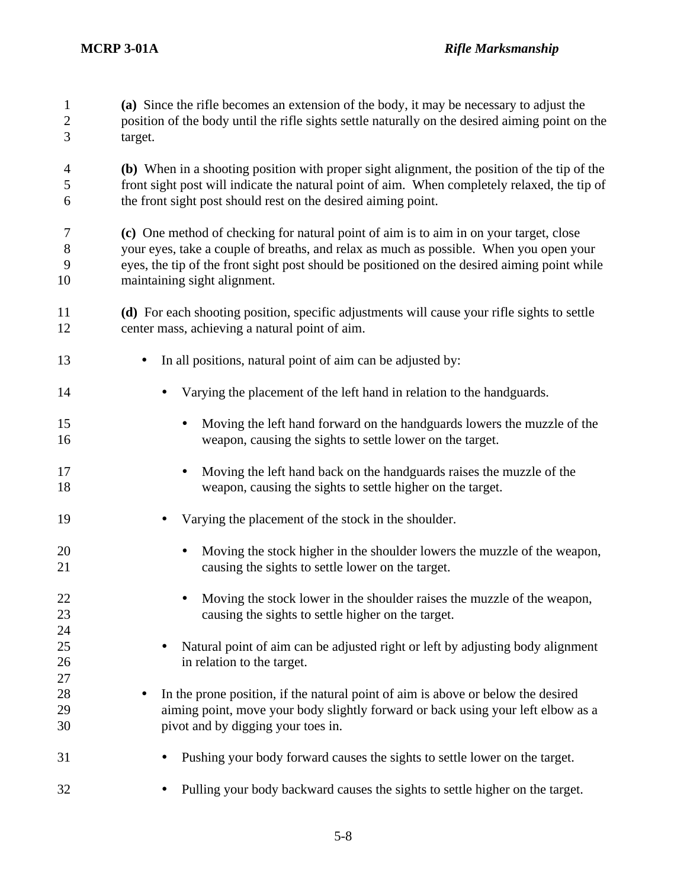**(a)** Since the rifle becomes an extension of the body, it may be necessary to adjust the position of the body until the rifle sights settle naturally on the desired aiming point on the target.

**(b)** When in a shooting position with proper sight alignment, the position of the tip of the front sight post will indicate the natural point of aim. When completely relaxed, the tip of the front sight post should rest on the desired aiming point.

**(c)** One method of checking for natural point of aim is to aim in on your target, close your eyes, take a couple of breaths, and relax as much as possible. When you open your eyes, the tip of the front sight post should be positioned on the desired aiming point while maintaining sight alignment.

**(d)** For each shooting position, specific adjustments will cause your rifle sights to settle center mass, achieving a natural point of aim.

- In all positions, natural point of aim can be adjusted by:
  - Varying the placement of the left hand in relation to the handguards.
    - Moving the left hand forward on the handguards lowers the muzzle of the weapon, causing the sights to settle lower on the target.
    - Moving the left hand back on the handguards raises the muzzle of the weapon, causing the sights to settle higher on the target.
  - Varying the placement of the stock in the shoulder.
    - Moving the stock higher in the shoulder lowers the muzzle of the weapon, causing the sights to settle lower on the target.
    - Moving the stock lower in the shoulder raises the muzzle of the weapon, causing the sights to settle higher on the target.
  - Natural point of aim can be adjusted right or left by adjusting body alignment in relation to the target.
- In the prone position, if the natural point of aim is above or below the desired aiming point, move your body slightly forward or back using your left elbow as a pivot and by digging your toes in.
  - Pushing your body forward causes the sights to settle lower on the target.
  - Pulling your body backward causes the sights to settle higher on the target.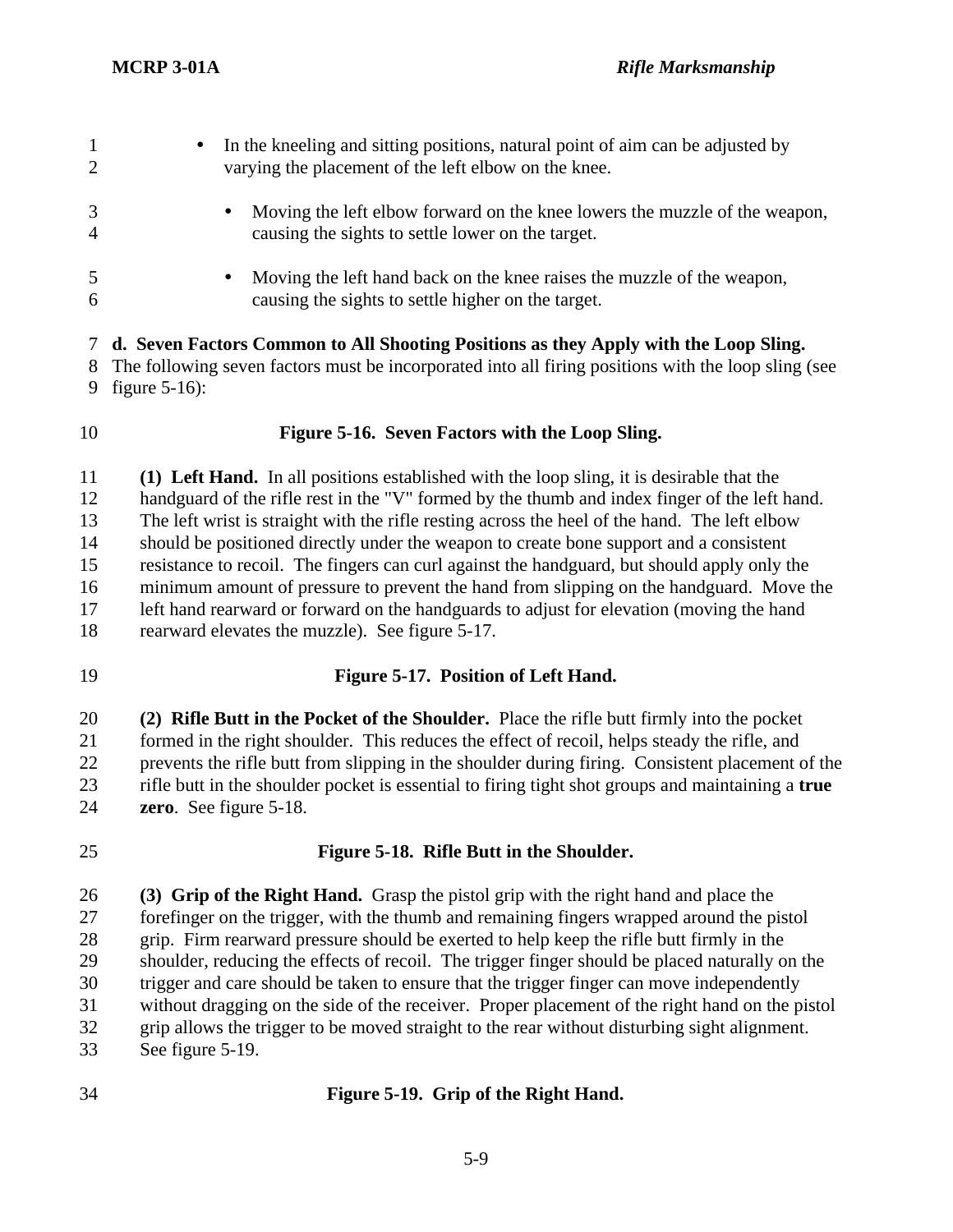- In the kneeling and sitting positions, natural point of aim can be adjusted by varying the placement of the left elbow on the knee.

  - Moving the left elbow forward on the knee lowers the muzzle of the weapon, causing the sights to settle lower on the target.

  - Moving the left hand back on the knee raises the muzzle of the weapon, causing the sights to settle higher on the target.

**d. Seven Factors Common to All Shooting Positions as they Apply with the Loop Sling.** The following seven factors must be incorporated into all firing positions with the loop sling (see figure 5-16):

**Figure 5-16. Seven Factors with the Loop Sling.**

**(1) Left Hand.** In all positions established with the loop sling, it is desirable that the handguard of the rifle rest in the "V" formed by the thumb and index finger of the left hand. The left wrist is straight with the rifle resting across the heel of the hand. The left elbow should be positioned directly under the weapon to create bone support and a consistent resistance to recoil. The fingers can curl against the handguard, but should apply only the minimum amount of pressure to prevent the hand from slipping on the handguard. Move the left hand rearward or forward on the handguards to adjust for elevation (moving the hand rearward elevates the muzzle). See figure 5-17.

**Figure 5-17. Position of Left Hand.**

**(2) Rifle Butt in the Pocket of the Shoulder.** Place the rifle butt firmly into the pocket formed in the right shoulder. This reduces the effect of recoil, helps steady the rifle, and prevents the rifle butt from slipping in the shoulder during firing. Consistent placement of the rifle butt in the shoulder pocket is essential to firing tight shot groups and maintaining a **true zero**. See figure 5-18.

**Figure 5-18. Rifle Butt in the Shoulder.**

**(3) Grip of the Right Hand.** Grasp the pistol grip with the right hand and place the forefinger on the trigger, with the thumb and remaining fingers wrapped around the pistol grip. Firm rearward pressure should be exerted to help keep the rifle butt firmly in the shoulder, reducing the effects of recoil. The trigger finger should be placed naturally on the trigger and care should be taken to ensure that the trigger finger can move independently without dragging on the side of the receiver. Proper placement of the right hand on the pistol grip allows the trigger to be moved straight to the rear without disturbing sight alignment. See figure 5-19.

**Figure 5-19. Grip of the Right Hand.**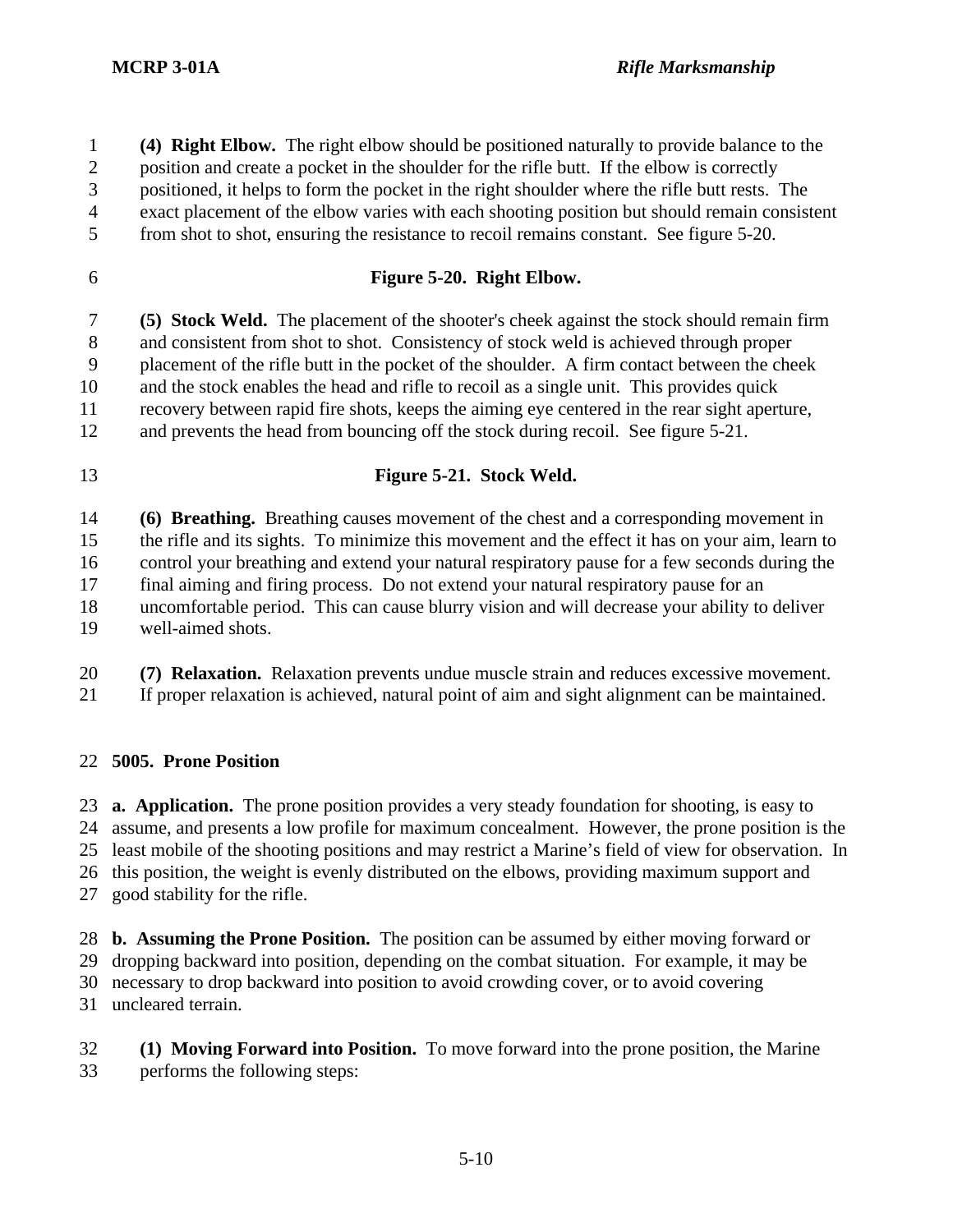**(4) Right Elbow.** The right elbow should be positioned naturally to provide balance to the position and create a pocket in the shoulder for the rifle butt. If the elbow is correctly positioned, it helps to form the pocket in the right shoulder where the rifle butt rests. The exact placement of the elbow varies with each shooting position but should remain consistent from shot to shot, ensuring the resistance to recoil remains constant. See figure 5-20.

**Figure 5-20. Right Elbow.**

**(5) Stock Weld.** The placement of the shooter's cheek against the stock should remain firm and consistent from shot to shot. Consistency of stock weld is achieved through proper placement of the rifle butt in the pocket of the shoulder. A firm contact between the cheek and the stock enables the head and rifle to recoil as a single unit. This provides quick recovery between rapid fire shots, keeps the aiming eye centered in the rear sight aperture, and prevents the head from bouncing off the stock during recoil. See figure 5-21.

**Figure 5-21. Stock Weld.**

**(6) Breathing.** Breathing causes movement of the chest and a corresponding movement in the rifle and its sights. To minimize this movement and the effect it has on your aim, learn to control your breathing and extend your natural respiratory pause for a few seconds during the final aiming and firing process. Do not extend your natural respiratory pause for an uncomfortable period. This can cause blurry vision and will decrease your ability to deliver well-aimed shots.

**(7) Relaxation.** Relaxation prevents undue muscle strain and reduces excessive movement. If proper relaxation is achieved, natural point of aim and sight alignment can be maintained.

## 5005. Prone Position

**a. Application.** The prone position provides a very steady foundation for shooting, is easy to assume, and presents a low profile for maximum concealment. However, the prone position is the least mobile of the shooting positions and may restrict a Marine's field of view for observation. In this position, the weight is evenly distributed on the elbows, providing maximum support and good stability for the rifle.

**b. Assuming the Prone Position.** The position can be assumed by either moving forward or dropping backward into position, depending on the combat situation. For example, it may be necessary to drop backward into position to avoid crowding cover, or to avoid covering uncleared terrain.

**(1) Moving Forward into Position.** To move forward into the prone position, the Marine performs the following steps: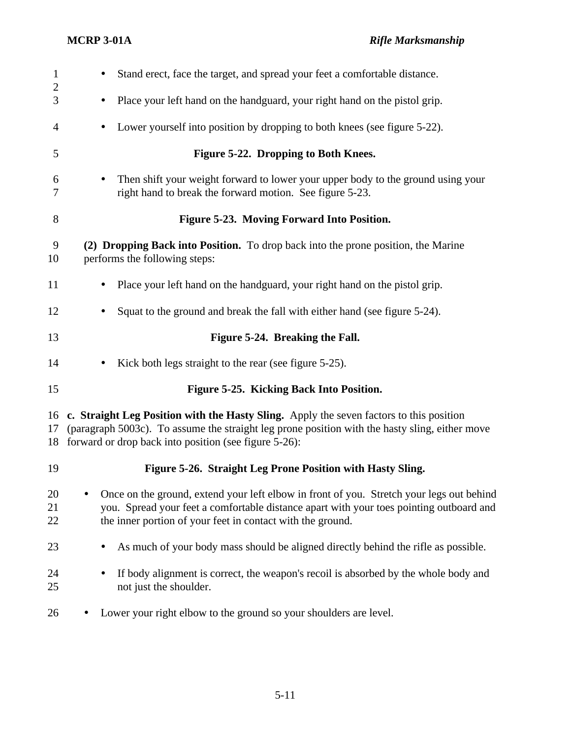- Stand erect, face the target, and spread your feet a comfortable distance.
- Place your left hand on the handguard, your right hand on the pistol grip.
- Lower yourself into position by dropping to both knees (see figure 5-22).

**Figure 5-22. Dropping to Both Knees.**

- Then shift your weight forward to lower your upper body to the ground using your right hand to break the forward motion. See figure 5-23.

**Figure 5-23. Moving Forward Into Position.**

**(2) Dropping Back into Position.** To drop back into the prone position, the Marine performs the following steps:

- Place your left hand on the handguard, your right hand on the pistol grip.
- Squat to the ground and break the fall with either hand (see figure 5-24).

**Figure 5-24. Breaking the Fall.**

- Kick both legs straight to the rear (see figure 5-25).

**Figure 5-25. Kicking Back Into Position.**

**c. Straight Leg Position with the Hasty Sling.** Apply the seven factors to this position (paragraph 5003c). To assume the straight leg prone position with the hasty sling, either move forward or drop back into position (see figure 5-26):

**Figure 5-26. Straight Leg Prone Position with Hasty Sling.**

- Once on the ground, extend your left elbow in front of you. Stretch your legs out behind you. Spread your feet a comfortable distance apart with your toes pointing outboard and the inner portion of your feet in contact with the ground.
  - As much of your body mass should be aligned directly behind the rifle as possible.
  - If body alignment is correct, the weapon's recoil is absorbed by the whole body and not just the shoulder.
- Lower your right elbow to the ground so your shoulders are level.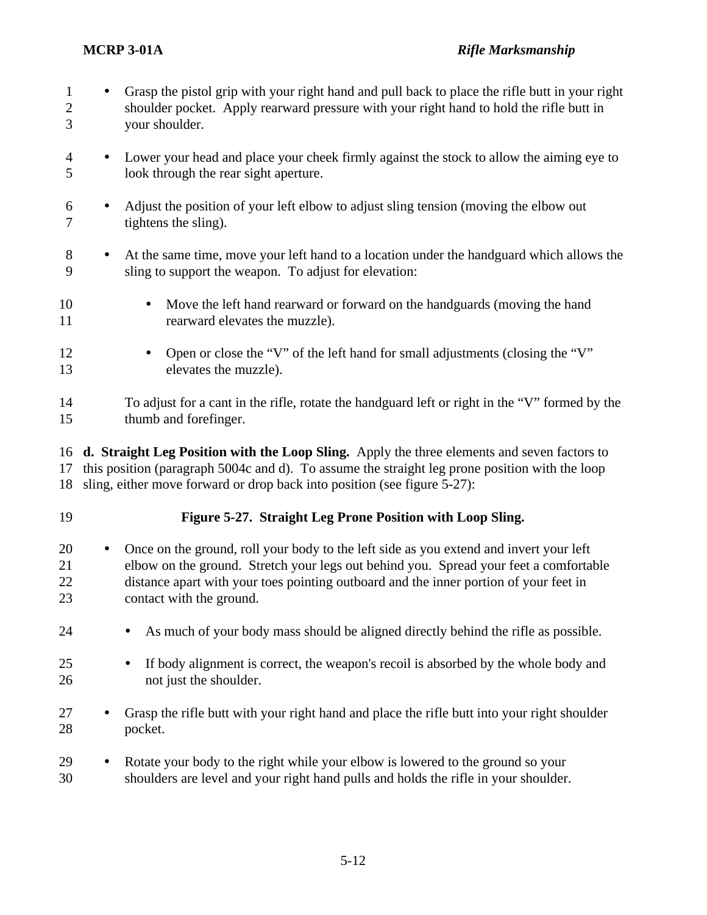- Grasp the pistol grip with your right hand and pull back to place the rifle butt in your right shoulder pocket. Apply rearward pressure with your right hand to hold the rifle butt in your shoulder.

- Lower your head and place your cheek firmly against the stock to allow the aiming eye to look through the rear sight aperture.

- Adjust the position of your left elbow to adjust sling tension (moving the elbow out tightens the sling).

- At the same time, move your left hand to a location under the handguard which allows the sling to support the weapon. To adjust for elevation:

  - Move the left hand rearward or forward on the handguards (moving the hand rearward elevates the muzzle).

  - Open or close the “V” of the left hand for small adjustments (closing the “V” elevates the muzzle).

  To adjust for a cant in the rifle, rotate the handguard left or right in the “V” formed by the thumb and forefinger.

**d. Straight Leg Position with the Loop Sling.** Apply the three elements and seven factors to this position (paragraph 5004c and d). To assume the straight leg prone position with the loop sling, either move forward or drop back into position (see figure 5-27):

**Figure 5-27. Straight Leg Prone Position with Loop Sling.**

- Once on the ground, roll your body to the left side as you extend and invert your left elbow on the ground. Stretch your legs out behind you. Spread your feet a comfortable distance apart with your toes pointing outboard and the inner portion of your feet in contact with the ground.

  - As much of your body mass should be aligned directly behind the rifle as possible.

  - If body alignment is correct, the weapon's recoil is absorbed by the whole body and not just the shoulder.

- Grasp the rifle butt with your right hand and place the rifle butt into your right shoulder pocket.

- Rotate your body to the right while your elbow is lowered to the ground so your shoulders are level and your right hand pulls and holds the rifle in your shoulder.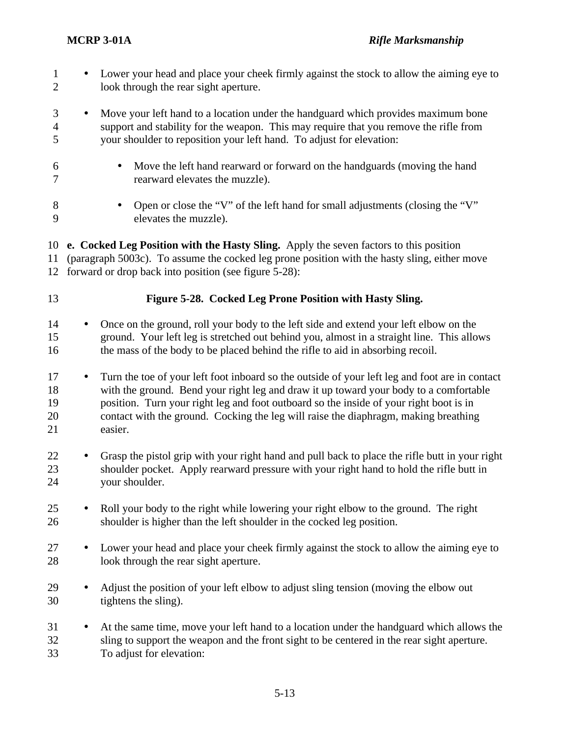- Lower your head and place your cheek firmly against the stock to allow the aiming eye to look through the rear sight aperture.

- Move your left hand to a location under the handguard which provides maximum bone support and stability for the weapon. This may require that you remove the rifle from your shoulder to reposition your left hand. To adjust for elevation:

  - Move the left hand rearward or forward on the handguards (moving the hand rearward elevates the muzzle).

  - Open or close the "V" of the left hand for small adjustments (closing the "V" elevates the muzzle).

**e. Cocked Leg Position with the Hasty Sling.** Apply the seven factors to this position (paragraph 5003c). To assume the cocked leg prone position with the hasty sling, either move forward or drop back into position (see figure 5-28):

**Figure 5-28. Cocked Leg Prone Position with Hasty Sling.**

- Once on the ground, roll your body to the left side and extend your left elbow on the ground. Your left leg is stretched out behind you, almost in a straight line. This allows the mass of the body to be placed behind the rifle to aid in absorbing recoil.

- Turn the toe of your left foot inboard so the outside of your left leg and foot are in contact with the ground. Bend your right leg and draw it up toward your body to a comfortable position. Turn your right leg and foot outboard so the inside of your right boot is in contact with the ground. Cocking the leg will raise the diaphragm, making breathing easier.

- Grasp the pistol grip with your right hand and pull back to place the rifle butt in your right shoulder pocket. Apply rearward pressure with your right hand to hold the rifle butt in your shoulder.

- Roll your body to the right while lowering your right elbow to the ground. The right shoulder is higher than the left shoulder in the cocked leg position.

- Lower your head and place your cheek firmly against the stock to allow the aiming eye to look through the rear sight aperture.

- Adjust the position of your left elbow to adjust sling tension (moving the elbow out tightens the sling).

- At the same time, move your left hand to a location under the handguard which allows the sling to support the weapon and the front sight to be centered in the rear sight aperture. To adjust for elevation: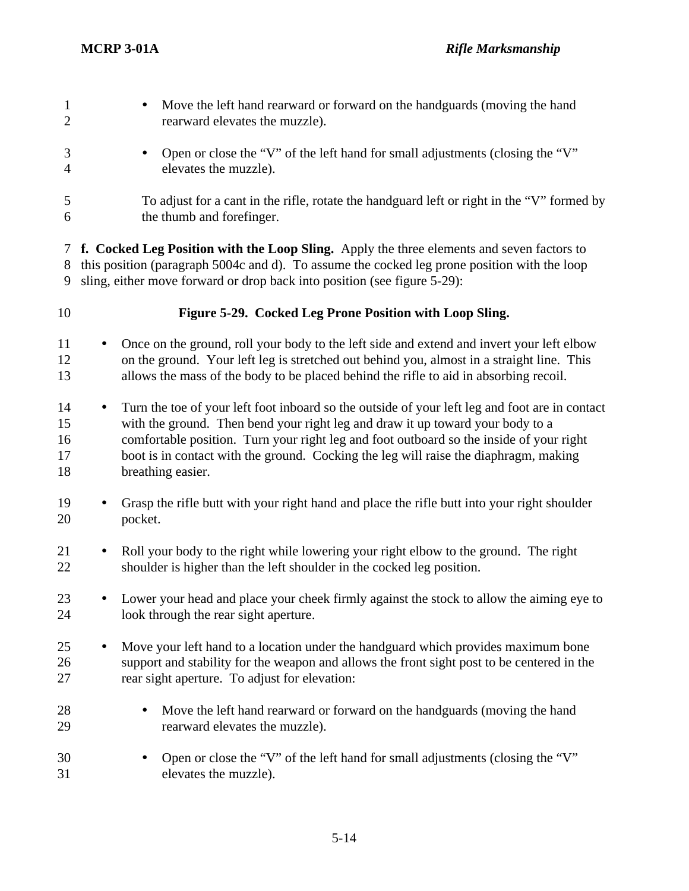- Move the left hand rearward or forward on the handguards (moving the hand rearward elevates the muzzle).
- Open or close the "V" of the left hand for small adjustments (closing the "V" elevates the muzzle).

To adjust for a cant in the rifle, rotate the handguard left or right in the "V" formed by the thumb and forefinger.

**f. Cocked Leg Position with the Loop Sling.** Apply the three elements and seven factors to this position (paragraph 5004c and d). To assume the cocked leg prone position with the loop sling, either move forward or drop back into position (see figure 5-29):

**Figure 5-29. Cocked Leg Prone Position with Loop Sling.**

- Once on the ground, roll your body to the left side and extend and invert your left elbow on the ground. Your left leg is stretched out behind you, almost in a straight line. This allows the mass of the body to be placed behind the rifle to aid in absorbing recoil.
- Turn the toe of your left foot inboard so the outside of your left leg and foot are in contact with the ground. Then bend your right leg and draw it up toward your body to a comfortable position. Turn your right leg and foot outboard so the inside of your right boot is in contact with the ground. Cocking the leg will raise the diaphragm, making breathing easier.
- Grasp the rifle butt with your right hand and place the rifle butt into your right shoulder pocket.
- Roll your body to the right while lowering your right elbow to the ground. The right shoulder is higher than the left shoulder in the cocked leg position.
- Lower your head and place your cheek firmly against the stock to allow the aiming eye to look through the rear sight aperture.
- Move your left hand to a location under the handguard which provides maximum bone support and stability for the weapon and allows the front sight post to be centered in the rear sight aperture. To adjust for elevation:
  - Move the left hand rearward or forward on the handguards (moving the hand rearward elevates the muzzle).
  - Open or close the "V" of the left hand for small adjustments (closing the "V" elevates the muzzle).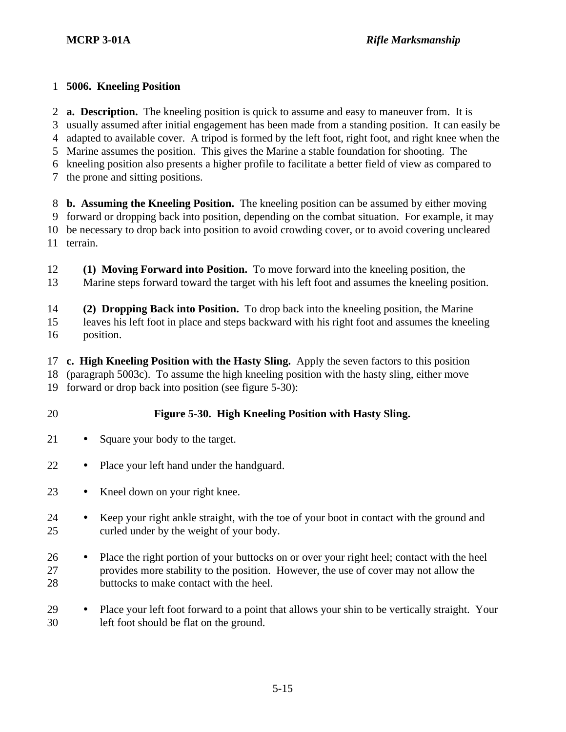## 5006. Kneeling Position

**a. Description.** The kneeling position is quick to assume and easy to maneuver from. It is usually assumed after initial engagement has been made from a standing position. It can easily be adapted to available cover. A tripod is formed by the left foot, right foot, and right knee when the Marine assumes the position. This gives the Marine a stable foundation for shooting. The kneeling position also presents a higher profile to facilitate a better field of view as compared to the prone and sitting positions.

**b. Assuming the Kneeling Position.** The kneeling position can be assumed by either moving forward or dropping back into position, depending on the combat situation. For example, it may be necessary to drop back into position to avoid crowding cover, or to avoid covering uncleared terrain.

**(1) Moving Forward into Position.** To move forward into the kneeling position, the Marine steps forward toward the target with his left foot and assumes the kneeling position.

**(2) Dropping Back into Position.** To drop back into the kneeling position, the Marine leaves his left foot in place and steps backward with his right foot and assumes the kneeling position.

**c. High Kneeling Position with the Hasty Sling.** Apply the seven factors to this position (paragraph 5003c). To assume the high kneeling position with the hasty sling, either move forward or drop back into position (see figure 5-30):

**Figure 5-30. High Kneeling Position with Hasty Sling.**

- Square your body to the target.
- Place your left hand under the handguard.
- Kneel down on your right knee.
- Keep your right ankle straight, with the toe of your boot in contact with the ground and curled under by the weight of your body.
- Place the right portion of your buttocks on or over your right heel; contact with the heel provides more stability to the position. However, the use of cover may not allow the buttocks to make contact with the heel.
- Place your left foot forward to a point that allows your shin to be vertically straight. Your left foot should be flat on the ground.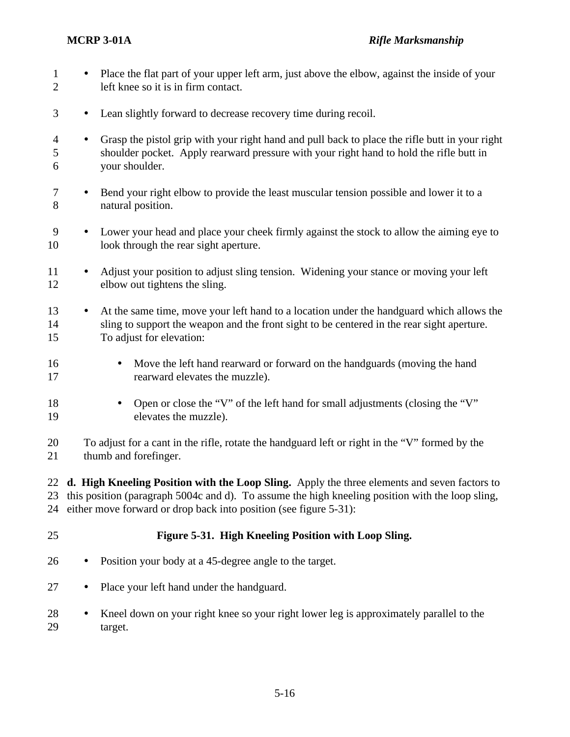- Place the flat part of your upper left arm, just above the elbow, against the inside of your left knee so it is in firm contact.

- Lean slightly forward to decrease recovery time during recoil.

- Grasp the pistol grip with your right hand and pull back to place the rifle butt in your right shoulder pocket. Apply rearward pressure with your right hand to hold the rifle butt in your shoulder.

- Bend your right elbow to provide the least muscular tension possible and lower it to a natural position.

- Lower your head and place your cheek firmly against the stock to allow the aiming eye to look through the rear sight aperture.

- Adjust your position to adjust sling tension. Widening your stance or moving your left elbow out tightens the sling.

- At the same time, move your left hand to a location under the handguard which allows the sling to support the weapon and the front sight to be centered in the rear sight aperture. To adjust for elevation:

    - Move the left hand rearward or forward on the handguards (moving the hand rearward elevates the muzzle).

    - Open or close the "V" of the left hand for small adjustments (closing the "V" elevates the muzzle).

To adjust for a cant in the rifle, rotate the handguard left or right in the "V" formed by the thumb and forefinger.

**d. High Kneeling Position with the Loop Sling.** Apply the three elements and seven factors to this position (paragraph 5004c and d). To assume the high kneeling position with the loop sling, either move forward or drop back into position (see figure 5-31):

**Figure 5-31. High Kneeling Position with Loop Sling.**

- Position your body at a 45-degree angle to the target.

- Place your left hand under the handguard.

- Kneel down on your right knee so your right lower leg is approximately parallel to the target.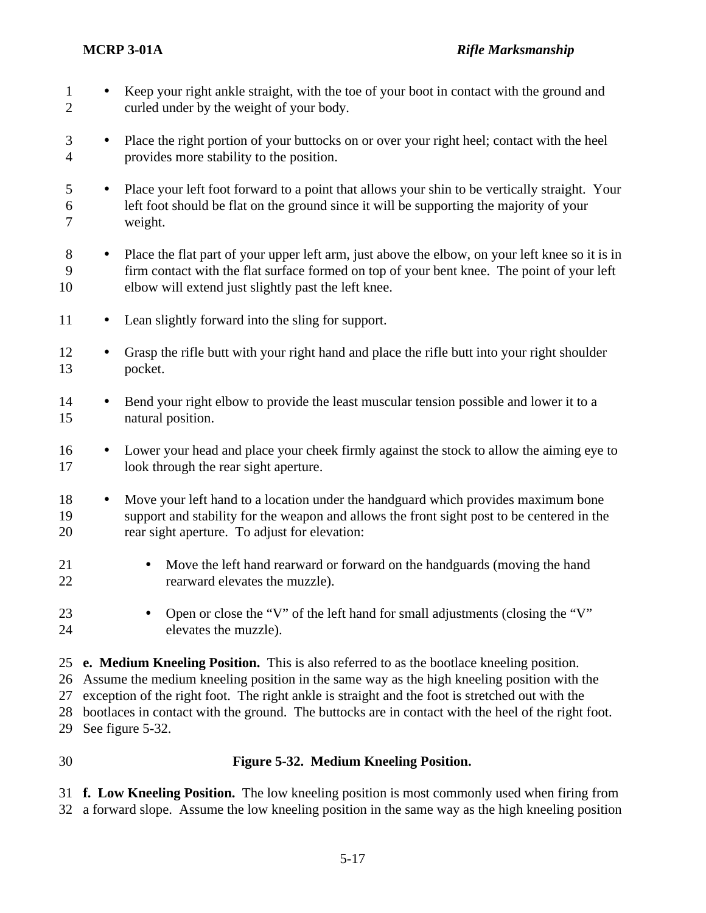- Keep your right ankle straight, with the toe of your boot in contact with the ground and curled under by the weight of your body.
- Place the right portion of your buttocks on or over your right heel; contact with the heel provides more stability to the position.
- Place your left foot forward to a point that allows your shin to be vertically straight. Your left foot should be flat on the ground since it will be supporting the majority of your weight.
- Place the flat part of your upper left arm, just above the elbow, on your left knee so it is in firm contact with the flat surface formed on top of your bent knee. The point of your left elbow will extend just slightly past the left knee.
- Lean slightly forward into the sling for support.
- Grasp the rifle butt with your right hand and place the rifle butt into your right shoulder pocket.
- Bend your right elbow to provide the least muscular tension possible and lower it to a natural position.
- Lower your head and place your cheek firmly against the stock to allow the aiming eye to look through the rear sight aperture.
- Move your left hand to a location under the handguard which provides maximum bone support and stability for the weapon and allows the front sight post to be centered in the rear sight aperture. To adjust for elevation:
  - Move the left hand rearward or forward on the handguards (moving the hand rearward elevates the muzzle).
  - Open or close the "V" of the left hand for small adjustments (closing the "V" elevates the muzzle).

**e. Medium Kneeling Position.** This is also referred to as the bootlace kneeling position. Assume the medium kneeling position in the same way as the high kneeling position with the exception of the right foot. The right ankle is straight and the foot is stretched out with the bootlaces in contact with the ground. The buttocks are in contact with the heel of the right foot. See figure 5-32.

**Figure 5-32. Medium Kneeling Position.**

**f. Low Kneeling Position.** The low kneeling position is most commonly used when firing from a forward slope. Assume the low kneeling position in the same way as the high kneeling position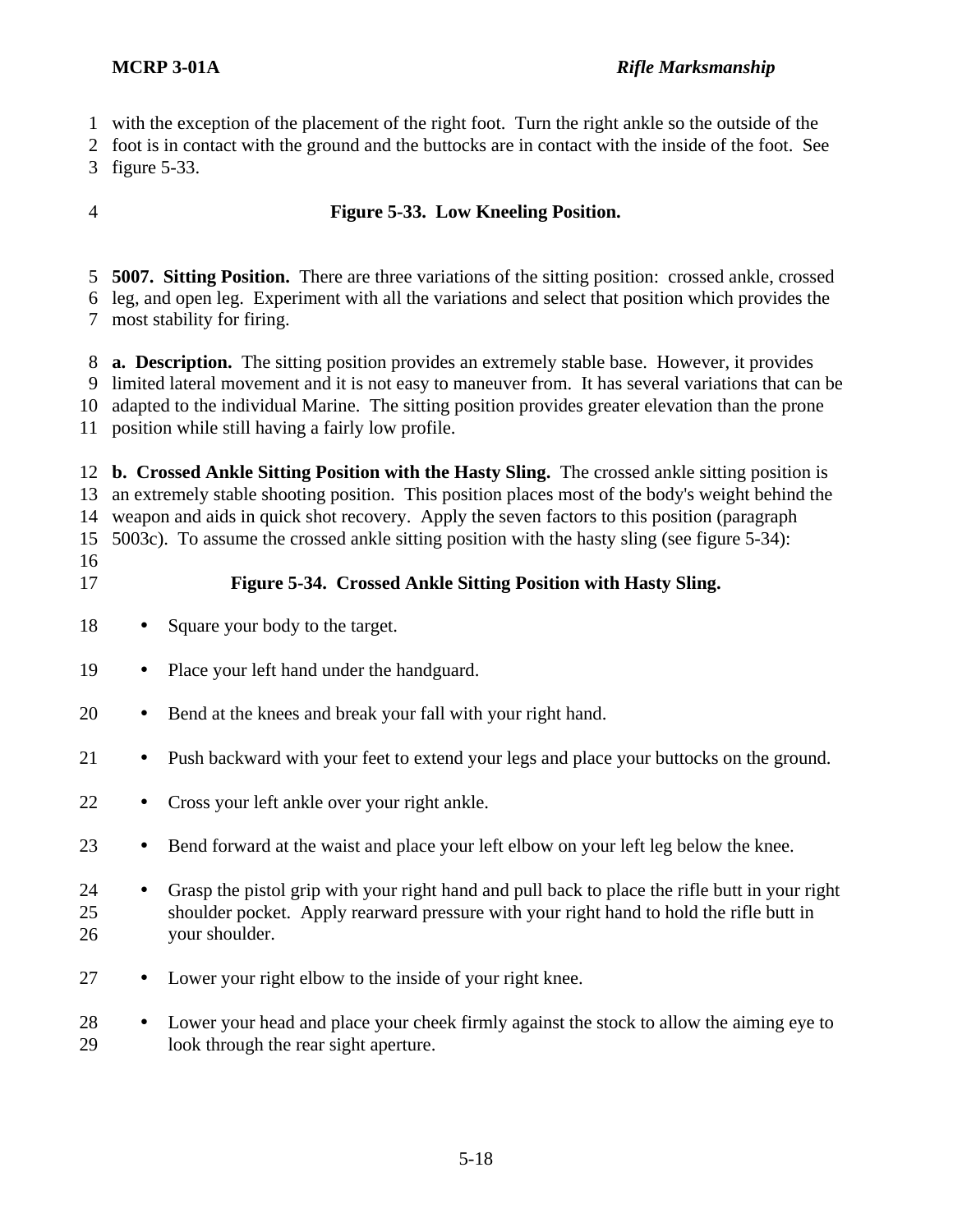with the exception of the placement of the right foot. Turn the right ankle so the outside of the foot is in contact with the ground and the buttocks are in contact with the inside of the foot. See figure 5-33.

**Figure 5-33. Low Kneeling Position.**

**5007. Sitting Position.** There are three variations of the sitting position: crossed ankle, crossed leg, and open leg. Experiment with all the variations and select that position which provides the most stability for firing.

**a. Description.** The sitting position provides an extremely stable base. However, it provides limited lateral movement and it is not easy to maneuver from. It has several variations that can be adapted to the individual Marine. The sitting position provides greater elevation than the prone position while still having a fairly low profile.

**b. Crossed Ankle Sitting Position with the Hasty Sling.** The crossed ankle sitting position is an extremely stable shooting position. This position places most of the body's weight behind the weapon and aids in quick shot recovery. Apply the seven factors to this position (paragraph 5003c). To assume the crossed ankle sitting position with the hasty sling (see figure 5-34):

**Figure 5-34. Crossed Ankle Sitting Position with Hasty Sling.**

- Square your body to the target.
- Place your left hand under the handguard.
- Bend at the knees and break your fall with your right hand.
- Push backward with your feet to extend your legs and place your buttocks on the ground.
- Cross your left ankle over your right ankle.
- Bend forward at the waist and place your left elbow on your left leg below the knee.
- Grasp the pistol grip with your right hand and pull back to place the rifle butt in your right shoulder pocket. Apply rearward pressure with your right hand to hold the rifle butt in your shoulder.
- Lower your right elbow to the inside of your right knee.
- Lower your head and place your cheek firmly against the stock to allow the aiming eye to look through the rear sight aperture.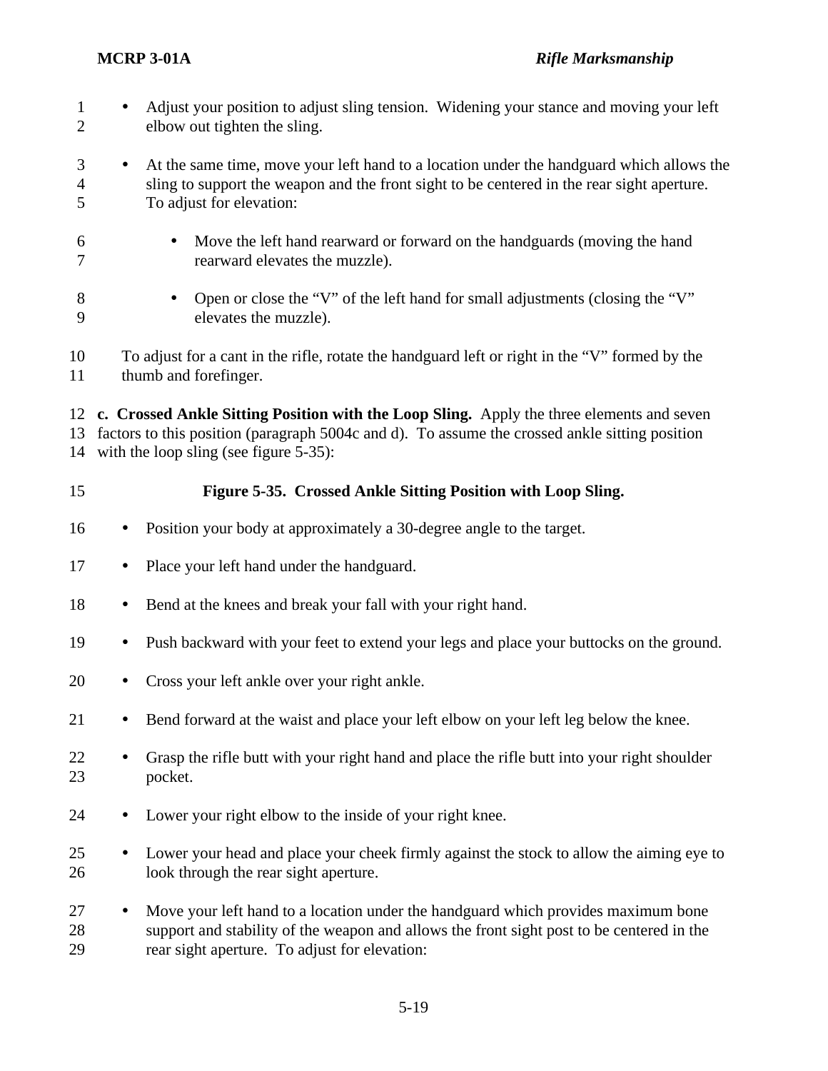- Adjust your position to adjust sling tension. Widening your stance and moving your left elbow out tighten the sling.

- At the same time, move your left hand to a location under the handguard which allows the sling to support the weapon and the front sight to be centered in the rear sight aperture. To adjust for elevation:

  - Move the left hand rearward or forward on the handguards (moving the hand rearward elevates the muzzle).

  - Open or close the "V" of the left hand for small adjustments (closing the "V" elevates the muzzle).

To adjust for a cant in the rifle, rotate the handguard left or right in the "V" formed by the thumb and forefinger.

**c. Crossed Ankle Sitting Position with the Loop Sling.** Apply the three elements and seven factors to this position (paragraph 5004c and d). To assume the crossed ankle sitting position with the loop sling (see figure 5-35):

**Figure 5-35. Crossed Ankle Sitting Position with Loop Sling.**

- Position your body at approximately a 30-degree angle to the target.

- Place your left hand under the handguard.

- Bend at the knees and break your fall with your right hand.

- Push backward with your feet to extend your legs and place your buttocks on the ground.

- Cross your left ankle over your right ankle.

- Bend forward at the waist and place your left elbow on your left leg below the knee.

- Grasp the rifle butt with your right hand and place the rifle butt into your right shoulder pocket.

- Lower your right elbow to the inside of your right knee.

- Lower your head and place your cheek firmly against the stock to allow the aiming eye to look through the rear sight aperture.

- Move your left hand to a location under the handguard which provides maximum bone support and stability of the weapon and allows the front sight post to be centered in the rear sight aperture. To adjust for elevation: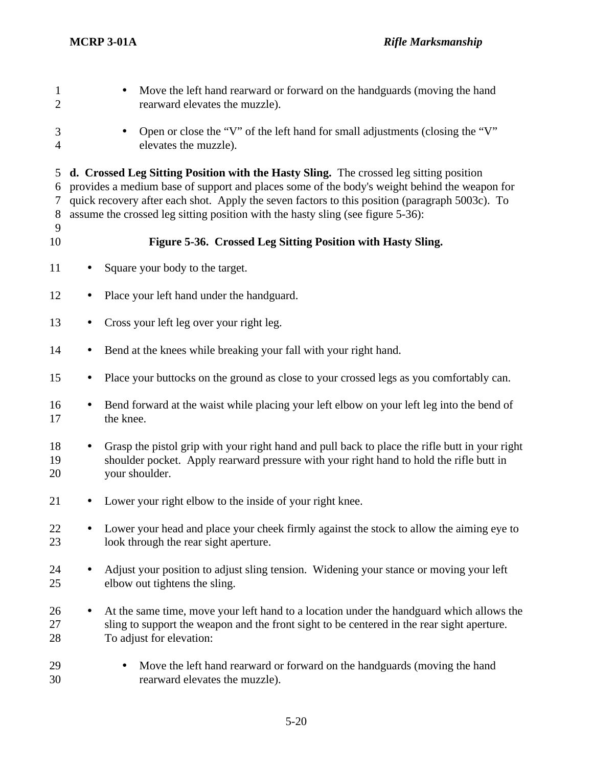- Move the left hand rearward or forward on the handguards (moving the hand rearward elevates the muzzle).
- Open or close the "V" of the left hand for small adjustments (closing the "V" elevates the muzzle).

**d. Crossed Leg Sitting Position with the Hasty Sling.** The crossed leg sitting position provides a medium base of support and places some of the body's weight behind the weapon for quick recovery after each shot. Apply the seven factors to this position (paragraph 5003c). To assume the crossed leg sitting position with the hasty sling (see figure 5-36):

**Figure 5-36. Crossed Leg Sitting Position with Hasty Sling.**

- Square your body to the target.
- Place your left hand under the handguard.
- Cross your left leg over your right leg.
- Bend at the knees while breaking your fall with your right hand.
- Place your buttocks on the ground as close to your crossed legs as you comfortably can.
- Bend forward at the waist while placing your left elbow on your left leg into the bend of the knee.
- Grasp the pistol grip with your right hand and pull back to place the rifle butt in your right shoulder pocket. Apply rearward pressure with your right hand to hold the rifle butt in your shoulder.
- Lower your right elbow to the inside of your right knee.
- Lower your head and place your cheek firmly against the stock to allow the aiming eye to look through the rear sight aperture.
- Adjust your position to adjust sling tension. Widening your stance or moving your left elbow out tightens the sling.
- At the same time, move your left hand to a location under the handguard which allows the sling to support the weapon and the front sight to be centered in the rear sight aperture. To adjust for elevation:
  - Move the left hand rearward or forward on the handguards (moving the hand rearward elevates the muzzle).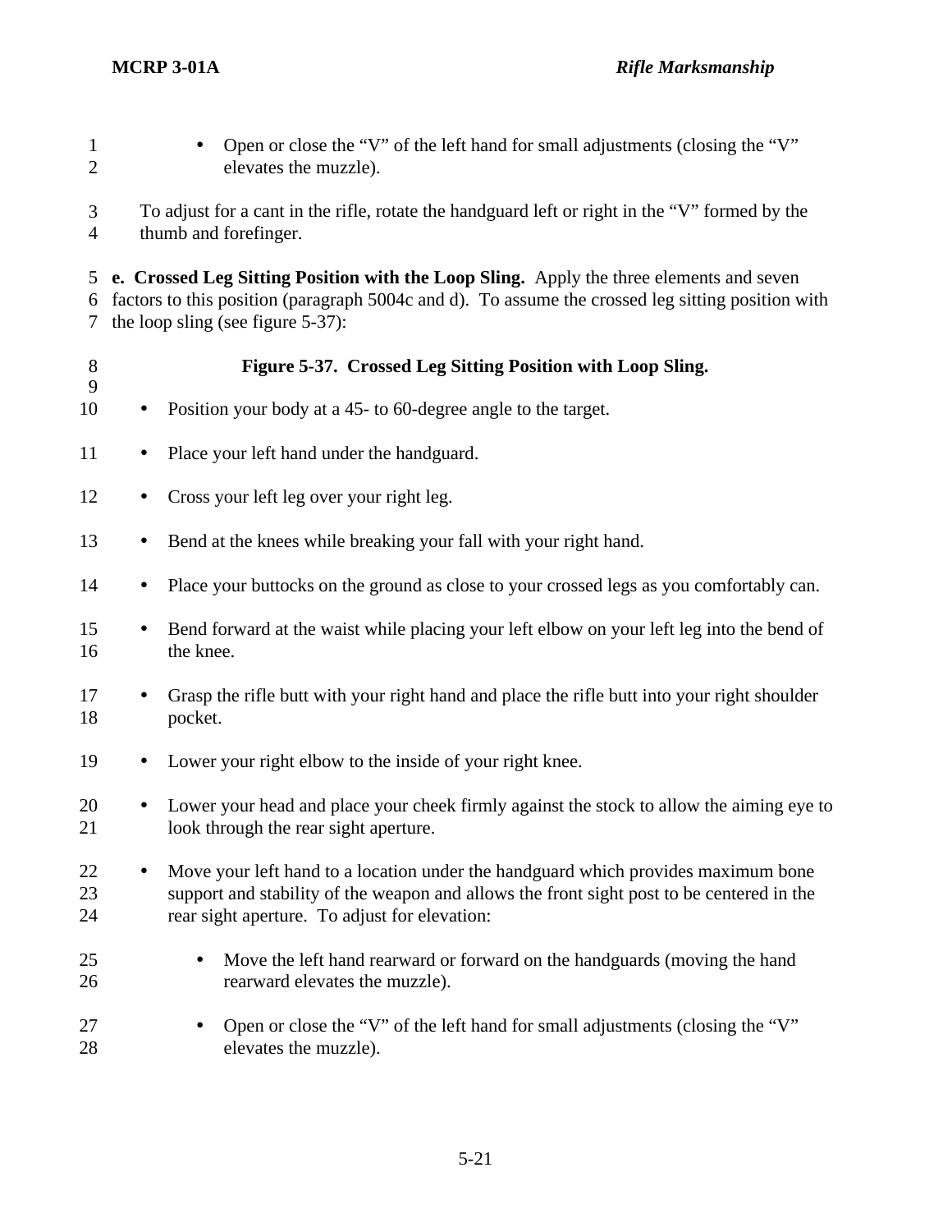- Open or close the "V" of the left hand for small adjustments (closing the "V" elevates the muzzle).

To adjust for a cant in the rifle, rotate the handguard left or right in the "V" formed by the thumb and forefinger.

**e. Crossed Leg Sitting Position with the Loop Sling.** Apply the three elements and seven factors to this position (paragraph 5004c and d). To assume the crossed leg sitting position with the loop sling (see figure 5-37):

**Figure 5-37. Crossed Leg Sitting Position with Loop Sling.**

- Position your body at a 45- to 60-degree angle to the target.
- Place your left hand under the handguard.
- Cross your left leg over your right leg.
- Bend at the knees while breaking your fall with your right hand.
- Place your buttocks on the ground as close to your crossed legs as you comfortably can.
- Bend forward at the waist while placing your left elbow on your left leg into the bend of the knee.
- Grasp the rifle butt with your right hand and place the rifle butt into your right shoulder pocket.
- Lower your right elbow to the inside of your right knee.
- Lower your head and place your cheek firmly against the stock to allow the aiming eye to look through the rear sight aperture.
- Move your left hand to a location under the handguard which provides maximum bone support and stability of the weapon and allows the front sight post to be centered in the rear sight aperture. To adjust for elevation:
  - Move the left hand rearward or forward on the handguards (moving the hand rearward elevates the muzzle).
  - Open or close the "V" of the left hand for small adjustments (closing the "V" elevates the muzzle).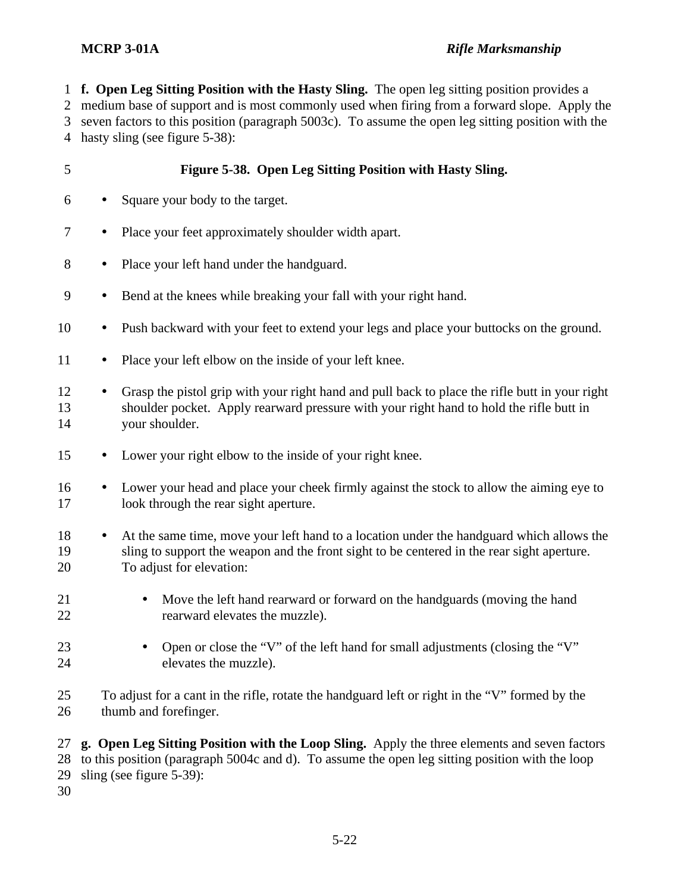**f. Open Leg Sitting Position with the Hasty Sling.** The open leg sitting position provides a medium base of support and is most commonly used when firing from a forward slope. Apply the seven factors to this position (paragraph 5003c). To assume the open leg sitting position with the hasty sling (see figure 5-38):

**Figure 5-38. Open Leg Sitting Position with Hasty Sling.**

- Square your body to the target.
- Place your feet approximately shoulder width apart.
- Place your left hand under the handguard.
- Bend at the knees while breaking your fall with your right hand.
- Push backward with your feet to extend your legs and place your buttocks on the ground.
- Place your left elbow on the inside of your left knee.
- Grasp the pistol grip with your right hand and pull back to place the rifle butt in your right shoulder pocket. Apply rearward pressure with your right hand to hold the rifle butt in your shoulder.
- Lower your right elbow to the inside of your right knee.
- Lower your head and place your cheek firmly against the stock to allow the aiming eye to look through the rear sight aperture.
- At the same time, move your left hand to a location under the handguard which allows the sling to support the weapon and the front sight to be centered in the rear sight aperture. To adjust for elevation:
  - Move the left hand rearward or forward on the handguards (moving the hand rearward elevates the muzzle).
  - Open or close the "V" of the left hand for small adjustments (closing the "V" elevates the muzzle).

To adjust for a cant in the rifle, rotate the handguard left or right in the "V" formed by the thumb and forefinger.

**g. Open Leg Sitting Position with the Loop Sling.** Apply the three elements and seven factors to this position (paragraph 5004c and d). To assume the open leg sitting position with the loop sling (see figure 5-39):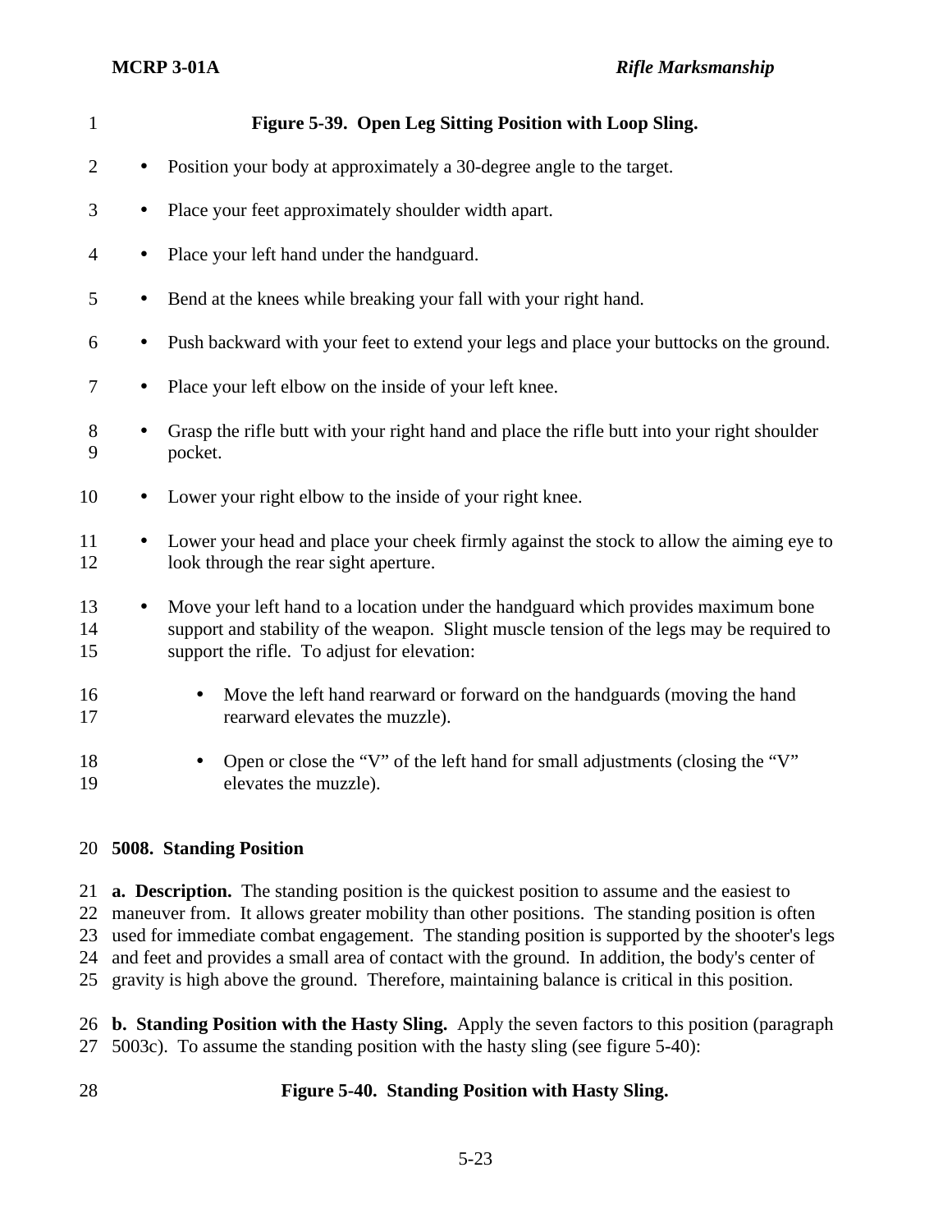**Figure 5-39. Open Leg Sitting Position with Loop Sling.**

- Position your body at approximately a 30-degree angle to the target.
- Place your feet approximately shoulder width apart.
- Place your left hand under the handguard.
- Bend at the knees while breaking your fall with your right hand.
- Push backward with your feet to extend your legs and place your buttocks on the ground.
- Place your left elbow on the inside of your left knee.
- Grasp the rifle butt with your right hand and place the rifle butt into your right shoulder pocket.
- Lower your right elbow to the inside of your right knee.
- Lower your head and place your cheek firmly against the stock to allow the aiming eye to look through the rear sight aperture.
- Move your left hand to a location under the handguard which provides maximum bone support and stability of the weapon. Slight muscle tension of the legs may be required to support the rifle. To adjust for elevation:
    - Move the left hand rearward or forward on the handguards (moving the hand rearward elevates the muzzle).
    - Open or close the "V" of the left hand for small adjustments (closing the "V" elevates the muzzle).

## 5008. Standing Position

**a. Description.** The standing position is the quickest position to assume and the easiest to maneuver from. It allows greater mobility than other positions. The standing position is often used for immediate combat engagement. The standing position is supported by the shooter's legs and feet and provides a small area of contact with the ground. In addition, the body's center of gravity is high above the ground. Therefore, maintaining balance is critical in this position.

**b. Standing Position with the Hasty Sling.** Apply the seven factors to this position (paragraph 5003c). To assume the standing position with the hasty sling (see figure 5-40):

**Figure 5-40. Standing Position with Hasty Sling.**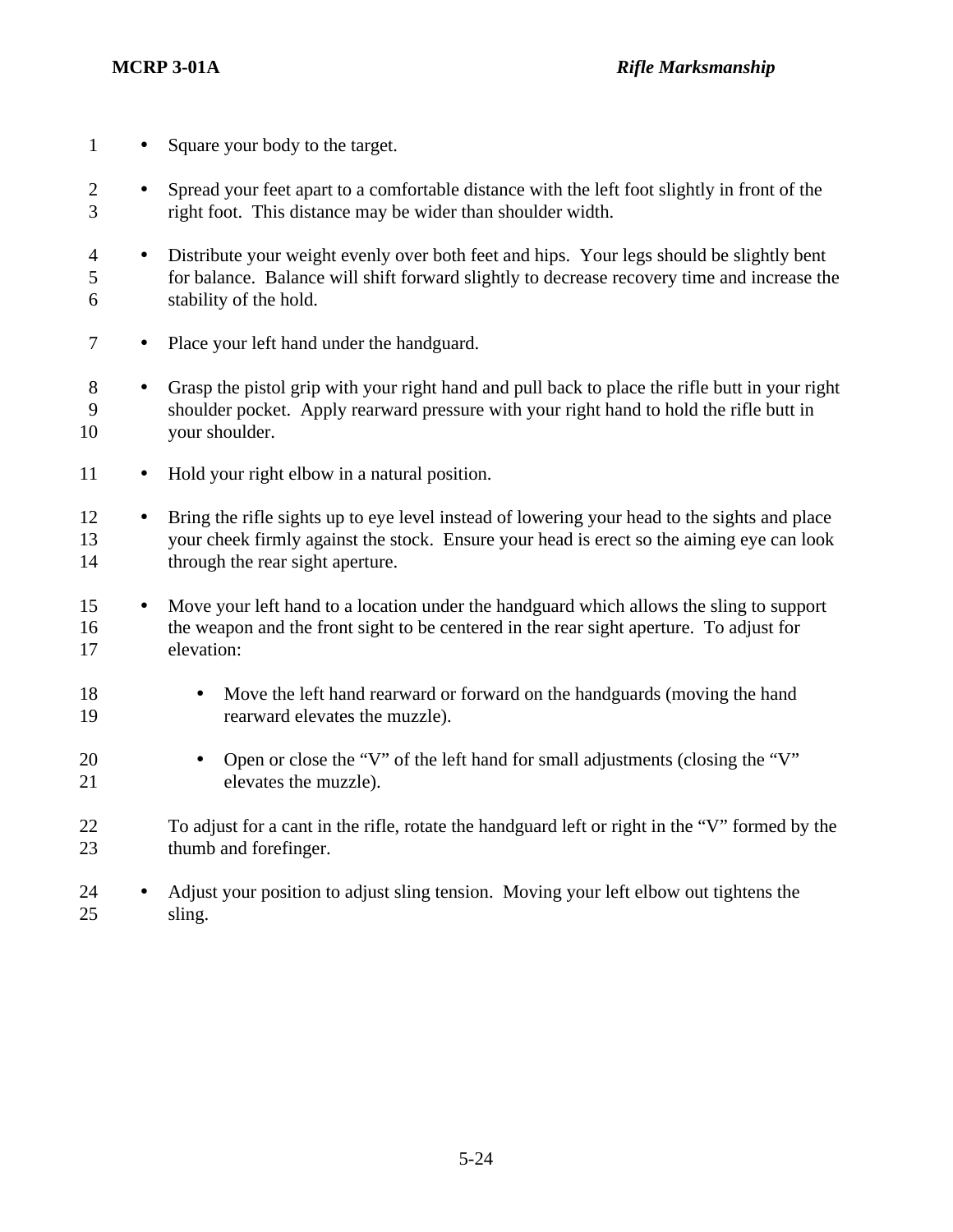- Square your body to the target.

- Spread your feet apart to a comfortable distance with the left foot slightly in front of the right foot. This distance may be wider than shoulder width.

- Distribute your weight evenly over both feet and hips. Your legs should be slightly bent for balance. Balance will shift forward slightly to decrease recovery time and increase the stability of the hold.

- Place your left hand under the handguard.

- Grasp the pistol grip with your right hand and pull back to place the rifle butt in your right shoulder pocket. Apply rearward pressure with your right hand to hold the rifle butt in your shoulder.

- Hold your right elbow in a natural position.

- Bring the rifle sights up to eye level instead of lowering your head to the sights and place your cheek firmly against the stock. Ensure your head is erect so the aiming eye can look through the rear sight aperture.

- Move your left hand to a location under the handguard which allows the sling to support the weapon and the front sight to be centered in the rear sight aperture. To adjust for elevation:

  - Move the left hand rearward or forward on the handguards (moving the hand rearward elevates the muzzle).

  - Open or close the "V" of the left hand for small adjustments (closing the "V" elevates the muzzle).

  To adjust for a cant in the rifle, rotate the handguard left or right in the "V" formed by the thumb and forefinger.

- Adjust your position to adjust sling tension. Moving your left elbow out tightens the sling.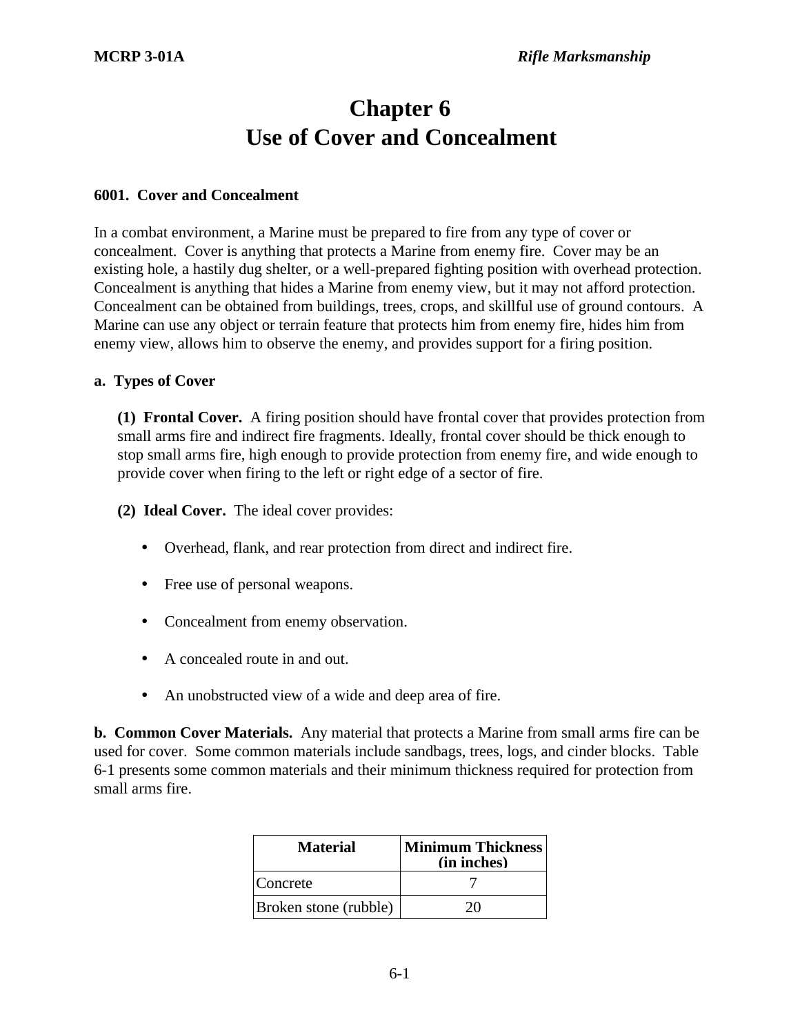# Chapter 6
# Use of Cover and Concealment

### 6001. Cover and Concealment

In a combat environment, a Marine must be prepared to fire from any type of cover or concealment. Cover is anything that protects a Marine from enemy fire. Cover may be an existing hole, a hastily dug shelter, or a well-prepared fighting position with overhead protection. Concealment is anything that hides a Marine from enemy view, but it may not afford protection. Concealment can be obtained from buildings, trees, crops, and skillful use of ground contours. A Marine can use any object or terrain feature that protects him from enemy fire, hides him from enemy view, allows him to observe the enemy, and provides support for a firing position.

**a. Types of Cover**

**(1) Frontal Cover.** A firing position should have frontal cover that provides protection from small arms fire and indirect fire fragments. Ideally, frontal cover should be thick enough to stop small arms fire, high enough to provide protection from enemy fire, and wide enough to provide cover when firing to the left or right edge of a sector of fire.

**(2) Ideal Cover.** The ideal cover provides:

- Overhead, flank, and rear protection from direct and indirect fire.
- Free use of personal weapons.
- Concealment from enemy observation.
- A concealed route in and out.
- An unobstructed view of a wide and deep area of fire.

**b. Common Cover Materials.** Any material that protects a Marine from small arms fire can be used for cover. Some common materials include sandbags, trees, logs, and cinder blocks. Table 6-1 presents some common materials and their minimum thickness required for protection from small arms fire.

| Material | Minimum Thickness (in inches) |
|---|---|
| Concrete | 7 |
| Broken stone (rubble) | 20 |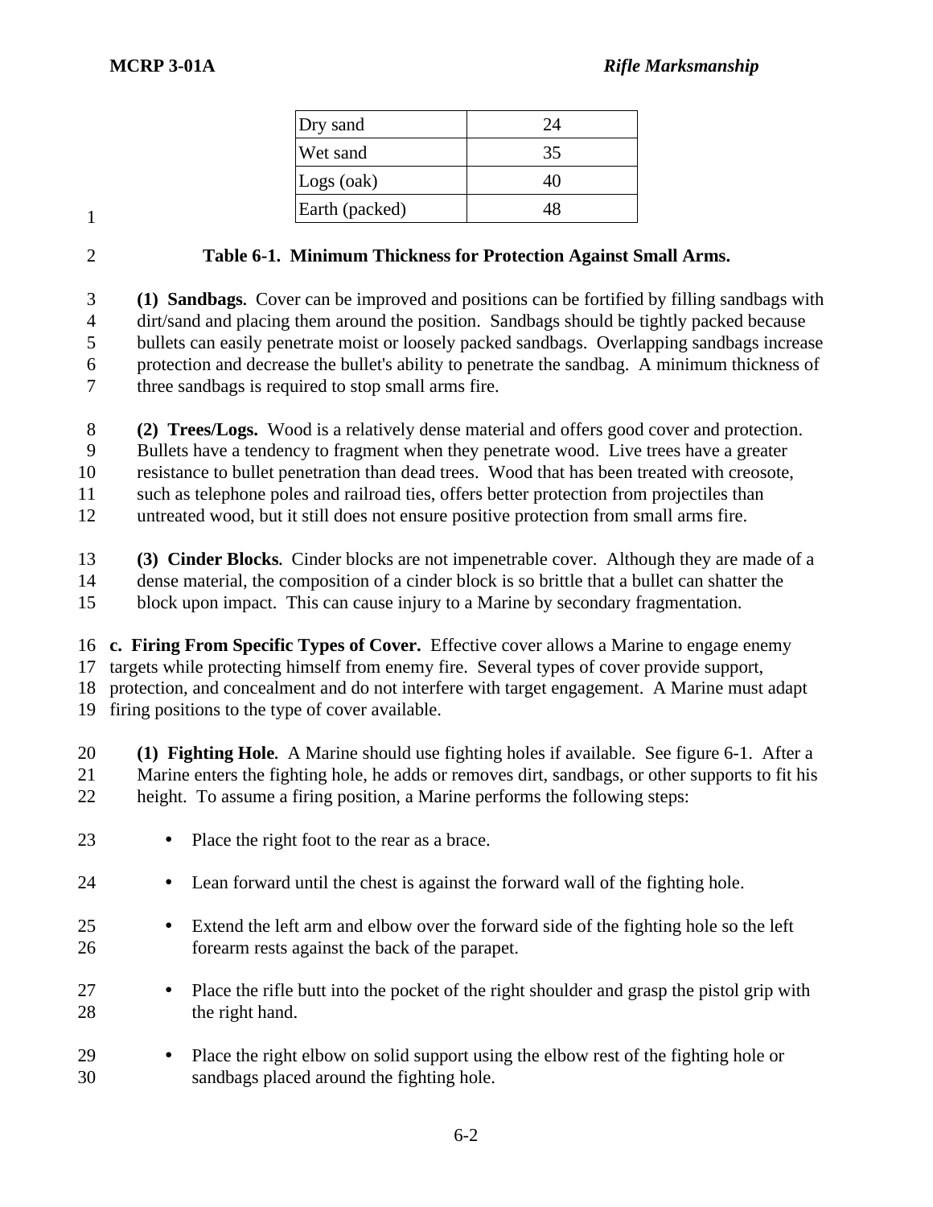| | |
|---|---|
| Dry sand | 24 |
| Wet sand | 35 |
| Logs (oak) | 40 |
| Earth (packed) | 48 |

**Table 6-1. Minimum Thickness for Protection Against Small Arms.**

**(1) Sandbags.** Cover can be improved and positions can be fortified by filling sandbags with dirt/sand and placing them around the position. Sandbags should be tightly packed because bullets can easily penetrate moist or loosely packed sandbags. Overlapping sandbags increase protection and decrease the bullet's ability to penetrate the sandbag. A minimum thickness of three sandbags is required to stop small arms fire.

**(2) Trees/Logs.** Wood is a relatively dense material and offers good cover and protection. Bullets have a tendency to fragment when they penetrate wood. Live trees have a greater resistance to bullet penetration than dead trees. Wood that has been treated with creosote, such as telephone poles and railroad ties, offers better protection from projectiles than untreated wood, but it still does not ensure positive protection from small arms fire.

**(3) Cinder Blocks.** Cinder blocks are not impenetrable cover. Although they are made of a dense material, the composition of a cinder block is so brittle that a bullet can shatter the block upon impact. This can cause injury to a Marine by secondary fragmentation.

**c. Firing From Specific Types of Cover.** Effective cover allows a Marine to engage enemy targets while protecting himself from enemy fire. Several types of cover provide support, protection, and concealment and do not interfere with target engagement. A Marine must adapt firing positions to the type of cover available.

**(1) Fighting Hole.** A Marine should use fighting holes if available. See figure 6-1. After a Marine enters the fighting hole, he adds or removes dirt, sandbags, or other supports to fit his height. To assume a firing position, a Marine performs the following steps:

- Place the right foot to the rear as a brace.
- Lean forward until the chest is against the forward wall of the fighting hole.
- Extend the left arm and elbow over the forward side of the fighting hole so the left forearm rests against the back of the parapet.
- Place the rifle butt into the pocket of the right shoulder and grasp the pistol grip with the right hand.
- Place the right elbow on solid support using the elbow rest of the fighting hole or sandbags placed around the fighting hole.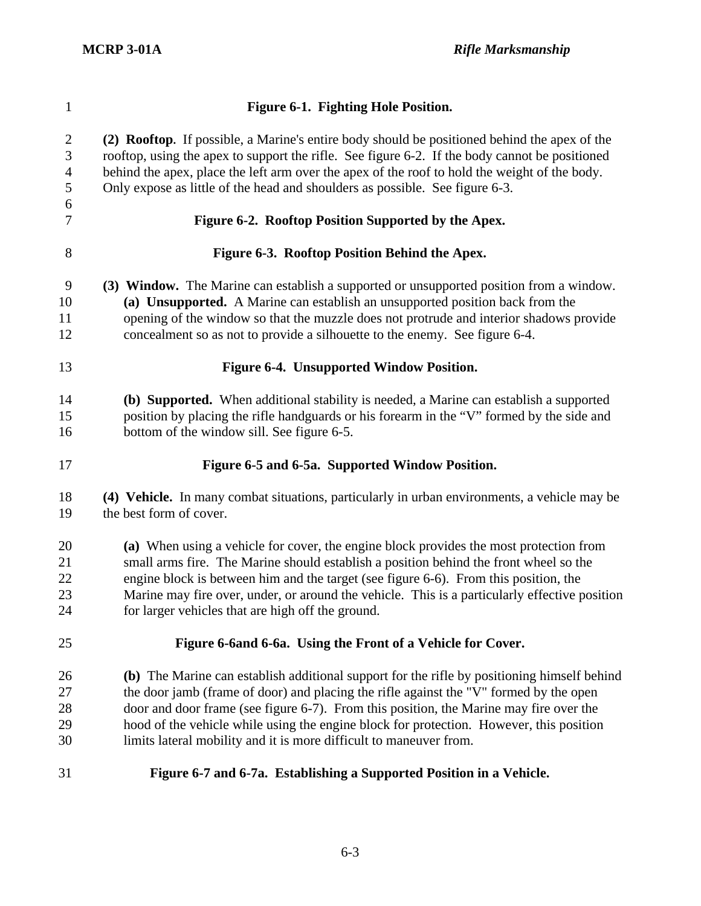**Figure 6-1. Fighting Hole Position.**

**(2) Rooftop**. If possible, a Marine's entire body should be positioned behind the apex of the rooftop, using the apex to support the rifle. See figure 6-2. If the body cannot be positioned behind the apex, place the left arm over the apex of the roof to hold the weight of the body. Only expose as little of the head and shoulders as possible. See figure 6-3.

**Figure 6-2. Rooftop Position Supported by the Apex.**

**Figure 6-3. Rooftop Position Behind the Apex.**

**(3) Window.** The Marine can establish a supported or unsupported position from a window.

**(a) Unsupported.** A Marine can establish an unsupported position back from the opening of the window so that the muzzle does not protrude and interior shadows provide concealment so as not to provide a silhouette to the enemy. See figure 6-4.

**Figure 6-4. Unsupported Window Position.**

**(b) Supported.** When additional stability is needed, a Marine can establish a supported position by placing the rifle handguards or his forearm in the "V" formed by the side and bottom of the window sill. See figure 6-5.

**Figure 6-5 and 6-5a. Supported Window Position.**

**(4) Vehicle.** In many combat situations, particularly in urban environments, a vehicle may be the best form of cover.

**(a)** When using a vehicle for cover, the engine block provides the most protection from small arms fire. The Marine should establish a position behind the front wheel so the engine block is between him and the target (see figure 6-6). From this position, the Marine may fire over, under, or around the vehicle. This is a particularly effective position for larger vehicles that are high off the ground.

**Figure 6-6and 6-6a. Using the Front of a Vehicle for Cover.**

**(b)** The Marine can establish additional support for the rifle by positioning himself behind the door jamb (frame of door) and placing the rifle against the "V" formed by the open door and door frame (see figure 6-7). From this position, the Marine may fire over the hood of the vehicle while using the engine block for protection. However, this position limits lateral mobility and it is more difficult to maneuver from.

**Figure 6-7 and 6-7a. Establishing a Supported Position in a Vehicle.**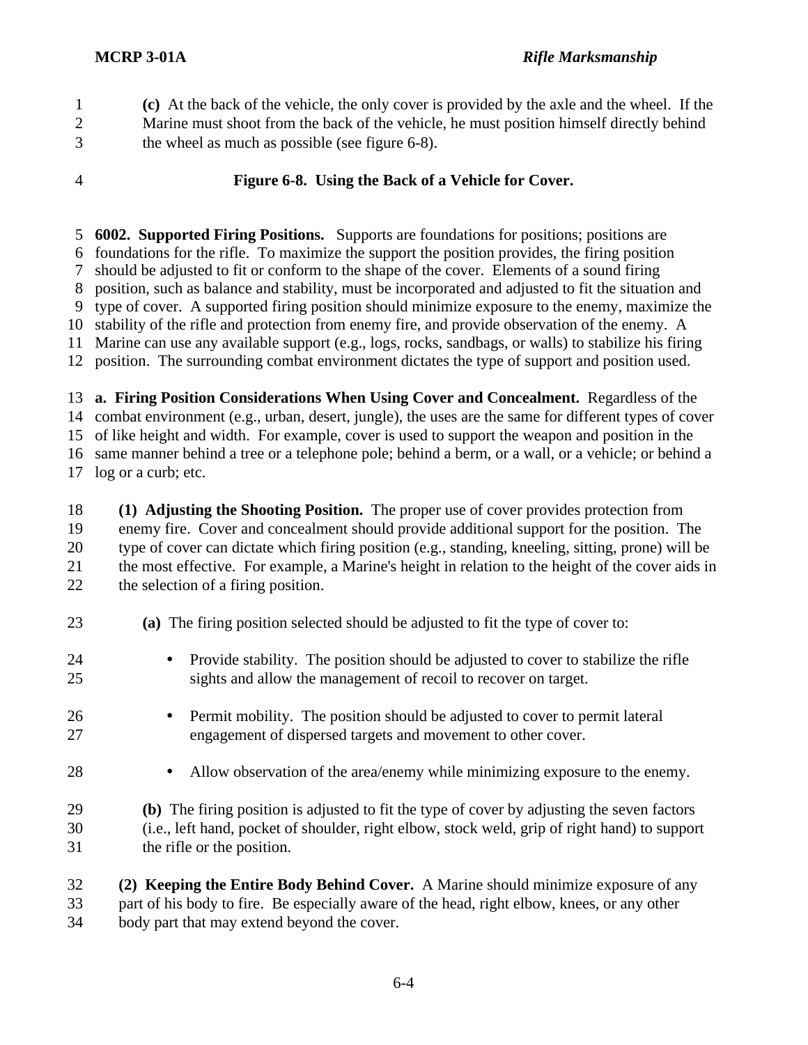**(c)** At the back of the vehicle, the only cover is provided by the axle and the wheel. If the Marine must shoot from the back of the vehicle, he must position himself directly behind the wheel as much as possible (see figure 6-8).

**Figure 6-8. Using the Back of a Vehicle for Cover.**

**6002. Supported Firing Positions.** Supports are foundations for positions; positions are foundations for the rifle. To maximize the support the position provides, the firing position should be adjusted to fit or conform to the shape of the cover. Elements of a sound firing position, such as balance and stability, must be incorporated and adjusted to fit the situation and type of cover. A supported firing position should minimize exposure to the enemy, maximize the stability of the rifle and protection from enemy fire, and provide observation of the enemy. A Marine can use any available support (e.g., logs, rocks, sandbags, or walls) to stabilize his firing position. The surrounding combat environment dictates the type of support and position used.

**a. Firing Position Considerations When Using Cover and Concealment.** Regardless of the combat environment (e.g., urban, desert, jungle), the uses are the same for different types of cover of like height and width. For example, cover is used to support the weapon and position in the same manner behind a tree or a telephone pole; behind a berm, or a wall, or a vehicle; or behind a log or a curb; etc.

**(1) Adjusting the Shooting Position.** The proper use of cover provides protection from enemy fire. Cover and concealment should provide additional support for the position. The type of cover can dictate which firing position (e.g., standing, kneeling, sitting, prone) will be the most effective. For example, a Marine's height in relation to the height of the cover aids in the selection of a firing position.

**(a)** The firing position selected should be adjusted to fit the type of cover to:

- Provide stability. The position should be adjusted to cover to stabilize the rifle sights and allow the management of recoil to recover on target.
- Permit mobility. The position should be adjusted to cover to permit lateral engagement of dispersed targets and movement to other cover.
- Allow observation of the area/enemy while minimizing exposure to the enemy.

**(b)** The firing position is adjusted to fit the type of cover by adjusting the seven factors (i.e., left hand, pocket of shoulder, right elbow, stock weld, grip of right hand) to support the rifle or the position.

**(2) Keeping the Entire Body Behind Cover.** A Marine should minimize exposure of any part of his body to fire. Be especially aware of the head, right elbow, knees, or any other body part that may extend beyond the cover.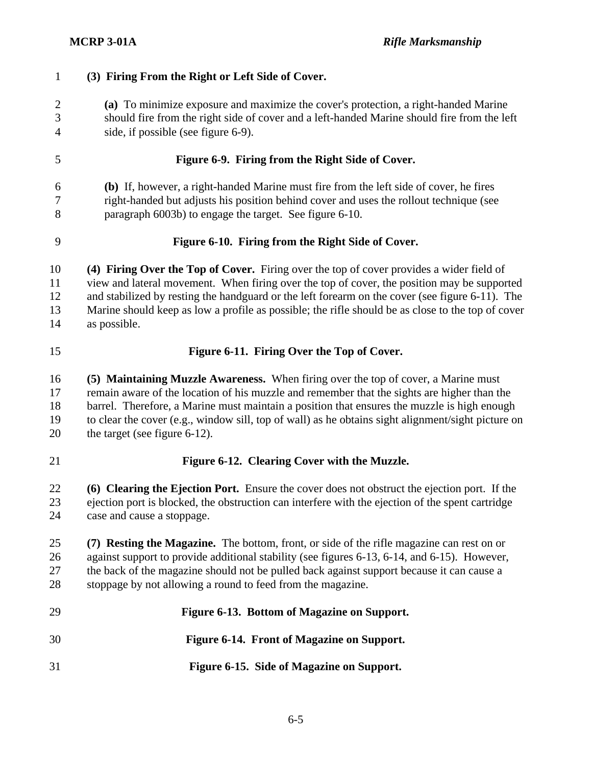**(3) Firing From the Right or Left Side of Cover.**

**(a)** To minimize exposure and maximize the cover's protection, a right-handed Marine should fire from the right side of cover and a left-handed Marine should fire from the left side, if possible (see figure 6-9).

**Figure 6-9. Firing from the Right Side of Cover.**

**(b)** If, however, a right-handed Marine must fire from the left side of cover, he fires right-handed but adjusts his position behind cover and uses the rollout technique (see paragraph 6003b) to engage the target. See figure 6-10.

**Figure 6-10. Firing from the Right Side of Cover.**

**(4) Firing Over the Top of Cover.** Firing over the top of cover provides a wider field of view and lateral movement. When firing over the top of cover, the position may be supported and stabilized by resting the handguard or the left forearm on the cover (see figure 6-11). The Marine should keep as low a profile as possible; the rifle should be as close to the top of cover as possible.

**Figure 6-11. Firing Over the Top of Cover.**

**(5) Maintaining Muzzle Awareness.** When firing over the top of cover, a Marine must remain aware of the location of his muzzle and remember that the sights are higher than the barrel. Therefore, a Marine must maintain a position that ensures the muzzle is high enough to clear the cover (e.g., window sill, top of wall) as he obtains sight alignment/sight picture on the target (see figure 6-12).

**Figure 6-12. Clearing Cover with the Muzzle.**

**(6) Clearing the Ejection Port.** Ensure the cover does not obstruct the ejection port. If the ejection port is blocked, the obstruction can interfere with the ejection of the spent cartridge case and cause a stoppage.

**(7) Resting the Magazine.** The bottom, front, or side of the rifle magazine can rest on or against support to provide additional stability (see figures 6-13, 6-14, and 6-15). However, the back of the magazine should not be pulled back against support because it can cause a stoppage by not allowing a round to feed from the magazine.

**Figure 6-13. Bottom of Magazine on Support.**

**Figure 6-14. Front of Magazine on Support.**

**Figure 6-15. Side of Magazine on Support.**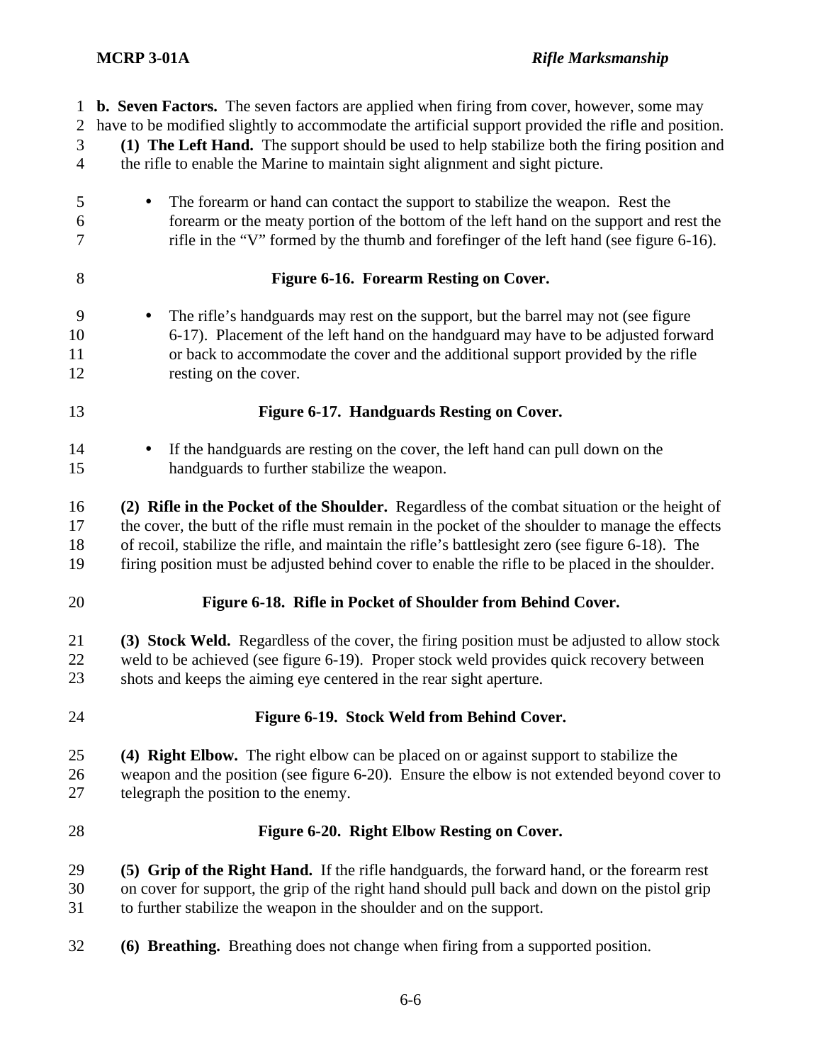**b. Seven Factors.** The seven factors are applied when firing from cover, however, some may have to be modified slightly to accommodate the artificial support provided the rifle and position.

**(1) The Left Hand.** The support should be used to help stabilize both the firing position and the rifle to enable the Marine to maintain sight alignment and sight picture.

- The forearm or hand can contact the support to stabilize the weapon. Rest the forearm or the meaty portion of the bottom of the left hand on the support and rest the rifle in the "V" formed by the thumb and forefinger of the left hand (see figure 6-16).

**Figure 6-16. Forearm Resting on Cover.**

- The rifle's handguards may rest on the support, but the barrel may not (see figure 6-17). Placement of the left hand on the handguard may have to be adjusted forward or back to accommodate the cover and the additional support provided by the rifle resting on the cover.

**Figure 6-17. Handguards Resting on Cover.**

- If the handguards are resting on the cover, the left hand can pull down on the handguards to further stabilize the weapon.

**(2) Rifle in the Pocket of the Shoulder.** Regardless of the combat situation or the height of the cover, the butt of the rifle must remain in the pocket of the shoulder to manage the effects of recoil, stabilize the rifle, and maintain the rifle's battlesight zero (see figure 6-18). The firing position must be adjusted behind cover to enable the rifle to be placed in the shoulder.

**Figure 6-18. Rifle in Pocket of Shoulder from Behind Cover.**

**(3) Stock Weld.** Regardless of the cover, the firing position must be adjusted to allow stock weld to be achieved (see figure 6-19). Proper stock weld provides quick recovery between shots and keeps the aiming eye centered in the rear sight aperture.

**Figure 6-19. Stock Weld from Behind Cover.**

**(4) Right Elbow.** The right elbow can be placed on or against support to stabilize the weapon and the position (see figure 6-20). Ensure the elbow is not extended beyond cover to telegraph the position to the enemy.

**Figure 6-20. Right Elbow Resting on Cover.**

**(5) Grip of the Right Hand.** If the rifle handguards, the forward hand, or the forearm rest on cover for support, the grip of the right hand should pull back and down on the pistol grip to further stabilize the weapon in the shoulder and on the support.

**(6) Breathing.** Breathing does not change when firing from a supported position.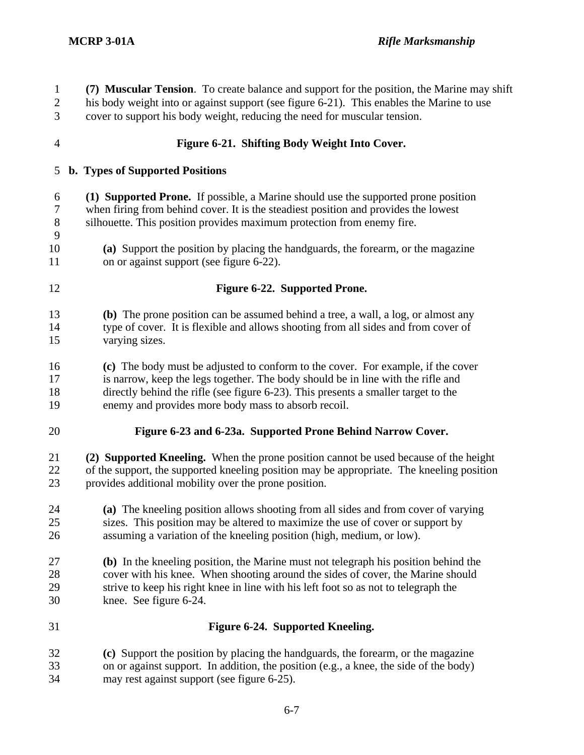**(7) Muscular Tension**. To create balance and support for the position, the Marine may shift his body weight into or against support (see figure 6-21). This enables the Marine to use cover to support his body weight, reducing the need for muscular tension.

**Figure 6-21. Shifting Body Weight Into Cover.**

**b. Types of Supported Positions**

**(1) Supported Prone.** If possible, a Marine should use the supported prone position when firing from behind cover. It is the steadiest position and provides the lowest silhouette. This position provides maximum protection from enemy fire.

**(a)** Support the position by placing the handguards, the forearm, or the magazine on or against support (see figure 6-22).

**Figure 6-22. Supported Prone.**

**(b)** The prone position can be assumed behind a tree, a wall, a log, or almost any type of cover. It is flexible and allows shooting from all sides and from cover of varying sizes.

**(c)** The body must be adjusted to conform to the cover. For example, if the cover is narrow, keep the legs together. The body should be in line with the rifle and directly behind the rifle (see figure 6-23). This presents a smaller target to the enemy and provides more body mass to absorb recoil.

**Figure 6-23 and 6-23a. Supported Prone Behind Narrow Cover.**

**(2) Supported Kneeling.** When the prone position cannot be used because of the height of the support, the supported kneeling position may be appropriate. The kneeling position provides additional mobility over the prone position.

**(a)** The kneeling position allows shooting from all sides and from cover of varying sizes. This position may be altered to maximize the use of cover or support by assuming a variation of the kneeling position (high, medium, or low).

**(b)** In the kneeling position, the Marine must not telegraph his position behind the cover with his knee. When shooting around the sides of cover, the Marine should strive to keep his right knee in line with his left foot so as not to telegraph the knee. See figure 6-24.

**Figure 6-24. Supported Kneeling.**

**(c)** Support the position by placing the handguards, the forearm, or the magazine on or against support. In addition, the position (e.g., a knee, the side of the body) may rest against support (see figure 6-25).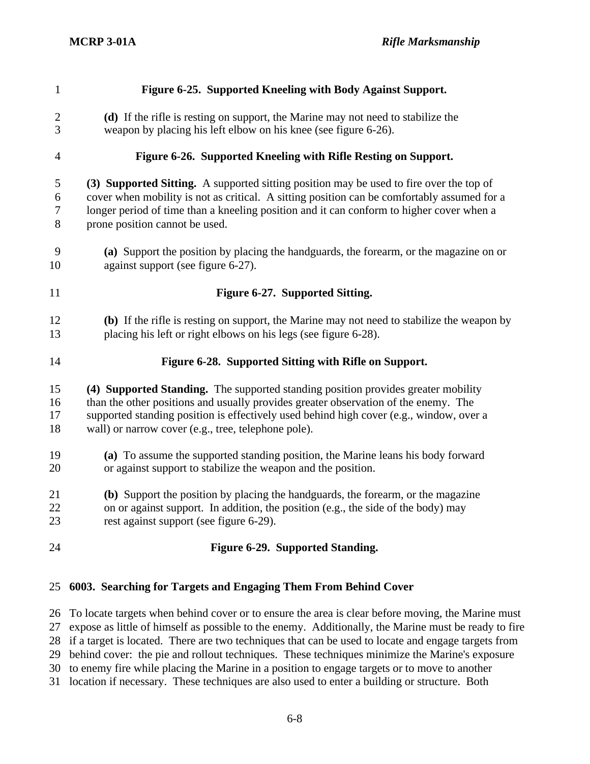**Figure 6-25. Supported Kneeling with Body Against Support.**

**(d)** If the rifle is resting on support, the Marine may not need to stabilize the weapon by placing his left elbow on his knee (see figure 6-26).

**Figure 6-26. Supported Kneeling with Rifle Resting on Support.**

**(3) Supported Sitting.** A supported sitting position may be used to fire over the top of cover when mobility is not as critical. A sitting position can be comfortably assumed for a longer period of time than a kneeling position and it can conform to higher cover when a prone position cannot be used.

**(a)** Support the position by placing the handguards, the forearm, or the magazine on or against support (see figure 6-27).

**Figure 6-27. Supported Sitting.**

**(b)** If the rifle is resting on support, the Marine may not need to stabilize the weapon by placing his left or right elbows on his legs (see figure 6-28).

**Figure 6-28. Supported Sitting with Rifle on Support.**

**(4) Supported Standing.** The supported standing position provides greater mobility than the other positions and usually provides greater observation of the enemy. The supported standing position is effectively used behind high cover (e.g., window, over a wall) or narrow cover (e.g., tree, telephone pole).

**(a)** To assume the supported standing position, the Marine leans his body forward or against support to stabilize the weapon and the position.

**(b)** Support the position by placing the handguards, the forearm, or the magazine on or against support. In addition, the position (e.g., the side of the body) may rest against support (see figure 6-29).

**Figure 6-29. Supported Standing.**

## 6003. Searching for Targets and Engaging Them From Behind Cover

To locate targets when behind cover or to ensure the area is clear before moving, the Marine must expose as little of himself as possible to the enemy. Additionally, the Marine must be ready to fire if a target is located. There are two techniques that can be used to locate and engage targets from behind cover: the pie and rollout techniques. These techniques minimize the Marine's exposure to enemy fire while placing the Marine in a position to engage targets or to move to another location if necessary. These techniques are also used to enter a building or structure. Both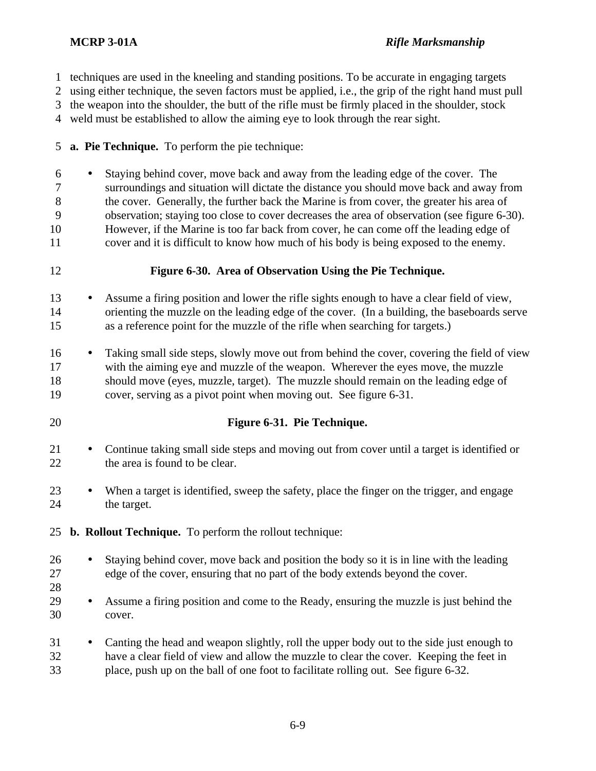techniques are used in the kneeling and standing positions. To be accurate in engaging targets using either technique, the seven factors must be applied, i.e., the grip of the right hand must pull the weapon into the shoulder, the butt of the rifle must be firmly placed in the shoulder, stock weld must be established to allow the aiming eye to look through the rear sight.

**a. Pie Technique.** To perform the pie technique:

- Staying behind cover, move back and away from the leading edge of the cover. The surroundings and situation will dictate the distance you should move back and away from the cover. Generally, the further back the Marine is from cover, the greater his area of observation; staying too close to cover decreases the area of observation (see figure 6-30). However, if the Marine is too far back from cover, he can come off the leading edge of cover and it is difficult to know how much of his body is being exposed to the enemy.

**Figure 6-30. Area of Observation Using the Pie Technique.**

- Assume a firing position and lower the rifle sights enough to have a clear field of view, orienting the muzzle on the leading edge of the cover. (In a building, the baseboards serve as a reference point for the muzzle of the rifle when searching for targets.)

- Taking small side steps, slowly move out from behind the cover, covering the field of view with the aiming eye and muzzle of the weapon. Wherever the eyes move, the muzzle should move (eyes, muzzle, target). The muzzle should remain on the leading edge of cover, serving as a pivot point when moving out. See figure 6-31.

**Figure 6-31. Pie Technique.**

- Continue taking small side steps and moving out from cover until a target is identified or the area is found to be clear.

- When a target is identified, sweep the safety, place the finger on the trigger, and engage the target.

**b. Rollout Technique.** To perform the rollout technique:

- Staying behind cover, move back and position the body so it is in line with the leading edge of the cover, ensuring that no part of the body extends beyond the cover.

- Assume a firing position and come to the Ready, ensuring the muzzle is just behind the cover.

- Canting the head and weapon slightly, roll the upper body out to the side just enough to have a clear field of view and allow the muzzle to clear the cover. Keeping the feet in place, push up on the ball of one foot to facilitate rolling out. See figure 6-32.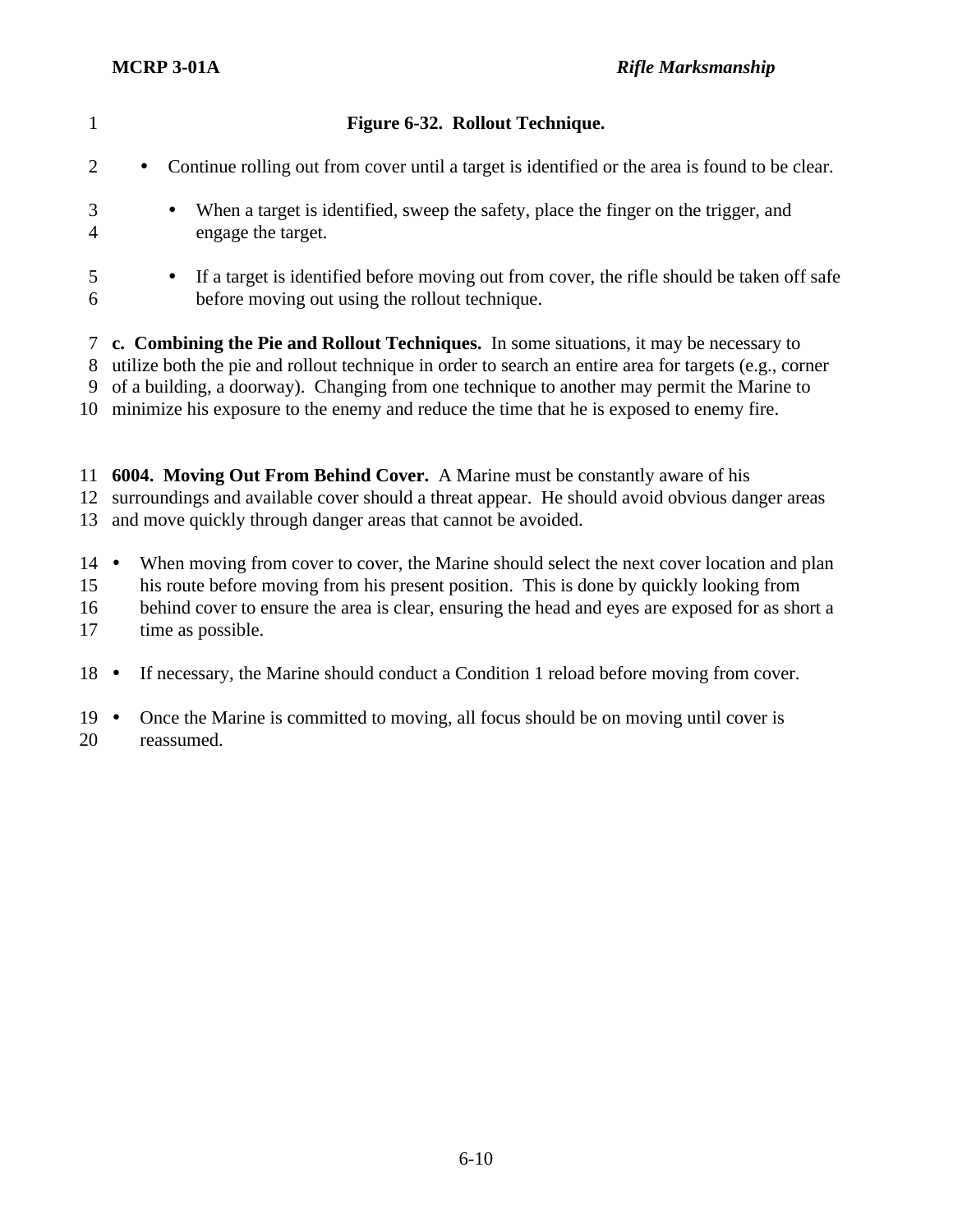**Figure 6-32. Rollout Technique.**

- Continue rolling out from cover until a target is identified or the area is found to be clear.
  - When a target is identified, sweep the safety, place the finger on the trigger, and engage the target.
  - If a target is identified before moving out from cover, the rifle should be taken off safe before moving out using the rollout technique.

**c. Combining the Pie and Rollout Techniques.** In some situations, it may be necessary to utilize both the pie and rollout technique in order to search an entire area for targets (e.g., corner of a building, a doorway). Changing from one technique to another may permit the Marine to minimize his exposure to the enemy and reduce the time that he is exposed to enemy fire.

**6004. Moving Out From Behind Cover.** A Marine must be constantly aware of his surroundings and available cover should a threat appear. He should avoid obvious danger areas and move quickly through danger areas that cannot be avoided.

- When moving from cover to cover, the Marine should select the next cover location and plan his route before moving from his present position. This is done by quickly looking from behind cover to ensure the area is clear, ensuring the head and eyes are exposed for as short a time as possible.
- If necessary, the Marine should conduct a Condition 1 reload before moving from cover.
- Once the Marine is committed to moving, all focus should be on moving until cover is reassumed.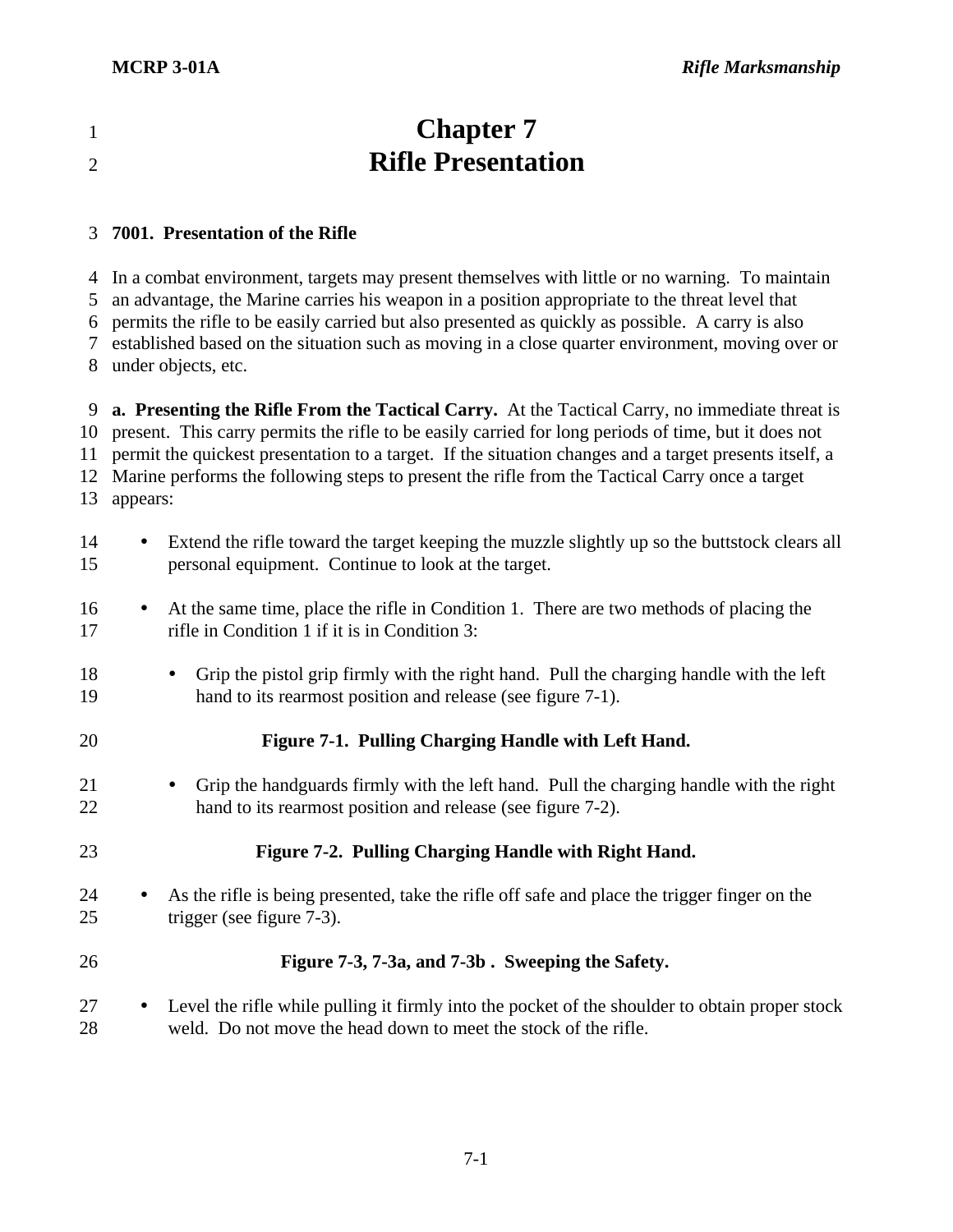# Chapter 7
# Rifle Presentation

## 7001. Presentation of the Rifle

In a combat environment, targets may present themselves with little or no warning. To maintain an advantage, the Marine carries his weapon in a position appropriate to the threat level that permits the rifle to be easily carried but also presented as quickly as possible. A carry is also established based on the situation such as moving in a close quarter environment, moving over or under objects, etc.

**a. Presenting the Rifle From the Tactical Carry.** At the Tactical Carry, no immediate threat is present. This carry permits the rifle to be easily carried for long periods of time, but it does not permit the quickest presentation to a target. If the situation changes and a target presents itself, a Marine performs the following steps to present the rifle from the Tactical Carry once a target appears:

- Extend the rifle toward the target keeping the muzzle slightly up so the buttstock clears all personal equipment. Continue to look at the target.
- At the same time, place the rifle in Condition 1. There are two methods of placing the rifle in Condition 1 if it is in Condition 3:
  - Grip the pistol grip firmly with the right hand. Pull the charging handle with the left hand to its rearmost position and release (see figure 7-1).

**Figure 7-1. Pulling Charging Handle with Left Hand.**

  - Grip the handguards firmly with the left hand. Pull the charging handle with the right hand to its rearmost position and release (see figure 7-2).

**Figure 7-2. Pulling Charging Handle with Right Hand.**

- As the rifle is being presented, take the rifle off safe and place the trigger finger on the trigger (see figure 7-3).

**Figure 7-3, 7-3a, and 7-3b . Sweeping the Safety.**

- Level the rifle while pulling it firmly into the pocket of the shoulder to obtain proper stock weld. Do not move the head down to meet the stock of the rifle.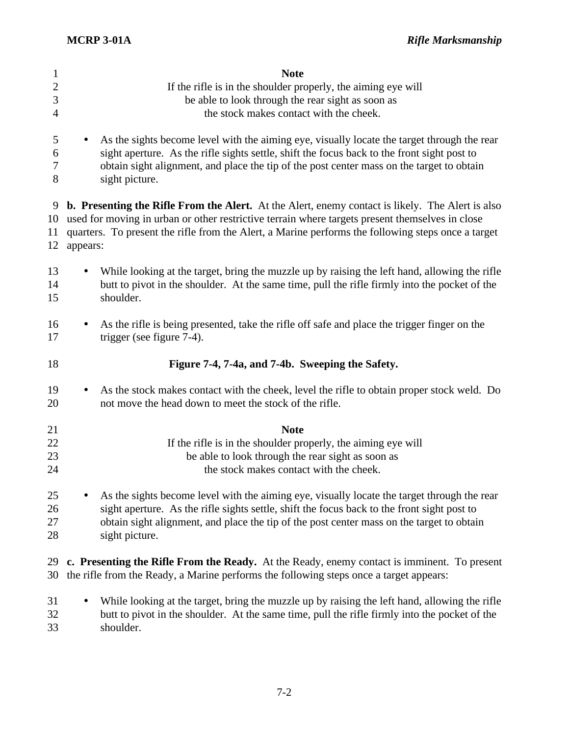**Note**

If the rifle is in the shoulder properly, the aiming eye will be able to look through the rear sight as soon as the stock makes contact with the cheek.

- As the sights become level with the aiming eye, visually locate the target through the rear sight aperture. As the rifle sights settle, shift the focus back to the front sight post to obtain sight alignment, and place the tip of the post center mass on the target to obtain sight picture.

**b. Presenting the Rifle From the Alert.** At the Alert, enemy contact is likely. The Alert is also used for moving in urban or other restrictive terrain where targets present themselves in close quarters. To present the rifle from the Alert, a Marine performs the following steps once a target appears:

- While looking at the target, bring the muzzle up by raising the left hand, allowing the rifle butt to pivot in the shoulder. At the same time, pull the rifle firmly into the pocket of the shoulder.

- As the rifle is being presented, take the rifle off safe and place the trigger finger on the trigger (see figure 7-4).

**Figure 7-4, 7-4a, and 7-4b. Sweeping the Safety.**

- As the stock makes contact with the cheek, level the rifle to obtain proper stock weld. Do not move the head down to meet the stock of the rifle.

**Note**

If the rifle is in the shoulder properly, the aiming eye will be able to look through the rear sight as soon as the stock makes contact with the cheek.

- As the sights become level with the aiming eye, visually locate the target through the rear sight aperture. As the rifle sights settle, shift the focus back to the front sight post to obtain sight alignment, and place the tip of the post center mass on the target to obtain sight picture.

**c. Presenting the Rifle From the Ready.** At the Ready, enemy contact is imminent. To present the rifle from the Ready, a Marine performs the following steps once a target appears:

- While looking at the target, bring the muzzle up by raising the left hand, allowing the rifle butt to pivot in the shoulder. At the same time, pull the rifle firmly into the pocket of the shoulder.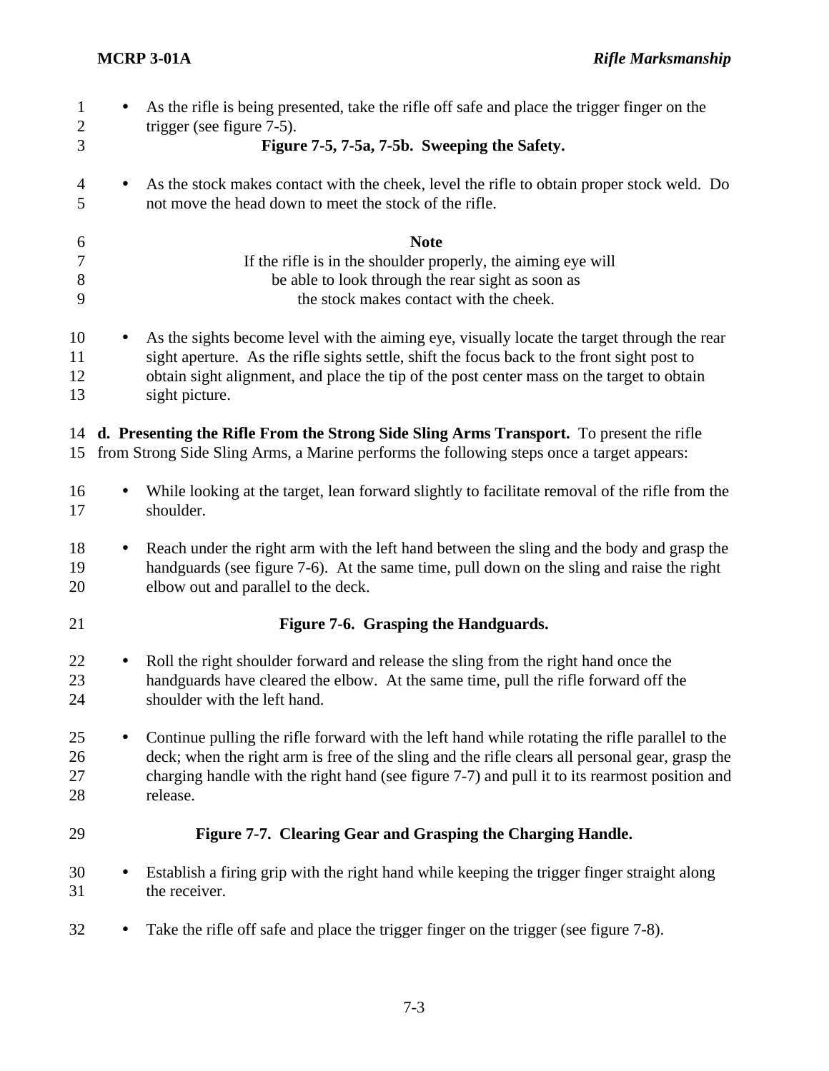- As the rifle is being presented, take the rifle off safe and place the trigger finger on the trigger (see figure 7-5).

**Figure 7-5, 7-5a, 7-5b. Sweeping the Safety.**

- As the stock makes contact with the cheek, level the rifle to obtain proper stock weld. Do not move the head down to meet the stock of the rifle.

**Note**

If the rifle is in the shoulder properly, the aiming eye will be able to look through the rear sight as soon as the stock makes contact with the cheek.

- As the sights become level with the aiming eye, visually locate the target through the rear sight aperture. As the rifle sights settle, shift the focus back to the front sight post to obtain sight alignment, and place the tip of the post center mass on the target to obtain sight picture.

**d. Presenting the Rifle From the Strong Side Sling Arms Transport.** To present the rifle from Strong Side Sling Arms, a Marine performs the following steps once a target appears:

- While looking at the target, lean forward slightly to facilitate removal of the rifle from the shoulder.

- Reach under the right arm with the left hand between the sling and the body and grasp the handguards (see figure 7-6). At the same time, pull down on the sling and raise the right elbow out and parallel to the deck.

**Figure 7-6. Grasping the Handguards.**

- Roll the right shoulder forward and release the sling from the right hand once the handguards have cleared the elbow. At the same time, pull the rifle forward off the shoulder with the left hand.

- Continue pulling the rifle forward with the left hand while rotating the rifle parallel to the deck; when the right arm is free of the sling and the rifle clears all personal gear, grasp the charging handle with the right hand (see figure 7-7) and pull it to its rearmost position and release.

**Figure 7-7. Clearing Gear and Grasping the Charging Handle.**

- Establish a firing grip with the right hand while keeping the trigger finger straight along the receiver.

- Take the rifle off safe and place the trigger finger on the trigger (see figure 7-8).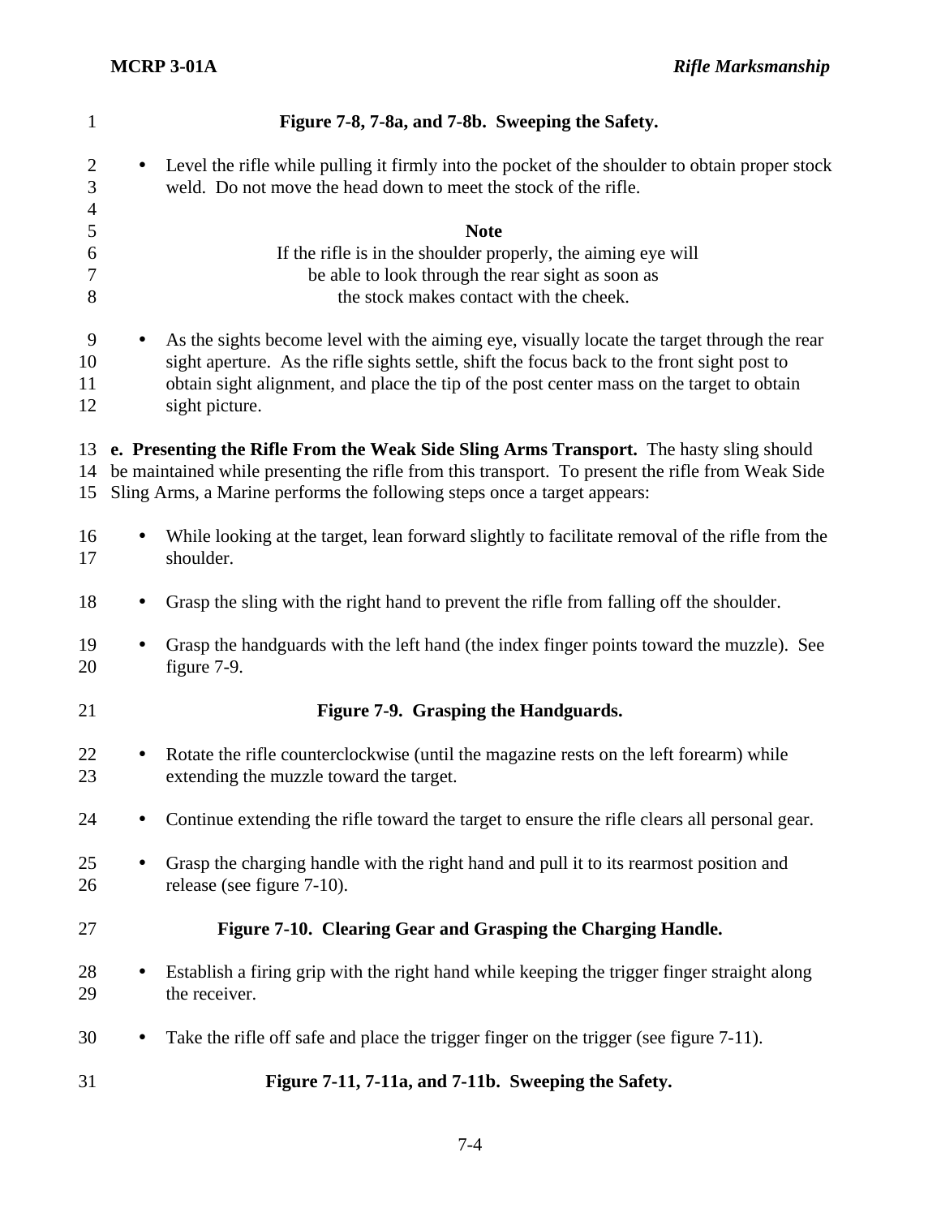**Figure 7-8, 7-8a, and 7-8b. Sweeping the Safety.**

- Level the rifle while pulling it firmly into the pocket of the shoulder to obtain proper stock weld. Do not move the head down to meet the stock of the rifle.

**Note**

If the rifle is in the shoulder properly, the aiming eye will be able to look through the rear sight as soon as the stock makes contact with the cheek.

- As the sights become level with the aiming eye, visually locate the target through the rear sight aperture. As the rifle sights settle, shift the focus back to the front sight post to obtain sight alignment, and place the tip of the post center mass on the target to obtain sight picture.

**e. Presenting the Rifle From the Weak Side Sling Arms Transport.** The hasty sling should be maintained while presenting the rifle from this transport. To present the rifle from Weak Side Sling Arms, a Marine performs the following steps once a target appears:

- While looking at the target, lean forward slightly to facilitate removal of the rifle from the shoulder.
- Grasp the sling with the right hand to prevent the rifle from falling off the shoulder.
- Grasp the handguards with the left hand (the index finger points toward the muzzle). See figure 7-9.

**Figure 7-9. Grasping the Handguards.**

- Rotate the rifle counterclockwise (until the magazine rests on the left forearm) while extending the muzzle toward the target.
- Continue extending the rifle toward the target to ensure the rifle clears all personal gear.
- Grasp the charging handle with the right hand and pull it to its rearmost position and release (see figure 7-10).

**Figure 7-10. Clearing Gear and Grasping the Charging Handle.**

- Establish a firing grip with the right hand while keeping the trigger finger straight along the receiver.
- Take the rifle off safe and place the trigger finger on the trigger (see figure 7-11).

**Figure 7-11, 7-11a, and 7-11b. Sweeping the Safety.**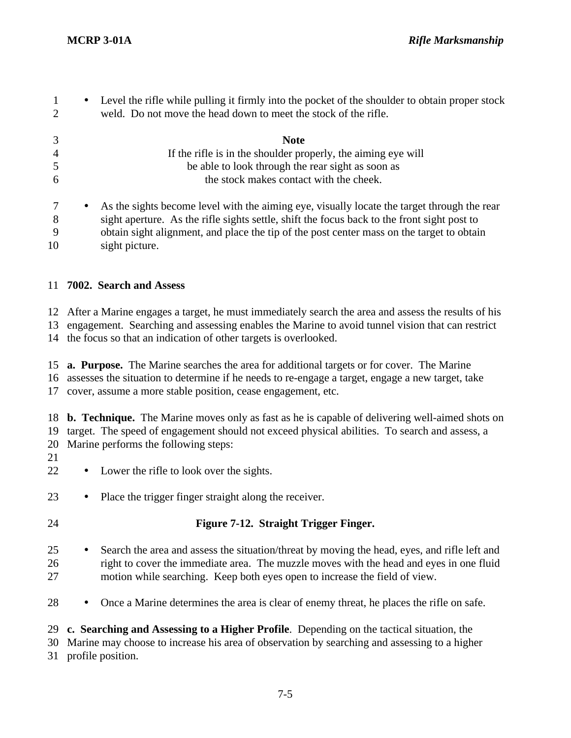- Level the rifle while pulling it firmly into the pocket of the shoulder to obtain proper stock weld. Do not move the head down to meet the stock of the rifle.

**Note**

If the rifle is in the shoulder properly, the aiming eye will be able to look through the rear sight as soon as the stock makes contact with the cheek.

- As the sights become level with the aiming eye, visually locate the target through the rear sight aperture. As the rifle sights settle, shift the focus back to the front sight post to obtain sight alignment, and place the tip of the post center mass on the target to obtain sight picture.

## 7002. Search and Assess

After a Marine engages a target, he must immediately search the area and assess the results of his engagement. Searching and assessing enables the Marine to avoid tunnel vision that can restrict the focus so that an indication of other targets is overlooked.

**a. Purpose.** The Marine searches the area for additional targets or for cover. The Marine assesses the situation to determine if he needs to re-engage a target, engage a new target, take cover, assume a more stable position, cease engagement, etc.

**b. Technique.** The Marine moves only as fast as he is capable of delivering well-aimed shots on target. The speed of engagement should not exceed physical abilities. To search and assess, a Marine performs the following steps:

- Lower the rifle to look over the sights.

- Place the trigger finger straight along the receiver.

**Figure 7-12. Straight Trigger Finger.**

- Search the area and assess the situation/threat by moving the head, eyes, and rifle left and right to cover the immediate area. The muzzle moves with the head and eyes in one fluid motion while searching. Keep both eyes open to increase the field of view.

- Once a Marine determines the area is clear of enemy threat, he places the rifle on safe.

**c. Searching and Assessing to a Higher Profile**. Depending on the tactical situation, the Marine may choose to increase his area of observation by searching and assessing to a higher profile position.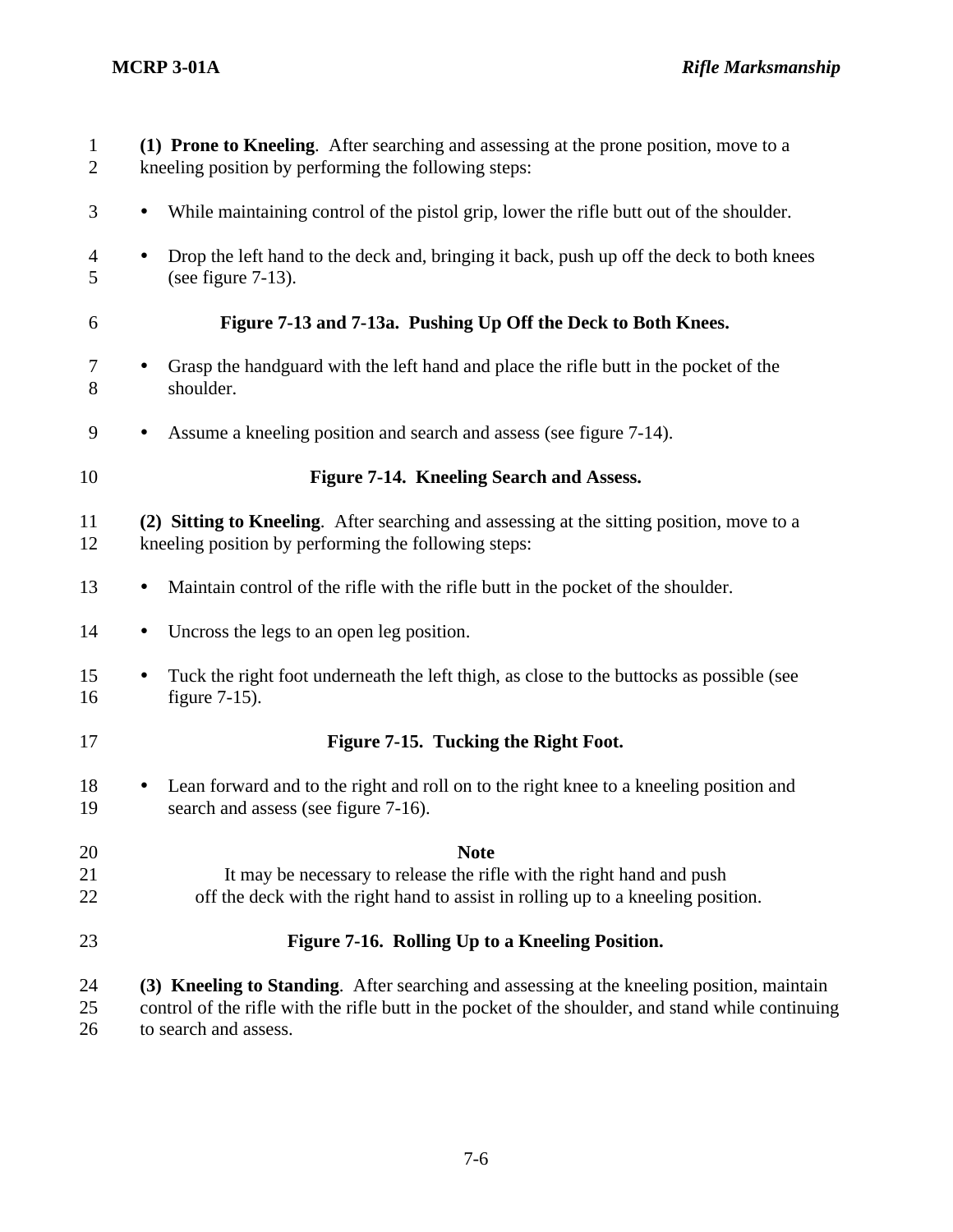**(1) Prone to Kneeling**. After searching and assessing at the prone position, move to a kneeling position by performing the following steps:

- While maintaining control of the pistol grip, lower the rifle butt out of the shoulder.
- Drop the left hand to the deck and, bringing it back, push up off the deck to both knees (see figure 7-13).

**Figure 7-13 and 7-13a. Pushing Up Off the Deck to Both Knees.**

- Grasp the handguard with the left hand and place the rifle butt in the pocket of the shoulder.
- Assume a kneeling position and search and assess (see figure 7-14).

**Figure 7-14. Kneeling Search and Assess.**

**(2) Sitting to Kneeling**. After searching and assessing at the sitting position, move to a kneeling position by performing the following steps:

- Maintain control of the rifle with the rifle butt in the pocket of the shoulder.
- Uncross the legs to an open leg position.
- Tuck the right foot underneath the left thigh, as close to the buttocks as possible (see figure 7-15).

**Figure 7-15. Tucking the Right Foot.**

- Lean forward and to the right and roll on to the right knee to a kneeling position and search and assess (see figure 7-16).

**Note**

It may be necessary to release the rifle with the right hand and push off the deck with the right hand to assist in rolling up to a kneeling position.

**Figure 7-16. Rolling Up to a Kneeling Position.**

**(3) Kneeling to Standing**. After searching and assessing at the kneeling position, maintain control of the rifle with the rifle butt in the pocket of the shoulder, and stand while continuing to search and assess.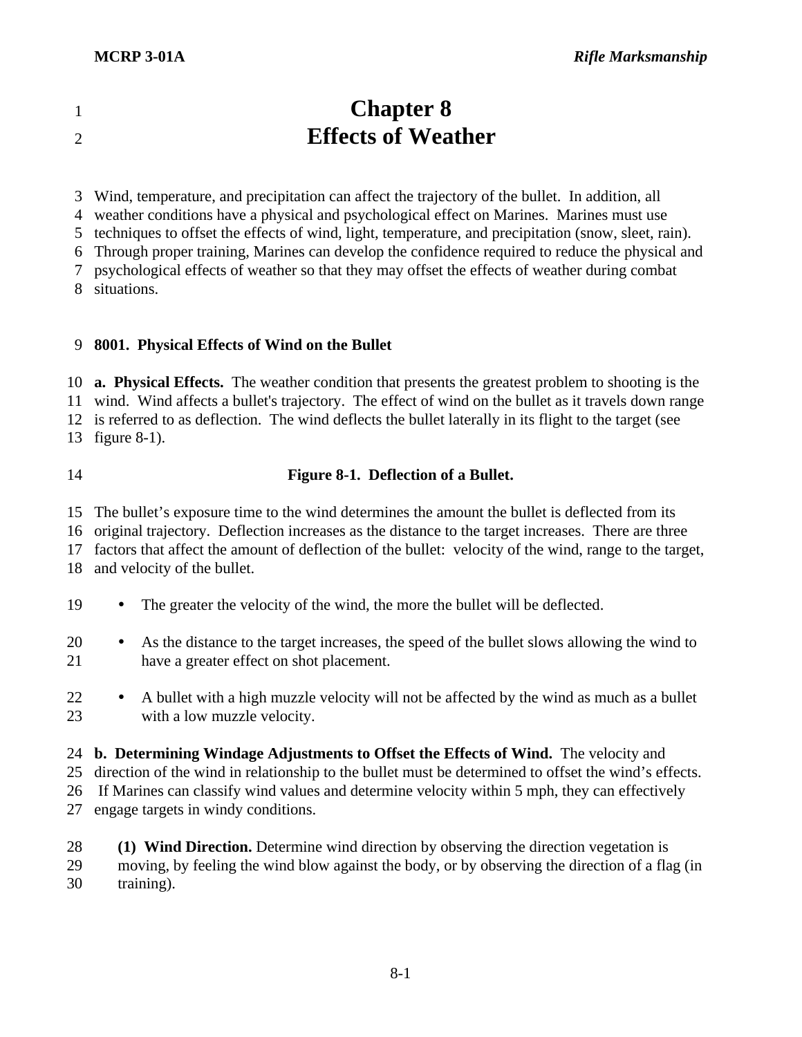# Chapter 8
# Effects of Weather

Wind, temperature, and precipitation can affect the trajectory of the bullet. In addition, all weather conditions have a physical and psychological effect on Marines. Marines must use techniques to offset the effects of wind, light, temperature, and precipitation (snow, sleet, rain). Through proper training, Marines can develop the confidence required to reduce the physical and psychological effects of weather so that they may offset the effects of weather during combat situations.

## 8001. Physical Effects of Wind on the Bullet

**a. Physical Effects.** The weather condition that presents the greatest problem to shooting is the wind. Wind affects a bullet's trajectory. The effect of wind on the bullet as it travels down range is referred to as deflection. The wind deflects the bullet laterally in its flight to the target (see figure 8-1).

**Figure 8-1. Deflection of a Bullet.**

The bullet's exposure time to the wind determines the amount the bullet is deflected from its original trajectory. Deflection increases as the distance to the target increases. There are three factors that affect the amount of deflection of the bullet: velocity of the wind, range to the target, and velocity of the bullet.

- The greater the velocity of the wind, the more the bullet will be deflected.
- As the distance to the target increases, the speed of the bullet slows allowing the wind to have a greater effect on shot placement.
- A bullet with a high muzzle velocity will not be affected by the wind as much as a bullet with a low muzzle velocity.

**b. Determining Windage Adjustments to Offset the Effects of Wind.** The velocity and direction of the wind in relationship to the bullet must be determined to offset the wind's effects. If Marines can classify wind values and determine velocity within 5 mph, they can effectively engage targets in windy conditions.

**(1) Wind Direction.** Determine wind direction by observing the direction vegetation is moving, by feeling the wind blow against the body, or by observing the direction of a flag (in training).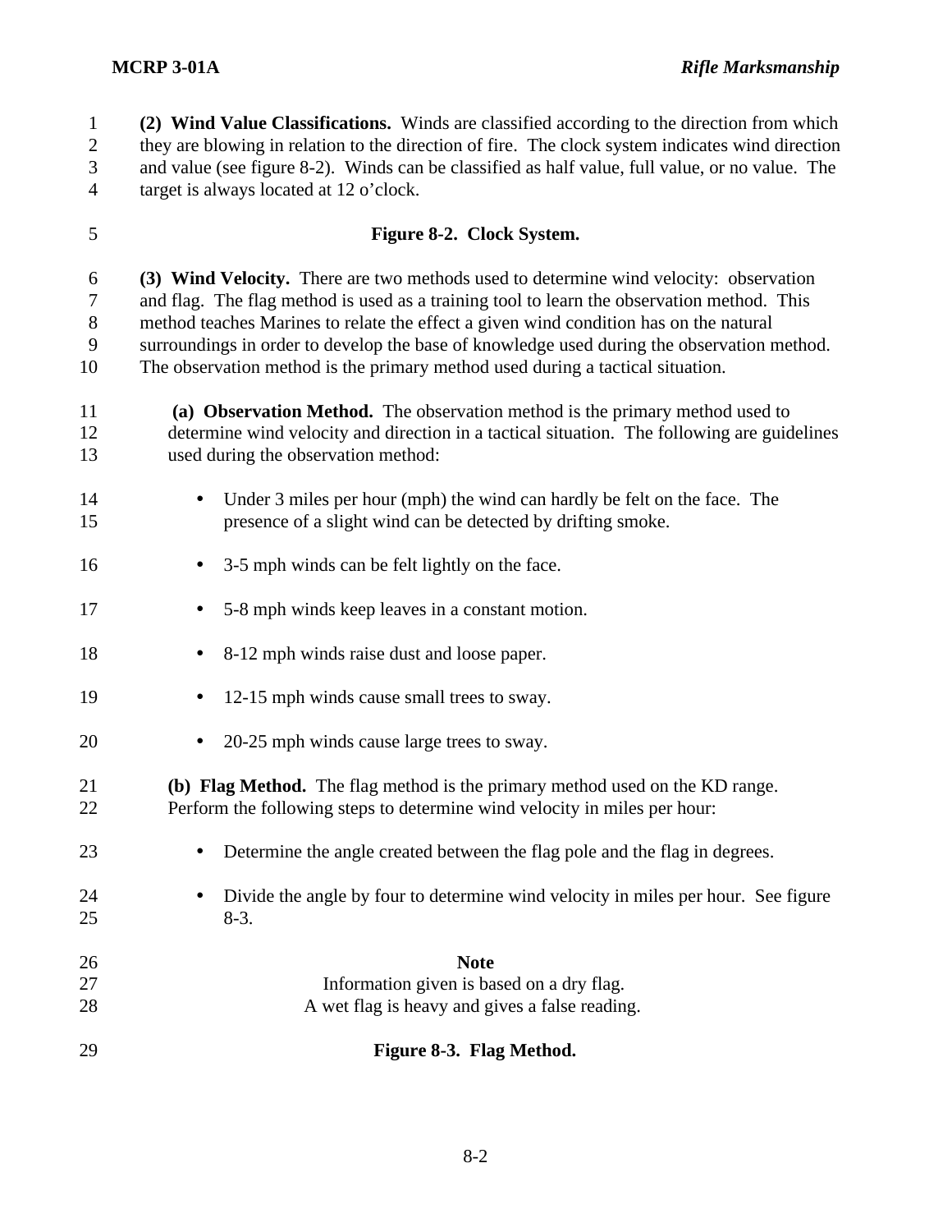**(2) Wind Value Classifications.** Winds are classified according to the direction from which they are blowing in relation to the direction of fire. The clock system indicates wind direction and value (see figure 8-2). Winds can be classified as half value, full value, or no value. The target is always located at 12 o'clock.

**Figure 8-2. Clock System.**

**(3) Wind Velocity.** There are two methods used to determine wind velocity: observation and flag. The flag method is used as a training tool to learn the observation method. This method teaches Marines to relate the effect a given wind condition has on the natural surroundings in order to develop the base of knowledge used during the observation method. The observation method is the primary method used during a tactical situation.

**(a) Observation Method.** The observation method is the primary method used to determine wind velocity and direction in a tactical situation. The following are guidelines used during the observation method:

- Under 3 miles per hour (mph) the wind can hardly be felt on the face. The presence of a slight wind can be detected by drifting smoke.
- 3-5 mph winds can be felt lightly on the face.
- 5-8 mph winds keep leaves in a constant motion.
- 8-12 mph winds raise dust and loose paper.
- 12-15 mph winds cause small trees to sway.
- 20-25 mph winds cause large trees to sway.

**(b) Flag Method.** The flag method is the primary method used on the KD range. Perform the following steps to determine wind velocity in miles per hour:

- Determine the angle created between the flag pole and the flag in degrees.
- Divide the angle by four to determine wind velocity in miles per hour. See figure 8-3.

**Note**

Information given is based on a dry flag.
A wet flag is heavy and gives a false reading.

**Figure 8-3. Flag Method.**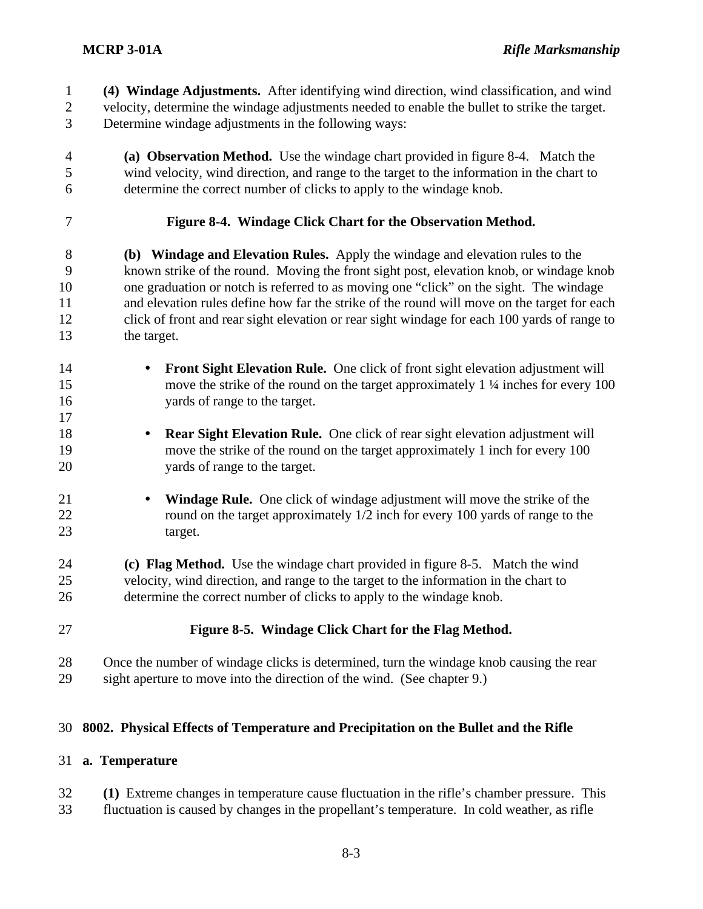**(4) Windage Adjustments.** After identifying wind direction, wind classification, and wind velocity, determine the windage adjustments needed to enable the bullet to strike the target. Determine windage adjustments in the following ways:

**(a) Observation Method.** Use the windage chart provided in figure 8-4. Match the wind velocity, wind direction, and range to the target to the information in the chart to determine the correct number of clicks to apply to the windage knob.

**Figure 8-4. Windage Click Chart for the Observation Method.**

**(b) Windage and Elevation Rules.** Apply the windage and elevation rules to the known strike of the round. Moving the front sight post, elevation knob, or windage knob one graduation or notch is referred to as moving one "click" on the sight. The windage and elevation rules define how far the strike of the round will move on the target for each click of front and rear sight elevation or rear sight windage for each 100 yards of range to the target.

- **Front Sight Elevation Rule.** One click of front sight elevation adjustment will move the strike of the round on the target approximately 1 ¼ inches for every 100 yards of range to the target.

- **Rear Sight Elevation Rule.** One click of rear sight elevation adjustment will move the strike of the round on the target approximately 1 inch for every 100 yards of range to the target.

- **Windage Rule.** One click of windage adjustment will move the strike of the round on the target approximately 1/2 inch for every 100 yards of range to the target.

**(c) Flag Method.** Use the windage chart provided in figure 8-5. Match the wind velocity, wind direction, and range to the target to the information in the chart to determine the correct number of clicks to apply to the windage knob.

**Figure 8-5. Windage Click Chart for the Flag Method.**

Once the number of windage clicks is determined, turn the windage knob causing the rear sight aperture to move into the direction of the wind. (See chapter 9.)

## 8002. Physical Effects of Temperature and Precipitation on the Bullet and the Rifle

### a. Temperature

**(1)** Extreme changes in temperature cause fluctuation in the rifle's chamber pressure. This fluctuation is caused by changes in the propellant's temperature. In cold weather, as rifle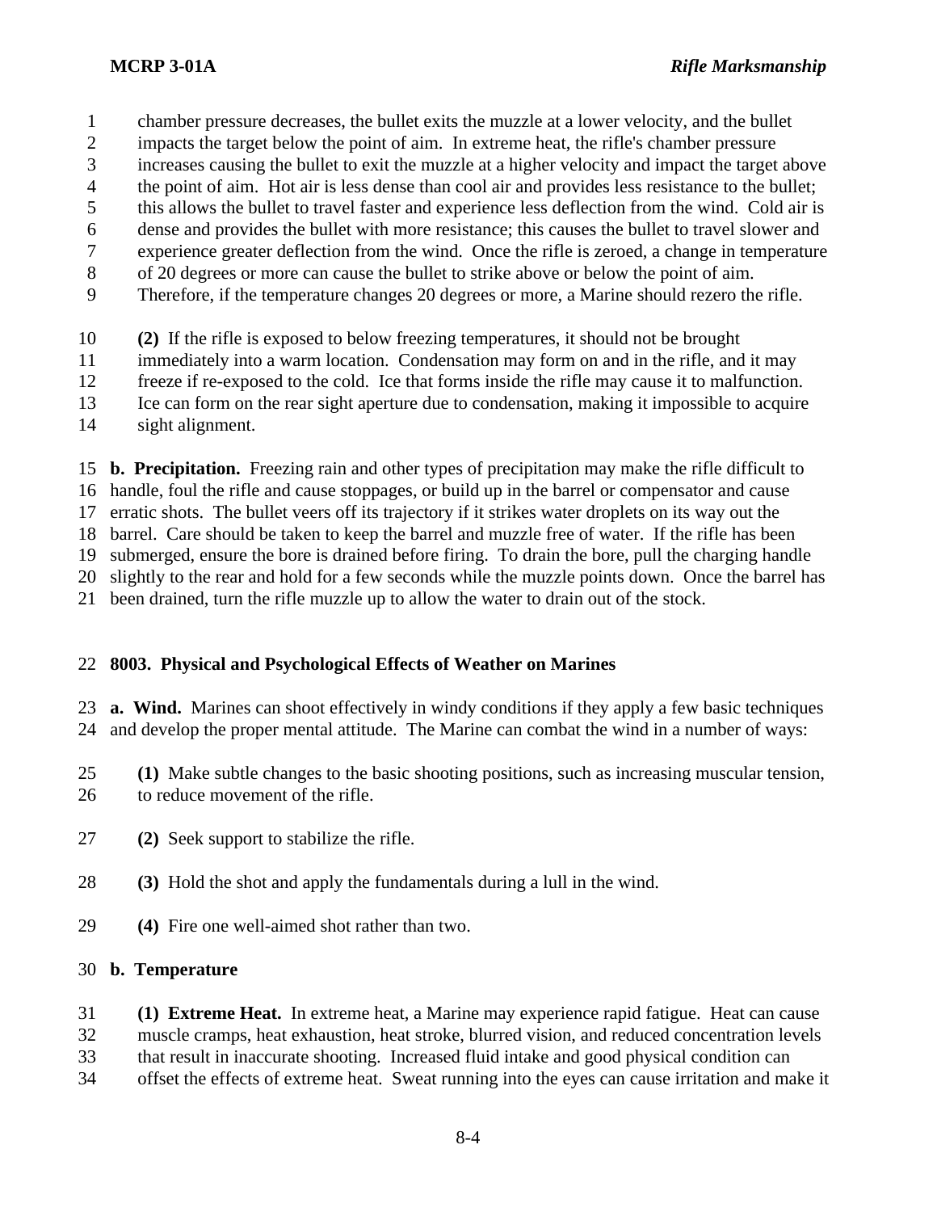chamber pressure decreases, the bullet exits the muzzle at a lower velocity, and the bullet impacts the target below the point of aim. In extreme heat, the rifle's chamber pressure increases causing the bullet to exit the muzzle at a higher velocity and impact the target above the point of aim. Hot air is less dense than cool air and provides less resistance to the bullet; this allows the bullet to travel faster and experience less deflection from the wind. Cold air is dense and provides the bullet with more resistance; this causes the bullet to travel slower and experience greater deflection from the wind. Once the rifle is zeroed, a change in temperature of 20 degrees or more can cause the bullet to strike above or below the point of aim. Therefore, if the temperature changes 20 degrees or more, a Marine should rezero the rifle.

**(2)** If the rifle is exposed to below freezing temperatures, it should not be brought immediately into a warm location. Condensation may form on and in the rifle, and it may freeze if re-exposed to the cold. Ice that forms inside the rifle may cause it to malfunction. Ice can form on the rear sight aperture due to condensation, making it impossible to acquire sight alignment.

**b. Precipitation.** Freezing rain and other types of precipitation may make the rifle difficult to handle, foul the rifle and cause stoppages, or build up in the barrel or compensator and cause erratic shots. The bullet veers off its trajectory if it strikes water droplets on its way out the barrel. Care should be taken to keep the barrel and muzzle free of water. If the rifle has been submerged, ensure the bore is drained before firing. To drain the bore, pull the charging handle slightly to the rear and hold for a few seconds while the muzzle points down. Once the barrel has been drained, turn the rifle muzzle up to allow the water to drain out of the stock.

## 8003. Physical and Psychological Effects of Weather on Marines

**a. Wind.** Marines can shoot effectively in windy conditions if they apply a few basic techniques and develop the proper mental attitude. The Marine can combat the wind in a number of ways:

**(1)** Make subtle changes to the basic shooting positions, such as increasing muscular tension, to reduce movement of the rifle.

**(2)** Seek support to stabilize the rifle.

**(3)** Hold the shot and apply the fundamentals during a lull in the wind.

**(4)** Fire one well-aimed shot rather than two.

**b. Temperature**

**(1) Extreme Heat.** In extreme heat, a Marine may experience rapid fatigue. Heat can cause muscle cramps, heat exhaustion, heat stroke, blurred vision, and reduced concentration levels that result in inaccurate shooting. Increased fluid intake and good physical condition can offset the effects of extreme heat. Sweat running into the eyes can cause irritation and make it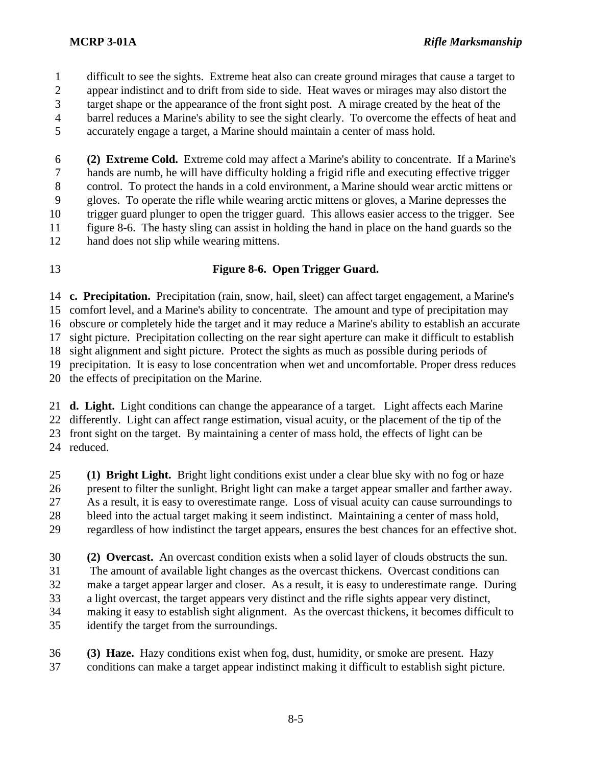difficult to see the sights. Extreme heat also can create ground mirages that cause a target to appear indistinct and to drift from side to side. Heat waves or mirages may also distort the target shape or the appearance of the front sight post. A mirage created by the heat of the barrel reduces a Marine's ability to see the sight clearly. To overcome the effects of heat and accurately engage a target, a Marine should maintain a center of mass hold.

**(2) Extreme Cold.** Extreme cold may affect a Marine's ability to concentrate. If a Marine's hands are numb, he will have difficulty holding a frigid rifle and executing effective trigger control. To protect the hands in a cold environment, a Marine should wear arctic mittens or gloves. To operate the rifle while wearing arctic mittens or gloves, a Marine depresses the trigger guard plunger to open the trigger guard. This allows easier access to the trigger. See figure 8-6. The hasty sling can assist in holding the hand in place on the hand guards so the hand does not slip while wearing mittens.

**Figure 8-6. Open Trigger Guard.**

**c. Precipitation.** Precipitation (rain, snow, hail, sleet) can affect target engagement, a Marine's comfort level, and a Marine's ability to concentrate. The amount and type of precipitation may obscure or completely hide the target and it may reduce a Marine's ability to establish an accurate sight picture. Precipitation collecting on the rear sight aperture can make it difficult to establish sight alignment and sight picture. Protect the sights as much as possible during periods of precipitation. It is easy to lose concentration when wet and uncomfortable. Proper dress reduces the effects of precipitation on the Marine.

**d. Light.** Light conditions can change the appearance of a target. Light affects each Marine differently. Light can affect range estimation, visual acuity, or the placement of the tip of the front sight on the target. By maintaining a center of mass hold, the effects of light can be reduced.

**(1) Bright Light.** Bright light conditions exist under a clear blue sky with no fog or haze present to filter the sunlight. Bright light can make a target appear smaller and farther away. As a result, it is easy to overestimate range. Loss of visual acuity can cause surroundings to bleed into the actual target making it seem indistinct. Maintaining a center of mass hold, regardless of how indistinct the target appears, ensures the best chances for an effective shot.

**(2) Overcast.** An overcast condition exists when a solid layer of clouds obstructs the sun. The amount of available light changes as the overcast thickens. Overcast conditions can make a target appear larger and closer. As a result, it is easy to underestimate range. During a light overcast, the target appears very distinct and the rifle sights appear very distinct, making it easy to establish sight alignment. As the overcast thickens, it becomes difficult to identify the target from the surroundings.

**(3) Haze.** Hazy conditions exist when fog, dust, humidity, or smoke are present. Hazy conditions can make a target appear indistinct making it difficult to establish sight picture.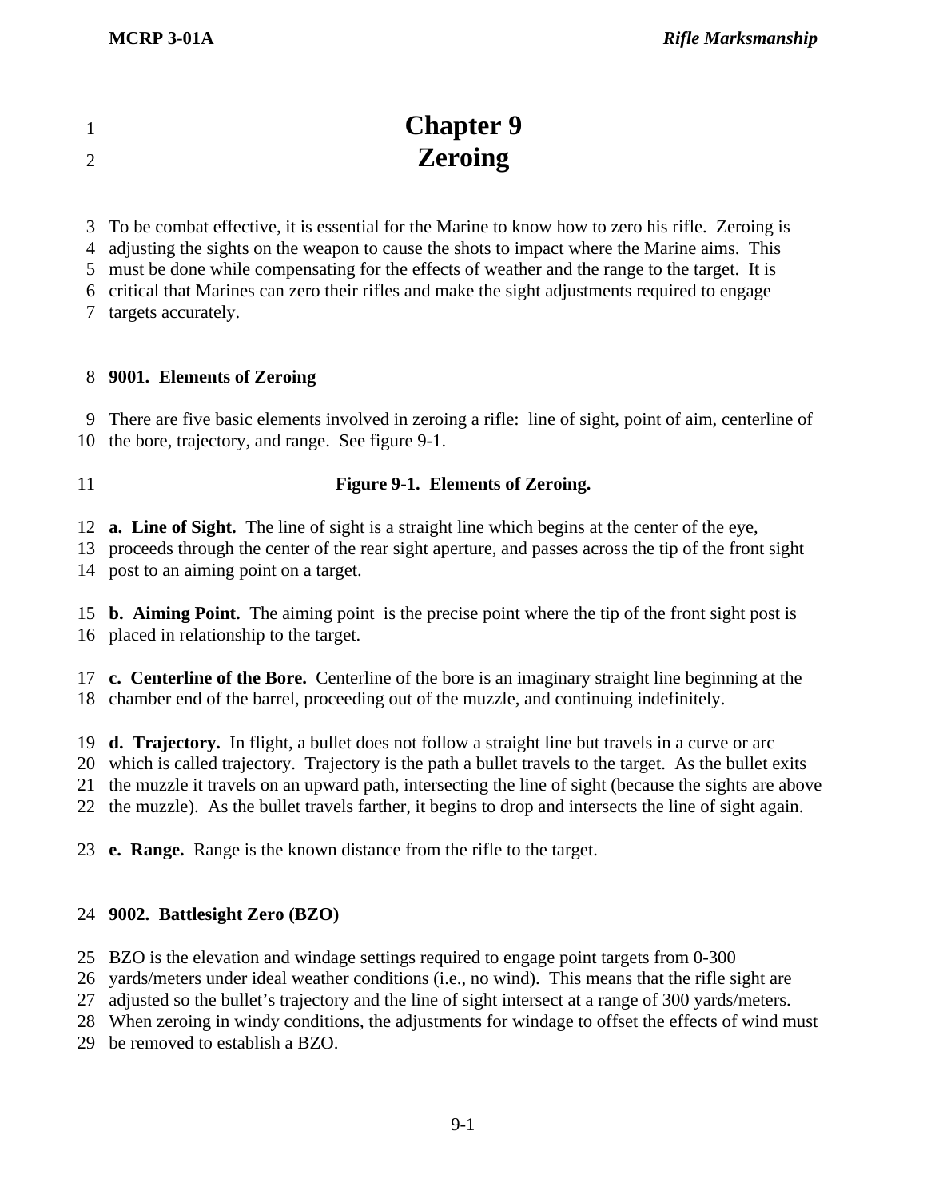# Chapter 9
# Zeroing

To be combat effective, it is essential for the Marine to know how to zero his rifle. Zeroing is adjusting the sights on the weapon to cause the shots to impact where the Marine aims. This must be done while compensating for the effects of weather and the range to the target. It is critical that Marines can zero their rifles and make the sight adjustments required to engage targets accurately.

## 9001. Elements of Zeroing

There are five basic elements involved in zeroing a rifle: line of sight, point of aim, centerline of the bore, trajectory, and range. See figure 9-1.

**Figure 9-1. Elements of Zeroing.**

**a. Line of Sight.** The line of sight is a straight line which begins at the center of the eye, proceeds through the center of the rear sight aperture, and passes across the tip of the front sight post to an aiming point on a target.

**b. Aiming Point.** The aiming point is the precise point where the tip of the front sight post is placed in relationship to the target.

**c. Centerline of the Bore.** Centerline of the bore is an imaginary straight line beginning at the chamber end of the barrel, proceeding out of the muzzle, and continuing indefinitely.

**d. Trajectory.** In flight, a bullet does not follow a straight line but travels in a curve or arc which is called trajectory. Trajectory is the path a bullet travels to the target. As the bullet exits the muzzle it travels on an upward path, intersecting the line of sight (because the sights are above the muzzle). As the bullet travels farther, it begins to drop and intersects the line of sight again.

**e. Range.** Range is the known distance from the rifle to the target.

## 9002. Battlesight Zero (BZO)

BZO is the elevation and windage settings required to engage point targets from 0-300 yards/meters under ideal weather conditions (i.e., no wind). This means that the rifle sight are adjusted so the bullet's trajectory and the line of sight intersect at a range of 300 yards/meters. When zeroing in windy conditions, the adjustments for windage to offset the effects of wind must be removed to establish a BZO.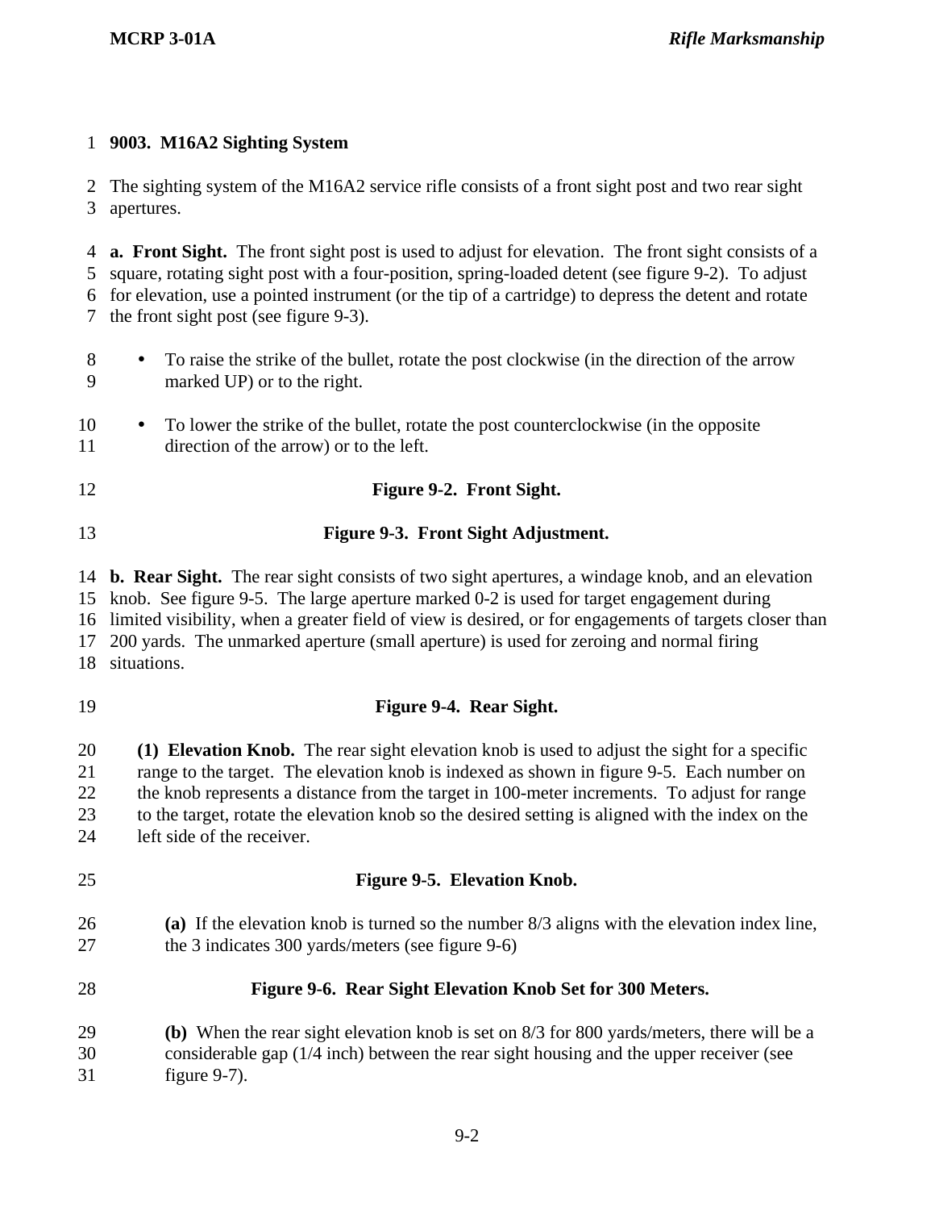## 9003. M16A2 Sighting System

The sighting system of the M16A2 service rifle consists of a front sight post and two rear sight apertures.

**a. Front Sight.** The front sight post is used to adjust for elevation. The front sight consists of a square, rotating sight post with a four-position, spring-loaded detent (see figure 9-2). To adjust for elevation, use a pointed instrument (or the tip of a cartridge) to depress the detent and rotate the front sight post (see figure 9-3).

- To raise the strike of the bullet, rotate the post clockwise (in the direction of the arrow marked UP) or to the right.
- To lower the strike of the bullet, rotate the post counterclockwise (in the opposite direction of the arrow) or to the left.

**Figure 9-2. Front Sight.**

**Figure 9-3. Front Sight Adjustment.**

**b. Rear Sight.** The rear sight consists of two sight apertures, a windage knob, and an elevation knob. See figure 9-5. The large aperture marked 0-2 is used for target engagement during limited visibility, when a greater field of view is desired, or for engagements of targets closer than 200 yards. The unmarked aperture (small aperture) is used for zeroing and normal firing situations.

**Figure 9-4. Rear Sight.**

**(1) Elevation Knob.** The rear sight elevation knob is used to adjust the sight for a specific range to the target. The elevation knob is indexed as shown in figure 9-5. Each number on the knob represents a distance from the target in 100-meter increments. To adjust for range to the target, rotate the elevation knob so the desired setting is aligned with the index on the left side of the receiver.

**Figure 9-5. Elevation Knob.**

**(a)** If the elevation knob is turned so the number 8/3 aligns with the elevation index line, the 3 indicates 300 yards/meters (see figure 9-6)

**Figure 9-6. Rear Sight Elevation Knob Set for 300 Meters.**

**(b)** When the rear sight elevation knob is set on 8/3 for 800 yards/meters, there will be a considerable gap (1/4 inch) between the rear sight housing and the upper receiver (see figure 9-7).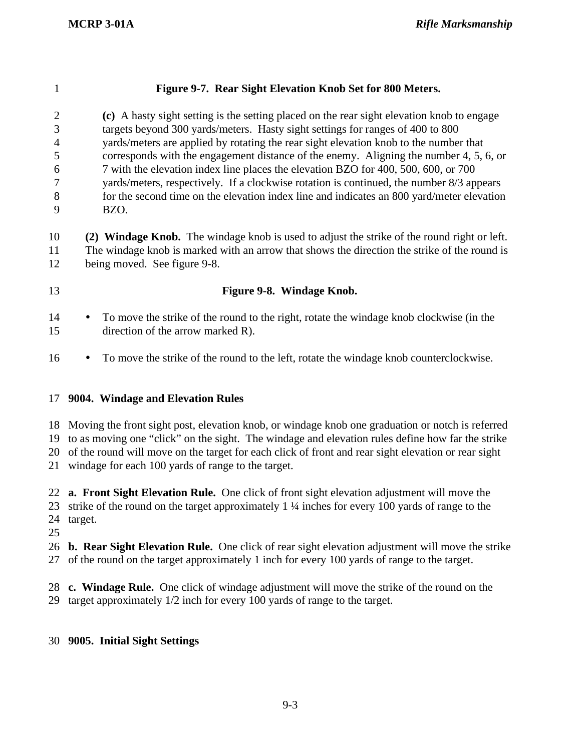**Figure 9-7. Rear Sight Elevation Knob Set for 800 Meters.**

**(c)** A hasty sight setting is the setting placed on the rear sight elevation knob to engage targets beyond 300 yards/meters. Hasty sight settings for ranges of 400 to 800 yards/meters are applied by rotating the rear sight elevation knob to the number that corresponds with the engagement distance of the enemy. Aligning the number 4, 5, 6, or 7 with the elevation index line places the elevation BZO for 400, 500, 600, or 700 yards/meters, respectively. If a clockwise rotation is continued, the number 8/3 appears for the second time on the elevation index line and indicates an 800 yard/meter elevation BZO.

**(2) Windage Knob.** The windage knob is used to adjust the strike of the round right or left. The windage knob is marked with an arrow that shows the direction the strike of the round is being moved. See figure 9-8.

**Figure 9-8. Windage Knob.**

- To move the strike of the round to the right, rotate the windage knob clockwise (in the direction of the arrow marked R).
- To move the strike of the round to the left, rotate the windage knob counterclockwise.

## 9004. Windage and Elevation Rules

Moving the front sight post, elevation knob, or windage knob one graduation or notch is referred to as moving one "click" on the sight. The windage and elevation rules define how far the strike of the round will move on the target for each click of front and rear sight elevation or rear sight windage for each 100 yards of range to the target.

**a. Front Sight Elevation Rule.** One click of front sight elevation adjustment will move the strike of the round on the target approximately 1 ¼ inches for every 100 yards of range to the target.

**b. Rear Sight Elevation Rule.** One click of rear sight elevation adjustment will move the strike of the round on the target approximately 1 inch for every 100 yards of range to the target.

**c. Windage Rule.** One click of windage adjustment will move the strike of the round on the target approximately 1/2 inch for every 100 yards of range to the target.

## 9005. Initial Sight Settings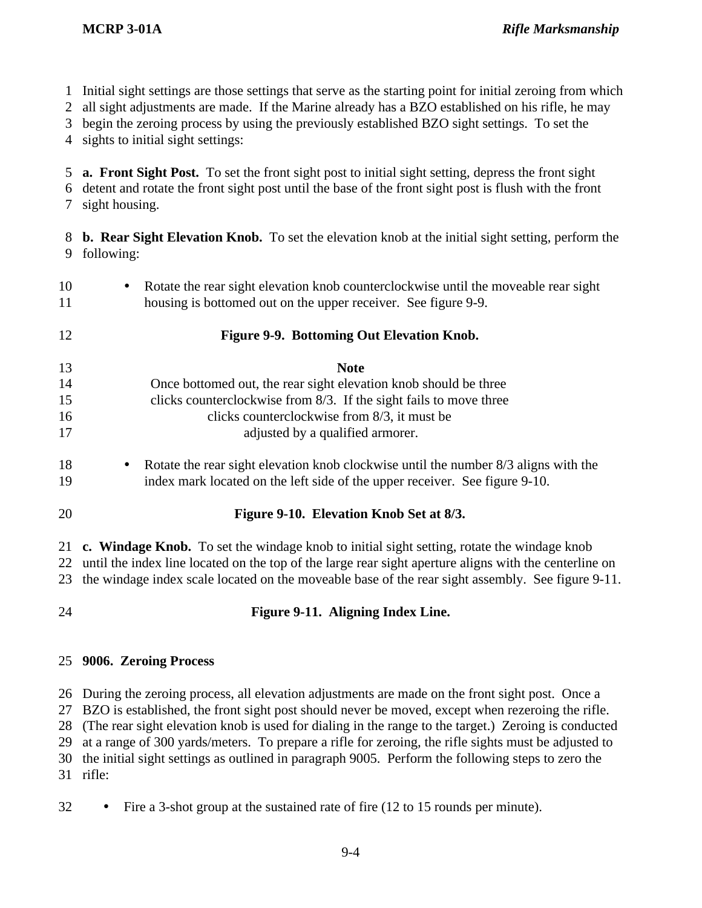Initial sight settings are those settings that serve as the starting point for initial zeroing from which all sight adjustments are made. If the Marine already has a BZO established on his rifle, he may begin the zeroing process by using the previously established BZO sight settings. To set the sights to initial sight settings:

**a. Front Sight Post.** To set the front sight post to initial sight setting, depress the front sight detent and rotate the front sight post until the base of the front sight post is flush with the front sight housing.

**b. Rear Sight Elevation Knob.** To set the elevation knob at the initial sight setting, perform the following:

- Rotate the rear sight elevation knob counterclockwise until the moveable rear sight housing is bottomed out on the upper receiver. See figure 9-9.

**Figure 9-9. Bottoming Out Elevation Knob.**

**Note**

Once bottomed out, the rear sight elevation knob should be three clicks counterclockwise from 8/3. If the sight fails to move three clicks counterclockwise from 8/3, it must be adjusted by a qualified armorer.

- Rotate the rear sight elevation knob clockwise until the number 8/3 aligns with the index mark located on the left side of the upper receiver. See figure 9-10.

**Figure 9-10. Elevation Knob Set at 8/3.**

**c. Windage Knob.** To set the windage knob to initial sight setting, rotate the windage knob until the index line located on the top of the large rear sight aperture aligns with the centerline on the windage index scale located on the moveable base of the rear sight assembly. See figure 9-11.

**Figure 9-11. Aligning Index Line.**

## 9006. Zeroing Process

During the zeroing process, all elevation adjustments are made on the front sight post. Once a BZO is established, the front sight post should never be moved, except when rezeroing the rifle. (The rear sight elevation knob is used for dialing in the range to the target.) Zeroing is conducted at a range of 300 yards/meters. To prepare a rifle for zeroing, the rifle sights must be adjusted to the initial sight settings as outlined in paragraph 9005. Perform the following steps to zero the rifle:

- Fire a 3-shot group at the sustained rate of fire (12 to 15 rounds per minute).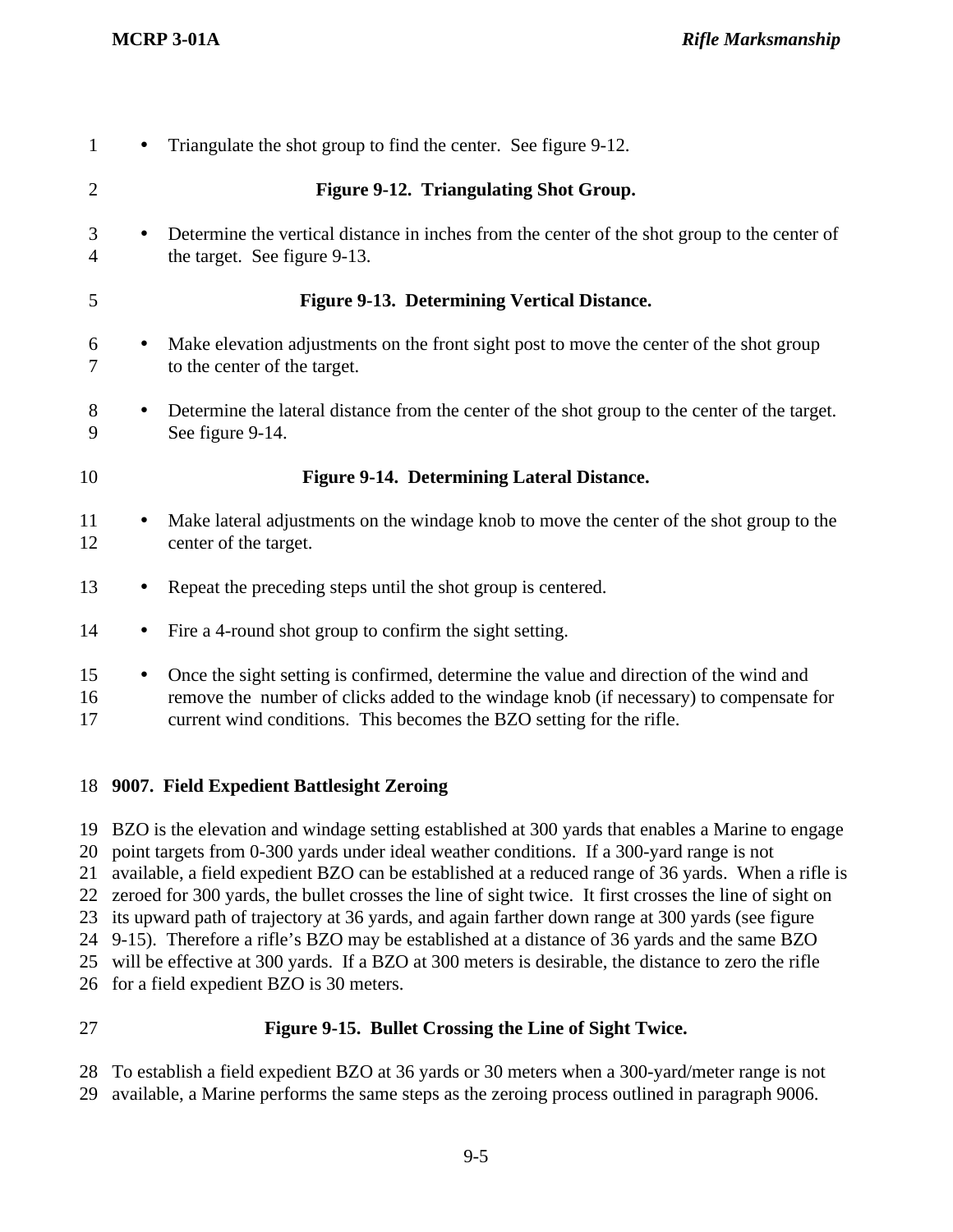- Triangulate the shot group to find the center. See figure 9-12.

**Figure 9-12. Triangulating Shot Group.**

- Determine the vertical distance in inches from the center of the shot group to the center of the target. See figure 9-13.

**Figure 9-13. Determining Vertical Distance.**

- Make elevation adjustments on the front sight post to move the center of the shot group to the center of the target.
- Determine the lateral distance from the center of the shot group to the center of the target. See figure 9-14.

**Figure 9-14. Determining Lateral Distance.**

- Make lateral adjustments on the windage knob to move the center of the shot group to the center of the target.
- Repeat the preceding steps until the shot group is centered.
- Fire a 4-round shot group to confirm the sight setting.
- Once the sight setting is confirmed, determine the value and direction of the wind and remove the number of clicks added to the windage knob (if necessary) to compensate for current wind conditions. This becomes the BZO setting for the rifle.

## 9007. Field Expedient Battlesight Zeroing

BZO is the elevation and windage setting established at 300 yards that enables a Marine to engage point targets from 0-300 yards under ideal weather conditions. If a 300-yard range is not available, a field expedient BZO can be established at a reduced range of 36 yards. When a rifle is zeroed for 300 yards, the bullet crosses the line of sight twice. It first crosses the line of sight on its upward path of trajectory at 36 yards, and again farther down range at 300 yards (see figure 9-15). Therefore a rifle's BZO may be established at a distance of 36 yards and the same BZO will be effective at 300 yards. If a BZO at 300 meters is desirable, the distance to zero the rifle for a field expedient BZO is 30 meters.

**Figure 9-15. Bullet Crossing the Line of Sight Twice.**

To establish a field expedient BZO at 36 yards or 30 meters when a 300-yard/meter range is not available, a Marine performs the same steps as the zeroing process outlined in paragraph 9006.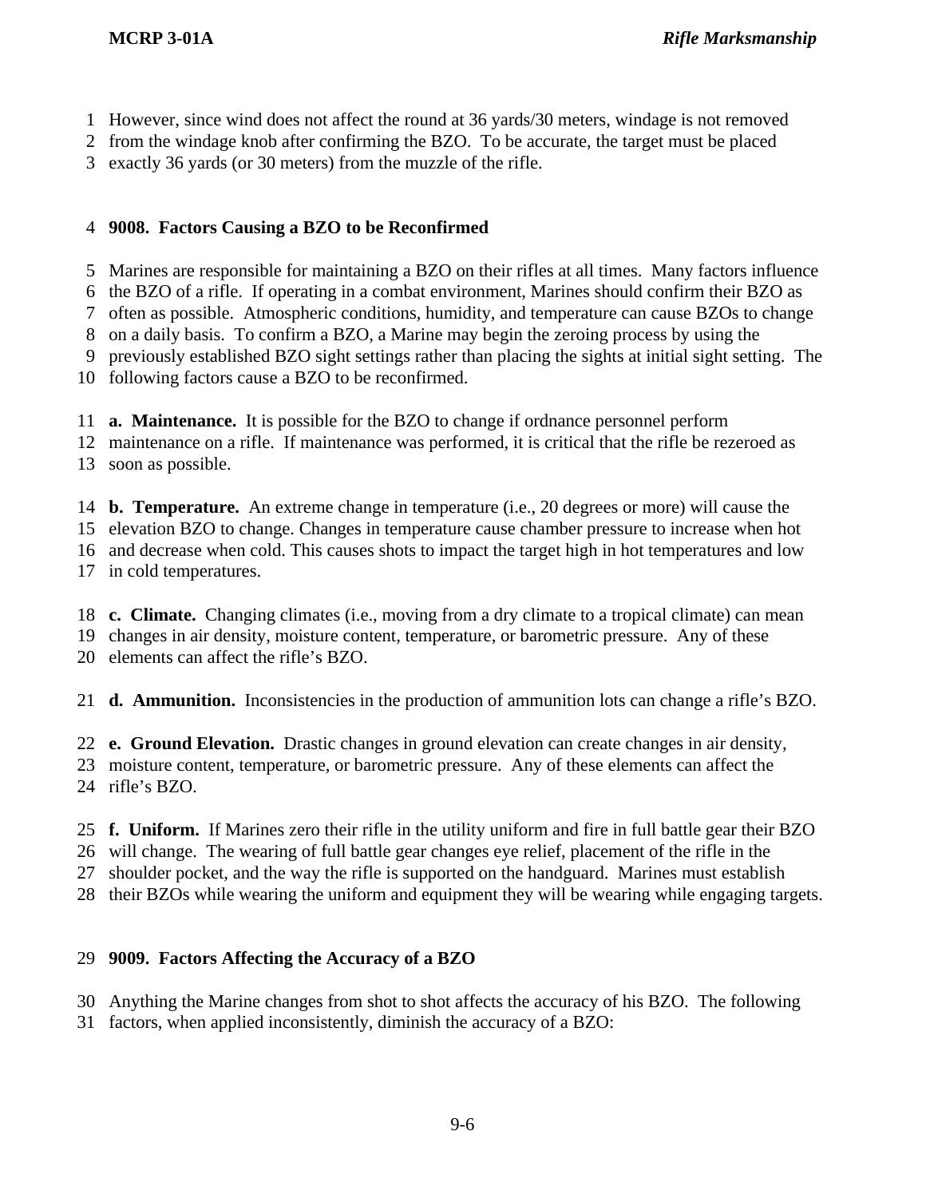However, since wind does not affect the round at 36 yards/30 meters, windage is not removed from the windage knob after confirming the BZO. To be accurate, the target must be placed exactly 36 yards (or 30 meters) from the muzzle of the rifle.

## 9008. Factors Causing a BZO to be Reconfirmed

Marines are responsible for maintaining a BZO on their rifles at all times. Many factors influence the BZO of a rifle. If operating in a combat environment, Marines should confirm their BZO as often as possible. Atmospheric conditions, humidity, and temperature can cause BZOs to change on a daily basis. To confirm a BZO, a Marine may begin the zeroing process by using the previously established BZO sight settings rather than placing the sights at initial sight setting. The following factors cause a BZO to be reconfirmed.

**a. Maintenance.** It is possible for the BZO to change if ordnance personnel perform maintenance on a rifle. If maintenance was performed, it is critical that the rifle be rezeroed as soon as possible.

**b. Temperature.** An extreme change in temperature (i.e., 20 degrees or more) will cause the elevation BZO to change. Changes in temperature cause chamber pressure to increase when hot and decrease when cold. This causes shots to impact the target high in hot temperatures and low in cold temperatures.

**c. Climate.** Changing climates (i.e., moving from a dry climate to a tropical climate) can mean changes in air density, moisture content, temperature, or barometric pressure. Any of these elements can affect the rifle's BZO.

**d. Ammunition.** Inconsistencies in the production of ammunition lots can change a rifle's BZO.

**e. Ground Elevation.** Drastic changes in ground elevation can create changes in air density, moisture content, temperature, or barometric pressure. Any of these elements can affect the rifle's BZO.

**f. Uniform.** If Marines zero their rifle in the utility uniform and fire in full battle gear their BZO will change. The wearing of full battle gear changes eye relief, placement of the rifle in the shoulder pocket, and the way the rifle is supported on the handguard. Marines must establish their BZOs while wearing the uniform and equipment they will be wearing while engaging targets.

## 9009. Factors Affecting the Accuracy of a BZO

Anything the Marine changes from shot to shot affects the accuracy of his BZO. The following factors, when applied inconsistently, diminish the accuracy of a BZO: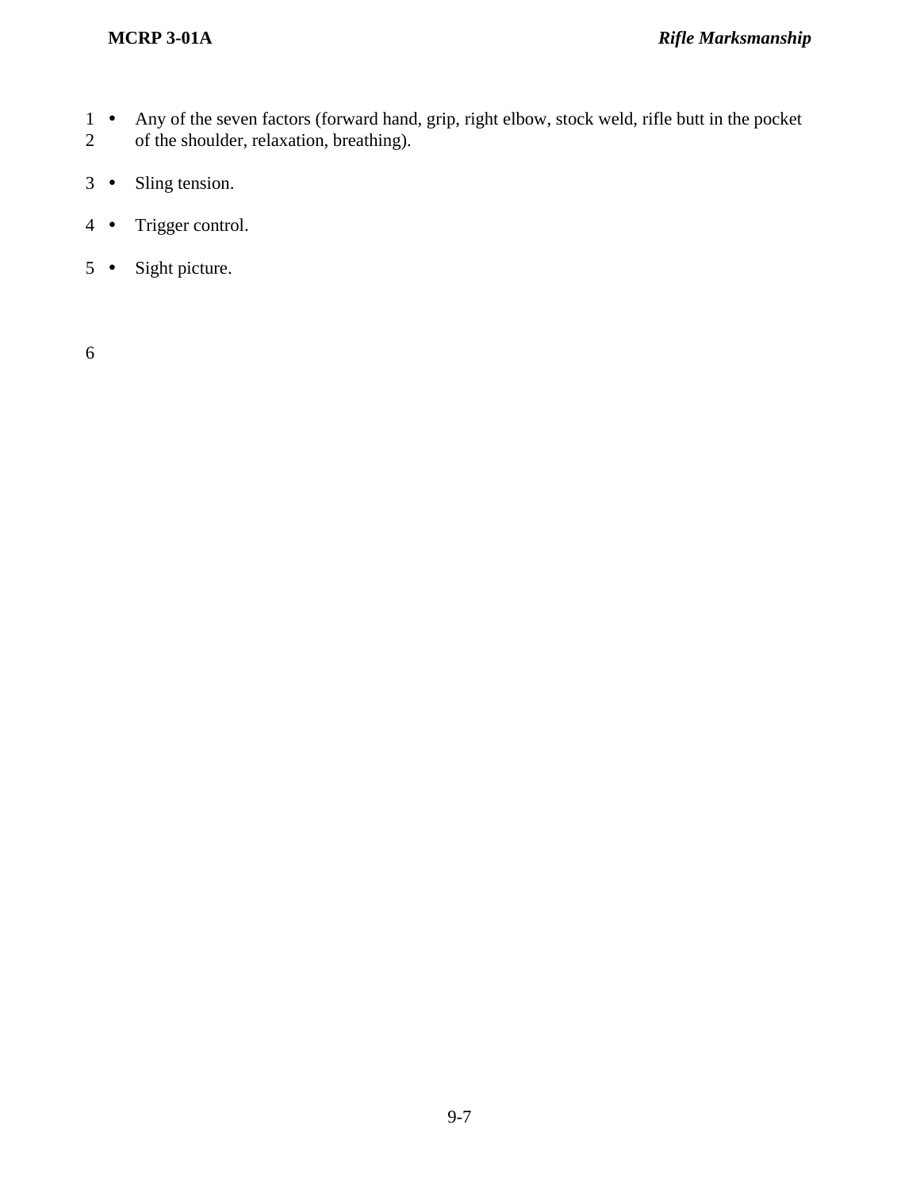- Any of the seven factors (forward hand, grip, right elbow, stock weld, rifle butt in the pocket of the shoulder, relaxation, breathing).
- Sling tension.
- Trigger control.
- Sight picture.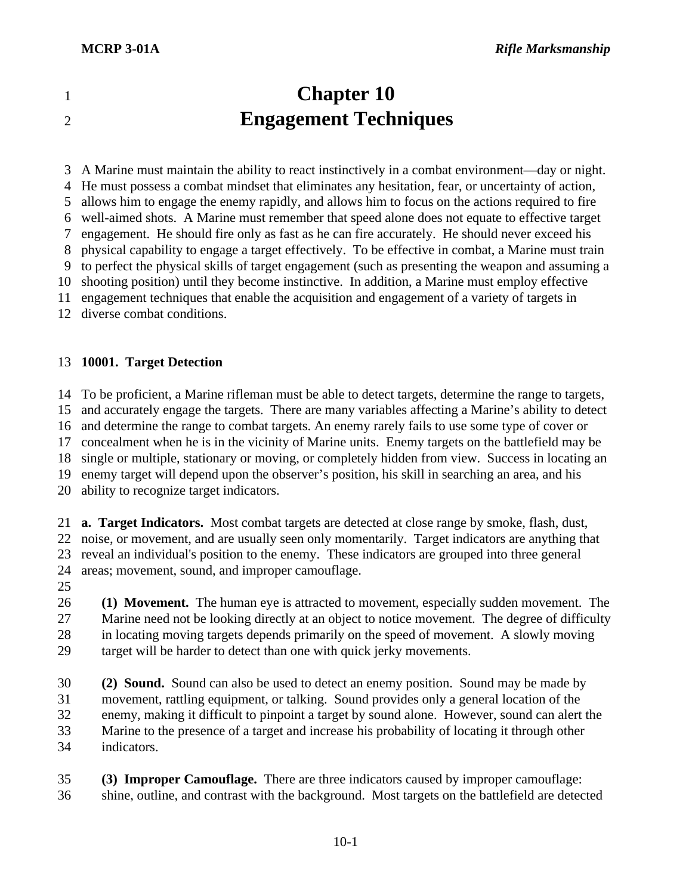# Chapter 10
# Engagement Techniques

A Marine must maintain the ability to react instinctively in a combat environment—day or night. He must possess a combat mindset that eliminates any hesitation, fear, or uncertainty of action, allows him to engage the enemy rapidly, and allows him to focus on the actions required to fire well-aimed shots. A Marine must remember that speed alone does not equate to effective target engagement. He should fire only as fast as he can fire accurately. He should never exceed his physical capability to engage a target effectively. To be effective in combat, a Marine must train to perfect the physical skills of target engagement (such as presenting the weapon and assuming a shooting position) until they become instinctive. In addition, a Marine must employ effective engagement techniques that enable the acquisition and engagement of a variety of targets in diverse combat conditions.

## 10001. Target Detection

To be proficient, a Marine rifleman must be able to detect targets, determine the range to targets, and accurately engage the targets. There are many variables affecting a Marine's ability to detect and determine the range to combat targets. An enemy rarely fails to use some type of cover or concealment when he is in the vicinity of Marine units. Enemy targets on the battlefield may be single or multiple, stationary or moving, or completely hidden from view. Success in locating an enemy target will depend upon the observer's position, his skill in searching an area, and his ability to recognize target indicators.

**a. Target Indicators.** Most combat targets are detected at close range by smoke, flash, dust, noise, or movement, and are usually seen only momentarily. Target indicators are anything that reveal an individual's position to the enemy. These indicators are grouped into three general areas; movement, sound, and improper camouflage.

**(1) Movement.** The human eye is attracted to movement, especially sudden movement. The Marine need not be looking directly at an object to notice movement. The degree of difficulty in locating moving targets depends primarily on the speed of movement. A slowly moving target will be harder to detect than one with quick jerky movements.

**(2) Sound.** Sound can also be used to detect an enemy position. Sound may be made by movement, rattling equipment, or talking. Sound provides only a general location of the enemy, making it difficult to pinpoint a target by sound alone. However, sound can alert the Marine to the presence of a target and increase his probability of locating it through other indicators.

**(3) Improper Camouflage.** There are three indicators caused by improper camouflage: shine, outline, and contrast with the background. Most targets on the battlefield are detected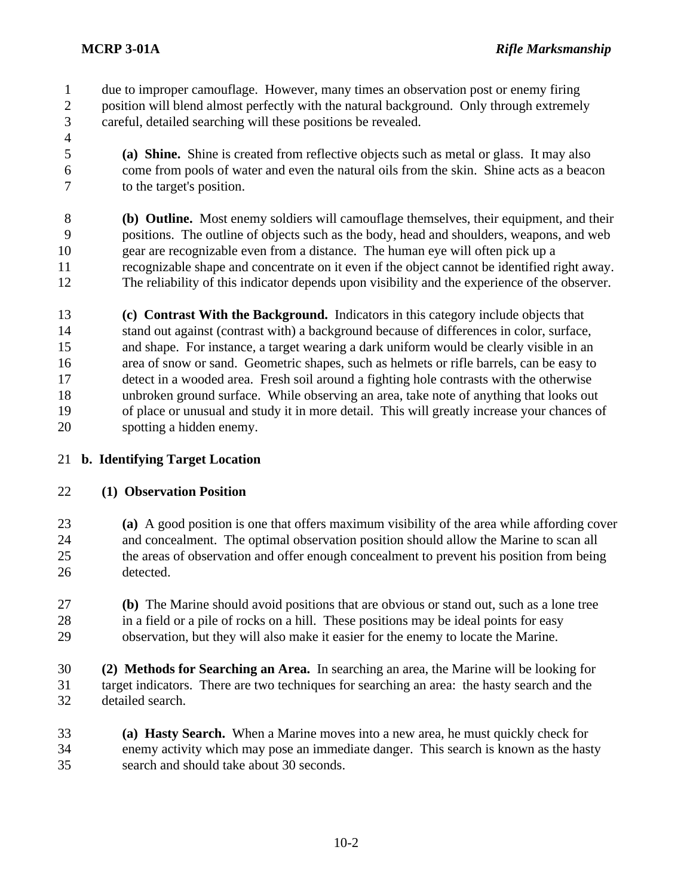due to improper camouflage. However, many times an observation post or enemy firing position will blend almost perfectly with the natural background. Only through extremely careful, detailed searching will these positions be revealed.

**(a) Shine.** Shine is created from reflective objects such as metal or glass. It may also come from pools of water and even the natural oils from the skin. Shine acts as a beacon to the target's position.

**(b) Outline.** Most enemy soldiers will camouflage themselves, their equipment, and their positions. The outline of objects such as the body, head and shoulders, weapons, and web gear are recognizable even from a distance. The human eye will often pick up a recognizable shape and concentrate on it even if the object cannot be identified right away. The reliability of this indicator depends upon visibility and the experience of the observer.

**(c) Contrast With the Background.** Indicators in this category include objects that stand out against (contrast with) a background because of differences in color, surface, and shape. For instance, a target wearing a dark uniform would be clearly visible in an area of snow or sand. Geometric shapes, such as helmets or rifle barrels, can be easy to detect in a wooded area. Fresh soil around a fighting hole contrasts with the otherwise unbroken ground surface. While observing an area, take note of anything that looks out of place or unusual and study it in more detail. This will greatly increase your chances of spotting a hidden enemy.

**b. Identifying Target Location**

**(1) Observation Position**

**(a)** A good position is one that offers maximum visibility of the area while affording cover and concealment. The optimal observation position should allow the Marine to scan all the areas of observation and offer enough concealment to prevent his position from being detected.

**(b)** The Marine should avoid positions that are obvious or stand out, such as a lone tree in a field or a pile of rocks on a hill. These positions may be ideal points for easy observation, but they will also make it easier for the enemy to locate the Marine.

**(2) Methods for Searching an Area.** In searching an area, the Marine will be looking for target indicators. There are two techniques for searching an area: the hasty search and the detailed search.

**(a) Hasty Search.** When a Marine moves into a new area, he must quickly check for enemy activity which may pose an immediate danger. This search is known as the hasty search and should take about 30 seconds.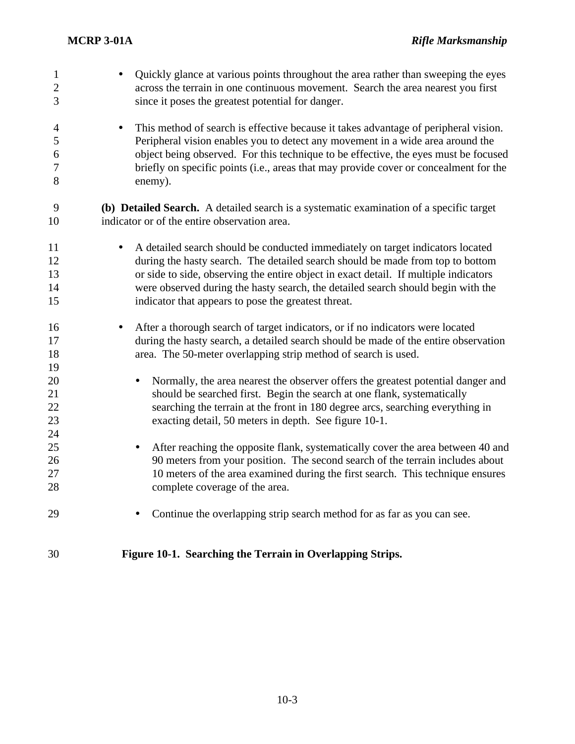- Quickly glance at various points throughout the area rather than sweeping the eyes across the terrain in one continuous movement. Search the area nearest you first since it poses the greatest potential for danger.

- This method of search is effective because it takes advantage of peripheral vision. Peripheral vision enables you to detect any movement in a wide area around the object being observed. For this technique to be effective, the eyes must be focused briefly on specific points (i.e., areas that may provide cover or concealment for the enemy).

**(b) Detailed Search.** A detailed search is a systematic examination of a specific target indicator or of the entire observation area.

- A detailed search should be conducted immediately on target indicators located during the hasty search. The detailed search should be made from top to bottom or side to side, observing the entire object in exact detail. If multiple indicators were observed during the hasty search, the detailed search should begin with the indicator that appears to pose the greatest threat.

- After a thorough search of target indicators, or if no indicators were located during the hasty search, a detailed search should be made of the entire observation area. The 50-meter overlapping strip method of search is used.

    - Normally, the area nearest the observer offers the greatest potential danger and should be searched first. Begin the search at one flank, systematically searching the terrain at the front in 180 degree arcs, searching everything in exacting detail, 50 meters in depth. See figure 10-1.

    - After reaching the opposite flank, systematically cover the area between 40 and 90 meters from your position. The second search of the terrain includes about 10 meters of the area examined during the first search. This technique ensures complete coverage of the area.

    - Continue the overlapping strip search method for as far as you can see.

**Figure 10-1. Searching the Terrain in Overlapping Strips.**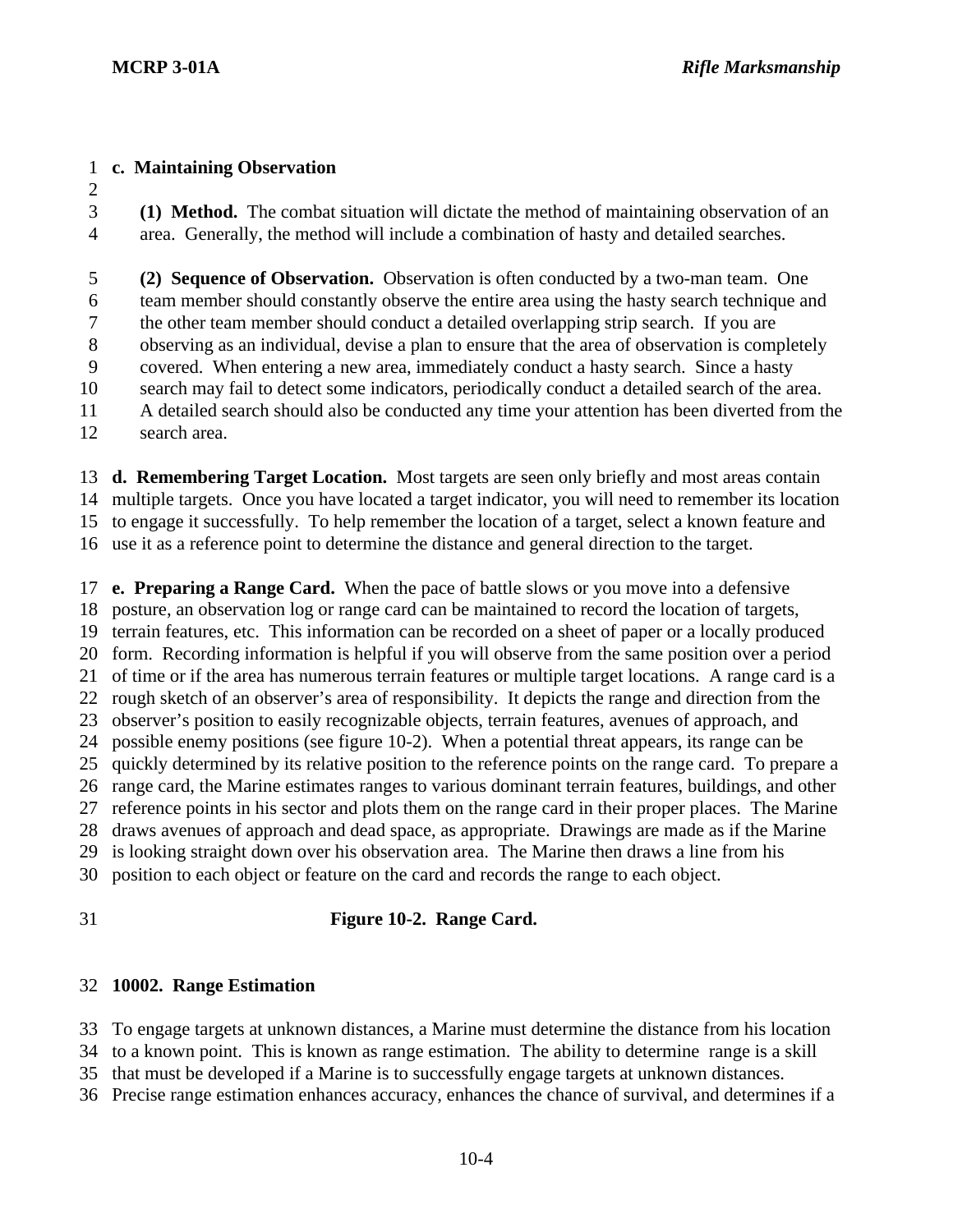**c. Maintaining Observation**

**(1) Method.** The combat situation will dictate the method of maintaining observation of an area. Generally, the method will include a combination of hasty and detailed searches.

**(2) Sequence of Observation.** Observation is often conducted by a two-man team. One team member should constantly observe the entire area using the hasty search technique and the other team member should conduct a detailed overlapping strip search. If you are observing as an individual, devise a plan to ensure that the area of observation is completely covered. When entering a new area, immediately conduct a hasty search. Since a hasty search may fail to detect some indicators, periodically conduct a detailed search of the area. A detailed search should also be conducted any time your attention has been diverted from the search area.

**d. Remembering Target Location.** Most targets are seen only briefly and most areas contain multiple targets. Once you have located a target indicator, you will need to remember its location to engage it successfully. To help remember the location of a target, select a known feature and use it as a reference point to determine the distance and general direction to the target.

**e. Preparing a Range Card.** When the pace of battle slows or you move into a defensive posture, an observation log or range card can be maintained to record the location of targets, terrain features, etc. This information can be recorded on a sheet of paper or a locally produced form. Recording information is helpful if you will observe from the same position over a period of time or if the area has numerous terrain features or multiple target locations. A range card is a rough sketch of an observer's area of responsibility. It depicts the range and direction from the observer's position to easily recognizable objects, terrain features, avenues of approach, and possible enemy positions (see figure 10-2). When a potential threat appears, its range can be quickly determined by its relative position to the reference points on the range card. To prepare a range card, the Marine estimates ranges to various dominant terrain features, buildings, and other reference points in his sector and plots them on the range card in their proper places. The Marine draws avenues of approach and dead space, as appropriate. Drawings are made as if the Marine is looking straight down over his observation area. The Marine then draws a line from his position to each object or feature on the card and records the range to each object.

**Figure 10-2. Range Card.**

## 10002. Range Estimation

To engage targets at unknown distances, a Marine must determine the distance from his location to a known point. This is known as range estimation. The ability to determine range is a skill that must be developed if a Marine is to successfully engage targets at unknown distances. Precise range estimation enhances accuracy, enhances the chance of survival, and determines if a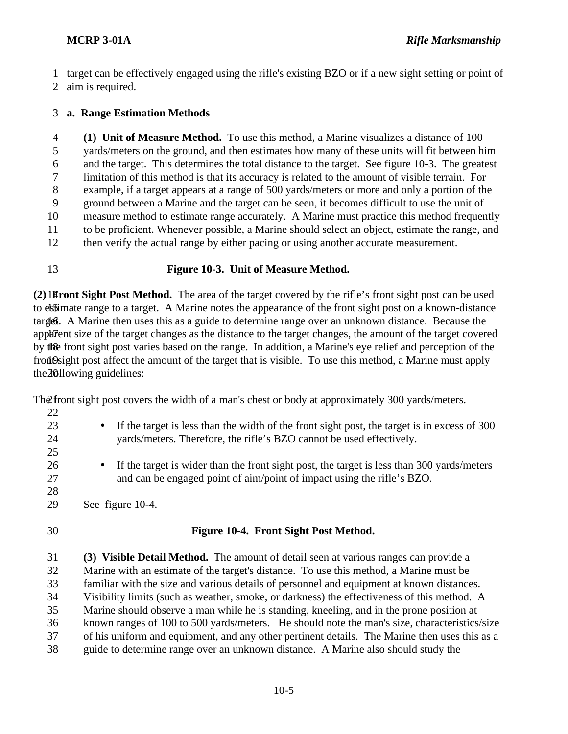target can be effectively engaged using the rifle's existing BZO or if a new sight setting or point of aim is required.

**a. Range Estimation Methods**

**(1) Unit of Measure Method.** To use this method, a Marine visualizes a distance of 100 yards/meters on the ground, and then estimates how many of these units will fit between him and the target. This determines the total distance to the target. See figure 10-3. The greatest limitation of this method is that its accuracy is related to the amount of visible terrain. For example, if a target appears at a range of 500 yards/meters or more and only a portion of the ground between a Marine and the target can be seen, it becomes difficult to use the unit of measure method to estimate range accurately. A Marine must practice this method frequently to be proficient. Whenever possible, a Marine should select an object, estimate the range, and then verify the actual range by either pacing or using another accurate measurement.

**Figure 10-3. Unit of Measure Method.**

**(2) Front Sight Post Method.** The area of the target covered by the rifle's front sight post can be used to estimate range to a target. A Marine notes the appearance of the front sight post on a known-distance target. A Marine then uses this as a guide to determine range over an unknown distance. Because the apparent size of the target changes as the distance to the target changes, the amount of the target covered by the front sight post varies based on the range. In addition, a Marine's eye relief and perception of the front sight post affect the amount of the target that is visible. To use this method, a Marine must apply the following guidelines:

The front sight post covers the width of a man's chest or body at approximately 300 yards/meters.

- If the target is less than the width of the front sight post, the target is in excess of 300 yards/meters. Therefore, the rifle's BZO cannot be used effectively.

- If the target is wider than the front sight post, the target is less than 300 yards/meters and can be engaged point of aim/point of impact using the rifle's BZO.

See figure 10-4.

**Figure 10-4. Front Sight Post Method.**

**(3) Visible Detail Method.** The amount of detail seen at various ranges can provide a Marine with an estimate of the target's distance. To use this method, a Marine must be familiar with the size and various details of personnel and equipment at known distances. Visibility limits (such as weather, smoke, or darkness) the effectiveness of this method. A Marine should observe a man while he is standing, kneeling, and in the prone position at known ranges of 100 to 500 yards/meters. He should note the man's size, characteristics/size of his uniform and equipment, and any other pertinent details. The Marine then uses this as a guide to determine range over an unknown distance. A Marine also should study the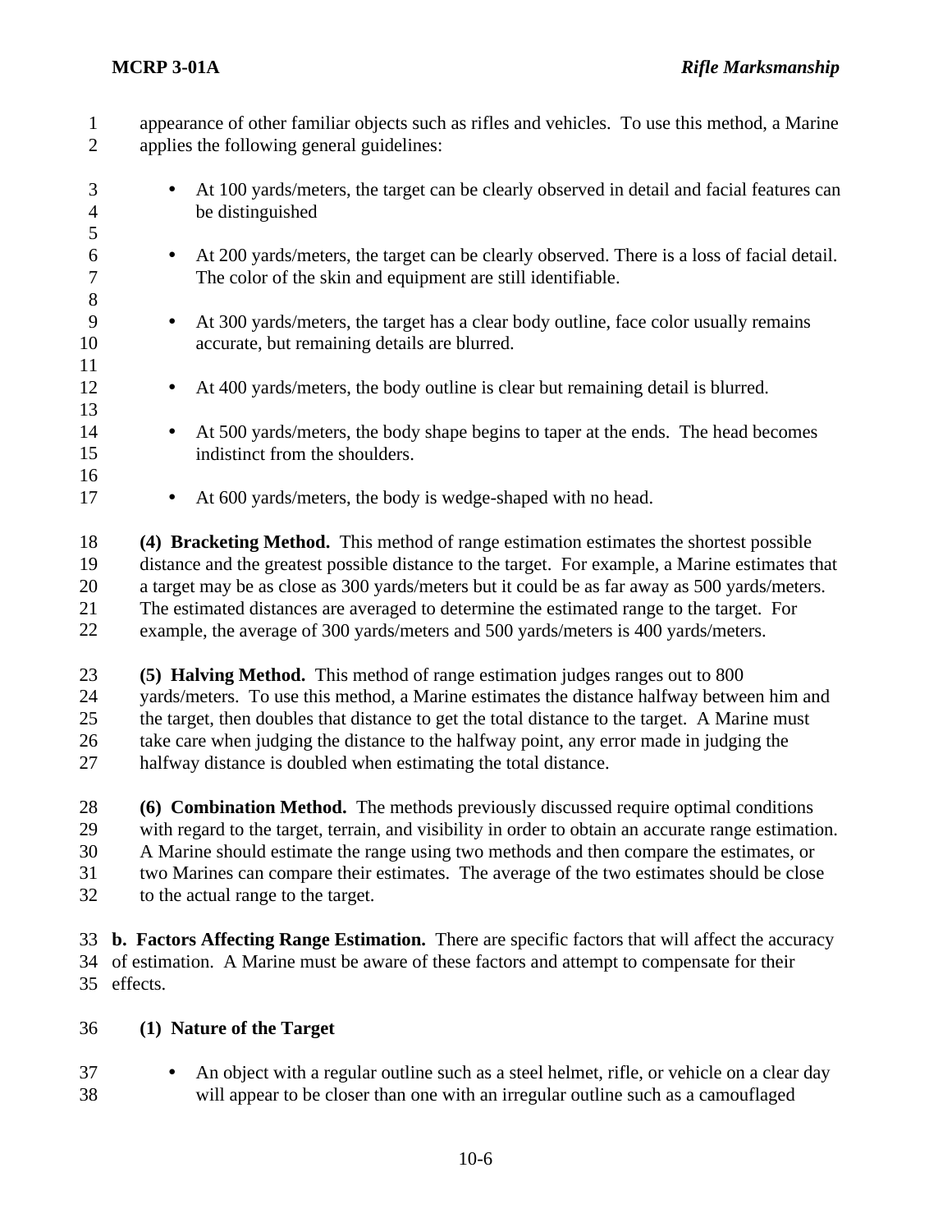appearance of other familiar objects such as rifles and vehicles. To use this method, a Marine applies the following general guidelines:

- At 100 yards/meters, the target can be clearly observed in detail and facial features can be distinguished

- At 200 yards/meters, the target can be clearly observed. There is a loss of facial detail. The color of the skin and equipment are still identifiable.

- At 300 yards/meters, the target has a clear body outline, face color usually remains accurate, but remaining details are blurred.

- At 400 yards/meters, the body outline is clear but remaining detail is blurred.

- At 500 yards/meters, the body shape begins to taper at the ends. The head becomes indistinct from the shoulders.

- At 600 yards/meters, the body is wedge-shaped with no head.

**(4) Bracketing Method.** This method of range estimation estimates the shortest possible distance and the greatest possible distance to the target. For example, a Marine estimates that a target may be as close as 300 yards/meters but it could be as far away as 500 yards/meters. The estimated distances are averaged to determine the estimated range to the target. For example, the average of 300 yards/meters and 500 yards/meters is 400 yards/meters.

**(5) Halving Method.** This method of range estimation judges ranges out to 800 yards/meters. To use this method, a Marine estimates the distance halfway between him and the target, then doubles that distance to get the total distance to the target. A Marine must take care when judging the distance to the halfway point, any error made in judging the halfway distance is doubled when estimating the total distance.

**(6) Combination Method.** The methods previously discussed require optimal conditions with regard to the target, terrain, and visibility in order to obtain an accurate range estimation. A Marine should estimate the range using two methods and then compare the estimates, or two Marines can compare their estimates. The average of the two estimates should be close to the actual range to the target.

**b. Factors Affecting Range Estimation.** There are specific factors that will affect the accuracy of estimation. A Marine must be aware of these factors and attempt to compensate for their effects.

**(1) Nature of the Target**

- An object with a regular outline such as a steel helmet, rifle, or vehicle on a clear day will appear to be closer than one with an irregular outline such as a camouflaged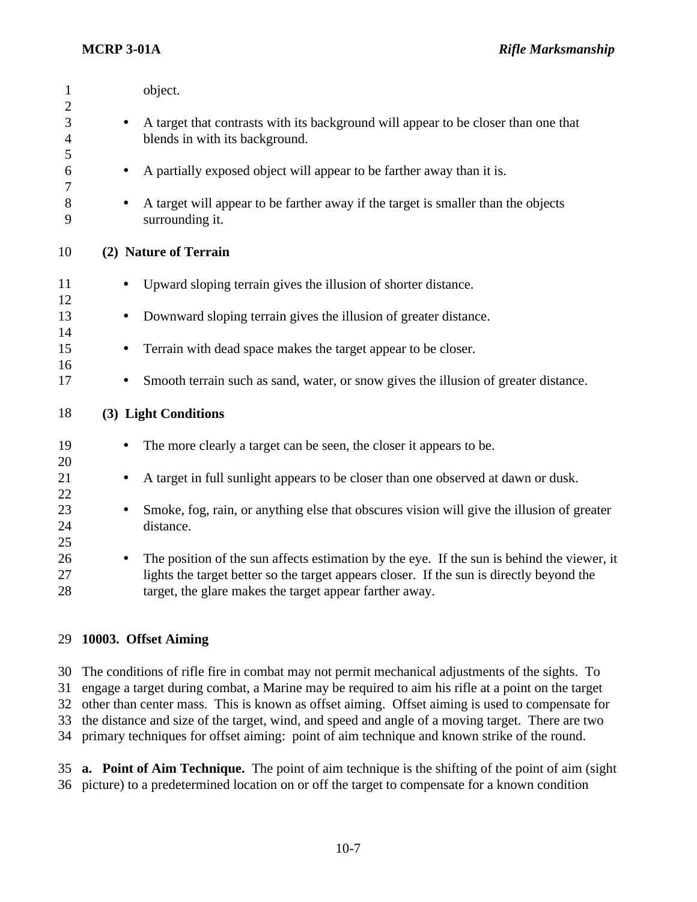object.

- A target that contrasts with its background will appear to be closer than one that blends in with its background.
- A partially exposed object will appear to be farther away than it is.
- A target will appear to be farther away if the target is smaller than the objects surrounding it.

**(2) Nature of Terrain**

- Upward sloping terrain gives the illusion of shorter distance.
- Downward sloping terrain gives the illusion of greater distance.
- Terrain with dead space makes the target appear to be closer.
- Smooth terrain such as sand, water, or snow gives the illusion of greater distance.

**(3) Light Conditions**

- The more clearly a target can be seen, the closer it appears to be.
- A target in full sunlight appears to be closer than one observed at dawn or dusk.
- Smoke, fog, rain, or anything else that obscures vision will give the illusion of greater distance.
- The position of the sun affects estimation by the eye. If the sun is behind the viewer, it lights the target better so the target appears closer. If the sun is directly beyond the target, the glare makes the target appear farther away.

## 10003. Offset Aiming

The conditions of rifle fire in combat may not permit mechanical adjustments of the sights. To engage a target during combat, a Marine may be required to aim his rifle at a point on the target other than center mass. This is known as offset aiming. Offset aiming is used to compensate for the distance and size of the target, wind, and speed and angle of a moving target. There are two primary techniques for offset aiming: point of aim technique and known strike of the round.

**a. Point of Aim Technique.** The point of aim technique is the shifting of the point of aim (sight picture) to a predetermined location on or off the target to compensate for a known condition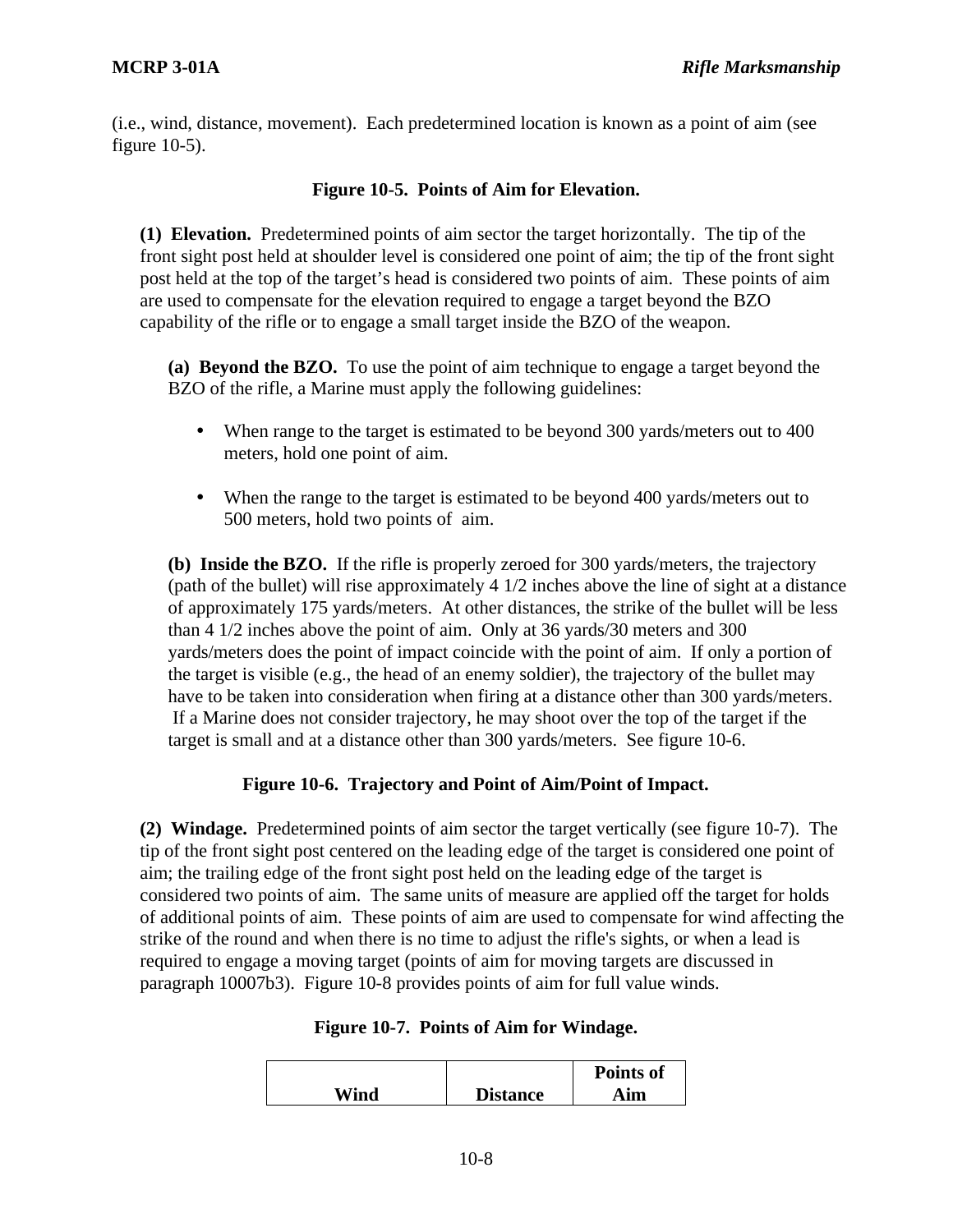(i.e., wind, distance, movement). Each predetermined location is known as a point of aim (see figure 10-5).

**Figure 10-5. Points of Aim for Elevation.**

**(1) Elevation.** Predetermined points of aim sector the target horizontally. The tip of the front sight post held at shoulder level is considered one point of aim; the tip of the front sight post held at the top of the target's head is considered two points of aim. These points of aim are used to compensate for the elevation required to engage a target beyond the BZO capability of the rifle or to engage a small target inside the BZO of the weapon.

**(a) Beyond the BZO.** To use the point of aim technique to engage a target beyond the BZO of the rifle, a Marine must apply the following guidelines:

- When range to the target is estimated to be beyond 300 yards/meters out to 400 meters, hold one point of aim.
- When the range to the target is estimated to be beyond 400 yards/meters out to 500 meters, hold two points of aim.

**(b) Inside the BZO.** If the rifle is properly zeroed for 300 yards/meters, the trajectory (path of the bullet) will rise approximately 4 1/2 inches above the line of sight at a distance of approximately 175 yards/meters. At other distances, the strike of the bullet will be less than 4 1/2 inches above the point of aim. Only at 36 yards/30 meters and 300 yards/meters does the point of impact coincide with the point of aim. If only a portion of the target is visible (e.g., the head of an enemy soldier), the trajectory of the bullet may have to be taken into consideration when firing at a distance other than 300 yards/meters. If a Marine does not consider trajectory, he may shoot over the top of the target if the target is small and at a distance other than 300 yards/meters. See figure 10-6.

**Figure 10-6. Trajectory and Point of Aim/Point of Impact.**

**(2) Windage.** Predetermined points of aim sector the target vertically (see figure 10-7). The tip of the front sight post centered on the leading edge of the target is considered one point of aim; the trailing edge of the front sight post held on the leading edge of the target is considered two points of aim. The same units of measure are applied off the target for holds of additional points of aim. These points of aim are used to compensate for wind affecting the strike of the round and when there is no time to adjust the rifle's sights, or when a lead is required to engage a moving target (points of aim for moving targets are discussed in paragraph 10007b3). Figure 10-8 provides points of aim for full value winds.

**Figure 10-7. Points of Aim for Windage.**

| Wind | Distance | Points of Aim |
|---|---|---|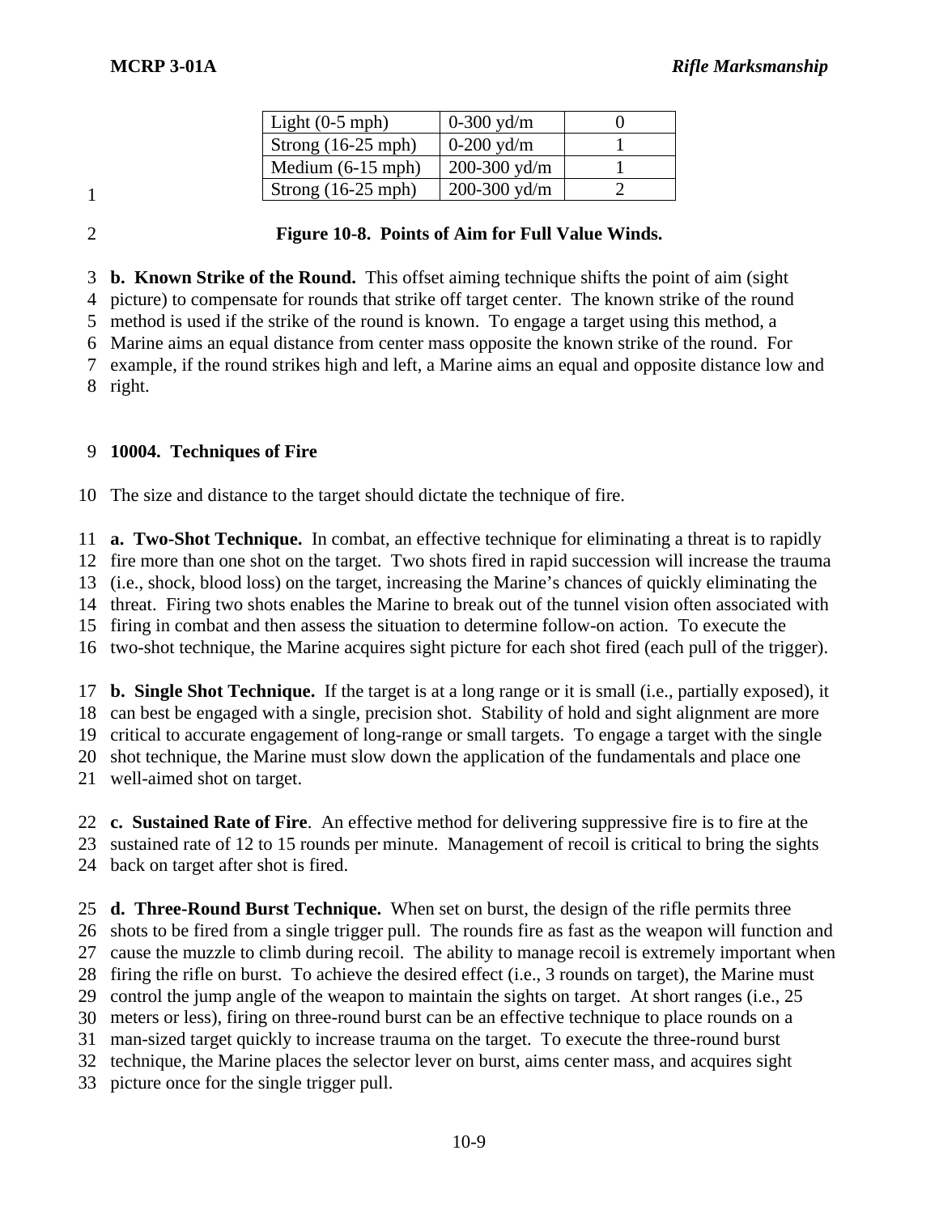| Light (0-5 mph) | 0-300 yd/m | 0 |
|---|---|---|
| Strong (16-25 mph) | 0-200 yd/m | 1 |
| Medium (6-15 mph) | 200-300 yd/m | 1 |
| Strong (16-25 mph) | 200-300 yd/m | 2 |

**Figure 10-8. Points of Aim for Full Value Winds.**

**b. Known Strike of the Round.** This offset aiming technique shifts the point of aim (sight picture) to compensate for rounds that strike off target center. The known strike of the round method is used if the strike of the round is known. To engage a target using this method, a Marine aims an equal distance from center mass opposite the known strike of the round. For example, if the round strikes high and left, a Marine aims an equal and opposite distance low and right.

## 10004. Techniques of Fire

The size and distance to the target should dictate the technique of fire.

**a. Two-Shot Technique.** In combat, an effective technique for eliminating a threat is to rapidly fire more than one shot on the target. Two shots fired in rapid succession will increase the trauma (i.e., shock, blood loss) on the target, increasing the Marine's chances of quickly eliminating the threat. Firing two shots enables the Marine to break out of the tunnel vision often associated with firing in combat and then assess the situation to determine follow-on action. To execute the two-shot technique, the Marine acquires sight picture for each shot fired (each pull of the trigger).

**b. Single Shot Technique.** If the target is at a long range or it is small (i.e., partially exposed), it can best be engaged with a single, precision shot. Stability of hold and sight alignment are more critical to accurate engagement of long-range or small targets. To engage a target with the single shot technique, the Marine must slow down the application of the fundamentals and place one well-aimed shot on target.

**c. Sustained Rate of Fire**. An effective method for delivering suppressive fire is to fire at the sustained rate of 12 to 15 rounds per minute. Management of recoil is critical to bring the sights back on target after shot is fired.

**d. Three-Round Burst Technique.** When set on burst, the design of the rifle permits three shots to be fired from a single trigger pull. The rounds fire as fast as the weapon will function and cause the muzzle to climb during recoil. The ability to manage recoil is extremely important when firing the rifle on burst. To achieve the desired effect (i.e., 3 rounds on target), the Marine must control the jump angle of the weapon to maintain the sights on target. At short ranges (i.e., 25 meters or less), firing on three-round burst can be an effective technique to place rounds on a man-sized target quickly to increase trauma on the target. To execute the three-round burst technique, the Marine places the selector lever on burst, aims center mass, and acquires sight picture once for the single trigger pull.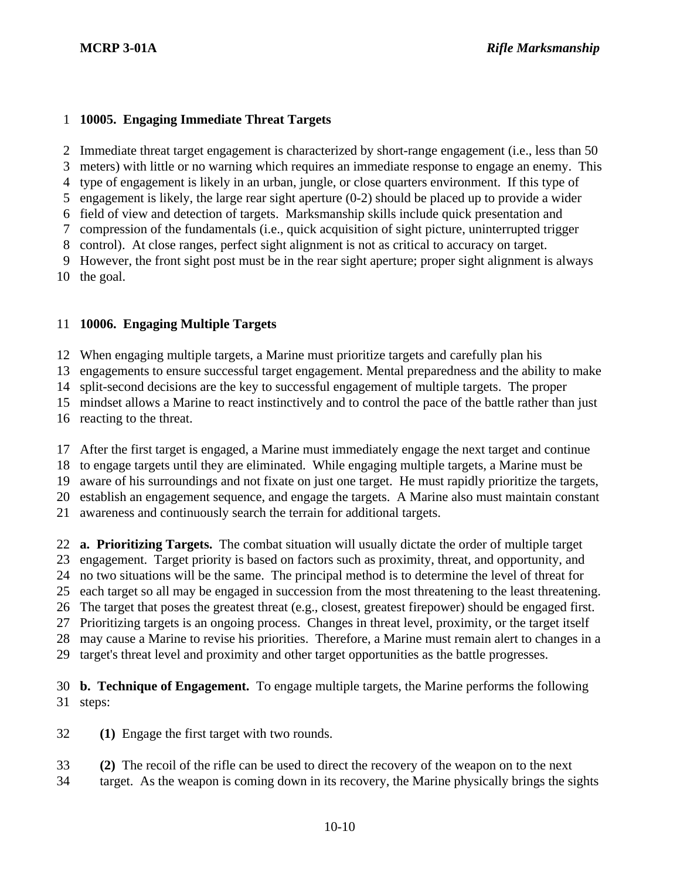## 10005. Engaging Immediate Threat Targets

Immediate threat target engagement is characterized by short-range engagement (i.e., less than 50 meters) with little or no warning which requires an immediate response to engage an enemy. This type of engagement is likely in an urban, jungle, or close quarters environment. If this type of engagement is likely, the large rear sight aperture (0-2) should be placed up to provide a wider field of view and detection of targets. Marksmanship skills include quick presentation and compression of the fundamentals (i.e., quick acquisition of sight picture, uninterrupted trigger control). At close ranges, perfect sight alignment is not as critical to accuracy on target. However, the front sight post must be in the rear sight aperture; proper sight alignment is always the goal.

## 10006. Engaging Multiple Targets

When engaging multiple targets, a Marine must prioritize targets and carefully plan his engagements to ensure successful target engagement. Mental preparedness and the ability to make split-second decisions are the key to successful engagement of multiple targets. The proper mindset allows a Marine to react instinctively and to control the pace of the battle rather than just reacting to the threat.

After the first target is engaged, a Marine must immediately engage the next target and continue to engage targets until they are eliminated. While engaging multiple targets, a Marine must be aware of his surroundings and not fixate on just one target. He must rapidly prioritize the targets, establish an engagement sequence, and engage the targets. A Marine also must maintain constant awareness and continuously search the terrain for additional targets.

**a. Prioritizing Targets.** The combat situation will usually dictate the order of multiple target engagement. Target priority is based on factors such as proximity, threat, and opportunity, and no two situations will be the same. The principal method is to determine the level of threat for each target so all may be engaged in succession from the most threatening to the least threatening. The target that poses the greatest threat (e.g., closest, greatest firepower) should be engaged first. Prioritizing targets is an ongoing process. Changes in threat level, proximity, or the target itself may cause a Marine to revise his priorities. Therefore, a Marine must remain alert to changes in a target's threat level and proximity and other target opportunities as the battle progresses.

**b. Technique of Engagement.** To engage multiple targets, the Marine performs the following steps:

**(1)** Engage the first target with two rounds.

**(2)** The recoil of the rifle can be used to direct the recovery of the weapon on to the next target. As the weapon is coming down in its recovery, the Marine physically brings the sights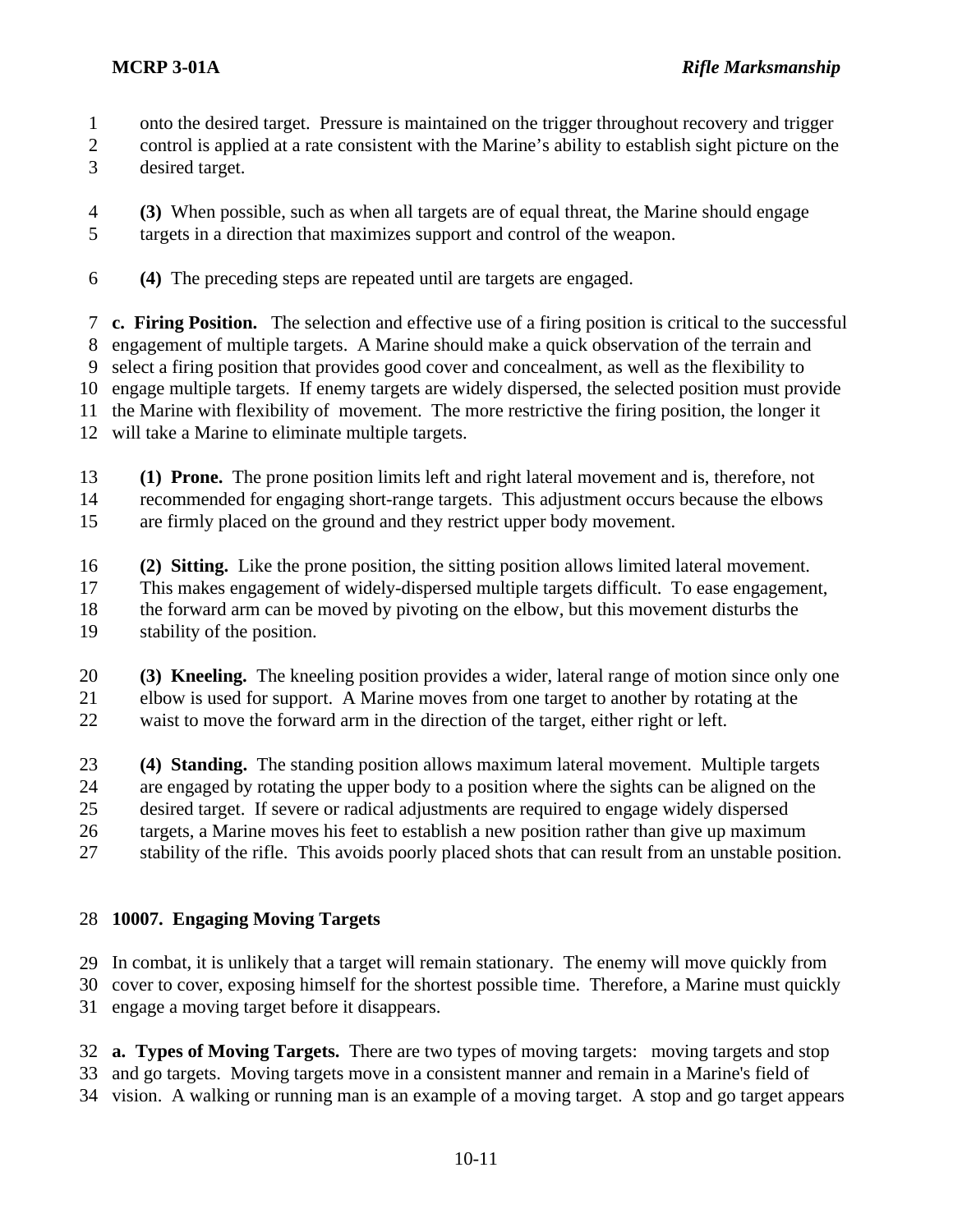onto the desired target. Pressure is maintained on the trigger throughout recovery and trigger control is applied at a rate consistent with the Marine's ability to establish sight picture on the desired target.

**(3)** When possible, such as when all targets are of equal threat, the Marine should engage targets in a direction that maximizes support and control of the weapon.

**(4)** The preceding steps are repeated until are targets are engaged.

**c. Firing Position.** The selection and effective use of a firing position is critical to the successful engagement of multiple targets. A Marine should make a quick observation of the terrain and select a firing position that provides good cover and concealment, as well as the flexibility to engage multiple targets. If enemy targets are widely dispersed, the selected position must provide the Marine with flexibility of movement. The more restrictive the firing position, the longer it will take a Marine to eliminate multiple targets.

**(1) Prone.** The prone position limits left and right lateral movement and is, therefore, not recommended for engaging short-range targets. This adjustment occurs because the elbows are firmly placed on the ground and they restrict upper body movement.

**(2) Sitting.** Like the prone position, the sitting position allows limited lateral movement. This makes engagement of widely-dispersed multiple targets difficult. To ease engagement, the forward arm can be moved by pivoting on the elbow, but this movement disturbs the stability of the position.

**(3) Kneeling.** The kneeling position provides a wider, lateral range of motion since only one elbow is used for support. A Marine moves from one target to another by rotating at the waist to move the forward arm in the direction of the target, either right or left.

**(4) Standing.** The standing position allows maximum lateral movement. Multiple targets are engaged by rotating the upper body to a position where the sights can be aligned on the desired target. If severe or radical adjustments are required to engage widely dispersed targets, a Marine moves his feet to establish a new position rather than give up maximum stability of the rifle. This avoids poorly placed shots that can result from an unstable position.

## 10007. Engaging Moving Targets

In combat, it is unlikely that a target will remain stationary. The enemy will move quickly from cover to cover, exposing himself for the shortest possible time. Therefore, a Marine must quickly engage a moving target before it disappears.

**a. Types of Moving Targets.** There are two types of moving targets: moving targets and stop and go targets. Moving targets move in a consistent manner and remain in a Marine's field of vision. A walking or running man is an example of a moving target. A stop and go target appears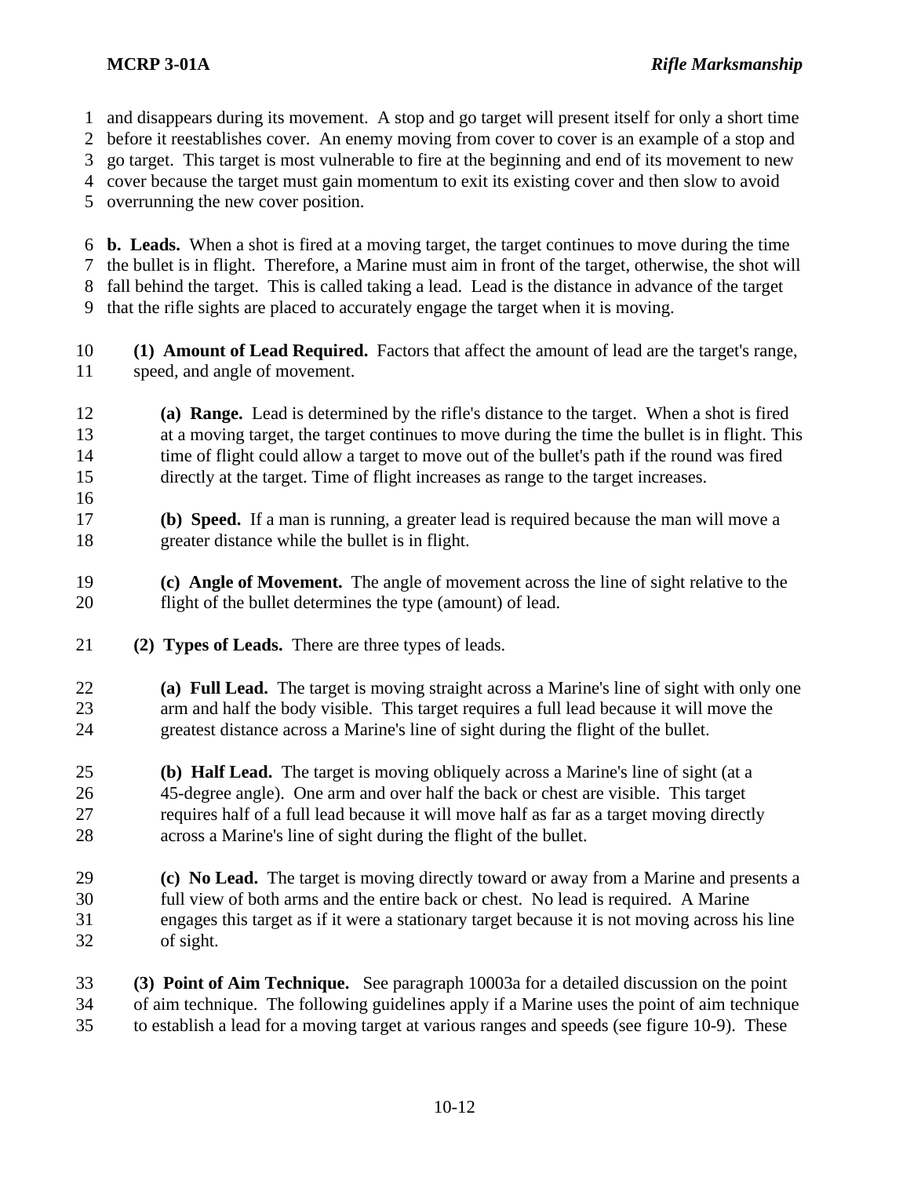and disappears during its movement. A stop and go target will present itself for only a short time before it reestablishes cover. An enemy moving from cover to cover is an example of a stop and go target. This target is most vulnerable to fire at the beginning and end of its movement to new cover because the target must gain momentum to exit its existing cover and then slow to avoid overrunning the new cover position.

**b. Leads.** When a shot is fired at a moving target, the target continues to move during the time the bullet is in flight. Therefore, a Marine must aim in front of the target, otherwise, the shot will fall behind the target. This is called taking a lead. Lead is the distance in advance of the target that the rifle sights are placed to accurately engage the target when it is moving.

**(1) Amount of Lead Required.** Factors that affect the amount of lead are the target's range, speed, and angle of movement.

**(a) Range.** Lead is determined by the rifle's distance to the target. When a shot is fired at a moving target, the target continues to move during the time the bullet is in flight. This time of flight could allow a target to move out of the bullet's path if the round was fired directly at the target. Time of flight increases as range to the target increases.

**(b) Speed.** If a man is running, a greater lead is required because the man will move a greater distance while the bullet is in flight.

**(c) Angle of Movement.** The angle of movement across the line of sight relative to the flight of the bullet determines the type (amount) of lead.

**(2) Types of Leads.** There are three types of leads.

**(a) Full Lead.** The target is moving straight across a Marine's line of sight with only one arm and half the body visible. This target requires a full lead because it will move the greatest distance across a Marine's line of sight during the flight of the bullet.

**(b) Half Lead.** The target is moving obliquely across a Marine's line of sight (at a 45-degree angle). One arm and over half the back or chest are visible. This target requires half of a full lead because it will move half as far as a target moving directly across a Marine's line of sight during the flight of the bullet.

**(c) No Lead.** The target is moving directly toward or away from a Marine and presents a full view of both arms and the entire back or chest. No lead is required. A Marine engages this target as if it were a stationary target because it is not moving across his line of sight.

**(3) Point of Aim Technique.** See paragraph 10003a for a detailed discussion on the point of aim technique. The following guidelines apply if a Marine uses the point of aim technique to establish a lead for a moving target at various ranges and speeds (see figure 10-9). These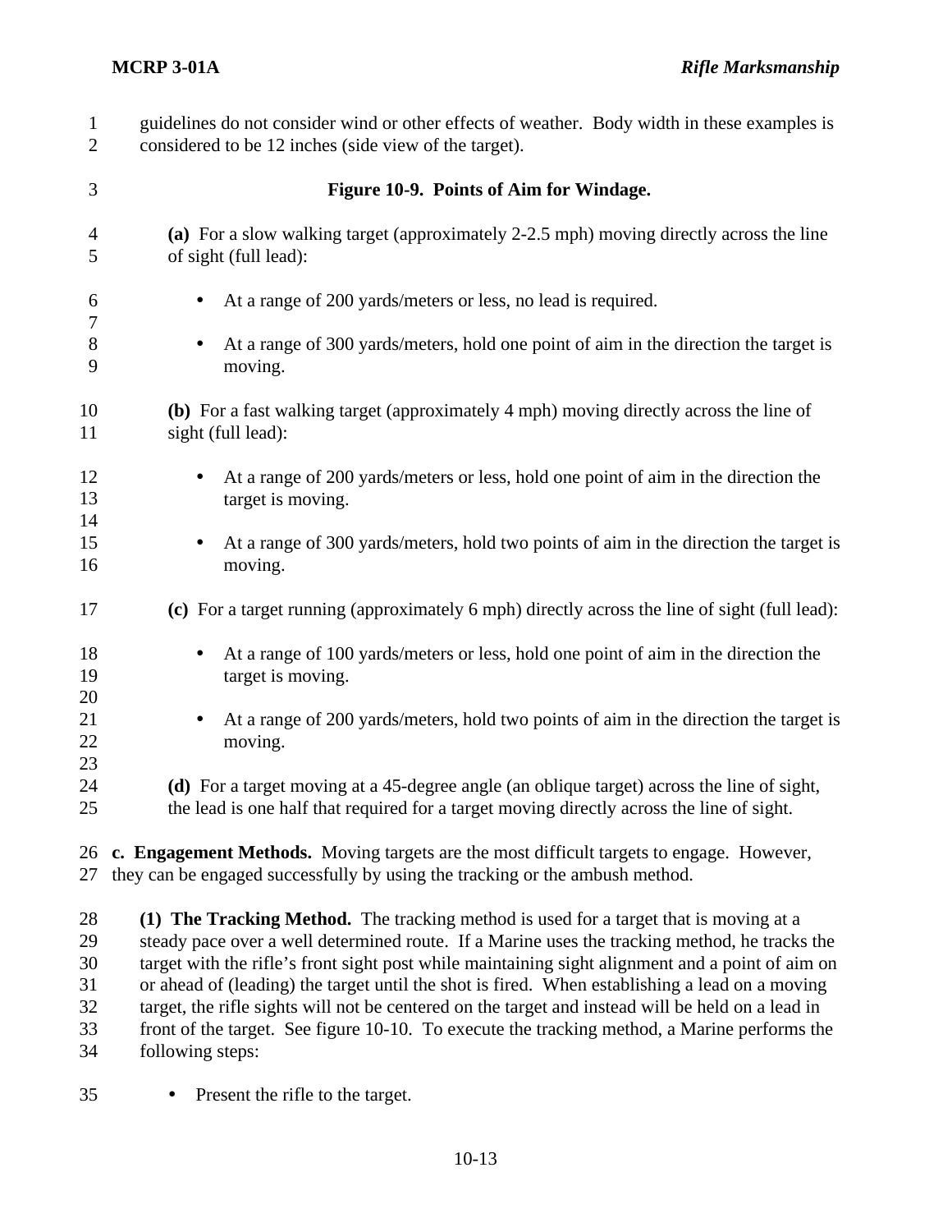guidelines do not consider wind or other effects of weather. Body width in these examples is considered to be 12 inches (side view of the target).

**Figure 10-9. Points of Aim for Windage.**

**(a)** For a slow walking target (approximately 2-2.5 mph) moving directly across the line of sight (full lead):

- At a range of 200 yards/meters or less, no lead is required.
- At a range of 300 yards/meters, hold one point of aim in the direction the target is moving.

**(b)** For a fast walking target (approximately 4 mph) moving directly across the line of sight (full lead):

- At a range of 200 yards/meters or less, hold one point of aim in the direction the target is moving.
- At a range of 300 yards/meters, hold two points of aim in the direction the target is moving.

**(c)** For a target running (approximately 6 mph) directly across the line of sight (full lead):

- At a range of 100 yards/meters or less, hold one point of aim in the direction the target is moving.
- At a range of 200 yards/meters, hold two points of aim in the direction the target is moving.

**(d)** For a target moving at a 45-degree angle (an oblique target) across the line of sight, the lead is one half that required for a target moving directly across the line of sight.

**c. Engagement Methods.** Moving targets are the most difficult targets to engage. However, they can be engaged successfully by using the tracking or the ambush method.

**(1) The Tracking Method.** The tracking method is used for a target that is moving at a steady pace over a well determined route. If a Marine uses the tracking method, he tracks the target with the rifle's front sight post while maintaining sight alignment and a point of aim on or ahead of (leading) the target until the shot is fired. When establishing a lead on a moving target, the rifle sights will not be centered on the target and instead will be held on a lead in front of the target. See figure 10-10. To execute the tracking method, a Marine performs the following steps:

- Present the rifle to the target.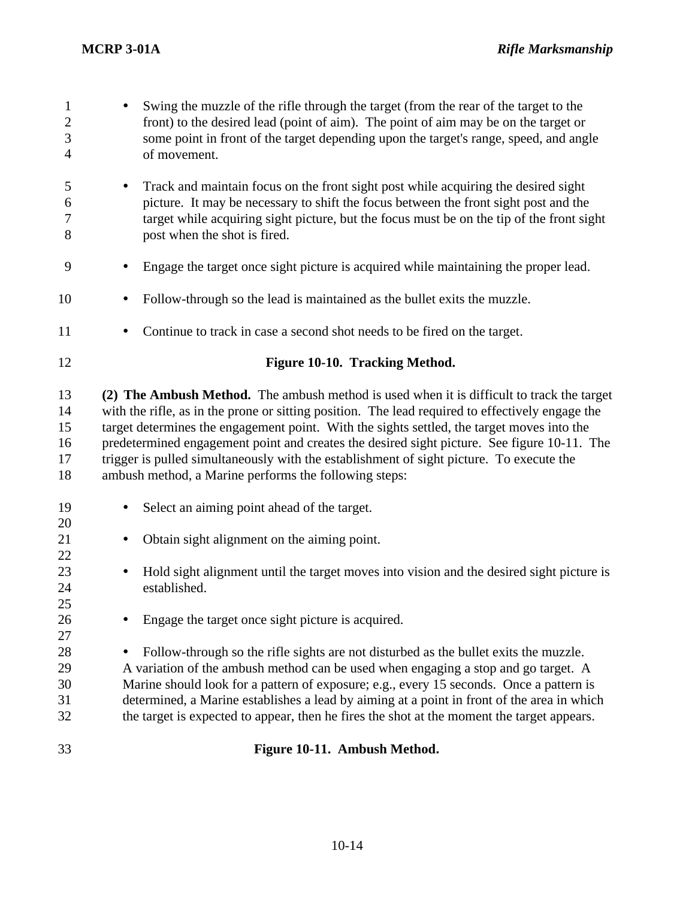- Swing the muzzle of the rifle through the target (from the rear of the target to the front) to the desired lead (point of aim). The point of aim may be on the target or some point in front of the target depending upon the target's range, speed, and angle of movement.

- Track and maintain focus on the front sight post while acquiring the desired sight picture. It may be necessary to shift the focus between the front sight post and the target while acquiring sight picture, but the focus must be on the tip of the front sight post when the shot is fired.

- Engage the target once sight picture is acquired while maintaining the proper lead.

- Follow-through so the lead is maintained as the bullet exits the muzzle.

- Continue to track in case a second shot needs to be fired on the target.

**Figure 10-10. Tracking Method.**

**(2) The Ambush Method.** The ambush method is used when it is difficult to track the target with the rifle, as in the prone or sitting position. The lead required to effectively engage the target determines the engagement point. With the sights settled, the target moves into the predetermined engagement point and creates the desired sight picture. See figure 10-11. The trigger is pulled simultaneously with the establishment of sight picture. To execute the ambush method, a Marine performs the following steps:

- Select an aiming point ahead of the target.

- Obtain sight alignment on the aiming point.

- Hold sight alignment until the target moves into vision and the desired sight picture is established.

- Engage the target once sight picture is acquired.

- Follow-through so the rifle sights are not disturbed as the bullet exits the muzzle.

A variation of the ambush method can be used when engaging a stop and go target. A Marine should look for a pattern of exposure; e.g., every 15 seconds. Once a pattern is determined, a Marine establishes a lead by aiming at a point in front of the area in which the target is expected to appear, then he fires the shot at the moment the target appears.

**Figure 10-11. Ambush Method.**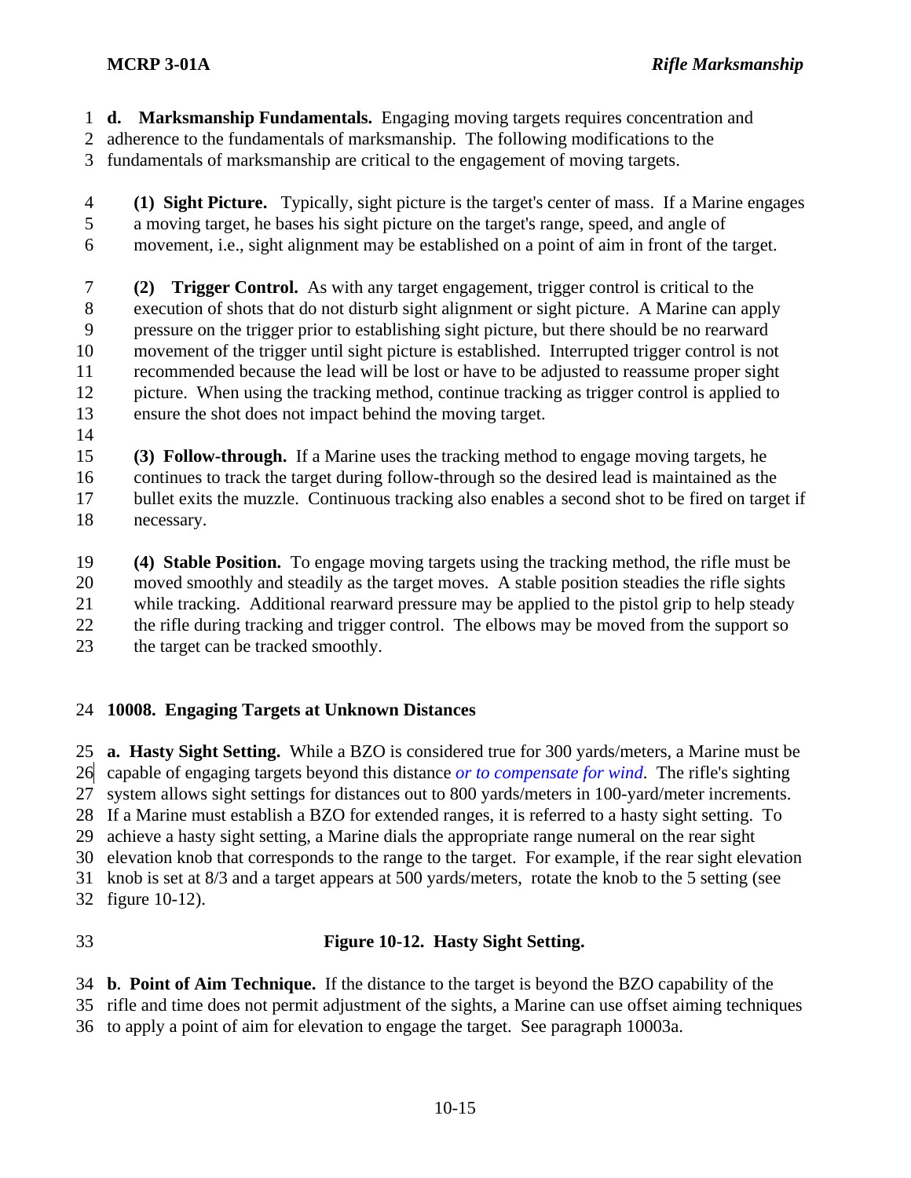**d. Marksmanship Fundamentals.** Engaging moving targets requires concentration and adherence to the fundamentals of marksmanship. The following modifications to the fundamentals of marksmanship are critical to the engagement of moving targets.

**(1) Sight Picture.** Typically, sight picture is the target's center of mass. If a Marine engages a moving target, he bases his sight picture on the target's range, speed, and angle of movement, i.e., sight alignment may be established on a point of aim in front of the target.

**(2) Trigger Control.** As with any target engagement, trigger control is critical to the execution of shots that do not disturb sight alignment or sight picture. A Marine can apply pressure on the trigger prior to establishing sight picture, but there should be no rearward movement of the trigger until sight picture is established. Interrupted trigger control is not recommended because the lead will be lost or have to be adjusted to reassume proper sight picture. When using the tracking method, continue tracking as trigger control is applied to ensure the shot does not impact behind the moving target.

**(3) Follow-through.** If a Marine uses the tracking method to engage moving targets, he continues to track the target during follow-through so the desired lead is maintained as the bullet exits the muzzle. Continuous tracking also enables a second shot to be fired on target if necessary.

**(4) Stable Position.** To engage moving targets using the tracking method, the rifle must be moved smoothly and steadily as the target moves. A stable position steadies the rifle sights while tracking. Additional rearward pressure may be applied to the pistol grip to help steady the rifle during tracking and trigger control. The elbows may be moved from the support so the target can be tracked smoothly.

## 10008. Engaging Targets at Unknown Distances

**a. Hasty Sight Setting.** While a BZO is considered true for 300 yards/meters, a Marine must be capable of engaging targets beyond this distance *or to compensate for wind*. The rifle's sighting system allows sight settings for distances out to 800 yards/meters in 100-yard/meter increments. If a Marine must establish a BZO for extended ranges, it is referred to a hasty sight setting. To achieve a hasty sight setting, a Marine dials the appropriate range numeral on the rear sight elevation knob that corresponds to the range to the target. For example, if the rear sight elevation knob is set at 8/3 and a target appears at 500 yards/meters, rotate the knob to the 5 setting (see figure 10-12).

**Figure 10-12. Hasty Sight Setting.**

**b. Point of Aim Technique.** If the distance to the target is beyond the BZO capability of the rifle and time does not permit adjustment of the sights, a Marine can use offset aiming techniques to apply a point of aim for elevation to engage the target. See paragraph 10003a.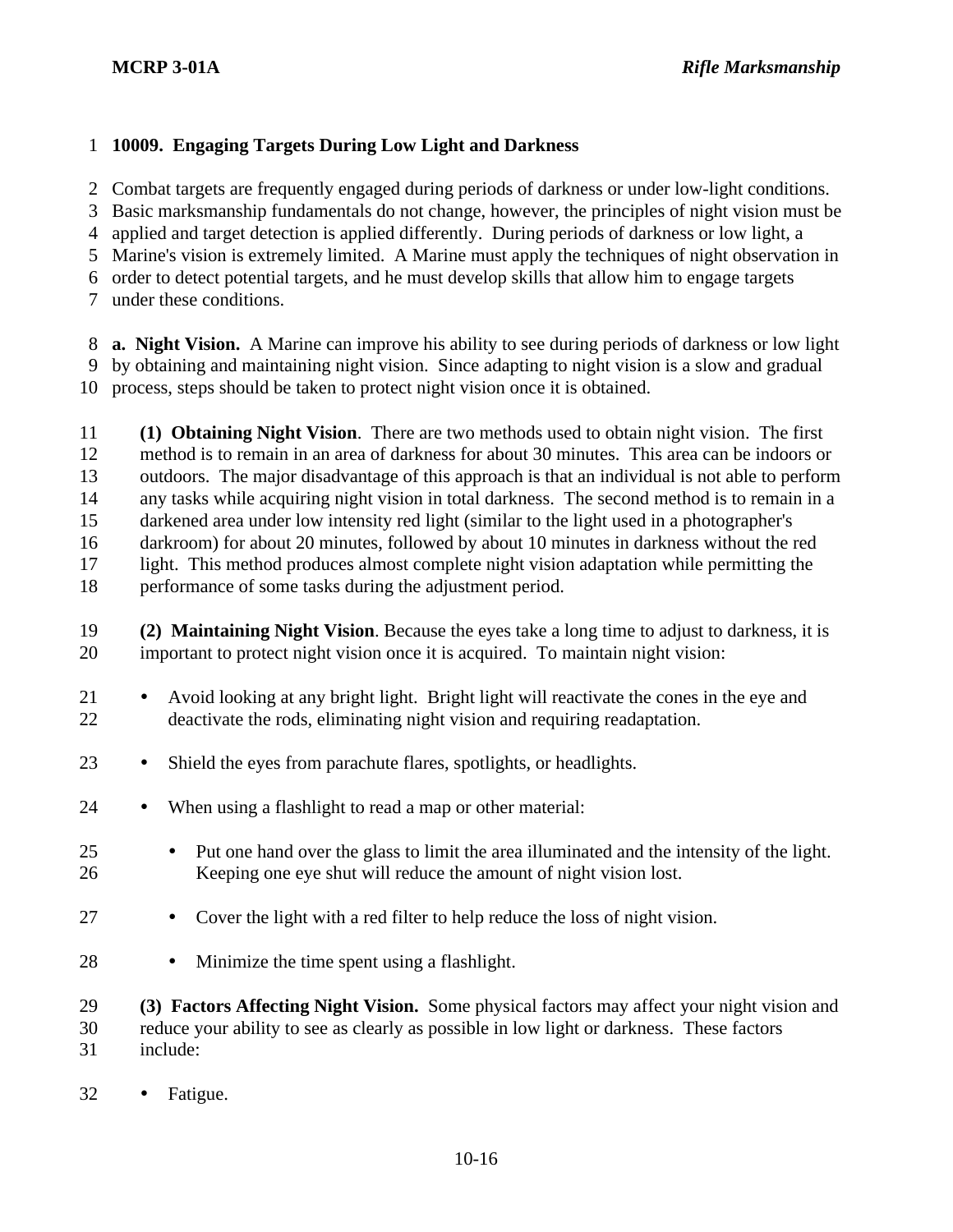## 10009. Engaging Targets During Low Light and Darkness

Combat targets are frequently engaged during periods of darkness or under low-light conditions. Basic marksmanship fundamentals do not change, however, the principles of night vision must be applied and target detection is applied differently. During periods of darkness or low light, a Marine's vision is extremely limited. A Marine must apply the techniques of night observation in order to detect potential targets, and he must develop skills that allow him to engage targets under these conditions.

**a. Night Vision.** A Marine can improve his ability to see during periods of darkness or low light by obtaining and maintaining night vision. Since adapting to night vision is a slow and gradual process, steps should be taken to protect night vision once it is obtained.

**(1) Obtaining Night Vision**. There are two methods used to obtain night vision. The first method is to remain in an area of darkness for about 30 minutes. This area can be indoors or outdoors. The major disadvantage of this approach is that an individual is not able to perform any tasks while acquiring night vision in total darkness. The second method is to remain in a darkened area under low intensity red light (similar to the light used in a photographer's darkroom) for about 20 minutes, followed by about 10 minutes in darkness without the red light. This method produces almost complete night vision adaptation while permitting the performance of some tasks during the adjustment period.

**(2) Maintaining Night Vision**. Because the eyes take a long time to adjust to darkness, it is important to protect night vision once it is acquired. To maintain night vision:

- Avoid looking at any bright light. Bright light will reactivate the cones in the eye and deactivate the rods, eliminating night vision and requiring readaptation.
- Shield the eyes from parachute flares, spotlights, or headlights.
- When using a flashlight to read a map or other material:
  - Put one hand over the glass to limit the area illuminated and the intensity of the light. Keeping one eye shut will reduce the amount of night vision lost.
  - Cover the light with a red filter to help reduce the loss of night vision.
  - Minimize the time spent using a flashlight.

**(3) Factors Affecting Night Vision.** Some physical factors may affect your night vision and reduce your ability to see as clearly as possible in low light or darkness. These factors include:

- Fatigue.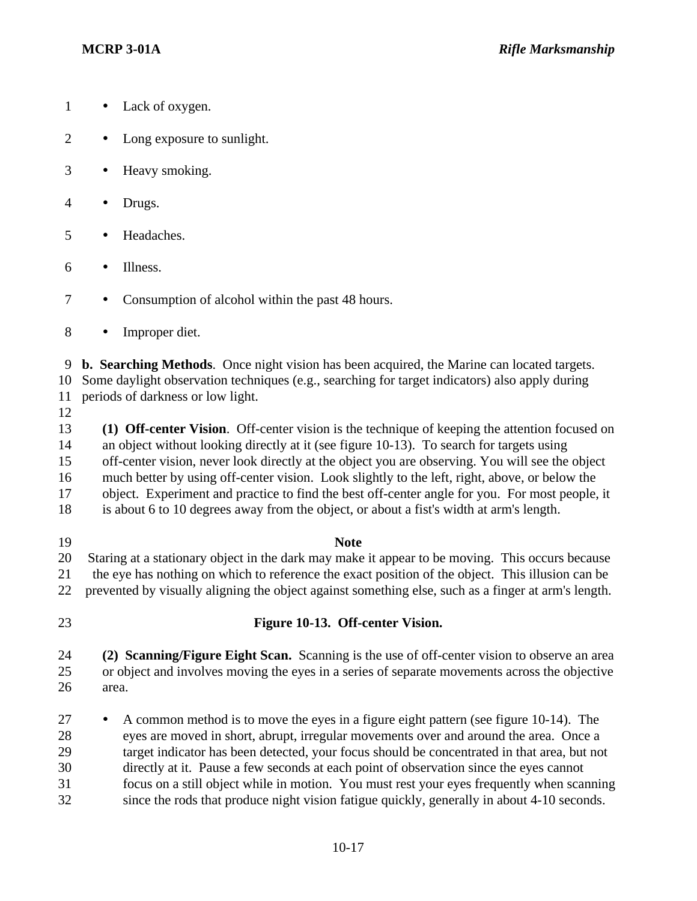- Lack of oxygen.
- Long exposure to sunlight.
- Heavy smoking.
- Drugs.
- Headaches.
- Illness.
- Consumption of alcohol within the past 48 hours.
- Improper diet.

**b. Searching Methods**. Once night vision has been acquired, the Marine can located targets. Some daylight observation techniques (e.g., searching for target indicators) also apply during periods of darkness or low light.

**(1) Off-center Vision**. Off-center vision is the technique of keeping the attention focused on an object without looking directly at it (see figure 10-13). To search for targets using off-center vision, never look directly at the object you are observing. You will see the object much better by using off-center vision. Look slightly to the left, right, above, or below the object. Experiment and practice to find the best off-center angle for you. For most people, it is about 6 to 10 degrees away from the object, or about a fist's width at arm's length.

**Note**

Staring at a stationary object in the dark may make it appear to be moving. This occurs because the eye has nothing on which to reference the exact position of the object. This illusion can be prevented by visually aligning the object against something else, such as a finger at arm's length.

**Figure 10-13. Off-center Vision.**

**(2) Scanning/Figure Eight Scan.** Scanning is the use of off-center vision to observe an area or object and involves moving the eyes in a series of separate movements across the objective area.

- A common method is to move the eyes in a figure eight pattern (see figure 10-14). The eyes are moved in short, abrupt, irregular movements over and around the area. Once a target indicator has been detected, your focus should be concentrated in that area, but not directly at it. Pause a few seconds at each point of observation since the eyes cannot focus on a still object while in motion. You must rest your eyes frequently when scanning since the rods that produce night vision fatigue quickly, generally in about 4-10 seconds.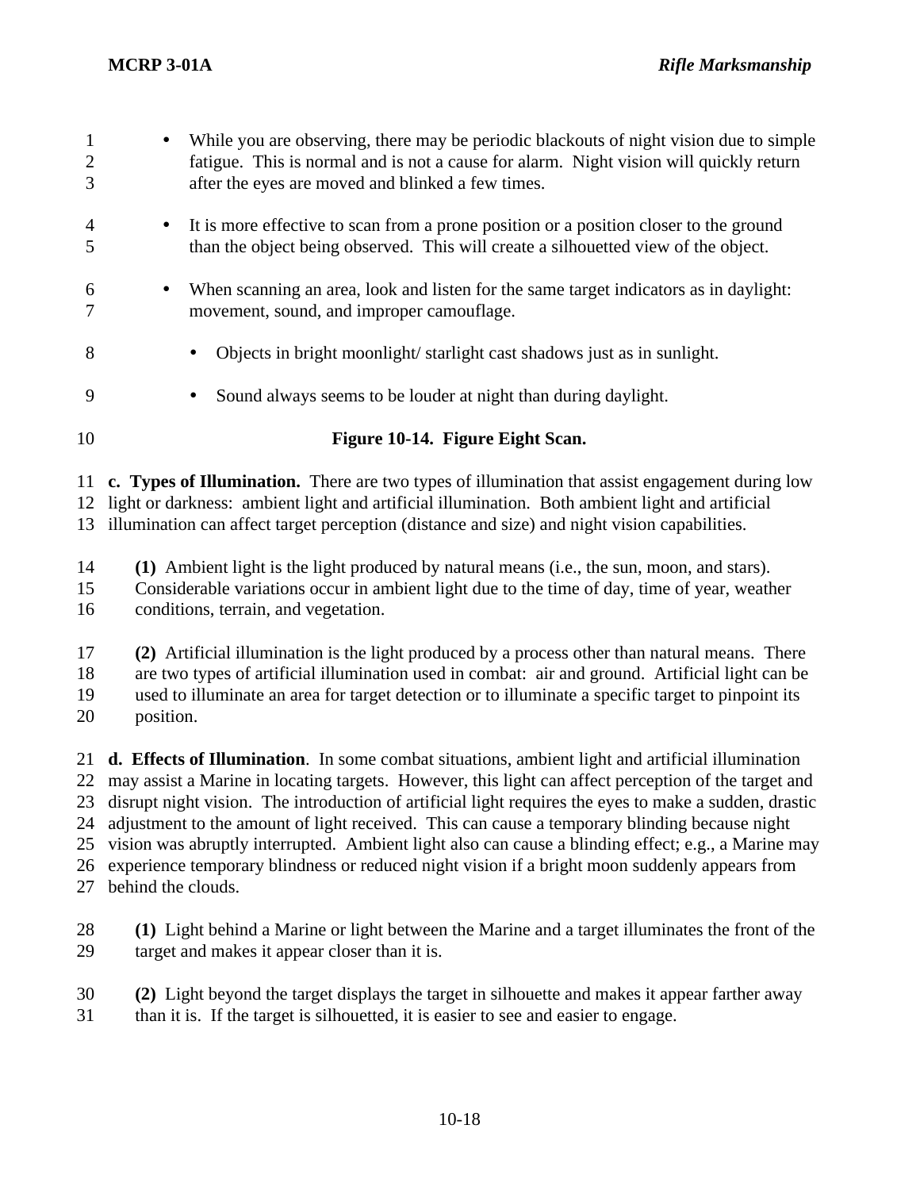- While you are observing, there may be periodic blackouts of night vision due to simple fatigue. This is normal and is not a cause for alarm. Night vision will quickly return after the eyes are moved and blinked a few times.

- It is more effective to scan from a prone position or a position closer to the ground than the object being observed. This will create a silhouetted view of the object.

- When scanning an area, look and listen for the same target indicators as in daylight: movement, sound, and improper camouflage.

  - Objects in bright moonlight/ starlight cast shadows just as in sunlight.

  - Sound always seems to be louder at night than during daylight.

**Figure 10-14. Figure Eight Scan.**

**c. Types of Illumination.** There are two types of illumination that assist engagement during low light or darkness: ambient light and artificial illumination. Both ambient light and artificial illumination can affect target perception (distance and size) and night vision capabilities.

**(1)** Ambient light is the light produced by natural means (i.e., the sun, moon, and stars). Considerable variations occur in ambient light due to the time of day, time of year, weather conditions, terrain, and vegetation.

**(2)** Artificial illumination is the light produced by a process other than natural means. There are two types of artificial illumination used in combat: air and ground. Artificial light can be used to illuminate an area for target detection or to illuminate a specific target to pinpoint its position.

**d. Effects of Illumination**. In some combat situations, ambient light and artificial illumination may assist a Marine in locating targets. However, this light can affect perception of the target and disrupt night vision. The introduction of artificial light requires the eyes to make a sudden, drastic adjustment to the amount of light received. This can cause a temporary blinding because night vision was abruptly interrupted. Ambient light also can cause a blinding effect; e.g., a Marine may experience temporary blindness or reduced night vision if a bright moon suddenly appears from behind the clouds.

**(1)** Light behind a Marine or light between the Marine and a target illuminates the front of the target and makes it appear closer than it is.

**(2)** Light beyond the target displays the target in silhouette and makes it appear farther away than it is. If the target is silhouetted, it is easier to see and easier to engage.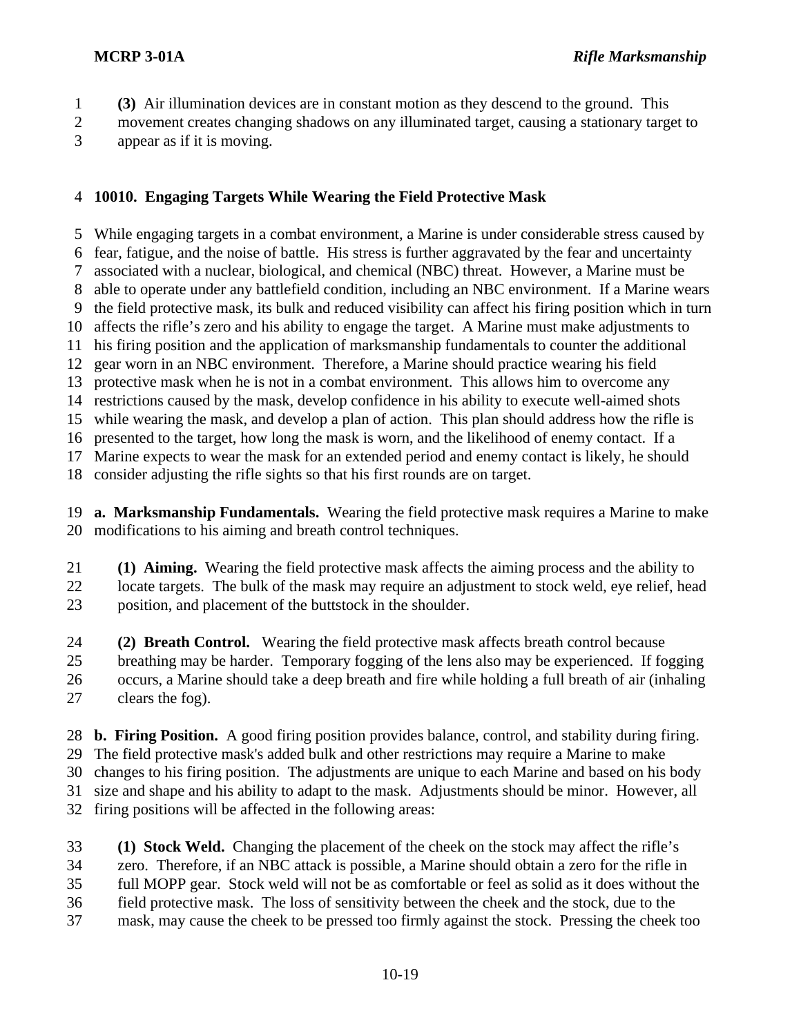**(3)** Air illumination devices are in constant motion as they descend to the ground. This movement creates changing shadows on any illuminated target, causing a stationary target to appear as if it is moving.

## 10010. Engaging Targets While Wearing the Field Protective Mask

While engaging targets in a combat environment, a Marine is under considerable stress caused by fear, fatigue, and the noise of battle. His stress is further aggravated by the fear and uncertainty associated with a nuclear, biological, and chemical (NBC) threat. However, a Marine must be able to operate under any battlefield condition, including an NBC environment. If a Marine wears the field protective mask, its bulk and reduced visibility can affect his firing position which in turn affects the rifle's zero and his ability to engage the target. A Marine must make adjustments to his firing position and the application of marksmanship fundamentals to counter the additional gear worn in an NBC environment. Therefore, a Marine should practice wearing his field protective mask when he is not in a combat environment. This allows him to overcome any restrictions caused by the mask, develop confidence in his ability to execute well-aimed shots while wearing the mask, and develop a plan of action. This plan should address how the rifle is presented to the target, how long the mask is worn, and the likelihood of enemy contact. If a Marine expects to wear the mask for an extended period and enemy contact is likely, he should consider adjusting the rifle sights so that his first rounds are on target.

**a. Marksmanship Fundamentals.** Wearing the field protective mask requires a Marine to make modifications to his aiming and breath control techniques.

**(1) Aiming.** Wearing the field protective mask affects the aiming process and the ability to locate targets. The bulk of the mask may require an adjustment to stock weld, eye relief, head position, and placement of the buttstock in the shoulder.

**(2) Breath Control.** Wearing the field protective mask affects breath control because breathing may be harder. Temporary fogging of the lens also may be experienced. If fogging occurs, a Marine should take a deep breath and fire while holding a full breath of air (inhaling clears the fog).

**b. Firing Position.** A good firing position provides balance, control, and stability during firing. The field protective mask's added bulk and other restrictions may require a Marine to make changes to his firing position. The adjustments are unique to each Marine and based on his body size and shape and his ability to adapt to the mask. Adjustments should be minor. However, all firing positions will be affected in the following areas:

**(1) Stock Weld.** Changing the placement of the cheek on the stock may affect the rifle's zero. Therefore, if an NBC attack is possible, a Marine should obtain a zero for the rifle in full MOPP gear. Stock weld will not be as comfortable or feel as solid as it does without the field protective mask. The loss of sensitivity between the cheek and the stock, due to the mask, may cause the cheek to be pressed too firmly against the stock. Pressing the cheek too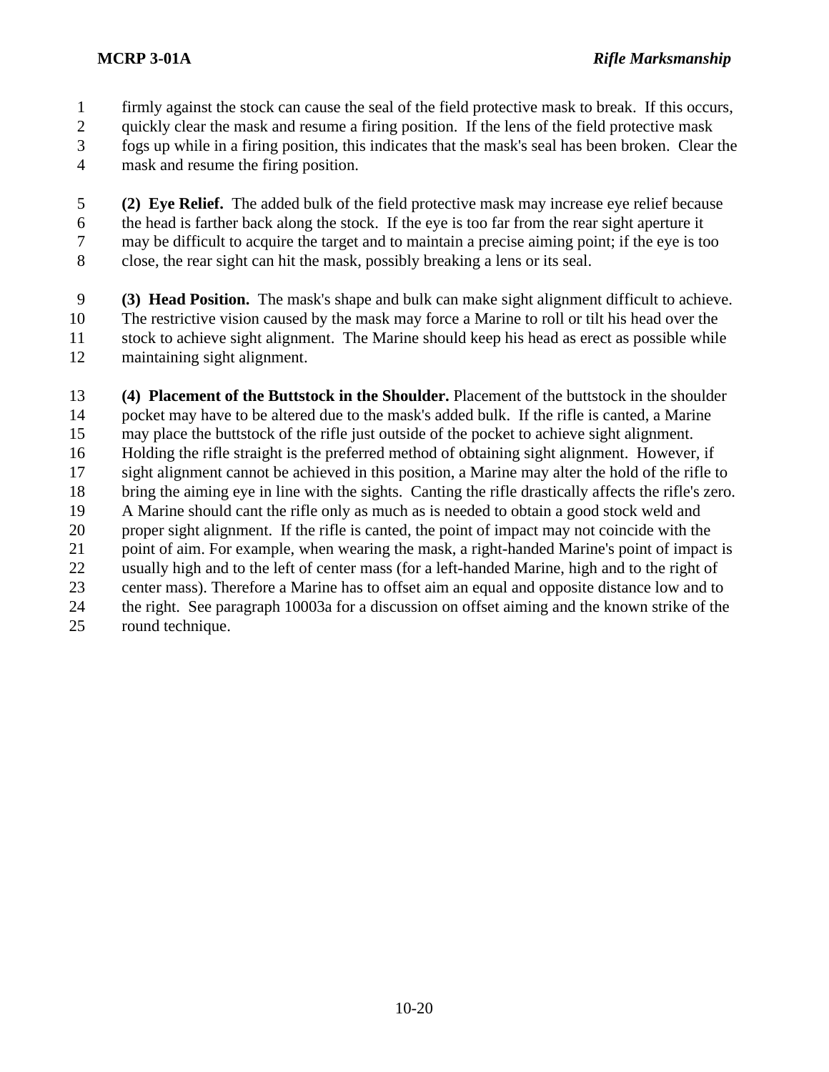firmly against the stock can cause the seal of the field protective mask to break. If this occurs, quickly clear the mask and resume a firing position. If the lens of the field protective mask fogs up while in a firing position, this indicates that the mask's seal has been broken. Clear the mask and resume the firing position.

**(2) Eye Relief.** The added bulk of the field protective mask may increase eye relief because the head is farther back along the stock. If the eye is too far from the rear sight aperture it may be difficult to acquire the target and to maintain a precise aiming point; if the eye is too close, the rear sight can hit the mask, possibly breaking a lens or its seal.

**(3) Head Position.** The mask's shape and bulk can make sight alignment difficult to achieve. The restrictive vision caused by the mask may force a Marine to roll or tilt his head over the stock to achieve sight alignment. The Marine should keep his head as erect as possible while maintaining sight alignment.

**(4) Placement of the Buttstock in the Shoulder.** Placement of the buttstock in the shoulder pocket may have to be altered due to the mask's added bulk. If the rifle is canted, a Marine may place the buttstock of the rifle just outside of the pocket to achieve sight alignment. Holding the rifle straight is the preferred method of obtaining sight alignment. However, if sight alignment cannot be achieved in this position, a Marine may alter the hold of the rifle to bring the aiming eye in line with the sights. Canting the rifle drastically affects the rifle's zero. A Marine should cant the rifle only as much as is needed to obtain a good stock weld and proper sight alignment. If the rifle is canted, the point of impact may not coincide with the point of aim. For example, when wearing the mask, a right-handed Marine's point of impact is usually high and to the left of center mass (for a left-handed Marine, high and to the right of center mass). Therefore a Marine has to offset aim an equal and opposite distance low and to the right. See paragraph 10003a for a discussion on offset aiming and the known strike of the round technique.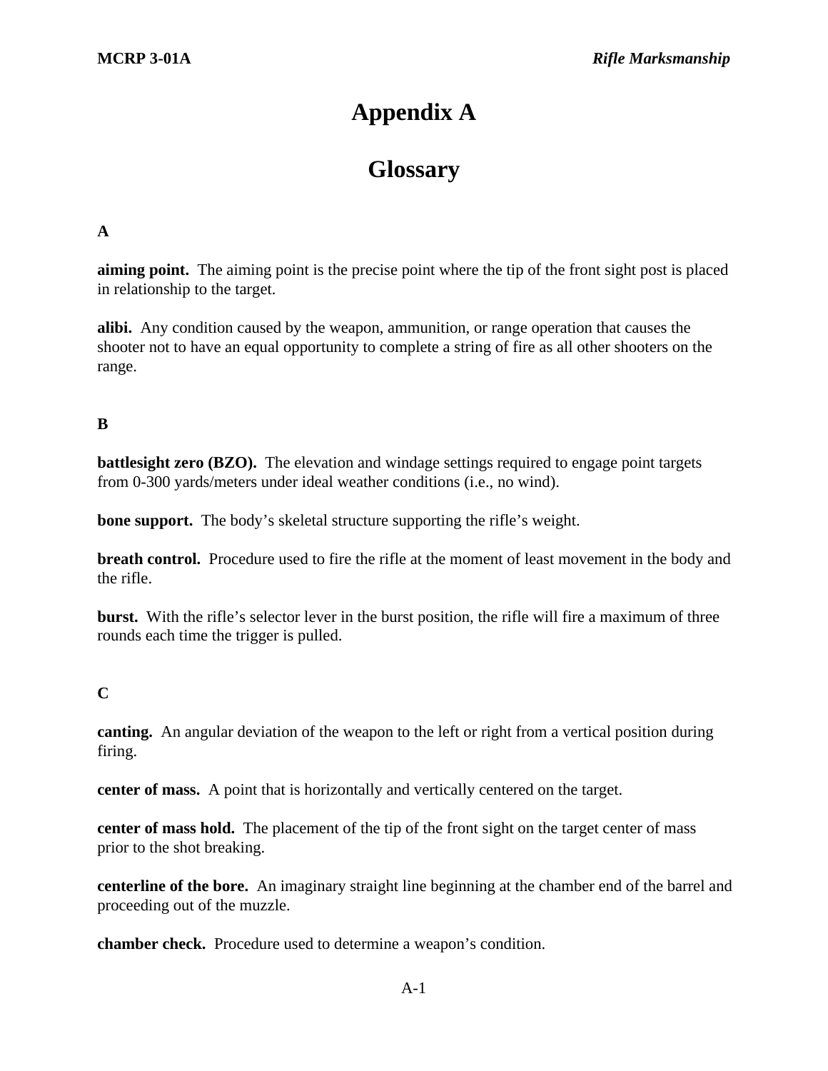# Appendix A

# Glossary

### A

**aiming point.** The aiming point is the precise point where the tip of the front sight post is placed in relationship to the target.

**alibi.** Any condition caused by the weapon, ammunition, or range operation that causes the shooter not to have an equal opportunity to complete a string of fire as all other shooters on the range.

### B

**battlesight zero (BZO).** The elevation and windage settings required to engage point targets from 0-300 yards/meters under ideal weather conditions (i.e., no wind).

**bone support.** The body's skeletal structure supporting the rifle's weight.

**breath control.** Procedure used to fire the rifle at the moment of least movement in the body and the rifle.

**burst.** With the rifle's selector lever in the burst position, the rifle will fire a maximum of three rounds each time the trigger is pulled.

### C

**canting.** An angular deviation of the weapon to the left or right from a vertical position during firing.

**center of mass.** A point that is horizontally and vertically centered on the target.

**center of mass hold.** The placement of the tip of the front sight on the target center of mass prior to the shot breaking.

**centerline of the bore.** An imaginary straight line beginning at the chamber end of the barrel and proceeding out of the muzzle.

**chamber check.** Procedure used to determine a weapon's condition.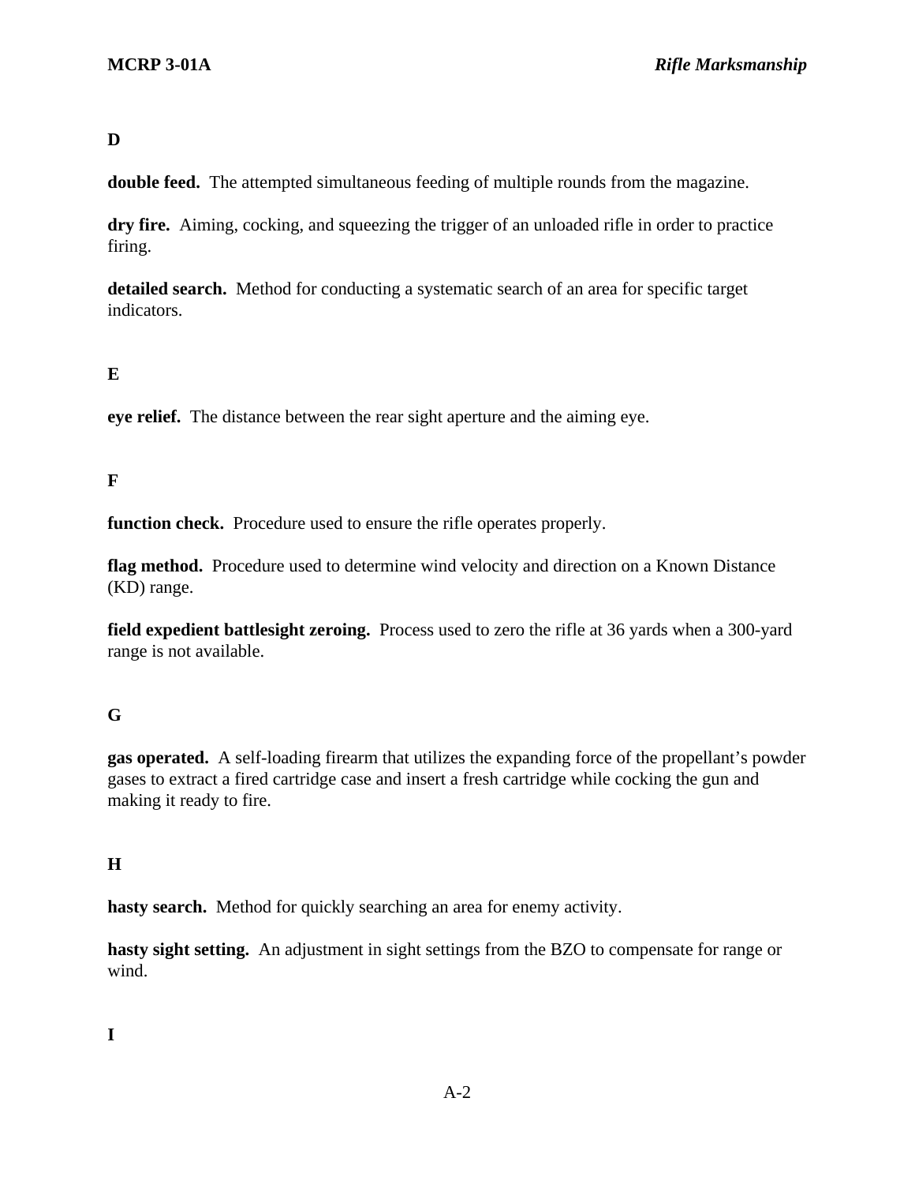## D

**double feed.** The attempted simultaneous feeding of multiple rounds from the magazine.

**dry fire.** Aiming, cocking, and squeezing the trigger of an unloaded rifle in order to practice firing.

**detailed search.** Method for conducting a systematic search of an area for specific target indicators.

## E

**eye relief.** The distance between the rear sight aperture and the aiming eye.

## F

**function check.** Procedure used to ensure the rifle operates properly.

**flag method.** Procedure used to determine wind velocity and direction on a Known Distance (KD) range.

**field expedient battlesight zeroing.** Process used to zero the rifle at 36 yards when a 300-yard range is not available.

## G

**gas operated.** A self-loading firearm that utilizes the expanding force of the propellant's powder gases to extract a fired cartridge case and insert a fresh cartridge while cocking the gun and making it ready to fire.

## H

**hasty search.** Method for quickly searching an area for enemy activity.

**hasty sight setting.** An adjustment in sight settings from the BZO to compensate for range or wind.

## I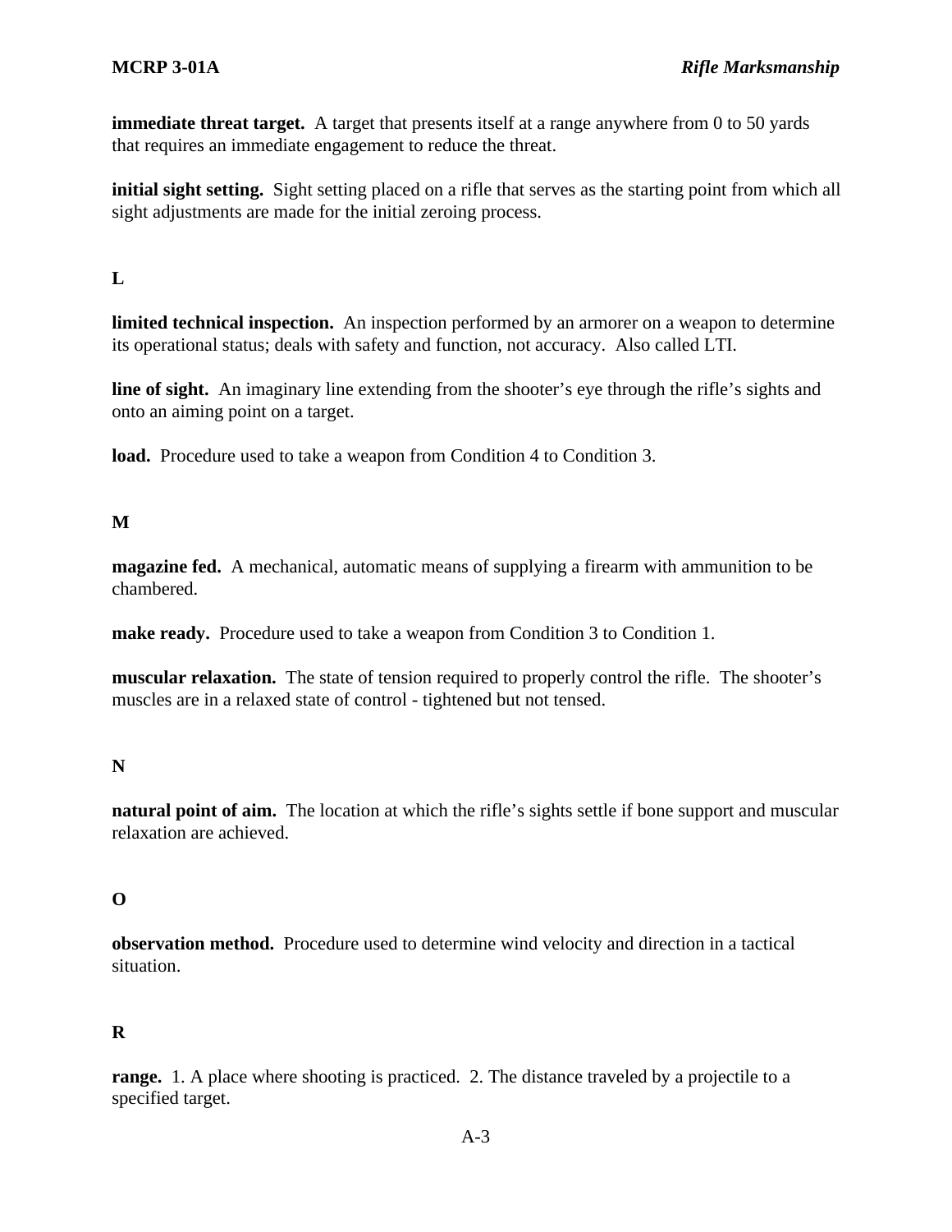**immediate threat target.** A target that presents itself at a range anywhere from 0 to 50 yards that requires an immediate engagement to reduce the threat.

**initial sight setting.** Sight setting placed on a rifle that serves as the starting point from which all sight adjustments are made for the initial zeroing process.

**L**

**limited technical inspection.** An inspection performed by an armorer on a weapon to determine its operational status; deals with safety and function, not accuracy. Also called LTI.

**line of sight.** An imaginary line extending from the shooter's eye through the rifle's sights and onto an aiming point on a target.

**load.** Procedure used to take a weapon from Condition 4 to Condition 3.

**M**

**magazine fed.** A mechanical, automatic means of supplying a firearm with ammunition to be chambered.

**make ready.** Procedure used to take a weapon from Condition 3 to Condition 1.

**muscular relaxation.** The state of tension required to properly control the rifle. The shooter's muscles are in a relaxed state of control - tightened but not tensed.

**N**

**natural point of aim.** The location at which the rifle's sights settle if bone support and muscular relaxation are achieved.

**O**

**observation method.** Procedure used to determine wind velocity and direction in a tactical situation.

**R**

**range.** 1. A place where shooting is practiced. 2. The distance traveled by a projectile to a specified target.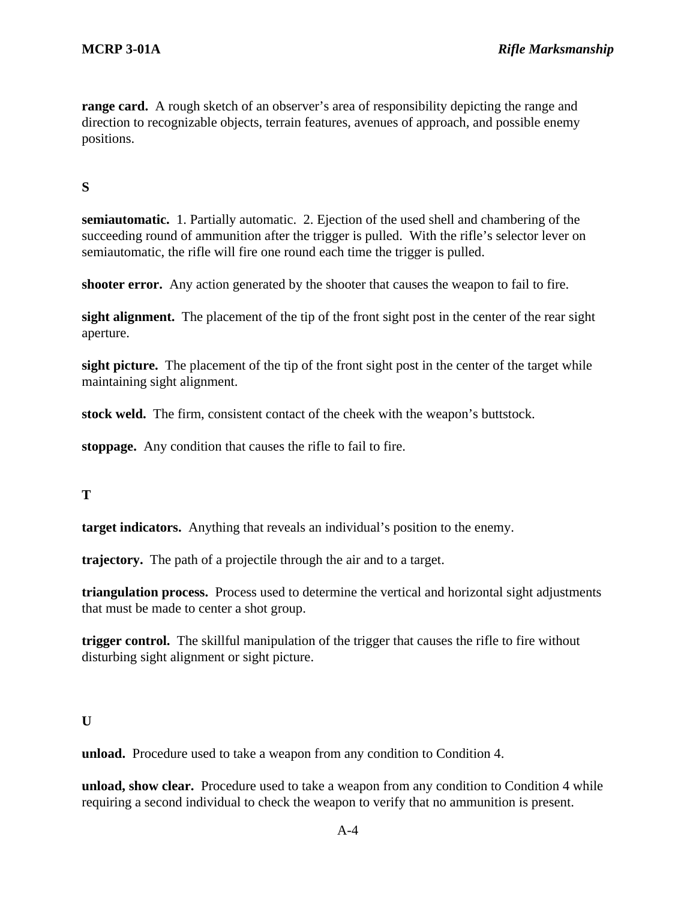**range card.** A rough sketch of an observer's area of responsibility depicting the range and direction to recognizable objects, terrain features, avenues of approach, and possible enemy positions.

## S

**semiautomatic.** 1. Partially automatic. 2. Ejection of the used shell and chambering of the succeeding round of ammunition after the trigger is pulled. With the rifle's selector lever on semiautomatic, the rifle will fire one round each time the trigger is pulled.

**shooter error.** Any action generated by the shooter that causes the weapon to fail to fire.

**sight alignment.** The placement of the tip of the front sight post in the center of the rear sight aperture.

**sight picture.** The placement of the tip of the front sight post in the center of the target while maintaining sight alignment.

**stock weld.** The firm, consistent contact of the cheek with the weapon's buttstock.

**stoppage.** Any condition that causes the rifle to fail to fire.

## T

**target indicators.** Anything that reveals an individual's position to the enemy.

**trajectory.** The path of a projectile through the air and to a target.

**triangulation process.** Process used to determine the vertical and horizontal sight adjustments that must be made to center a shot group.

**trigger control.** The skillful manipulation of the trigger that causes the rifle to fire without disturbing sight alignment or sight picture.

## U

**unload.** Procedure used to take a weapon from any condition to Condition 4.

**unload, show clear.** Procedure used to take a weapon from any condition to Condition 4 while requiring a second individual to check the weapon to verify that no ammunition is present.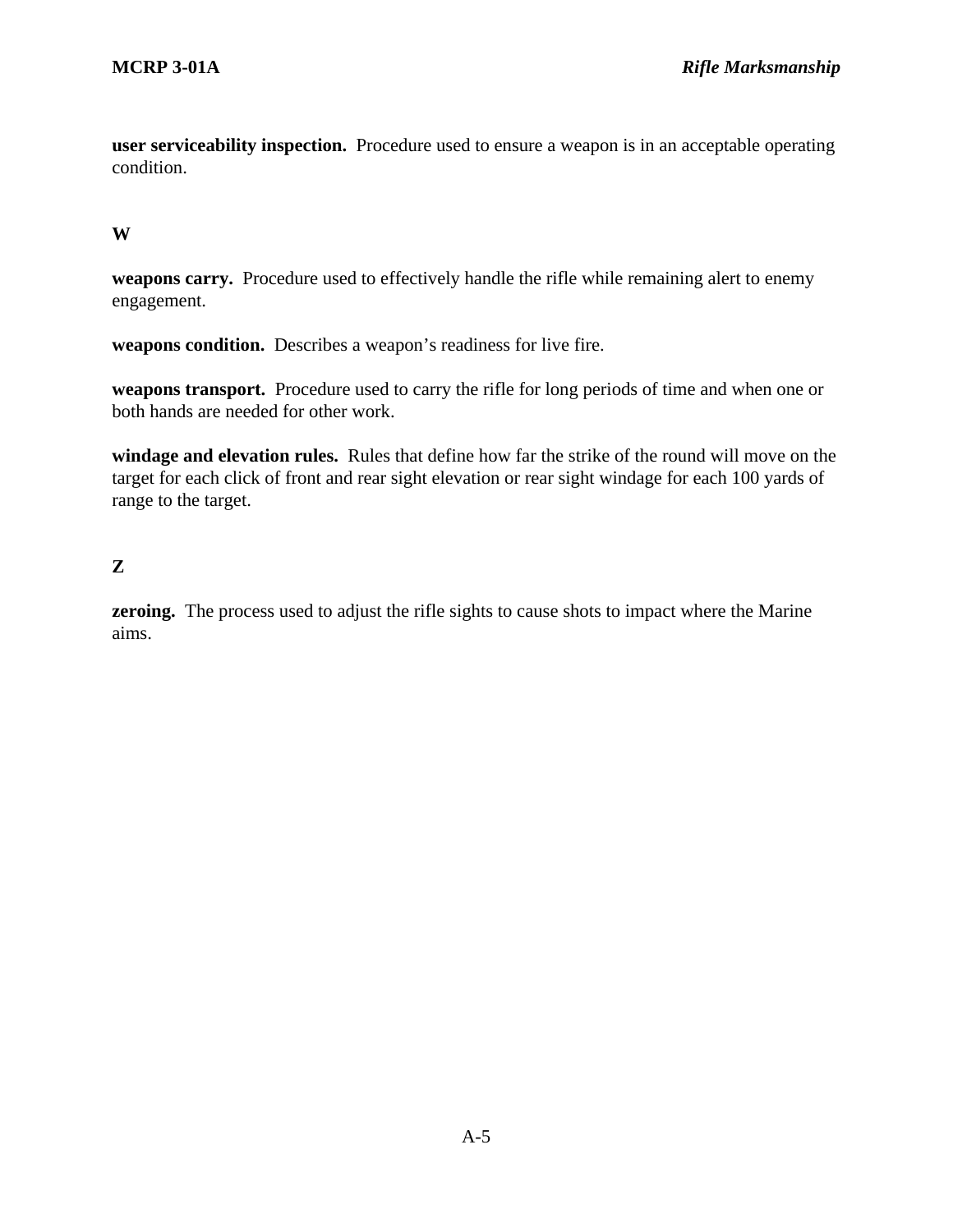**user serviceability inspection.** Procedure used to ensure a weapon is in an acceptable operating condition.

**W**

**weapons carry.** Procedure used to effectively handle the rifle while remaining alert to enemy engagement.

**weapons condition.** Describes a weapon's readiness for live fire.

**weapons transport.** Procedure used to carry the rifle for long periods of time and when one or both hands are needed for other work.

**windage and elevation rules.** Rules that define how far the strike of the round will move on the target for each click of front and rear sight elevation or rear sight windage for each 100 yards of range to the target.

**Z**

**zeroing.** The process used to adjust the rifle sights to cause shots to impact where the Marine aims.